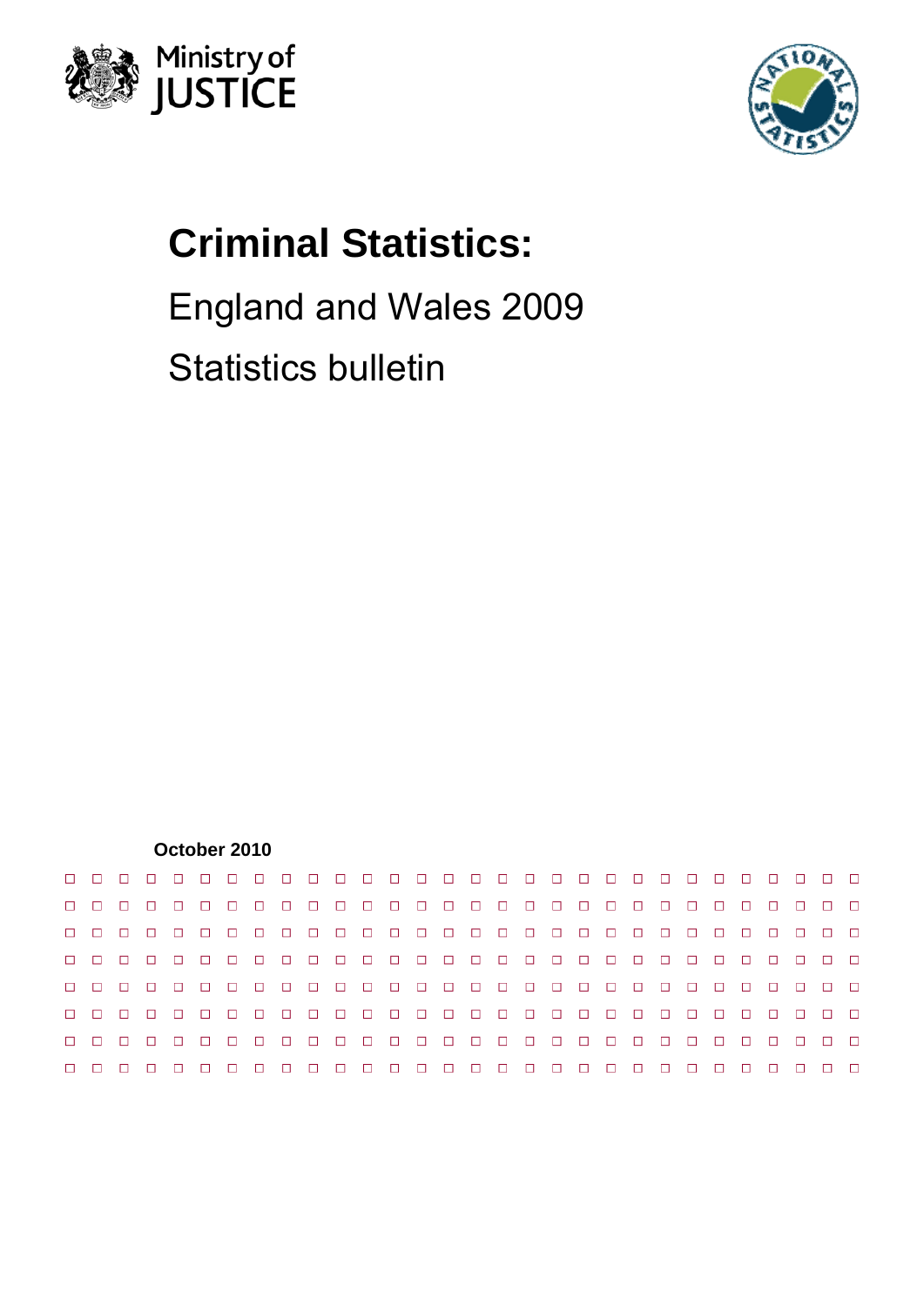Ministry of JUSTICE

# Criminal Statistics:

England and Wales 2009

Statistics bulletin

**October 2010**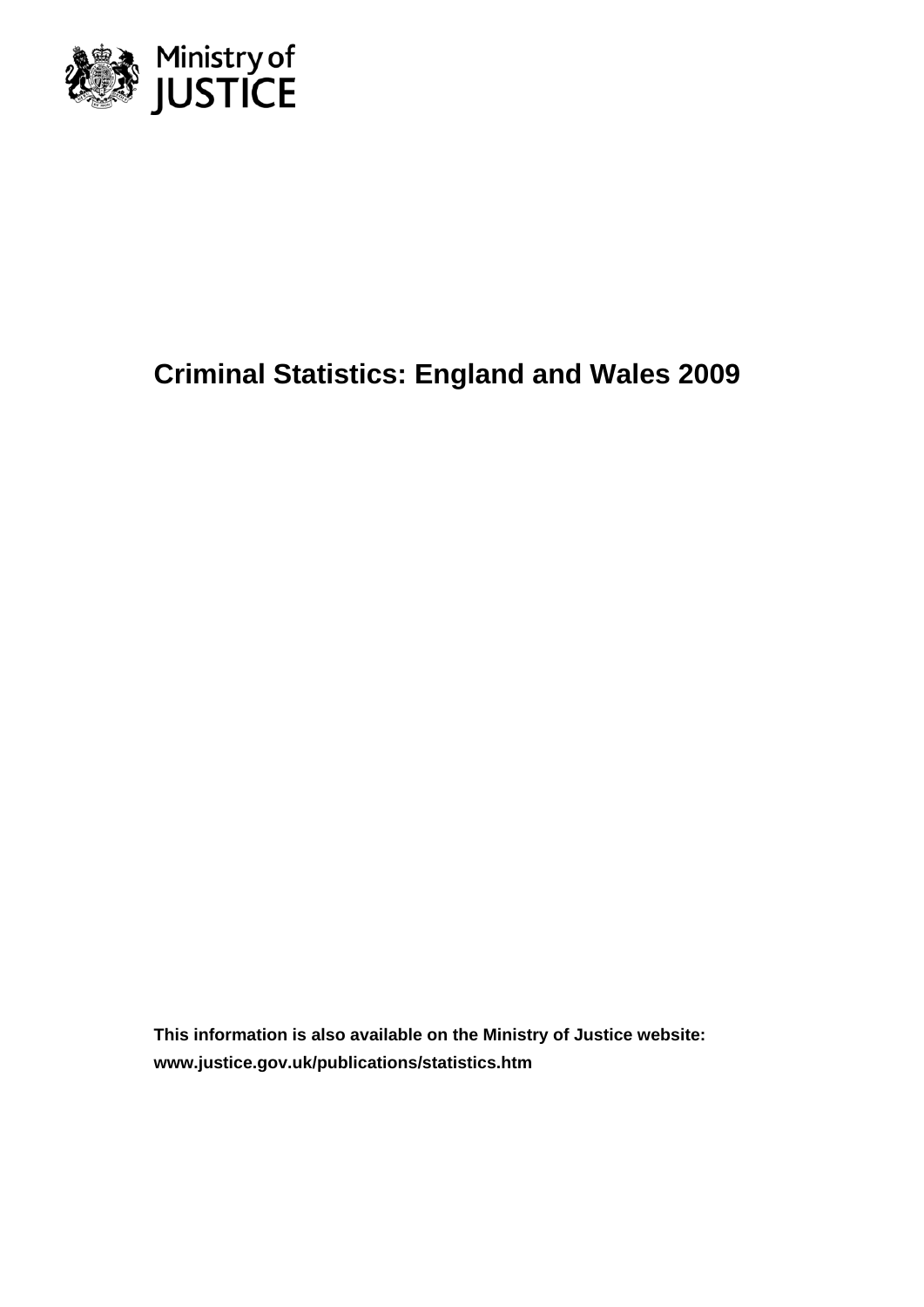Ministry of JUSTICE

# Criminal Statistics: England and Wales 2009

**This information is also available on the Ministry of Justice website: www.justice.gov.uk/publications/statistics.htm**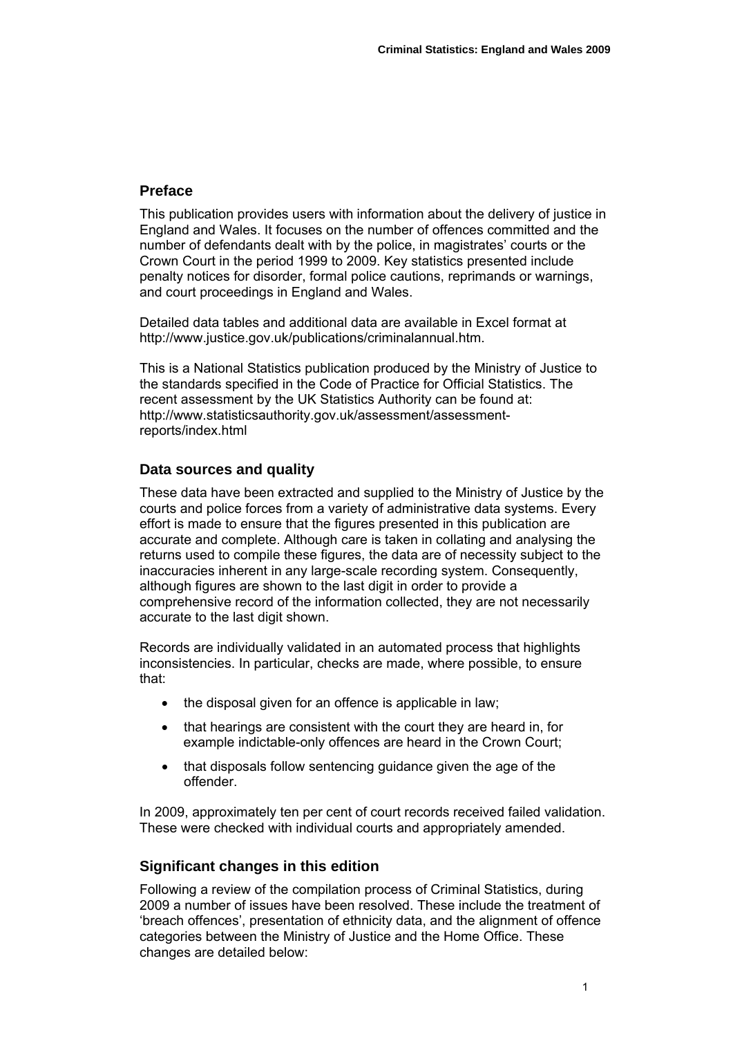## Preface

This publication provides users with information about the delivery of justice in England and Wales. It focuses on the number of offences committed and the number of defendants dealt with by the police, in magistrates' courts or the Crown Court in the period 1999 to 2009. Key statistics presented include penalty notices for disorder, formal police cautions, reprimands or warnings, and court proceedings in England and Wales.

Detailed data tables and additional data are available in Excel format at http://www.justice.gov.uk/publications/criminalannual.htm.

This is a National Statistics publication produced by the Ministry of Justice to the standards specified in the Code of Practice for Official Statistics. The recent assessment by the UK Statistics Authority can be found at: http://www.statisticsauthority.gov.uk/assessment/assessment-reports/index.html

## Data sources and quality

These data have been extracted and supplied to the Ministry of Justice by the courts and police forces from a variety of administrative data systems. Every effort is made to ensure that the figures presented in this publication are accurate and complete. Although care is taken in collating and analysing the returns used to compile these figures, the data are of necessity subject to the inaccuracies inherent in any large-scale recording system. Consequently, although figures are shown to the last digit in order to provide a comprehensive record of the information collected, they are not necessarily accurate to the last digit shown.

Records are individually validated in an automated process that highlights inconsistencies. In particular, checks are made, where possible, to ensure that:

- the disposal given for an offence is applicable in law;
- that hearings are consistent with the court they are heard in, for example indictable-only offences are heard in the Crown Court;
- that disposals follow sentencing guidance given the age of the offender.

In 2009, approximately ten per cent of court records received failed validation. These were checked with individual courts and appropriately amended.

## Significant changes in this edition

Following a review of the compilation process of Criminal Statistics, during 2009 a number of issues have been resolved. These include the treatment of 'breach offences', presentation of ethnicity data, and the alignment of offence categories between the Ministry of Justice and the Home Office. These changes are detailed below: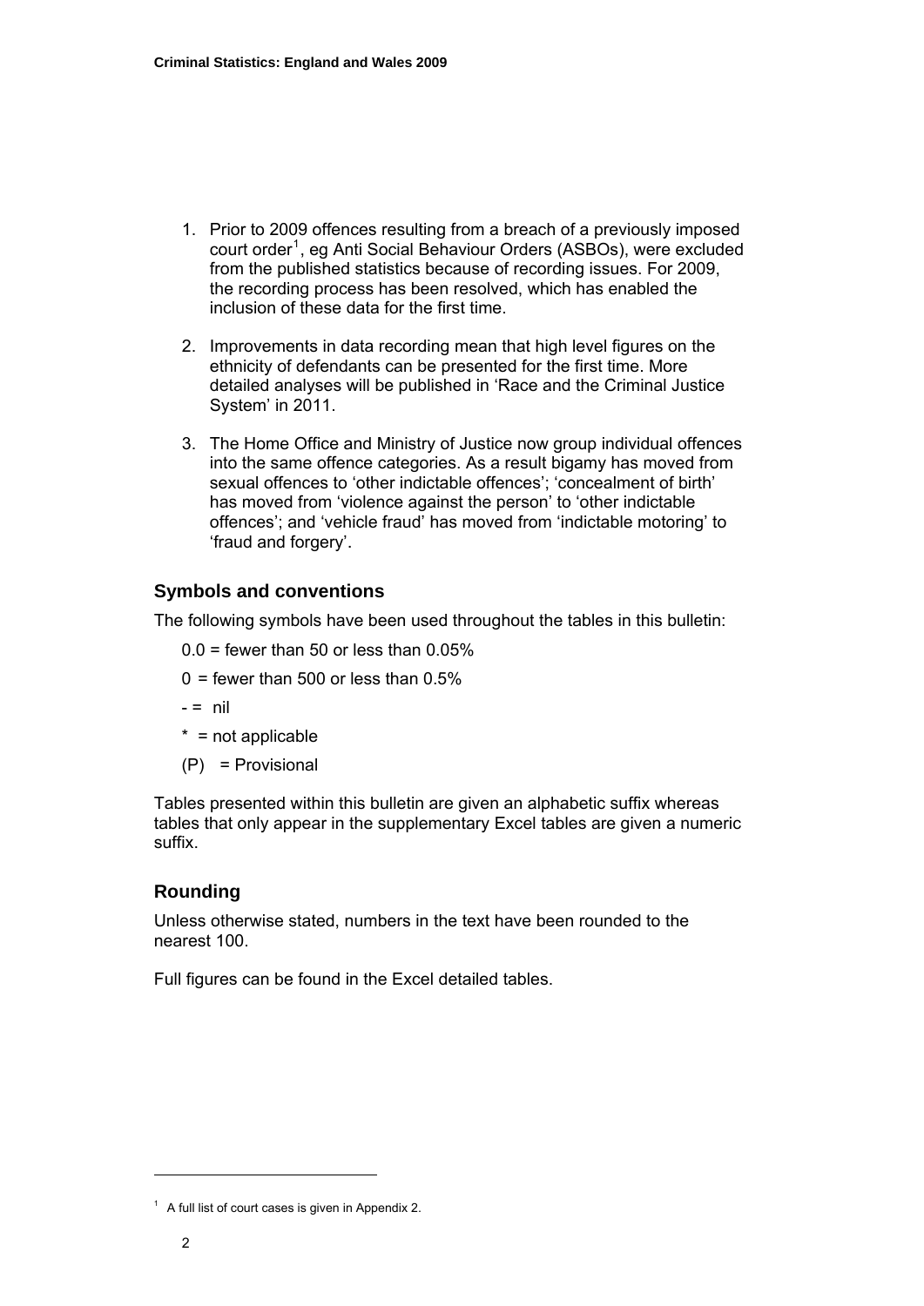1. Prior to 2009 offences resulting from a breach of a previously imposed court order[1], eg Anti Social Behaviour Orders (ASBOs), were excluded from the published statistics because of recording issues. For 2009, the recording process has been resolved, which has enabled the inclusion of these data for the first time.

2. Improvements in data recording mean that high level figures on the ethnicity of defendants can be presented for the first time. More detailed analyses will be published in 'Race and the Criminal Justice System' in 2011.

3. The Home Office and Ministry of Justice now group individual offences into the same offence categories. As a result bigamy has moved from sexual offences to 'other indictable offences'; 'concealment of birth' has moved from 'violence against the person' to 'other indictable offences'; and 'vehicle fraud' has moved from 'indictable motoring' to 'fraud and forgery'.

## Symbols and conventions

The following symbols have been used throughout the tables in this bulletin:

0.0 = fewer than 50 or less than 0.05%

0 = fewer than 500 or less than 0.5%

- = nil

* = not applicable

(P) = Provisional

Tables presented within this bulletin are given an alphabetic suffix whereas tables that only appear in the supplementary Excel tables are given a numeric suffix.

## Rounding

Unless otherwise stated, numbers in the text have been rounded to the nearest 100.

Full figures can be found in the Excel detailed tables.

[1] A full list of court cases is given in Appendix 2.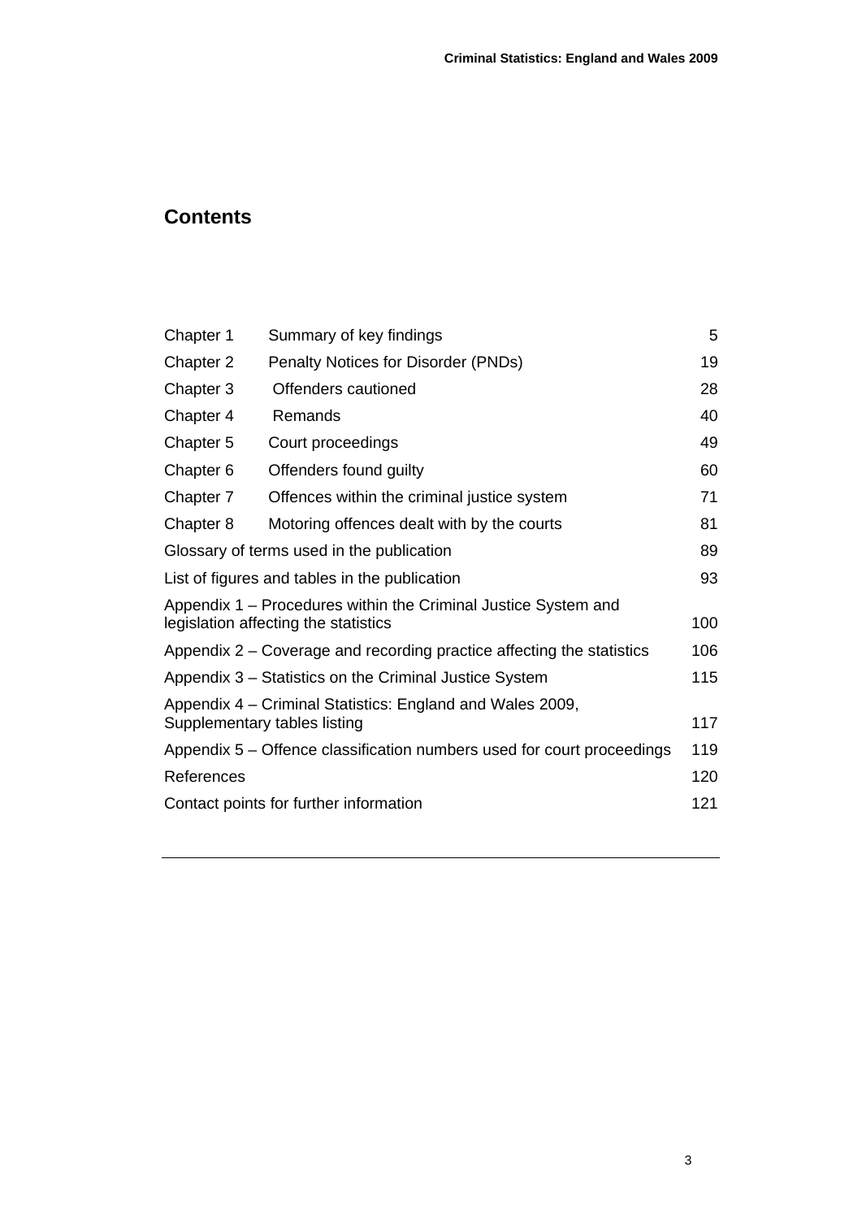## Contents

| | | |
|---|---|---|
| Chapter 1 | Summary of key findings | 5 |
| Chapter 2 | Penalty Notices for Disorder (PNDs) | 19 |
| Chapter 3 | Offenders cautioned | 28 |
| Chapter 4 | Remands | 40 |
| Chapter 5 | Court proceedings | 49 |
| Chapter 6 | Offenders found guilty | 60 |
| Chapter 7 | Offences within the criminal justice system | 71 |
| Chapter 8 | Motoring offences dealt with by the courts | 81 |
| Glossary of terms used in the publication | | 89 |
| List of figures and tables in the publication | | 93 |
| Appendix 1 – Procedures within the Criminal Justice System and legislation affecting the statistics | | 100 |
| Appendix 2 – Coverage and recording practice affecting the statistics | | 106 |
| Appendix 3 – Statistics on the Criminal Justice System | | 115 |
| Appendix 4 – Criminal Statistics: England and Wales 2009, Supplementary tables listing | | 117 |
| Appendix 5 – Offence classification numbers used for court proceedings | | 119 |
| References | | 120 |
| Contact points for further information | | 121 |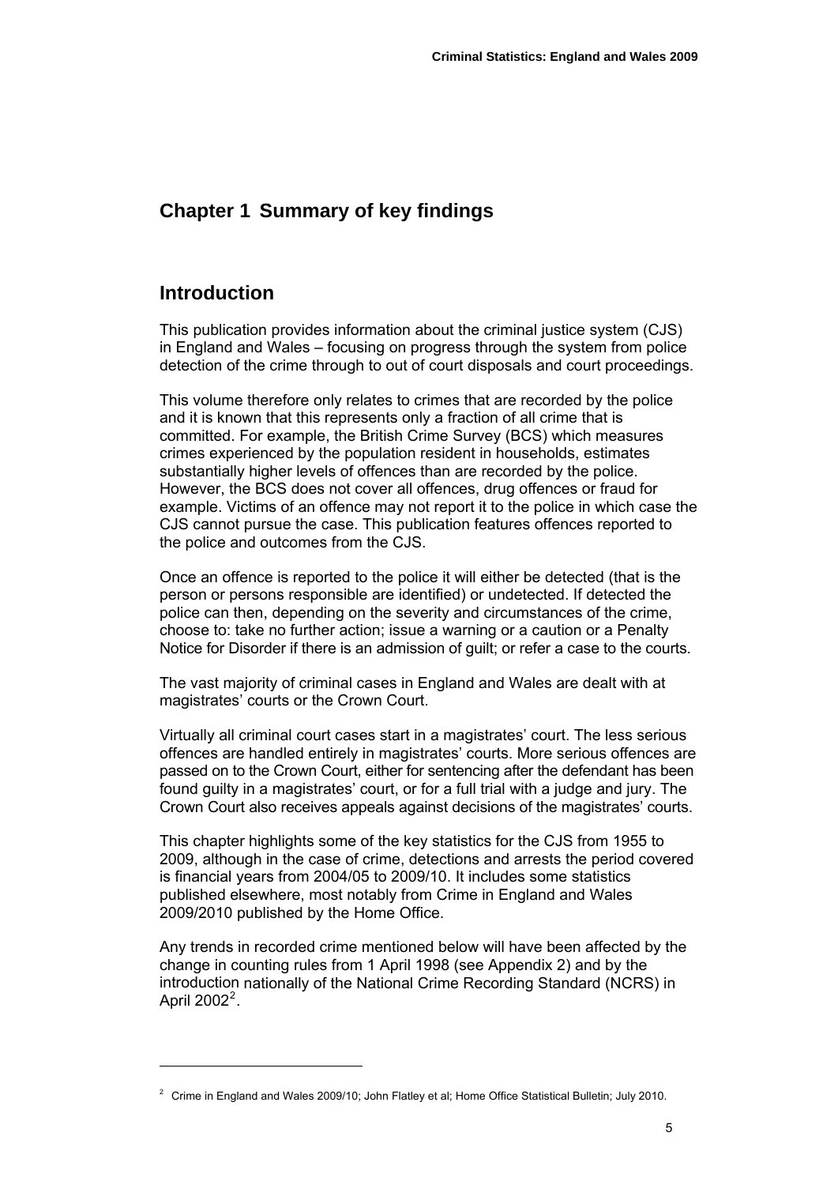# Chapter 1 Summary of key findings

## Introduction

This publication provides information about the criminal justice system (CJS) in England and Wales – focusing on progress through the system from police detection of the crime through to out of court disposals and court proceedings.

This volume therefore only relates to crimes that are recorded by the police and it is known that this represents only a fraction of all crime that is committed. For example, the British Crime Survey (BCS) which measures crimes experienced by the population resident in households, estimates substantially higher levels of offences than are recorded by the police. However, the BCS does not cover all offences, drug offences or fraud for example. Victims of an offence may not report it to the police in which case the CJS cannot pursue the case. This publication features offences reported to the police and outcomes from the CJS.

Once an offence is reported to the police it will either be detected (that is the person or persons responsible are identified) or undetected. If detected the police can then, depending on the severity and circumstances of the crime, choose to: take no further action; issue a warning or a caution or a Penalty Notice for Disorder if there is an admission of guilt; or refer a case to the courts.

The vast majority of criminal cases in England and Wales are dealt with at magistrates' courts or the Crown Court.

Virtually all criminal court cases start in a magistrates' court. The less serious offences are handled entirely in magistrates' courts. More serious offences are passed on to the Crown Court, either for sentencing after the defendant has been found guilty in a magistrates' court, or for a full trial with a judge and jury. The Crown Court also receives appeals against decisions of the magistrates' courts.

This chapter highlights some of the key statistics for the CJS from 1955 to 2009, although in the case of crime, detections and arrests the period covered is financial years from 2004/05 to 2009/10. It includes some statistics published elsewhere, most notably from Crime in England and Wales 2009/2010 published by the Home Office.

Any trends in recorded crime mentioned below will have been affected by the change in counting rules from 1 April 1998 (see Appendix 2) and by the introduction nationally of the National Crime Recording Standard (NCRS) in April 2002[2].

---

[2] Crime in England and Wales 2009/10; John Flatley et al; Home Office Statistical Bulletin; July 2010.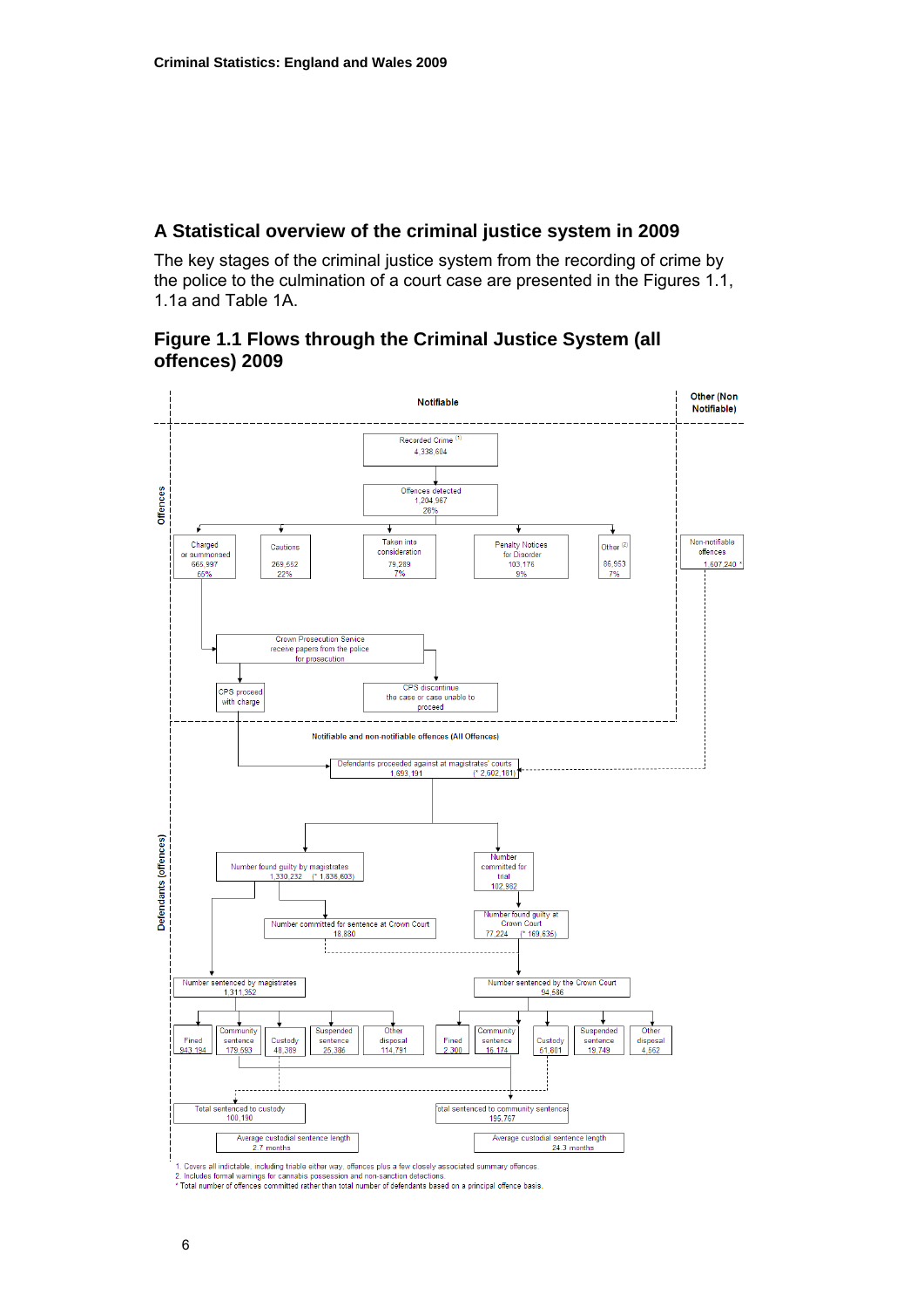## A Statistical overview of the criminal justice system in 2009

The key stages of the criminal justice system from the recording of crime by the police to the culmination of a court case are presented in the Figures 1.1, 1.1a and Table 1A.

### Figure 1.1 Flows through the Criminal Justice System (all offences) 2009

**Notifiable** | **Other (Non Notifiable)**

**Offences**

- Recorded Crime [(1)]: 4,338,604
- Offences detected: 1,204,967 (28%)
  - Charged or summonsed: 665,997 (55%)
  - Cautions: 269,552 (22%)
  - Taken into consideration: 79,289 (7%)
  - Penalty Notices for Disorder: 103,176 (9%)
  - Other [(2)]: 86,953 (7%)
- Non-notifiable offences: 1,607,240 *

Crown Prosecution Service receive papers from the police for prosecution

- CPS proceed with charge
- CPS discontinue the case or case unable to proceed

**Notifiable and non-notifiable offences (All Offences)**

**Defendants (offences)**

- Defendants proceeded against at magistrates' courts: 1,693,191 (* 2,602,181)
  - Number found guilty by magistrates: 1,330,232 (* 1,836,603)
  - Number committed for trial: 102,982
  - Number committed for sentence at Crown Court: 18,880
  - Number found guilty at Crown Court: 77,224 (* 169,635)

| Number sentenced by magistrates 1,311,352 | | Number sentenced by the Crown Court 94,586 | |
|---|---|---|---|
| Fined | 943,184 | Fined | 2,300 |
| Community sentence | 179,593 | Community sentence | 16,174 |
| Custody | 48,389 | Custody | 51,801 |
| Suspended sentence | 25,386 | Suspended sentence | 19,749 |
| Other disposal | 114,791 | Other disposal | 4,562 |

- Total sentenced to custody: 100,190
- Total sentenced to community sentence: 195,767
- Average custodial sentence length (magistrates): 2.7 months
- Average custodial sentence length (Crown Court): 24.3 months

1. Covers all indictable, including triable either way, offences plus a few closely associated summary offences.
2. Includes formal warnings for cannabis possession and non-sanction detections.
\* Total number of offences committed rather than total number of defendants based on a principal offence basis.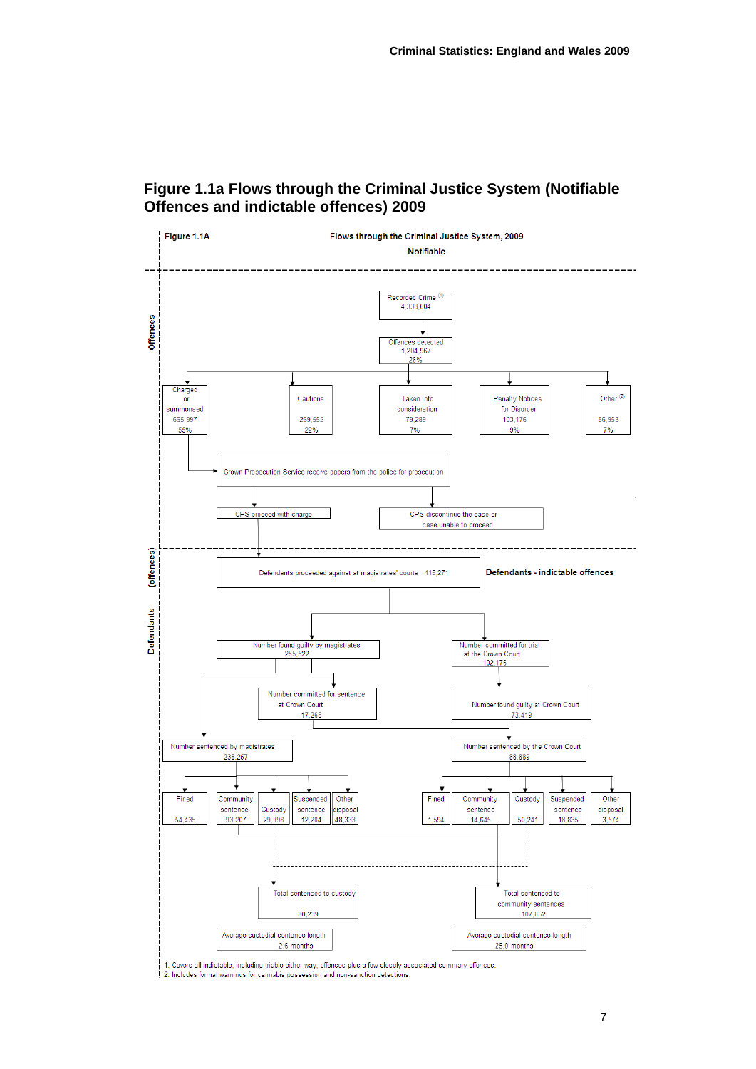# Figure 1.1a Flows through the Criminal Justice System (Notifiable Offences and indictable offences) 2009

Figure 1.1A

Flows through the Criminal Justice System, 2009

Notifiable

**Offences**

Recorded Crime [1]
4,338,604

Offences detected
1,204,967
28%

- Charged or summonsed: 665,997 (56%)
- Cautions: 269,552 (22%)
- Taken into consideration: 79,289 (7%)
- Penalty Notices for Disorder: 103,176 (9%)
- Other [2]: 86,953 (7%)

Crown Prosecution Service receive papers from the police for prosecution

- CPS proceed with charge
- CPS discontinue the case or case unable to proceed

**Defendants (offences)**

**Defendants - indictable offences**

Defendants proceeded against at magistrates' courts 415,271

- Number found guilty by magistrates: 255,522
- Number committed for trial at the Crown Court: 102,176
- Number committed for sentence at Crown Court: 17,265
- Number found guilty at Crown Court: 73,419
- Number sentenced by magistrates: 238,257
- Number sentenced by the Crown Court: 88,889

| Sentenced by magistrates | |
|---|---|
| Fined | 54,435 |
| Community sentence | 93,207 |
| Custody | 29,998 |
| Suspended sentence | 12,284 |
| Other disposal | 48,333 |

| Sentenced by the Crown Court | |
|---|---|
| Fined | 1,594 |
| Community sentence | 14,645 |
| Custody | 50,241 |
| Suspended sentence | 18,836 |
| Other disposal | 3,674 |

- Total sentenced to custody: 80,239
- Total sentenced to community sentences: 107,852
- Average custodial sentence length (magistrates): 2.6 months
- Average custodial sentence length (Crown Court): 25.0 months

1. Covers all indictable, including triable either way, offences plus a few closely associated summary offences.
2. Includes formal warnings for cannabis possession and non-sanction detections.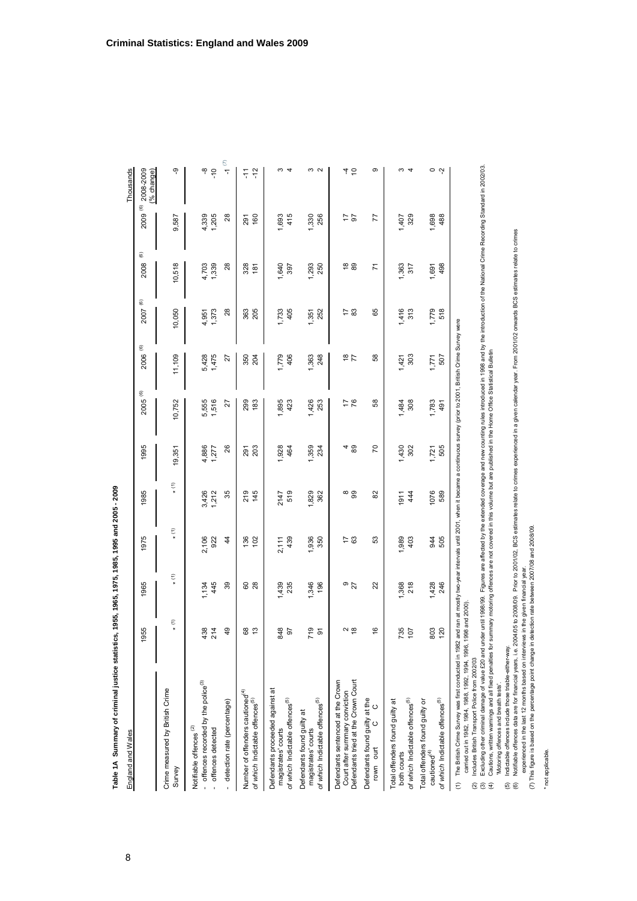# Criminal Statistics: England and Wales 2009

**Table 1A Summary of criminal justice statistics, 1955, 1965, 1975, 1985, 1995 and 2005 - 2009**

England and Wales

Thousands

| | 1955 | 1965 | 1975 | 1985 | 1995 | 2005 (6) | 2006 (6) | 2007 (6) | 2008 (6) | 2009 (6) | 2008-2009 (% change) |
|---|---|---|---|---|---|---|---|---|---|---|---|
| Crime measured by British Crime Survey | * (1) | * (1) | * (1) | * (1) | 19,351 | 10,752 | 11,109 | 10,050 | 10,518 | 9,587 | -9 |
| Notifiable offences (2) | | | | | | | | | | | |
| - offences recorded by the police (3) | 438 | 1,134 | 2,106 | 3,426 | 4,886 | 5,555 | 5,428 | 4,951 | 4,703 | 4,339 | -8 |
| - offences detected | 214 | 445 | 922 | 1,212 | 1,277 | 1,516 | 1,475 | 1,373 | 1,339 | 1,205 | -10 |
| - detection rate (percentage) | 49 | 39 | 44 | 35 | 26 | 27 | 27 | 28 | 28 | 28 | -1 (7) |
| Number of offenders cautioned (4) | 68 | 60 | 136 | 219 | 291 | 299 | 350 | 363 | 328 | 291 | -11 |
| *of which* Indictable offences (5) | 13 | 28 | 102 | 145 | 203 | 183 | 204 | 205 | 181 | 160 | -12 |
| Defendants proceeded against at magistrates' courts | 848 | 1,439 | 2,111 | 2147 | 1,928 | 1,895 | 1,779 | 1,733 | 1,640 | 1,693 | 3 |
| *of which* Indictable offences (5) | 97 | 235 | 439 | 519 | 464 | 423 | 406 | 405 | 397 | 415 | 4 |
| Defendants found guilty at magistrates' courts | 719 | 1,346 | 1,936 | 1,829 | 1,359 | 1,426 | 1,363 | 1,351 | 1,293 | 1,330 | 3 |
| *of which* Indictable offences (5) | 91 | 196 | 350 | 362 | 234 | 253 | 248 | 252 | 250 | 256 | 2 |
| Defendants sentenced at the Crown Court after summary conviction | 2 | 9 | 17 | 8 | 4 | 17 | 18 | 17 | 18 | 17 | -4 |
| Defendants tried at the Crown Court | 18 | 27 | 63 | 99 | 89 | 76 | 77 | 83 | 89 | 97 | 10 |
| Defendants found guilty at the Crown Court | 16 | 22 | 53 | 82 | 70 | 58 | 58 | 65 | 71 | 77 | 9 |
| Total offenders found guilty at both courts | 735 | 1,368 | 1,989 | 1911 | 1,430 | 1,484 | 1,421 | 1,416 | 1,363 | 1,407 | 3 |
| *of which* Indictable offences (5) | 107 | 218 | 403 | 444 | 302 | 308 | 303 | 313 | 317 | 329 | 4 |
| Total offenders found guilty or cautioned (4) | 803 | 1,428 | 944 | 1076 | 1,721 | 1,783 | 1,771 | 1,779 | 1,691 | 1,698 | 0 |
| *of which* Indictable offences (5) | 120 | 246 | 505 | 589 | 505 | 491 | 507 | 518 | 498 | 488 | -2 |

(1) The British Crime Survey was first conducted in 1982 and ran at mostly two-year intervals until 2001, when it became a continuous survey (prior to 2001, British Crime Survey were carried out in 1982, 1984, 1988, 1992, 1994, 1996, 1998 and 2000).
(2) Includes British Transport Police from 2002/03
(3) Excluding other criminal damage of value £20 and under until 1998/99. Figures are affected by the extended coverage and new counting rules introduced in 1998 and by the introduction of the National Crime Recording Standard in 2002/03.
(4) Cautions, written warnings and all fixed penalties for summary motoring offences are not covered in this volume but are published in the Home Office Statistical Bulletin 'Motoring offences and breath tests'.
(5) Indictable offences include those triable-either-way.
(6) Notifiable offences data are for financial years, i.e. 2004/05 to 2008/09. Prior to 2001/02, BCS estimates relate to crimes experienced in a given calendar year. From 2001/02 onwards BCS estimates relate to crimes experienced in the last 12 months based on interviews in the given financial year.
(7) This figure is based on the percentage point change in detection rate between 2007/08 and 2008/09.

\* not applicable.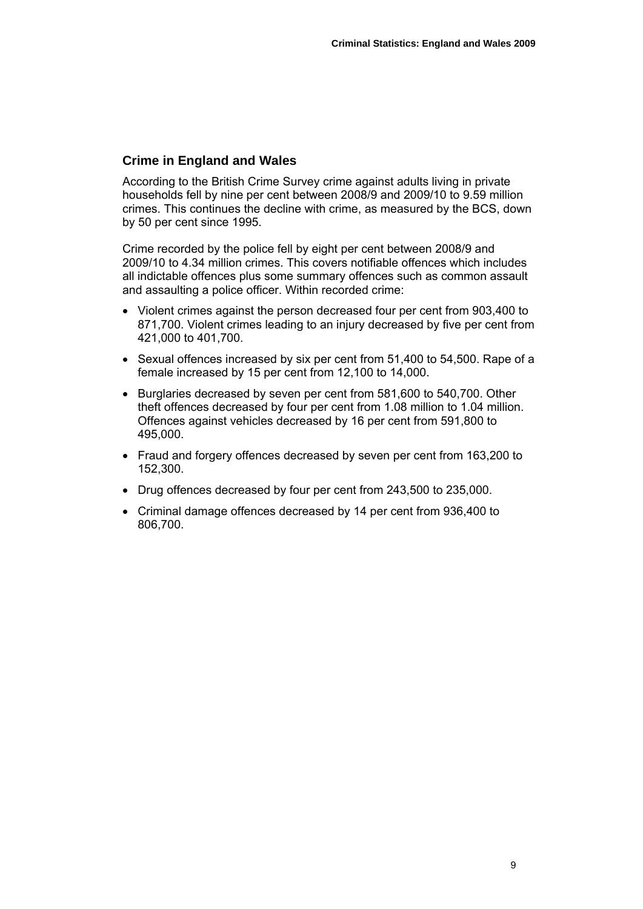## Crime in England and Wales

According to the British Crime Survey crime against adults living in private households fell by nine per cent between 2008/9 and 2009/10 to 9.59 million crimes. This continues the decline with crime, as measured by the BCS, down by 50 per cent since 1995.

Crime recorded by the police fell by eight per cent between 2008/9 and 2009/10 to 4.34 million crimes. This covers notifiable offences which includes all indictable offences plus some summary offences such as common assault and assaulting a police officer. Within recorded crime:

- Violent crimes against the person decreased four per cent from 903,400 to 871,700. Violent crimes leading to an injury decreased by five per cent from 421,000 to 401,700.
- Sexual offences increased by six per cent from 51,400 to 54,500. Rape of a female increased by 15 per cent from 12,100 to 14,000.
- Burglaries decreased by seven per cent from 581,600 to 540,700. Other theft offences decreased by four per cent from 1.08 million to 1.04 million. Offences against vehicles decreased by 16 per cent from 591,800 to 495,000.
- Fraud and forgery offences decreased by seven per cent from 163,200 to 152,300.
- Drug offences decreased by four per cent from 243,500 to 235,000.
- Criminal damage offences decreased by 14 per cent from 936,400 to 806,700.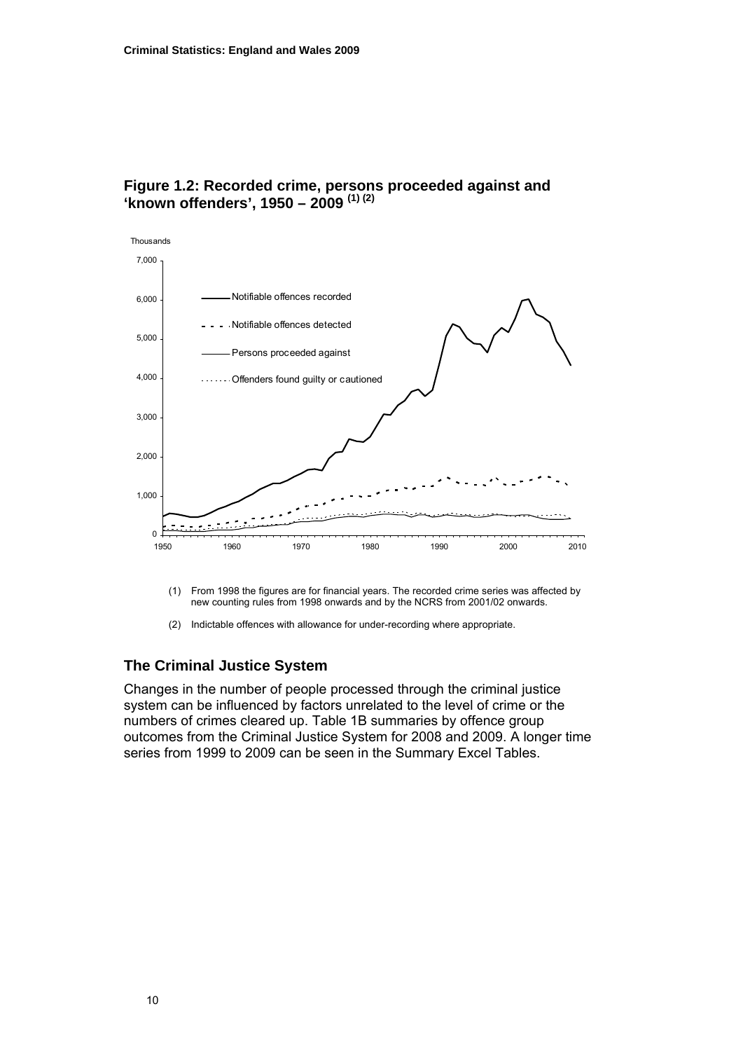## Figure 1.2: Recorded crime, persons proceeded against and 'known offenders', 1950 – 2009 (1) (2)

(1) From 1998 the figures are for financial years. The recorded crime series was affected by new counting rules from 1998 onwards and by the NCRS from 2001/02 onwards.

(2) Indictable offences with allowance for under-recording where appropriate.

## The Criminal Justice System

Changes in the number of people processed through the criminal justice system can be influenced by factors unrelated to the level of crime or the numbers of crimes cleared up. Table 1B summaries by offence group outcomes from the Criminal Justice System for 2008 and 2009. A longer time series from 1999 to 2009 can be seen in the Summary Excel Tables.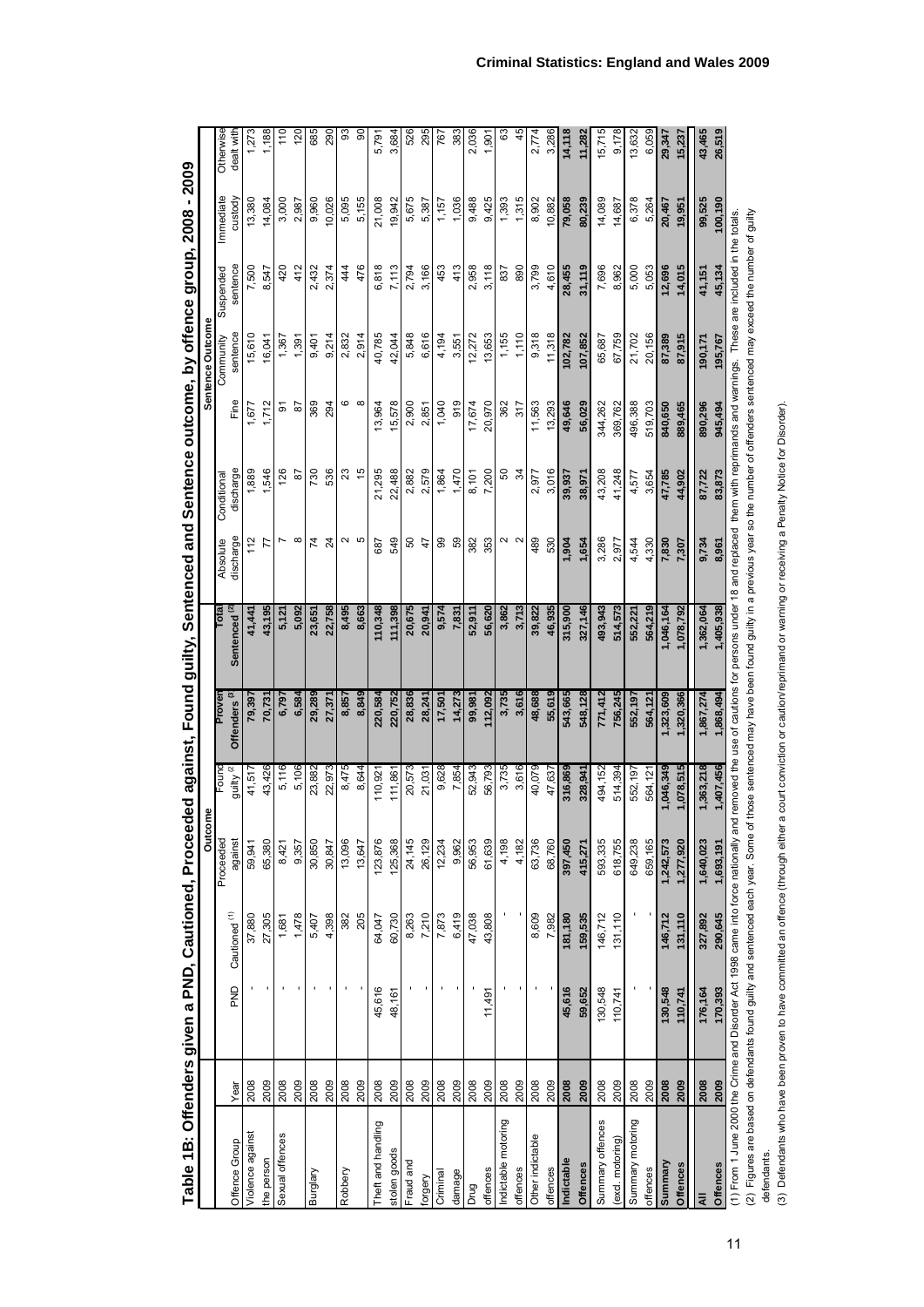## Table 1B: Offenders given a PND, Cautioned, Proceeded against, Found guilty, Sentenced and Sentence outcome, by offence group, 2008 - 2009

| | | | | Outcome | | | | Sentence Outcome | | | | | | |
|---|---|---|---|---|---|---|---|---|---|---|---|---|---|---|
| Offence Group | Year | PND | Cautioned [1] | Proceeded against | Found guilty [2] | Proven Offenders [3] | Total Sentenced [2] | Absolute discharge | Conditional discharge | Fine | Community sentence | Suspended sentence | Immediate custody | Otherwise dealt with |
| Violence against | 2008 | - | 37,880 | 59,941 | 41,517 | 79,397 | 41,441 | 112 | 1,889 | 1,677 | 15,610 | 7,500 | 13,380 | 1,273 |
| the person | 2009 | - | 27,305 | 65,380 | 43,426 | 70,731 | 43,195 | 77 | 1,546 | 1,712 | 16,041 | 8,547 | 14,084 | 1,188 |
| Sexual offences | 2008 | - | 1,681 | 8,421 | 5,116 | 6,797 | 5,121 | 7 | 126 | 91 | 1,367 | 420 | 3,000 | 110 |
| | 2009 | - | 1,478 | 9,357 | 5,106 | 6,584 | 5,092 | 8 | 87 | 87 | 1,391 | 412 | 2,987 | 120 |
| Burglary | 2008 | - | 5,407 | 30,850 | 23,882 | 29,289 | 23,651 | 74 | 730 | 369 | 9,401 | 2,432 | 9,960 | 685 |
| | 2009 | - | 4,398 | 30,847 | 22,973 | 27,371 | 22,758 | 24 | 536 | 294 | 9,214 | 2,374 | 10,026 | 290 |
| Robbery | 2008 | - | 382 | 13,096 | 8,475 | 8,857 | 8,495 | 2 | 23 | 6 | 2,832 | 444 | 5,095 | 93 |
| | 2009 | - | 205 | 13,647 | 8,644 | 8,849 | 8,663 | 5 | 15 | 8 | 2,914 | 476 | 5,155 | 90 |
| Theft and handling | 2008 | 45,616 | 64,047 | 123,876 | 110,921 | 220,584 | 110,348 | 687 | 21,295 | 13,964 | 40,785 | 6,818 | 21,008 | 5,791 |
| stolen goods | 2009 | 48,161 | 60,730 | 125,368 | 111,861 | 220,752 | 111,398 | 549 | 22,488 | 15,578 | 42,044 | 7,113 | 19,942 | 3,684 |
| Fraud and | 2008 | - | 8,263 | 24,145 | 20,573 | 28,836 | 20,675 | 50 | 2,882 | 2,900 | 5,848 | 2,794 | 5,675 | 526 |
| forgery | 2009 | - | 7,210 | 26,129 | 21,031 | 28,241 | 20,941 | 47 | 2,579 | 2,851 | 6,616 | 3,166 | 5,387 | 295 |
| Criminal | 2008 | - | 7,873 | 12,234 | 9,628 | 17,501 | 9,574 | 99 | 1,864 | 1,040 | 4,194 | 453 | 1,157 | 767 |
| damage | 2009 | - | 6,419 | 9,962 | 7,854 | 14,273 | 7,831 | 59 | 1,470 | 919 | 3,551 | 413 | 1,036 | 383 |
| Drug | 2008 | - | 47,038 | 56,953 | 52,943 | 99,981 | 52,911 | 382 | 8,101 | 17,674 | 12,272 | 2,958 | 9,488 | 2,036 |
| offences | 2009 | 11,491 | 43,808 | 61,639 | 56,793 | 112,092 | 56,620 | 353 | 7,200 | 20,970 | 13,653 | 3,118 | 9,425 | 1,901 |
| Indictable motoring | 2008 | - | - | 4,198 | 3,735 | 3,735 | 3,862 | 2 | 50 | 362 | 1,155 | 837 | 1,393 | 63 |
| offences | 2009 | - | - | 4,182 | 3,616 | 3,616 | 3,713 | 2 | 34 | 317 | 1,110 | 890 | 1,315 | 45 |
| Other indictable | 2008 | - | 8,609 | 63,736 | 40,079 | 48,688 | 39,822 | 489 | 2,977 | 11,563 | 9,318 | 3,799 | 8,902 | 2,774 |
| offences | 2009 | - | 7,982 | 68,760 | 47,637 | 55,619 | 46,935 | 530 | 3,016 | 13,293 | 11,318 | 4,610 | 10,882 | 3,286 |
| **Indictable** | **2008** | **45,616** | **181,180** | **397,450** | **316,869** | **543,665** | **315,900** | **1,904** | **39,937** | **49,646** | **102,782** | **28,455** | **79,058** | **14,118** |
| **Offences** | **2009** | **59,652** | **159,535** | **415,271** | **328,941** | **548,128** | **327,146** | **1,654** | **38,971** | **56,029** | **107,852** | **31,119** | **80,239** | **11,282** |
| Summary offences | 2008 | 130,548 | 146,712 | 593,335 | 494,152 | 771,412 | 493,943 | 3,286 | 43,208 | 344,262 | 65,687 | 7,696 | 14,089 | 15,715 |
| (excl. motoring) | 2009 | 110,741 | 131,110 | 618,755 | 514,394 | 756,245 | 514,573 | 2,977 | 41,248 | 369,762 | 67,759 | 8,962 | 14,687 | 9,178 |
| Summary motoring | 2008 | - | - | 649,238 | 552,197 | 552,197 | 552,221 | 4,544 | 4,577 | 496,388 | 21,702 | 5,000 | 6,378 | 13,632 |
| offences | 2009 | - | - | 659,165 | 564,121 | 564,121 | 564,219 | 4,330 | 3,654 | 519,703 | 20,156 | 5,053 | 5,264 | 6,059 |
| **Summary** | **2008** | **130,548** | **146,712** | **1,242,573** | **1,046,349** | **1,323,609** | **1,046,164** | **7,830** | **47,785** | **840,650** | **87,389** | **12,696** | **20,467** | **29,347** |
| **Offences** | **2009** | **110,741** | **131,110** | **1,277,920** | **1,078,515** | **1,320,366** | **1,078,792** | **7,307** | **44,902** | **889,465** | **87,915** | **14,015** | **19,951** | **15,237** |
| **All** | **2008** | **176,164** | **327,892** | **1,640,023** | **1,363,218** | **1,867,274** | **1,362,064** | **9,734** | **87,722** | **890,296** | **190,171** | **41,151** | **99,525** | **43,465** |
| **Offences** | **2009** | **170,393** | **290,645** | **1,693,191** | **1,407,456** | **1,868,494** | **1,405,938** | **8,961** | **83,873** | **945,494** | **195,767** | **45,134** | **100,190** | **26,519** |

(1) From 1 June 2000 the Crime and Disorder Act 1998 came into force nationally and removed the use of cautions for persons under 18 and replaced them with reprimands and warnings. These are included in the totals.

(2) Figures are based on defendants found guilty and sentenced each year. Some of those sentenced may have been found guilty in a previous year so the number of offenders sentenced may exceed the number of guilty defendants.

(3) Defendants who have been proven to have committed an offence (through either a court conviction or caution/reprimand or warning or receiving a Penalty Notice for Disorder).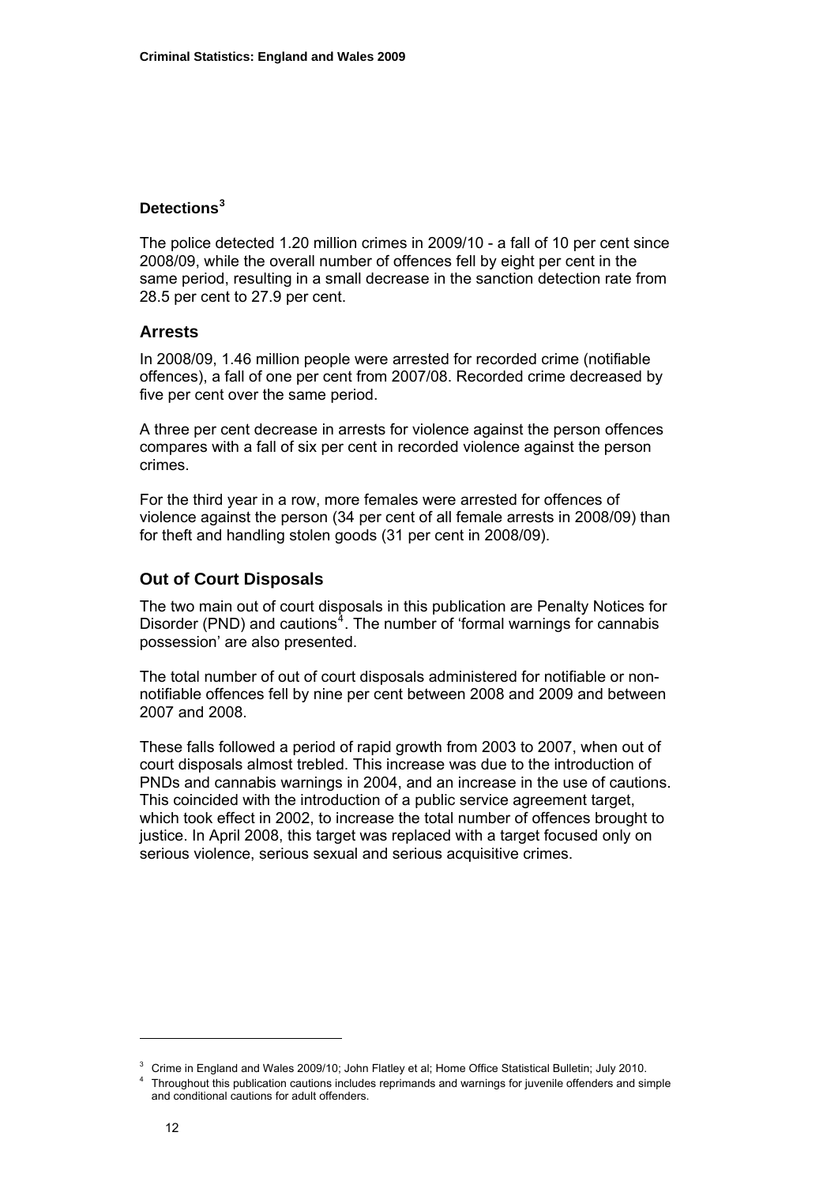## Detections[3]

The police detected 1.20 million crimes in 2009/10 - a fall of 10 per cent since 2008/09, while the overall number of offences fell by eight per cent in the same period, resulting in a small decrease in the sanction detection rate from 28.5 per cent to 27.9 per cent.

## Arrests

In 2008/09, 1.46 million people were arrested for recorded crime (notifiable offences), a fall of one per cent from 2007/08. Recorded crime decreased by five per cent over the same period.

A three per cent decrease in arrests for violence against the person offences compares with a fall of six per cent in recorded violence against the person crimes.

For the third year in a row, more females were arrested for offences of violence against the person (34 per cent of all female arrests in 2008/09) than for theft and handling stolen goods (31 per cent in 2008/09).

## Out of Court Disposals

The two main out of court disposals in this publication are Penalty Notices for Disorder (PND) and cautions[4]. The number of 'formal warnings for cannabis possession' are also presented.

The total number of out of court disposals administered for notifiable or non-notifiable offences fell by nine per cent between 2008 and 2009 and between 2007 and 2008.

These falls followed a period of rapid growth from 2003 to 2007, when out of court disposals almost trebled. This increase was due to the introduction of PNDs and cannabis warnings in 2004, and an increase in the use of cautions. This coincided with the introduction of a public service agreement target, which took effect in 2002, to increase the total number of offences brought to justice. In April 2008, this target was replaced with a target focused only on serious violence, serious sexual and serious acquisitive crimes.

---

[3] Crime in England and Wales 2009/10; John Flatley et al; Home Office Statistical Bulletin; July 2010.

[4] Throughout this publication cautions includes reprimands and warnings for juvenile offenders and simple and conditional cautions for adult offenders.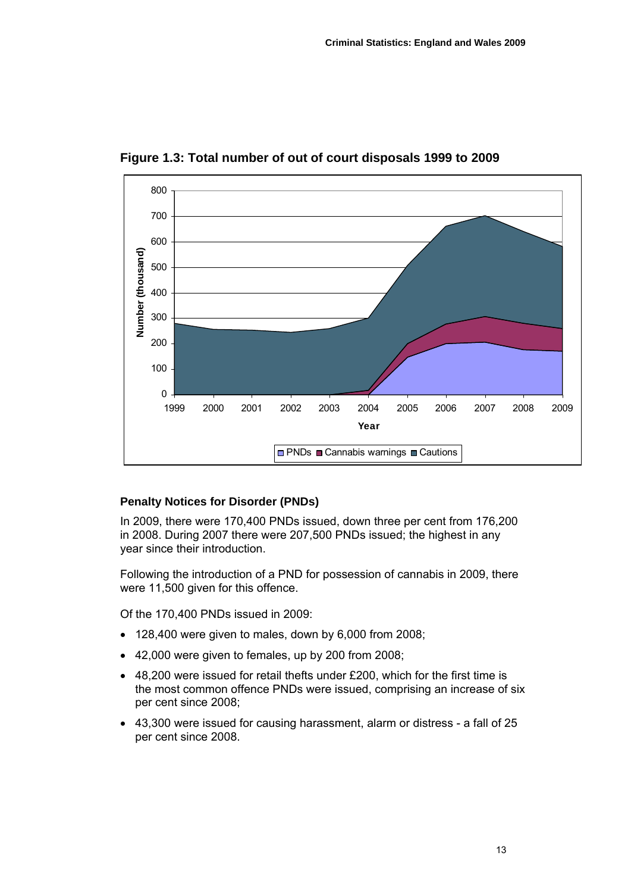**Figure 1.3: Total number of out of court disposals 1999 to 2009**

### Penalty Notices for Disorder (PNDs)

In 2009, there were 170,400 PNDs issued, down three per cent from 176,200 in 2008. During 2007 there were 207,500 PNDs issued; the highest in any year since their introduction.

Following the introduction of a PND for possession of cannabis in 2009, there were 11,500 given for this offence.

Of the 170,400 PNDs issued in 2009:

- 128,400 were given to males, down by 6,000 from 2008;
- 42,000 were given to females, up by 200 from 2008;
- 48,200 were issued for retail thefts under £200, which for the first time is the most common offence PNDs were issued, comprising an increase of six per cent since 2008;
- 43,300 were issued for causing harassment, alarm or distress - a fall of 25 per cent since 2008.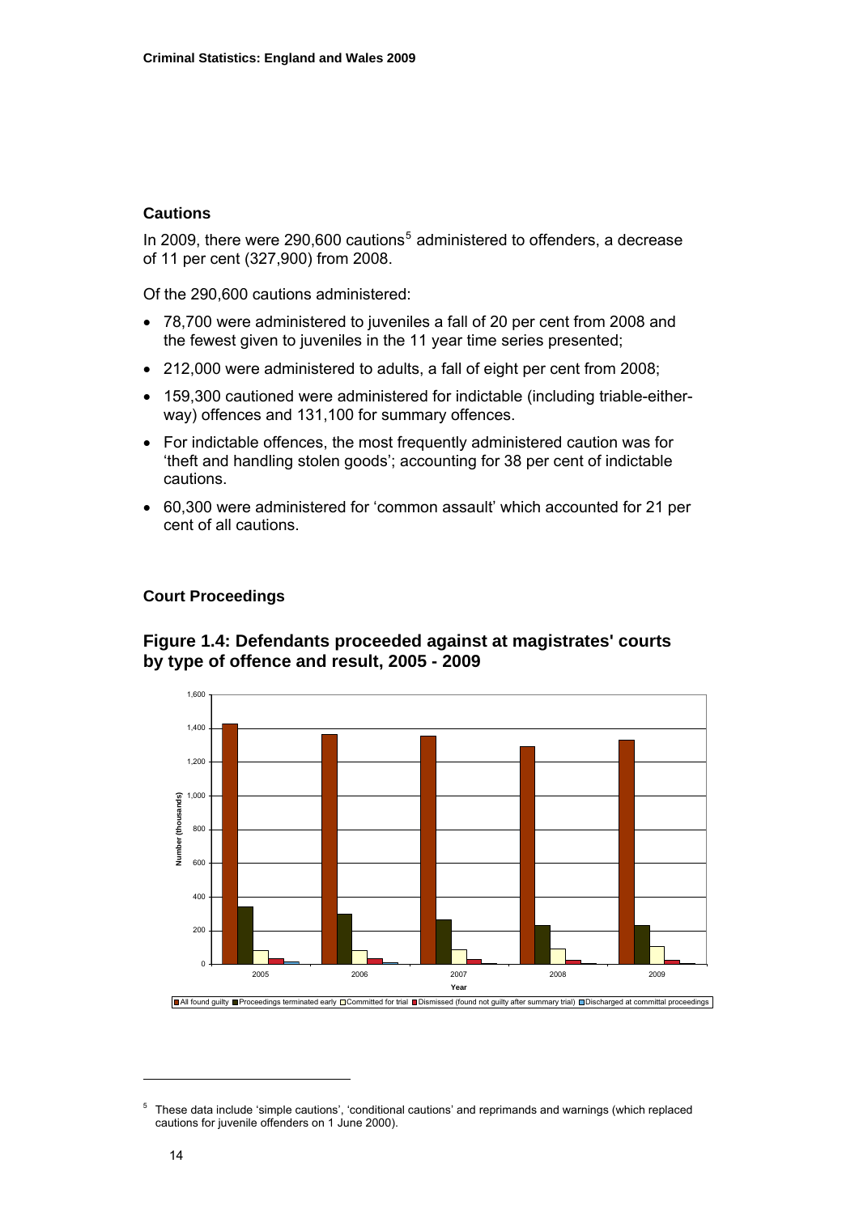## Cautions

In 2009, there were 290,600 cautions[5] administered to offenders, a decrease of 11 per cent (327,900) from 2008.

Of the 290,600 cautions administered:

- 78,700 were administered to juveniles a fall of 20 per cent from 2008 and the fewest given to juveniles in the 11 year time series presented;
- 212,000 were administered to adults, a fall of eight per cent from 2008;
- 159,300 cautioned were administered for indictable (including triable-either-way) offences and 131,100 for summary offences.
- For indictable offences, the most frequently administered caution was for 'theft and handling stolen goods'; accounting for 38 per cent of indictable cautions.
- 60,300 were administered for 'common assault' which accounted for 21 per cent of all cautions.

## Court Proceedings

### Figure 1.4: Defendants proceeded against at magistrates' courts by type of offence and result, 2005 - 2009

Number (thousands) by Year

All found guilty | Proceedings terminated early | Committed for trial | Dismissed (found not guilty after summary trial) | Discharged at committal proceedings

Years: 2005, 2006, 2007, 2008, 2009

---

[5] These data include 'simple cautions', 'conditional cautions' and reprimands and warnings (which replaced cautions for juvenile offenders on 1 June 2000).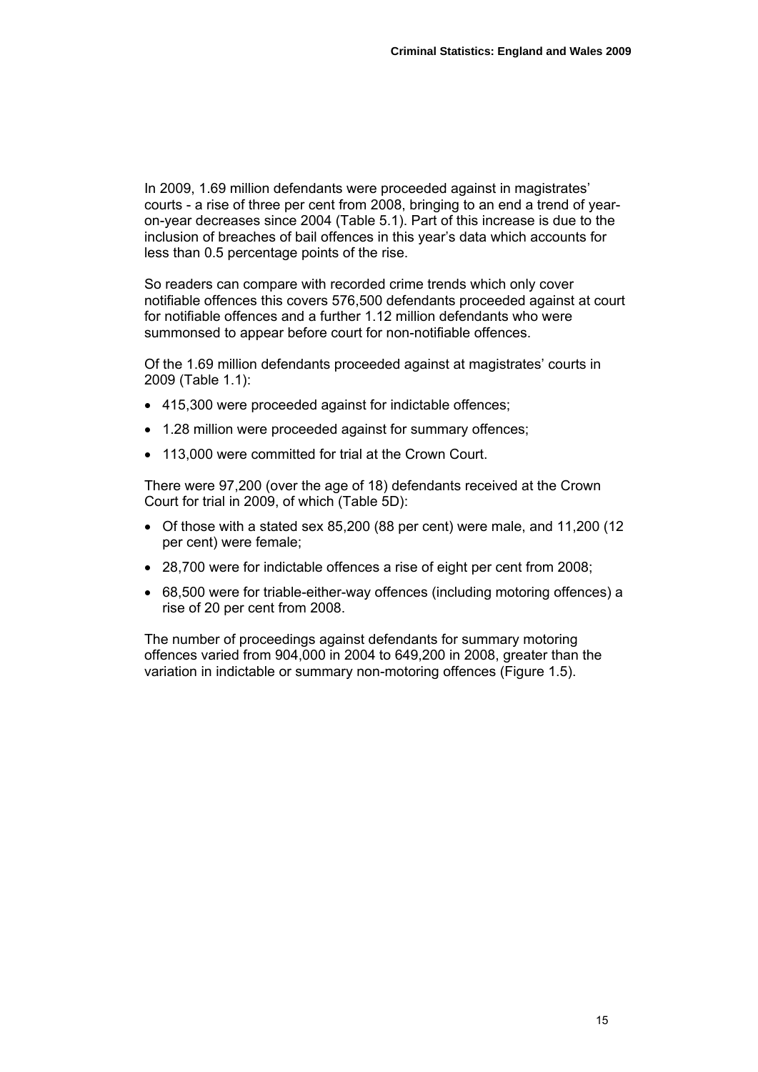In 2009, 1.69 million defendants were proceeded against in magistrates' courts - a rise of three per cent from 2008, bringing to an end a trend of year-on-year decreases since 2004 (Table 5.1). Part of this increase is due to the inclusion of breaches of bail offences in this year's data which accounts for less than 0.5 percentage points of the rise.

So readers can compare with recorded crime trends which only cover notifiable offences this covers 576,500 defendants proceeded against at court for notifiable offences and a further 1.12 million defendants who were summonsed to appear before court for non-notifiable offences.

Of the 1.69 million defendants proceeded against at magistrates' courts in 2009 (Table 1.1):

- 415,300 were proceeded against for indictable offences;
- 1.28 million were proceeded against for summary offences;
- 113,000 were committed for trial at the Crown Court.

There were 97,200 (over the age of 18) defendants received at the Crown Court for trial in 2009, of which (Table 5D):

- Of those with a stated sex 85,200 (88 per cent) were male, and 11,200 (12 per cent) were female;
- 28,700 were for indictable offences a rise of eight per cent from 2008;
- 68,500 were for triable-either-way offences (including motoring offences) a rise of 20 per cent from 2008.

The number of proceedings against defendants for summary motoring offences varied from 904,000 in 2004 to 649,200 in 2008, greater than the variation in indictable or summary non-motoring offences (Figure 1.5).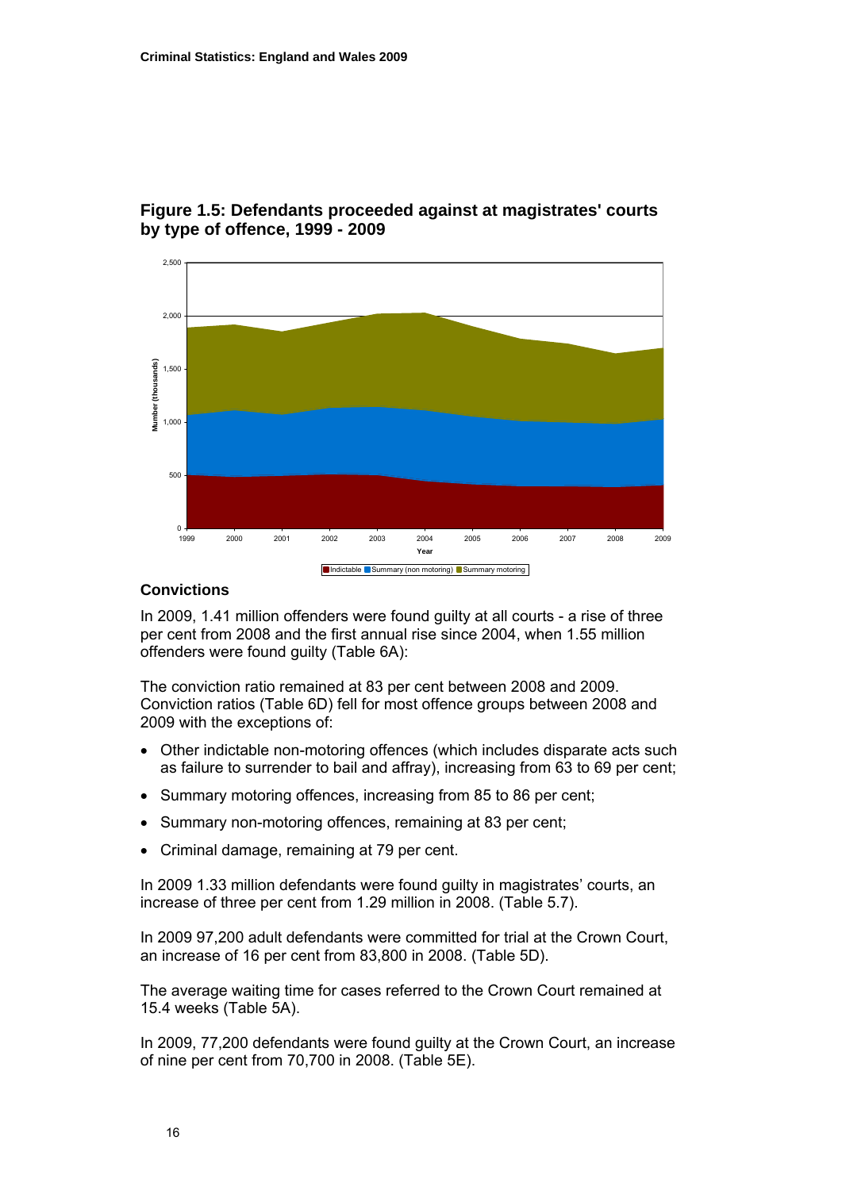**Figure 1.5: Defendants proceeded against at magistrates' courts by type of offence, 1999 - 2009**

## Convictions

In 2009, 1.41 million offenders were found guilty at all courts - a rise of three per cent from 2008 and the first annual rise since 2004, when 1.55 million offenders were found guilty (Table 6A):

The conviction ratio remained at 83 per cent between 2008 and 2009. Conviction ratios (Table 6D) fell for most offence groups between 2008 and 2009 with the exceptions of:

- Other indictable non-motoring offences (which includes disparate acts such as failure to surrender to bail and affray), increasing from 63 to 69 per cent;
- Summary motoring offences, increasing from 85 to 86 per cent;
- Summary non-motoring offences, remaining at 83 per cent;
- Criminal damage, remaining at 79 per cent.

In 2009 1.33 million defendants were found guilty in magistrates' courts, an increase of three per cent from 1.29 million in 2008. (Table 5.7).

In 2009 97,200 adult defendants were committed for trial at the Crown Court, an increase of 16 per cent from 83,800 in 2008. (Table 5D).

The average waiting time for cases referred to the Crown Court remained at 15.4 weeks (Table 5A).

In 2009, 77,200 defendants were found guilty at the Crown Court, an increase of nine per cent from 70,700 in 2008. (Table 5E).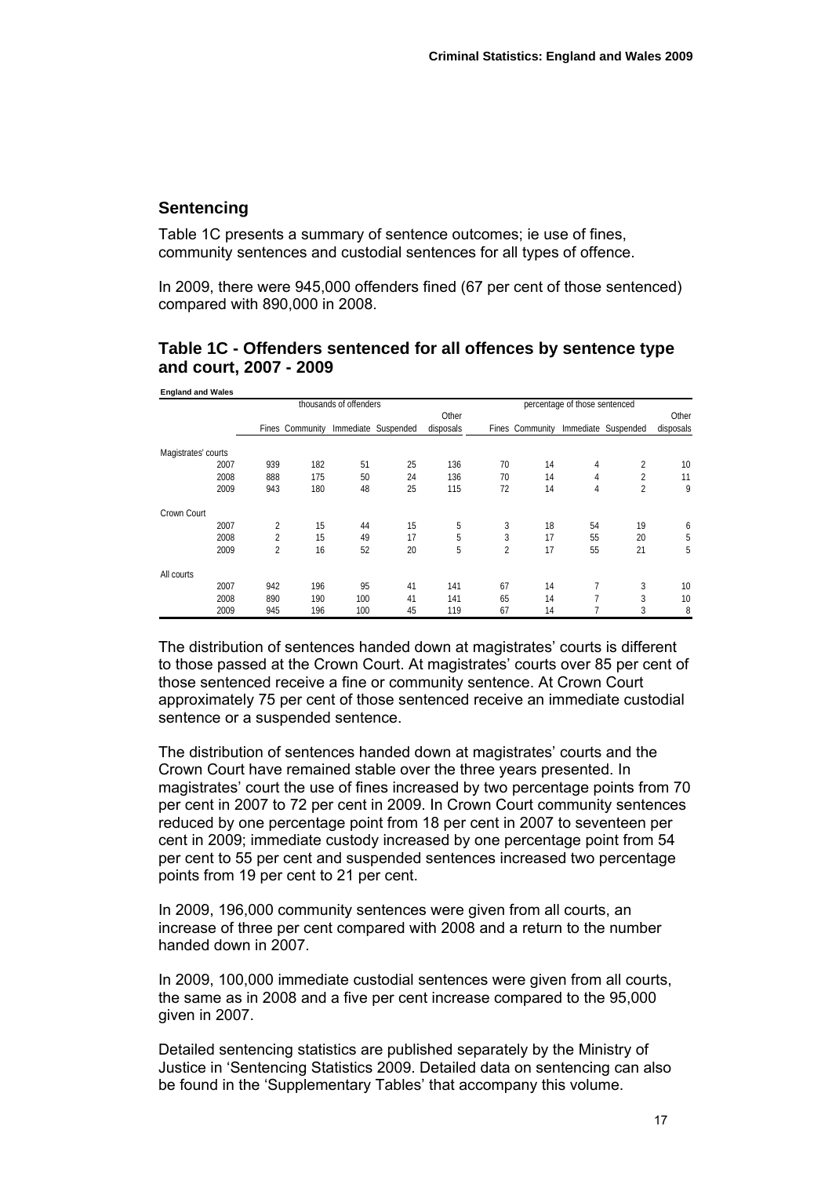## Sentencing

Table 1C presents a summary of sentence outcomes; ie use of fines, community sentences and custodial sentences for all types of offence.

In 2009, there were 945,000 offenders fined (67 per cent of those sentenced) compared with 890,000 in 2008.

### Table 1C - Offenders sentenced for all offences by sentence type and court, 2007 - 2009

**England and Wales**

| | | thousands of offenders | | | | | percentage of those sentenced | | | | |
|---|---|---|---|---|---|---|---|---|---|---|---|
| | | Fines | Community | Immediate | Suspended | Other disposals | Fines | Community | Immediate | Suspended | Other disposals |
| Magistrates' courts | | | | | | | | | | | |
| | 2007 | 939 | 182 | 51 | 25 | 136 | 70 | 14 | 4 | 2 | 10 |
| | 2008 | 888 | 175 | 50 | 24 | 136 | 70 | 14 | 4 | 2 | 11 |
| | 2009 | 943 | 180 | 48 | 25 | 115 | 72 | 14 | 4 | 2 | 9 |
| Crown Court | | | | | | | | | | | |
| | 2007 | 2 | 15 | 44 | 15 | 5 | 3 | 18 | 54 | 19 | 6 |
| | 2008 | 2 | 15 | 49 | 17 | 5 | 3 | 17 | 55 | 20 | 5 |
| | 2009 | 2 | 16 | 52 | 20 | 5 | 2 | 17 | 55 | 21 | 5 |
| All courts | | | | | | | | | | | |
| | 2007 | 942 | 196 | 95 | 41 | 141 | 67 | 14 | 7 | 3 | 10 |
| | 2008 | 890 | 190 | 100 | 41 | 141 | 65 | 14 | 7 | 3 | 10 |
| | 2009 | 945 | 196 | 100 | 45 | 119 | 67 | 14 | 7 | 3 | 8 |

The distribution of sentences handed down at magistrates' courts is different to those passed at the Crown Court. At magistrates' courts over 85 per cent of those sentenced receive a fine or community sentence. At Crown Court approximately 75 per cent of those sentenced receive an immediate custodial sentence or a suspended sentence.

The distribution of sentences handed down at magistrates' courts and the Crown Court have remained stable over the three years presented. In magistrates' court the use of fines increased by two percentage points from 70 per cent in 2007 to 72 per cent in 2009. In Crown Court community sentences reduced by one percentage point from 18 per cent in 2007 to seventeen per cent in 2009; immediate custody increased by one percentage point from 54 per cent to 55 per cent and suspended sentences increased two percentage points from 19 per cent to 21 per cent.

In 2009, 196,000 community sentences were given from all courts, an increase of three per cent compared with 2008 and a return to the number handed down in 2007.

In 2009, 100,000 immediate custodial sentences were given from all courts, the same as in 2008 and a five per cent increase compared to the 95,000 given in 2007.

Detailed sentencing statistics are published separately by the Ministry of Justice in 'Sentencing Statistics 2009. Detailed data on sentencing can also be found in the 'Supplementary Tables' that accompany this volume.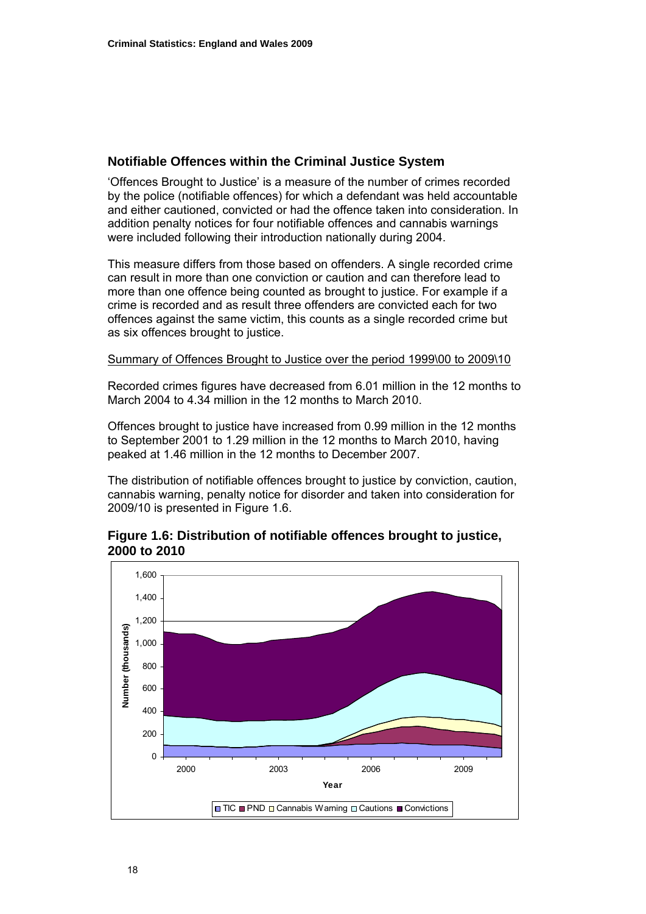## Notifiable Offences within the Criminal Justice System

'Offences Brought to Justice' is a measure of the number of crimes recorded by the police (notifiable offences) for which a defendant was held accountable and either cautioned, convicted or had the offence taken into consideration. In addition penalty notices for four notifiable offences and cannabis warnings were included following their introduction nationally during 2004.

This measure differs from those based on offenders. A single recorded crime can result in more than one conviction or caution and can therefore lead to more than one offence being counted as brought to justice. For example if a crime is recorded and as result three offenders are convicted each for two offences against the same victim, this counts as a single recorded crime but as six offences brought to justice.

Summary of Offences Brought to Justice over the period 1999\00 to 2009\10

Recorded crimes figures have decreased from 6.01 million in the 12 months to March 2004 to 4.34 million in the 12 months to March 2010.

Offences brought to justice have increased from 0.99 million in the 12 months to September 2001 to 1.29 million in the 12 months to March 2010, having peaked at 1.46 million in the 12 months to December 2007.

The distribution of notifiable offences brought to justice by conviction, caution, cannabis warning, penalty notice for disorder and taken into consideration for 2009/10 is presented in Figure 1.6.

**Figure 1.6: Distribution of notifiable offences brought to justice, 2000 to 2010**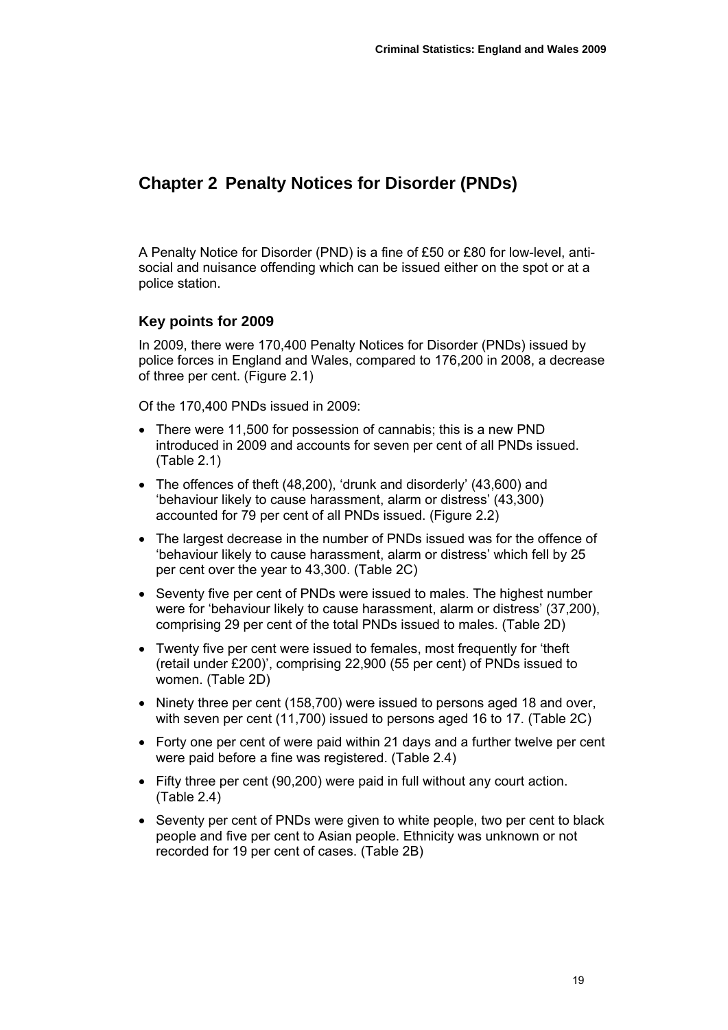# Chapter 2 Penalty Notices for Disorder (PNDs)

A Penalty Notice for Disorder (PND) is a fine of £50 or £80 for low-level, anti-social and nuisance offending which can be issued either on the spot or at a police station.

## Key points for 2009

In 2009, there were 170,400 Penalty Notices for Disorder (PNDs) issued by police forces in England and Wales, compared to 176,200 in 2008, a decrease of three per cent. (Figure 2.1)

Of the 170,400 PNDs issued in 2009:

- There were 11,500 for possession of cannabis; this is a new PND introduced in 2009 and accounts for seven per cent of all PNDs issued. (Table 2.1)
- The offences of theft (48,200), 'drunk and disorderly' (43,600) and 'behaviour likely to cause harassment, alarm or distress' (43,300) accounted for 79 per cent of all PNDs issued. (Figure 2.2)
- The largest decrease in the number of PNDs issued was for the offence of 'behaviour likely to cause harassment, alarm or distress' which fell by 25 per cent over the year to 43,300. (Table 2C)
- Seventy five per cent of PNDs were issued to males. The highest number were for 'behaviour likely to cause harassment, alarm or distress' (37,200), comprising 29 per cent of the total PNDs issued to males. (Table 2D)
- Twenty five per cent were issued to females, most frequently for 'theft (retail under £200)', comprising 22,900 (55 per cent) of PNDs issued to women. (Table 2D)
- Ninety three per cent (158,700) were issued to persons aged 18 and over, with seven per cent (11,700) issued to persons aged 16 to 17. (Table 2C)
- Forty one per cent of were paid within 21 days and a further twelve per cent were paid before a fine was registered. (Table 2.4)
- Fifty three per cent (90,200) were paid in full without any court action. (Table 2.4)
- Seventy per cent of PNDs were given to white people, two per cent to black people and five per cent to Asian people. Ethnicity was unknown or not recorded for 19 per cent of cases. (Table 2B)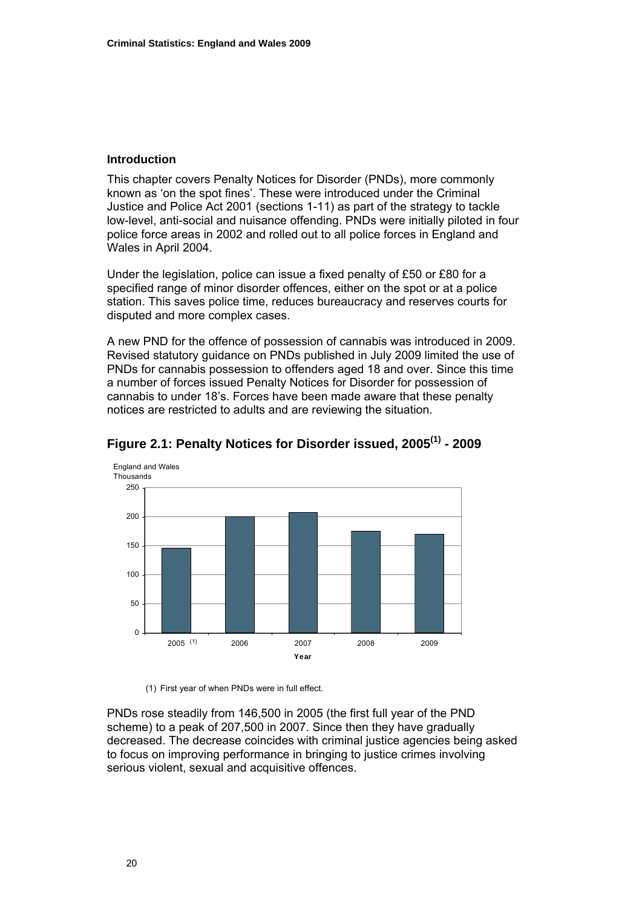## Introduction

This chapter covers Penalty Notices for Disorder (PNDs), more commonly known as 'on the spot fines'. These were introduced under the Criminal Justice and Police Act 2001 (sections 1-11) as part of the strategy to tackle low-level, anti-social and nuisance offending. PNDs were initially piloted in four police force areas in 2002 and rolled out to all police forces in England and Wales in April 2004.

Under the legislation, police can issue a fixed penalty of £50 or £80 for a specified range of minor disorder offences, either on the spot or at a police station. This saves police time, reduces bureaucracy and reserves courts for disputed and more complex cases.

A new PND for the offence of possession of cannabis was introduced in 2009. Revised statutory guidance on PNDs published in July 2009 limited the use of PNDs for cannabis possession to offenders aged 18 and over. Since this time a number of forces issued Penalty Notices for Disorder for possession of cannabis to under 18's. Forces have been made aware that these penalty notices are restricted to adults and are reviewing the situation.

### Figure 2.1: Penalty Notices for Disorder issued, 2005[(1)] - 2009

England and Wales
Thousands

| Year | Thousands |
|---|---|
| 2005 (1) | 146.5 |
| 2006 | 200 |
| 2007 | 207.5 |
| 2008 | 175 |
| 2009 | 170 |

(1) First year of when PNDs were in full effect.

PNDs rose steadily from 146,500 in 2005 (the first full year of the PND scheme) to a peak of 207,500 in 2007. Since then they have gradually decreased. The decrease coincides with criminal justice agencies being asked to focus on improving performance in bringing to justice crimes involving serious violent, sexual and acquisitive offences.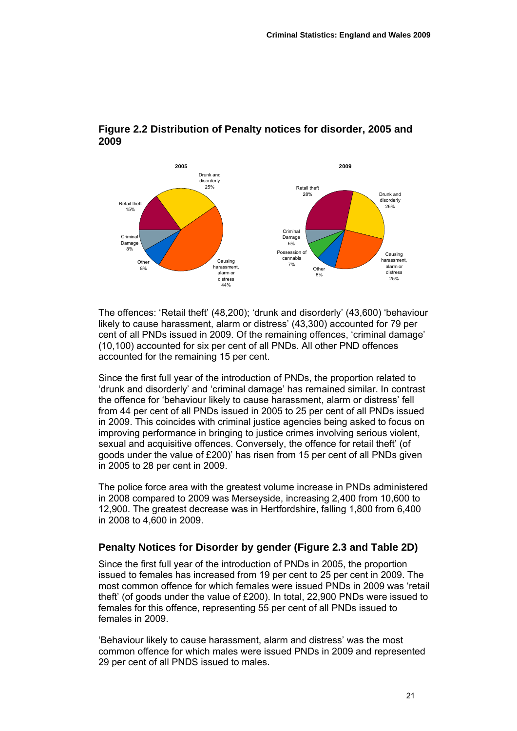## Figure 2.2 Distribution of Penalty notices for disorder, 2005 and 2009

The offences: 'Retail theft' (48,200); 'drunk and disorderly' (43,600) 'behaviour likely to cause harassment, alarm or distress' (43,300) accounted for 79 per cent of all PNDs issued in 2009. Of the remaining offences, 'criminal damage' (10,100) accounted for six per cent of all PNDs. All other PND offences accounted for the remaining 15 per cent.

Since the first full year of the introduction of PNDs, the proportion related to 'drunk and disorderly' and 'criminal damage' has remained similar. In contrast the offence for 'behaviour likely to cause harassment, alarm or distress' fell from 44 per cent of all PNDs issued in 2005 to 25 per cent of all PNDs issued in 2009. This coincides with criminal justice agencies being asked to focus on improving performance in bringing to justice crimes involving serious violent, sexual and acquisitive offences. Conversely, the offence for retail theft' (of goods under the value of £200)' has risen from 15 per cent of all PNDs given in 2005 to 28 per cent in 2009.

The police force area with the greatest volume increase in PNDs administered in 2008 compared to 2009 was Merseyside, increasing 2,400 from 10,600 to 12,900. The greatest decrease was in Hertfordshire, falling 1,800 from 6,400 in 2008 to 4,600 in 2009.

### Penalty Notices for Disorder by gender (Figure 2.3 and Table 2D)

Since the first full year of the introduction of PNDs in 2005, the proportion issued to females has increased from 19 per cent to 25 per cent in 2009. The most common offence for which females were issued PNDs in 2009 was 'retail theft' (of goods under the value of £200). In total, 22,900 PNDs were issued to females for this offence, representing 55 per cent of all PNDs issued to females in 2009.

'Behaviour likely to cause harassment, alarm and distress' was the most common offence for which males were issued PNDs in 2009 and represented 29 per cent of all PNDS issued to males.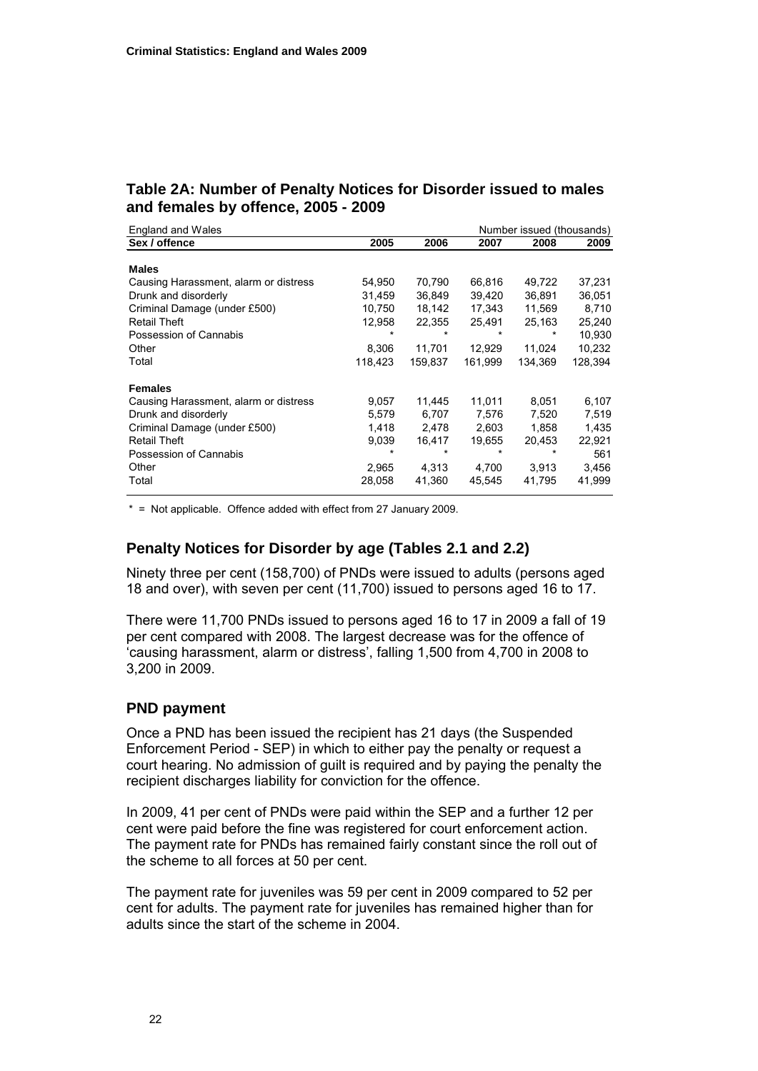## Table 2A: Number of Penalty Notices for Disorder issued to males and females by offence, 2005 - 2009

| England and Wales | | | | Number issued (thousands) | |
|---|---|---|---|---|---|
| **Sex / offence** | **2005** | **2006** | **2007** | **2008** | **2009** |
| **Males** | | | | | |
| Causing Harassment, alarm or distress | 54,950 | 70,790 | 66,816 | 49,722 | 37,231 |
| Drunk and disorderly | 31,459 | 36,849 | 39,420 | 36,891 | 36,051 |
| Criminal Damage (under £500) | 10,750 | 18,142 | 17,343 | 11,569 | 8,710 |
| Retail Theft | 12,958 | 22,355 | 25,491 | 25,163 | 25,240 |
| Possession of Cannabis | * | * | * | * | 10,930 |
| Other | 8,306 | 11,701 | 12,929 | 11,024 | 10,232 |
| Total | 118,423 | 159,837 | 161,999 | 134,369 | 128,394 |
| **Females** | | | | | |
| Causing Harassment, alarm or distress | 9,057 | 11,445 | 11,011 | 8,051 | 6,107 |
| Drunk and disorderly | 5,579 | 6,707 | 7,576 | 7,520 | 7,519 |
| Criminal Damage (under £500) | 1,418 | 2,478 | 2,603 | 1,858 | 1,435 |
| Retail Theft | 9,039 | 16,417 | 19,655 | 20,453 | 22,921 |
| Possession of Cannabis | * | * | * | * | 561 |
| Other | 2,965 | 4,313 | 4,700 | 3,913 | 3,456 |
| Total | 28,058 | 41,360 | 45,545 | 41,795 | 41,999 |

* = Not applicable. Offence added with effect from 27 January 2009.

## Penalty Notices for Disorder by age (Tables 2.1 and 2.2)

Ninety three per cent (158,700) of PNDs were issued to adults (persons aged 18 and over), with seven per cent (11,700) issued to persons aged 16 to 17.

There were 11,700 PNDs issued to persons aged 16 to 17 in 2009 a fall of 19 per cent compared with 2008. The largest decrease was for the offence of 'causing harassment, alarm or distress', falling 1,500 from 4,700 in 2008 to 3,200 in 2009.

## PND payment

Once a PND has been issued the recipient has 21 days (the Suspended Enforcement Period - SEP) in which to either pay the penalty or request a court hearing. No admission of guilt is required and by paying the penalty the recipient discharges liability for conviction for the offence.

In 2009, 41 per cent of PNDs were paid within the SEP and a further 12 per cent were paid before the fine was registered for court enforcement action. The payment rate for PNDs has remained fairly constant since the roll out of the scheme to all forces at 50 per cent.

The payment rate for juveniles was 59 per cent in 2009 compared to 52 per cent for adults. The payment rate for juveniles has remained higher than for adults since the start of the scheme in 2004.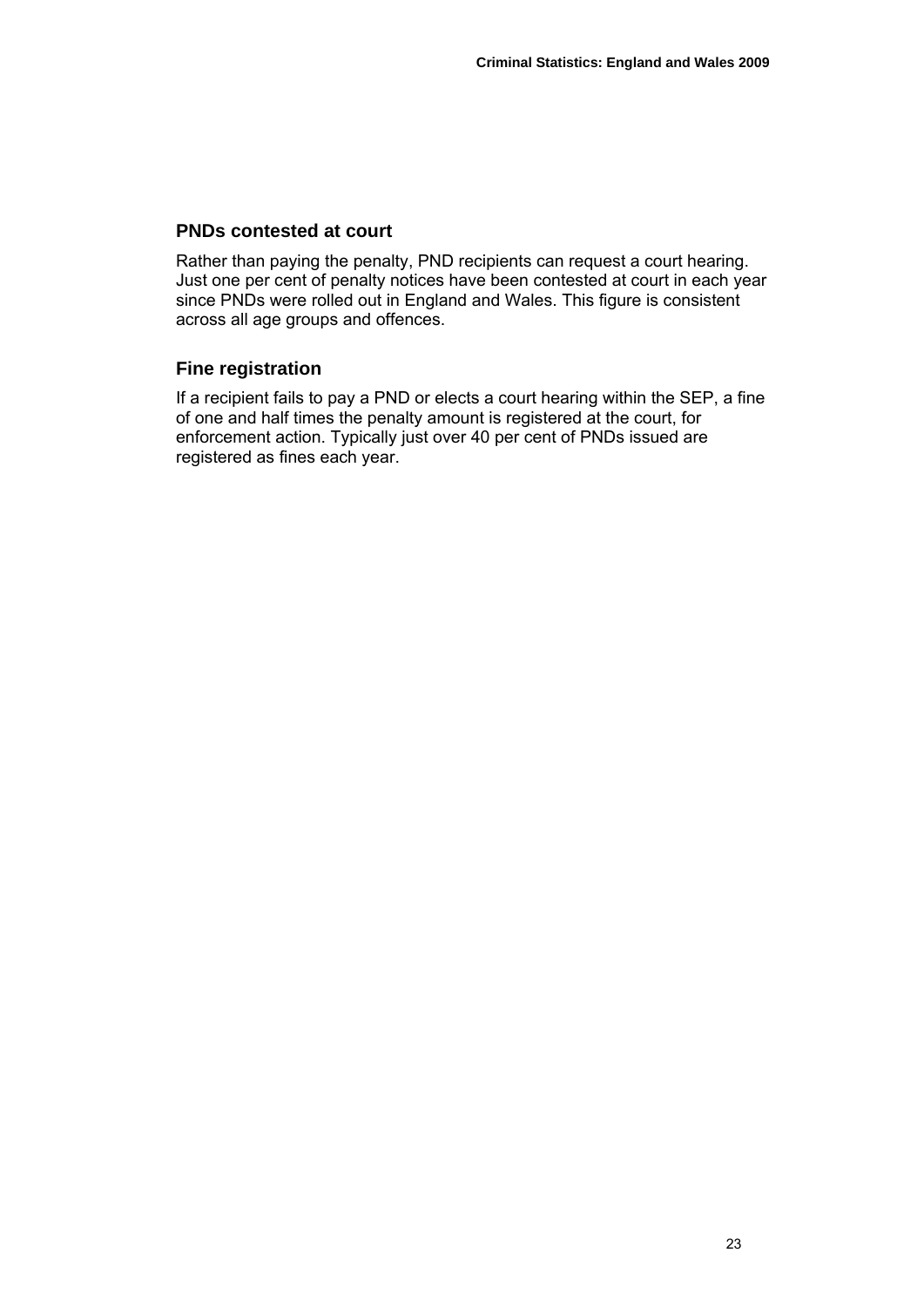### PNDs contested at court

Rather than paying the penalty, PND recipients can request a court hearing. Just one per cent of penalty notices have been contested at court in each year since PNDs were rolled out in England and Wales. This figure is consistent across all age groups and offences.

### Fine registration

If a recipient fails to pay a PND or elects a court hearing within the SEP, a fine of one and half times the penalty amount is registered at the court, for enforcement action. Typically just over 40 per cent of PNDs issued are registered as fines each year.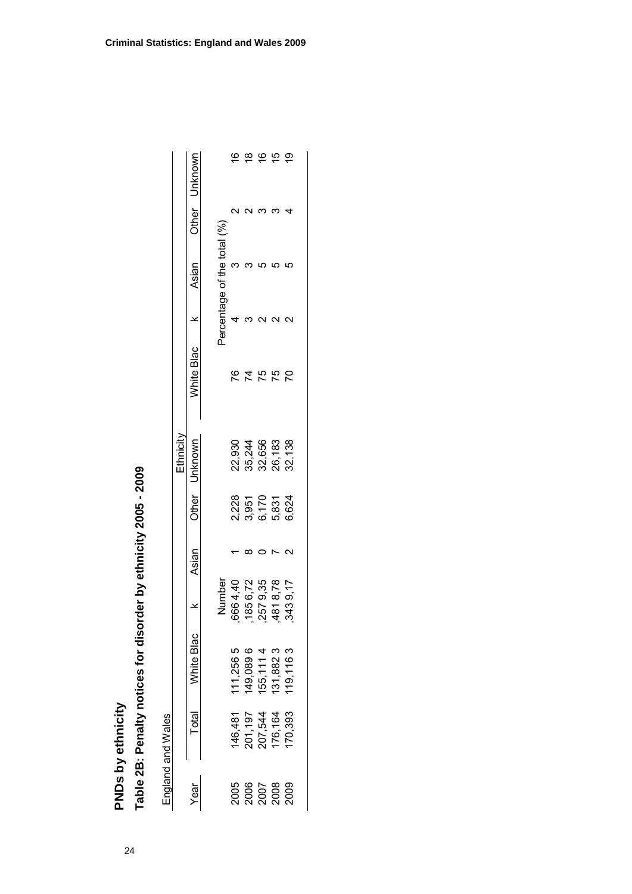## PNDs by ethnicity

### Table 2B: Penalty notices for disorder by ethnicity 2005 - 2009

England and Wales

| Year | Total | Ethnicity | | | | | | | | | |
|---|---|---|---|---|---|---|---|---|---|---|---|
| | | White | Black | Asian | Other | Unknown | White | Black | Asian | Other | Unknown |
| | | Number | | | | | Percentage of the total (%) | | | | |
| 2005 | 146,481 | 111,256 | 5,666 | 4,401 | 2,228 | 22,930 | 76 | 4 | 3 | 2 | 16 |
| 2006 | 201,197 | 149,089 | 6,185 | 6,728 | 3,951 | 35,244 | 74 | 3 | 3 | 2 | 18 |
| 2007 | 207,544 | 155,111 | 4,257 | 9,350 | 6,170 | 32,656 | 75 | 2 | 5 | 3 | 16 |
| 2008 | 176,164 | 131,882 | 3,481 | 8,787 | 5,831 | 26,183 | 75 | 2 | 5 | 3 | 15 |
| 2009 | 170,393 | 119,116 | 3,343 | 9,172 | 6,624 | 32,138 | 70 | 2 | 5 | 4 | 19 |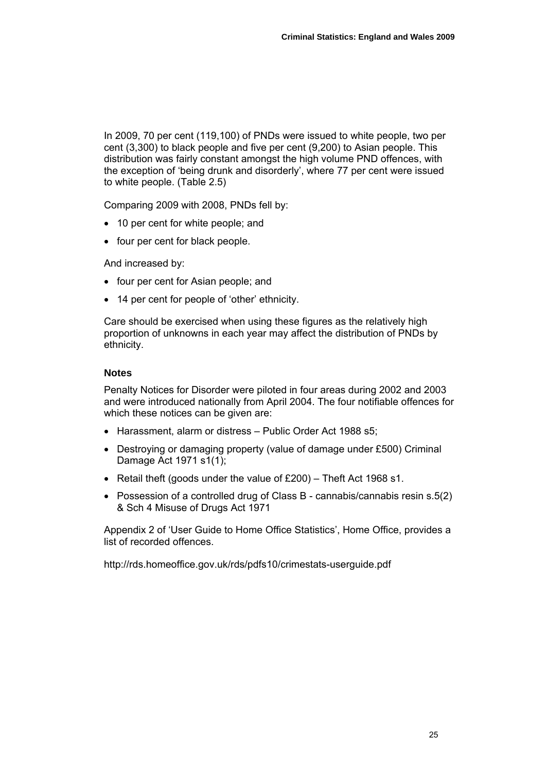In 2009, 70 per cent (119,100) of PNDs were issued to white people, two per cent (3,300) to black people and five per cent (9,200) to Asian people. This distribution was fairly constant amongst the high volume PND offences, with the exception of 'being drunk and disorderly', where 77 per cent were issued to white people. (Table 2.5)

Comparing 2009 with 2008, PNDs fell by:

- 10 per cent for white people; and
- four per cent for black people.

And increased by:

- four per cent for Asian people; and
- 14 per cent for people of 'other' ethnicity.

Care should be exercised when using these figures as the relatively high proportion of unknowns in each year may affect the distribution of PNDs by ethnicity.

### Notes

Penalty Notices for Disorder were piloted in four areas during 2002 and 2003 and were introduced nationally from April 2004. The four notifiable offences for which these notices can be given are:

- Harassment, alarm or distress – Public Order Act 1988 s5;
- Destroying or damaging property (value of damage under £500) Criminal Damage Act 1971 s1(1);
- Retail theft (goods under the value of £200) – Theft Act 1968 s1.
- Possession of a controlled drug of Class B - cannabis/cannabis resin s.5(2) & Sch 4 Misuse of Drugs Act 1971

Appendix 2 of 'User Guide to Home Office Statistics', Home Office, provides a list of recorded offences.

http://rds.homeoffice.gov.uk/rds/pdfs10/crimestats-userguide.pdf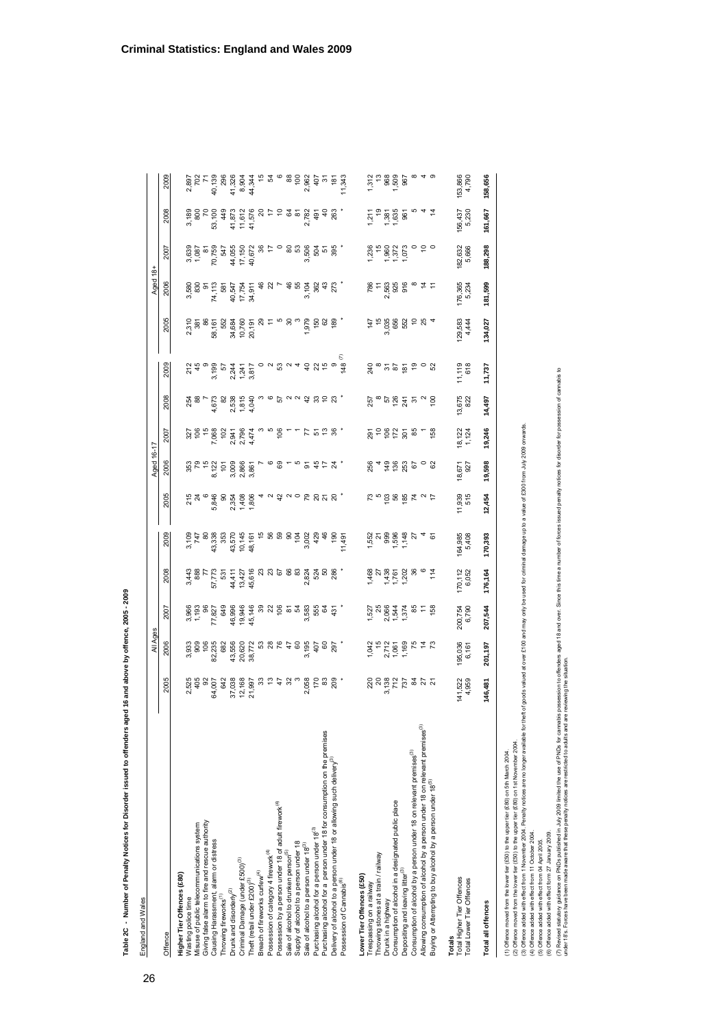**Table 2C - Number of Penalty Notices for Disorder issued to offenders aged 16 and above by offence, 2005 - 2009**

England and Wales

| Offence | All Ages | | | | | Aged 16-17 | | | | | Aged 18+ | | | | |
|---|---|---|---|---|---|---|---|---|---|---|---|---|---|---|---|
| | 2005 | 2006 | 2007 | 2008 | 2009 | 2005 | 2006 | 2007 | 2008 | 2009 | 2005 | 2006 | 2007 | 2008 | 2009 |
| **Higher Tier Offences (£80)** | | | | | | | | | | | | | | | |
| Wasting police time | 2,525 | 3,933 | 3,966 | 3,443 | 3,109 | 215 | 353 | 327 | 254 | 212 | 2,310 | 3,580 | 3,639 | 3,189 | 2,897 |
| Misuse of public telecommunications system | 405 | 909 | 1,193 | 888 | 747 | 24 | 79 | 106 | 88 | 45 | 381 | 830 | 1,087 | 800 | 702 |
| Giving false alarm to fire and rescue authority | 92 | 106 | 96 | 77 | 80 | 6 | 15 | 15 | 7 | 9 | 86 | 91 | 81 | 70 | 71 |
| Causing Harassment, alarm or distress | 64,007 | 82,235 | 77,827 | 57,773 | 43,338 | 5,846 | 8,122 | 7,068 | 4,673 | 3,199 | 58,161 | 74,113 | 70,759 | 53,100 | 40,139 |
| Throwing fireworks[1] | 642 | 682 | 649 | 531 | 353 | 90 | 101 | 102 | 82 | 57 | 552 | 581 | 547 | 449 | 296 |
| Drunk and disorderly[2] | 37,038 | 43,556 | 46,996 | 44,411 | 43,570 | 2,354 | 3,009 | 2,941 | 2,538 | 2,244 | 34,684 | 40,547 | 44,055 | 41,873 | 41,326 |
| Criminal Damage (under £500)[3] | 12,168 | 20,620 | 19,946 | 13,427 | 10,145 | 1,408 | 2,866 | 2,796 | 1,815 | 1,241 | 10,760 | 17,754 | 17,150 | 11,612 | 8,904 |
| Theft (retail under £200)[3] | 21,997 | 38,772 | 45,146 | 45,616 | 48,161 | 1,806 | 3,861 | 4,474 | 4,040 | 3,817 | 20,191 | 34,911 | 40,672 | 41,576 | 44,344 |
| Breach of fireworks curfew[4] | 33 | 53 | 39 | 23 | 15 | 4 | 7 | 3 | 3 | 0 | 29 | 46 | 36 | 20 | 15 |
| Possession of category 4 firework[4] | 13 | 28 | 22 | 23 | 56 | 2 | 6 | 5 | 6 | 2 | 11 | 22 | 17 | 17 | 54 |
| Possession by a person under 18 of adult firework[4] | 47 | 76 | 106 | 67 | 59 | 42 | 69 | 106 | 57 | 53 | 5 | 7 | 0 | 10 | 6 |
| Sale of alcohol to drunken person[3] | 32 | 47 | 81 | 66 | 90 | 2 | 1 | 1 | 2 | 2 | 30 | 46 | 80 | 64 | 88 |
| Supply of alcohol to a person under 18 | 3 | 60 | 54 | 83 | 104 | 0 | 5 | 1 | 2 | 4 | 3 | 55 | 53 | 81 | 100 |
| Sale of alcohol to a person under 18[3] | 2,058 | 3,195 | 3,583 | 2,824 | 3,002 | 79 | 91 | 77 | 42 | 40 | 1,979 | 3,104 | 3,506 | 2,782 | 2,962 |
| Purchasing alcohol for a person under 18[3] | 170 | 407 | 555 | 524 | 429 | 20 | 45 | 51 | 33 | 22 | 150 | 362 | 504 | 491 | 407 |
| Purchasing alcohol for a person under 18 for consumption on the premises | 83 | 60 | 64 | 50 | 46 | 21 | 17 | 13 | 10 | 15 | 62 | 43 | 51 | 40 | 31 |
| Delivery of alcohol to a person under 18 or allowing such delivery[3] | 209 | 297 | 431 | 286 | 190 | 20 | 24 | 36 | 23 | 9 | 189 | 273 | 395 | 263 | 181 |
| Possession of Cannabis[6] | * | * | * | * | 11,491 | * | * | * | * | 148 [7] | * | * | * | * | 11,343 |
| **Lower Tier Offences (£50)** | | | | | | | | | | | | | | | |
| Trespassing on a railway | 220 | 1,042 | 1,527 | 1,468 | 1,552 | 73 | 256 | 291 | 257 | 240 | 147 | 786 | 1,236 | 1,211 | 1,312 |
| Throwing stones at a train / railway | 20 | 15 | 25 | 27 | 21 | 5 | 4 | 10 | 8 | 8 | 15 | 11 | 15 | 19 | 13 |
| Drunk in a highway | 3,138 | 2,712 | 2,066 | 1,438 | 999 | 103 | 149 | 106 | 57 | 31 | 3,035 | 2,563 | 1,960 | 1,381 | 968 |
| Consumption of alcohol in a designated public place | 712 | 1,061 | 1,544 | 1,761 | 1,596 | 56 | 136 | 172 | 126 | 87 | 656 | 925 | 1,372 | 1,635 | 1,509 |
| Depositing and leaving litter[3] | 737 | 1,169 | 1,374 | 1,202 | 1,148 | 185 | 253 | 301 | 241 | 181 | 552 | 916 | 1,073 | 961 | 967 |
| Consumption of alcohol by a person under 18 on relevant premises[3] | 84 | 75 | 85 | 36 | 27 | 74 | 67 | 85 | 31 | 19 | 10 | 8 | 0 | 5 | 8 |
| Allowing consumption of alcohol by a person under 18 on relevant premises[3] | 27 | 14 | 11 | 6 | 4 | 2 | 0 | 1 | 2 | 0 | 25 | 14 | 10 | 4 | 4 |
| Buying or Attempting to buy alcohol by a person under 18[5] | 21 | 73 | 158 | 114 | 61 | 17 | 62 | 158 | 100 | 52 | 4 | 11 | 0 | 14 | 9 |
| **Totals** | | | | | | | | | | | | | | | |
| Total Higher Tier Offences | 141,522 | 195,036 | 200,754 | 170,112 | 164,985 | 11,939 | 18,671 | 18,122 | 13,675 | 11,119 | 129,583 | 176,365 | 182,632 | 156,437 | 153,866 |
| Total Lower Tier Offences | 4,959 | 6,161 | 6,790 | 6,052 | 5,408 | 515 | 927 | 1,124 | 822 | 618 | 4,444 | 5,234 | 5,666 | 5,230 | 4,790 |
| **Total all offences** | **146,481** | **201,197** | **207,544** | **176,164** | **170,393** | **12,454** | **19,598** | **19,246** | **14,497** | **11,737** | **134,027** | **181,599** | **188,298** | **161,667** | **158,656** |

(1) Offence moved from the lower tier (£50) to the upper tier (£80) on 5th March 2004.
(2) Offence moved from the lower tier (£50) to the upper tier (£80) on 1st November 2004.
(3) Offence added with effect from 1 November 2004. Penalty notices are no longer available for theft of goods valued at over £100 and may only be used for criminal damage up to a value of £300 from July 2009 onwards.
(4) Offence added with effect from 11 October 2004.
(5) Offence added with effect from 04 April 2005.
(6) Offence added with effect from 27 January 2009.
(7) Revised statutory guidance on PNDs published in July 2009 limited the use of PNDs for cannabis possession to offenders aged 18 and over. Since this time a number of forces issued penalty notices for disorder for possession of cannabis to under 18's. Forces have been made aware that these penalty notices are restricted to adults and are reviewing the situation.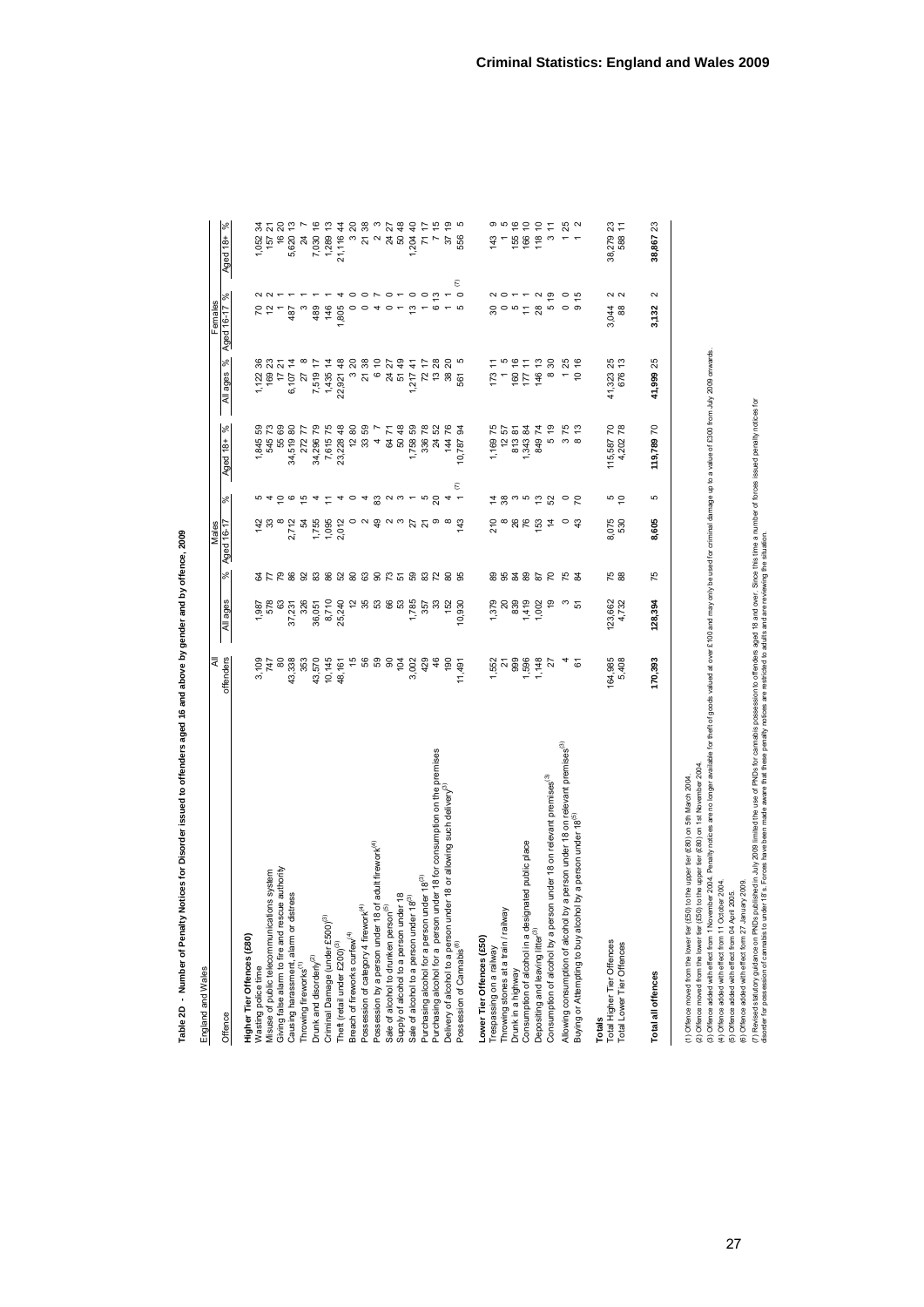**Table 2D - Number of Penalty Notices for Disorder issued to offenders aged 16 and above by gender and by offence, 2009**

England and Wales

| Offence | All offenders | Males | | | | | | Females | | | | | |
|---|---|---|---|---|---|---|---|---|---|---|---|---|---|
| | | All ages | % | Aged 16-17 | % | Aged 18+ | % | All ages | % | Aged 16-17 | % | Aged 18+ | % |
| **Higher Tier Offences (£80)** | | | | | | | | | | | | | |
| Wasting police time | 3,109 | 1,987 | 64 | 142 | 5 | 1,845 | 59 | 1,122 | 36 | 70 | 2 | 1,052 | 34 |
| Misuse of public telecommunications system | 747 | 578 | 77 | 33 | 4 | 545 | 73 | 169 | 23 | 12 | 2 | 157 | 21 |
| Giving false alarm to fire and rescue authority | 80 | 63 | 79 | 8 | 10 | 55 | 69 | 17 | 21 | 1 | 1 | 16 | 20 |
| Causing harassment, alarm or distress | 43,338 | 37,231 | 86 | 2,712 | 6 | 34,519 | 80 | 6,107 | 14 | 487 | 1 | 5,620 | 13 |
| Throwing fireworks(1) | 353 | 326 | 92 | 54 | 15 | 272 | 77 | 27 | 8 | 3 | 1 | 24 | 7 |
| Drunk and disorderly(2) | 43,570 | 36,051 | 83 | 1,755 | 4 | 34,296 | 79 | 7,519 | 17 | 489 | 1 | 7,030 | 16 |
| Criminal Damage (under £500)(3) | 10,145 | 8,710 | 86 | 1,095 | 11 | 7,615 | 75 | 1,435 | 14 | 146 | 1 | 1,289 | 13 |
| Theft (retail under £200)(3) | 48,161 | 25,240 | 52 | 2,012 | 4 | 23,228 | 48 | 22,921 | 48 | 1,805 | 4 | 21,116 | 44 |
| Breach of fireworks curfew(4) | 15 | 12 | 80 | 0 | 0 | 12 | 80 | 3 | 20 | 0 | 0 | 3 | 20 |
| Possession of category 4 firework(4) | 56 | 35 | 63 | 2 | 4 | 33 | 59 | 21 | 38 | 0 | 0 | 21 | 38 |
| Possession by a person under 18 of adult firework(4) | 59 | 53 | 90 | 49 | 83 | 4 | 7 | 6 | 10 | 4 | 7 | 2 | 3 |
| Sale of alcohol to drunken person(5) | 90 | 66 | 73 | 2 | 2 | 64 | 71 | 24 | 27 | 0 | 0 | 24 | 27 |
| Supply of alcohol to a person under 18 | 104 | 53 | 51 | 3 | 3 | 50 | 48 | 51 | 49 | 1 | 1 | 50 | 48 |
| Sale of alcohol to a person under 18(3) | 3,002 | 1,785 | 59 | 27 | 1 | 1,758 | 59 | 1,217 | 41 | 13 | 0 | 1,204 | 40 |
| Purchasing alcohol for a person under 18(3) | 429 | 357 | 83 | 21 | 5 | 336 | 78 | 72 | 17 | 1 | 0 | 71 | 17 |
| Purchasing alcohol for a person under 18 for consumption on the premises | 46 | 33 | 72 | 9 | 20 | 24 | 52 | 13 | 28 | 6 | 13 | 7 | 15 |
| Delivery of alcohol to a person under 18 or allowing such delivery(3) | 190 | 152 | 80 | 8 | 4 | 144 | 76 | 38 | 20 | 1 | 1 | 37 | 19 |
| Possession of Cannabis(6) | 11,491 | 10,930 | 95 | 143 | 1 (7) | 10,787 | 94 | 561 | 5 | 5 | 0 (7) | 556 | 5 |
| **Lower Tier Offences (£50)** | | | | | | | | | | | | | |
| Trespassing on a railway | 1,552 | 1,379 | 89 | 210 | 14 | 1,169 | 75 | 173 | 11 | 30 | 2 | 143 | 9 |
| Throwing stones at a train / railway | 21 | 20 | 95 | 8 | 38 | 12 | 57 | 1 | 5 | 0 | 0 | 1 | 5 |
| Drunk in a highway | 999 | 839 | 84 | 26 | 3 | 813 | 81 | 160 | 16 | 5 | 1 | 155 | 16 |
| Consumption of alcohol in a designated public place | 1,596 | 1,419 | 89 | 76 | 5 | 1,343 | 84 | 177 | 11 | 11 | 1 | 166 | 10 |
| Depositing and leaving litter(3) | 1,148 | 1,002 | 87 | 153 | 13 | 849 | 74 | 146 | 13 | 28 | 2 | 118 | 10 |
| Consumption of alcohol by a person under 18 on relevant premises(3) | 27 | 19 | 70 | 14 | 52 | 5 | 19 | 8 | 30 | 5 | 19 | 3 | 11 |
| Allowing consumption of alcohol by a person under 18 on relevant premises(3) | 4 | 3 | 75 | 0 | 0 | 3 | 75 | 1 | 25 | 0 | 0 | 1 | 25 |
| Buying or Attempting to buy alcohol by a person under 18(5) | 61 | 51 | 84 | 43 | 70 | 8 | 13 | 10 | 16 | 9 | 15 | 1 | 2 |
| **Totals** | | | | | | | | | | | | | |
| Total Higher Tier Offences | 164,985 | 123,662 | 75 | 8,075 | 5 | 115,587 | 70 | 41,323 | 25 | 3,044 | 2 | 38,279 | 23 |
| Total Lower Tier Offences | 5,408 | 4,732 | 88 | 530 | 10 | 4,202 | 78 | 676 | 13 | 88 | 2 | 588 | 11 |
| **Total all offences** | **170,393** | **128,394** | **75** | **8,605** | **5** | **119,789** | **70** | **41,999** | **25** | **3,132** | **2** | **38,867** | **23** |

(1) Offence moved from the lower tier (£50) to the upper tier (£80) on 5th March 2004.
(2) Offence moved from the lower tier (£50) to the upper tier (£80) on 1st November 2004.
(3) Offence added with effect from 1 November 2004. Penalty notices are no longer available for theft of goods valued at over £100 and may only be used for criminal damage up to a value of £300 from July 2009 onwards.
(4) Offence added with effect from 11 October 2004.
(5) Offence added with effect from 04 April 2005.
(6) Offence added with effect from 27 January 2009.
(7) Revised statutory guidance on PNDs published in July 2009 limited the use of PNDs for cannabis possession to offenders aged 18 and over. Since this time a number of forces issued penalty notices for disorder for possession of cannabis to under 18's. Forces have been made aware that these penalty notices are restricted to adults and are reviewing the situation.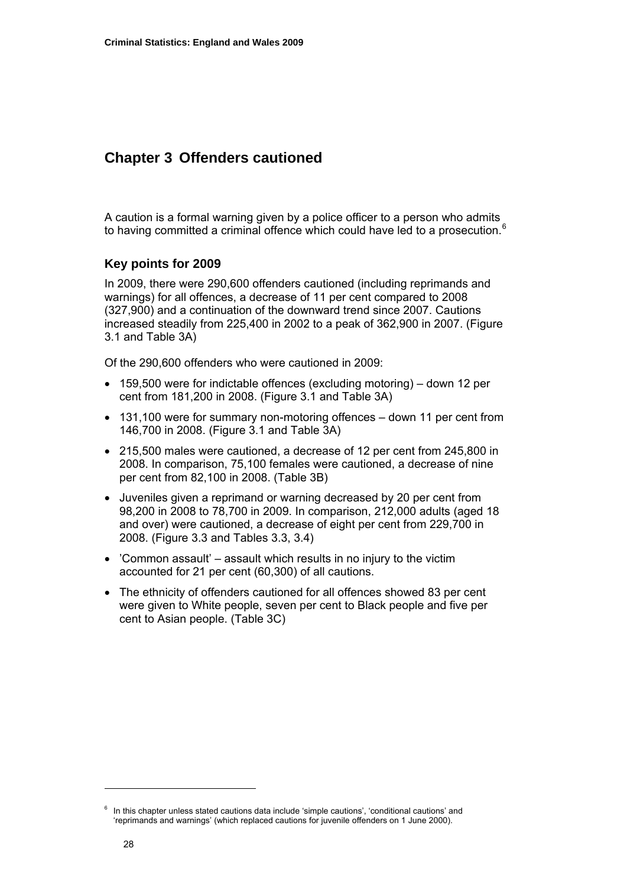# Chapter 3 Offenders cautioned

A caution is a formal warning given by a police officer to a person who admits to having committed a criminal offence which could have led to a prosecution.[6]

## Key points for 2009

In 2009, there were 290,600 offenders cautioned (including reprimands and warnings) for all offences, a decrease of 11 per cent compared to 2008 (327,900) and a continuation of the downward trend since 2007. Cautions increased steadily from 225,400 in 2002 to a peak of 362,900 in 2007. (Figure 3.1 and Table 3A)

Of the 290,600 offenders who were cautioned in 2009:

- 159,500 were for indictable offences (excluding motoring) – down 12 per cent from 181,200 in 2008. (Figure 3.1 and Table 3A)
- 131,100 were for summary non-motoring offences – down 11 per cent from 146,700 in 2008. (Figure 3.1 and Table 3A)
- 215,500 males were cautioned, a decrease of 12 per cent from 245,800 in 2008. In comparison, 75,100 females were cautioned, a decrease of nine per cent from 82,100 in 2008. (Table 3B)
- Juveniles given a reprimand or warning decreased by 20 per cent from 98,200 in 2008 to 78,700 in 2009. In comparison, 212,000 adults (aged 18 and over) were cautioned, a decrease of eight per cent from 229,700 in 2008. (Figure 3.3 and Tables 3.3, 3.4)
- 'Common assault' – assault which results in no injury to the victim accounted for 21 per cent (60,300) of all cautions.
- The ethnicity of offenders cautioned for all offences showed 83 per cent were given to White people, seven per cent to Black people and five per cent to Asian people. (Table 3C)

---

[6] In this chapter unless stated cautions data include 'simple cautions', 'conditional cautions' and 'reprimands and warnings' (which replaced cautions for juvenile offenders on 1 June 2000).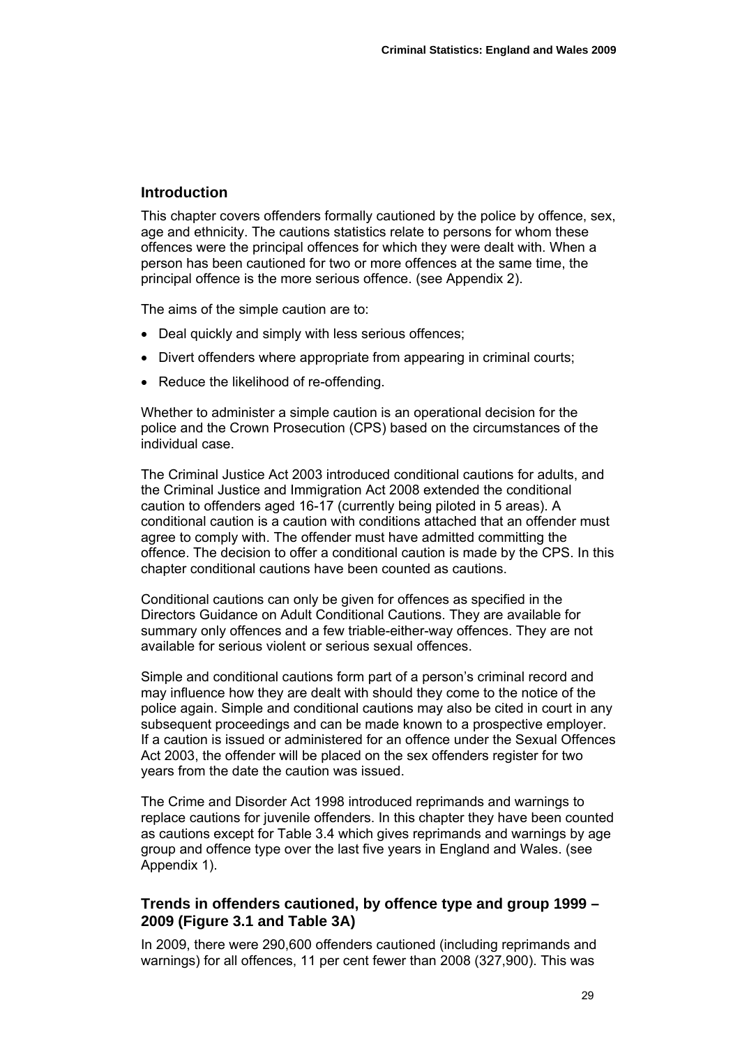## Introduction

This chapter covers offenders formally cautioned by the police by offence, sex, age and ethnicity. The cautions statistics relate to persons for whom these offences were the principal offences for which they were dealt with. When a person has been cautioned for two or more offences at the same time, the principal offence is the more serious offence. (see Appendix 2).

The aims of the simple caution are to:

- Deal quickly and simply with less serious offences;
- Divert offenders where appropriate from appearing in criminal courts;
- Reduce the likelihood of re-offending.

Whether to administer a simple caution is an operational decision for the police and the Crown Prosecution (CPS) based on the circumstances of the individual case.

The Criminal Justice Act 2003 introduced conditional cautions for adults, and the Criminal Justice and Immigration Act 2008 extended the conditional caution to offenders aged 16-17 (currently being piloted in 5 areas). A conditional caution is a caution with conditions attached that an offender must agree to comply with. The offender must have admitted committing the offence. The decision to offer a conditional caution is made by the CPS. In this chapter conditional cautions have been counted as cautions.

Conditional cautions can only be given for offences as specified in the Directors Guidance on Adult Conditional Cautions. They are available for summary only offences and a few triable-either-way offences. They are not available for serious violent or serious sexual offences.

Simple and conditional cautions form part of a person's criminal record and may influence how they are dealt with should they come to the notice of the police again. Simple and conditional cautions may also be cited in court in any subsequent proceedings and can be made known to a prospective employer. If a caution is issued or administered for an offence under the Sexual Offences Act 2003, the offender will be placed on the sex offenders register for two years from the date the caution was issued.

The Crime and Disorder Act 1998 introduced reprimands and warnings to replace cautions for juvenile offenders. In this chapter they have been counted as cautions except for Table 3.4 which gives reprimands and warnings by age group and offence type over the last five years in England and Wales. (see Appendix 1).

## Trends in offenders cautioned, by offence type and group 1999 – 2009 (Figure 3.1 and Table 3A)

In 2009, there were 290,600 offenders cautioned (including reprimands and warnings) for all offences, 11 per cent fewer than 2008 (327,900). This was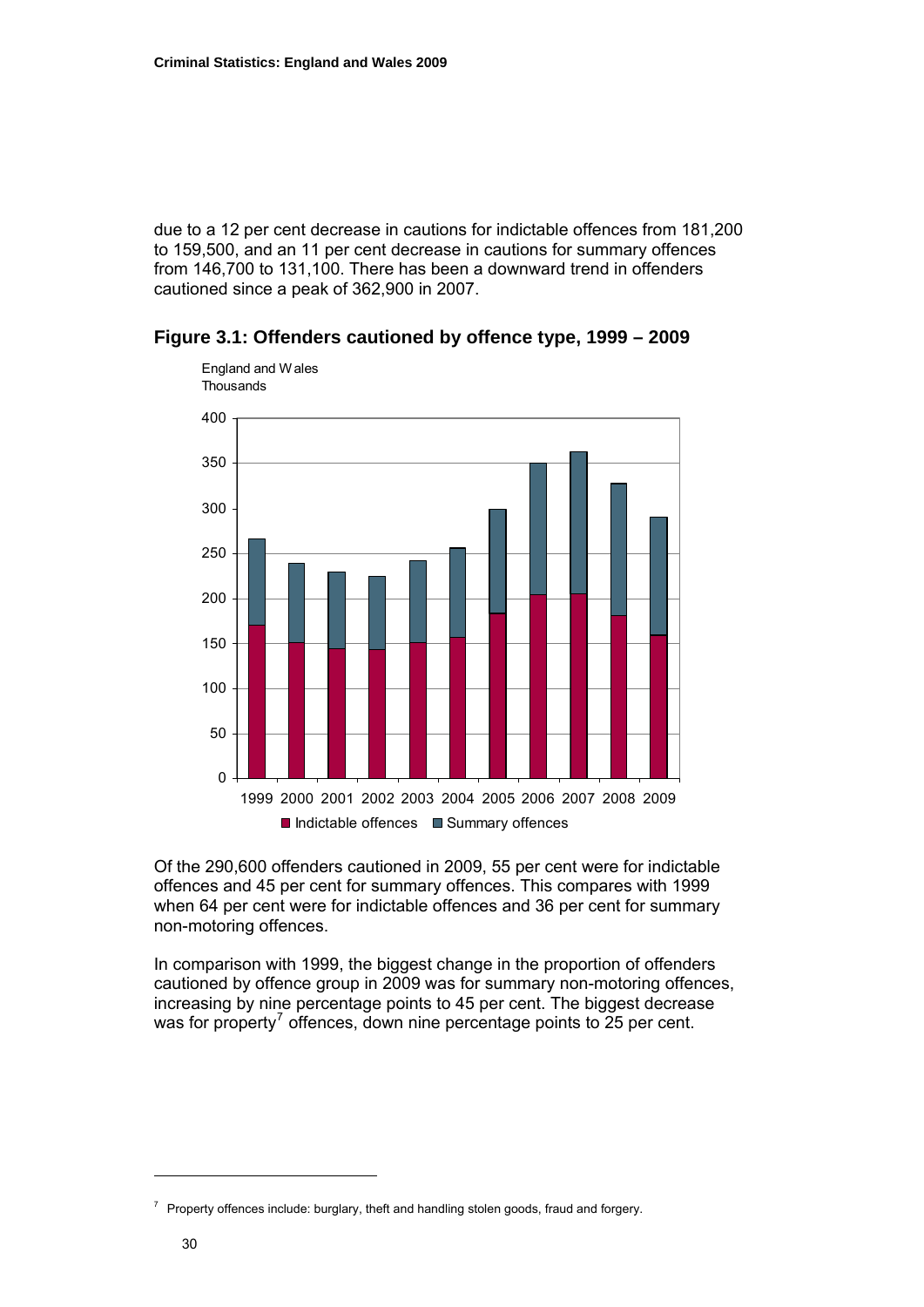due to a 12 per cent decrease in cautions for indictable offences from 181,200 to 159,500, and an 11 per cent decrease in cautions for summary offences from 146,700 to 131,100. There has been a downward trend in offenders cautioned since a peak of 362,900 in 2007.

### Figure 3.1: Offenders cautioned by offence type, 1999 – 2009

England and Wales
Thousands

Of the 290,600 offenders cautioned in 2009, 55 per cent were for indictable offences and 45 per cent for summary offences. This compares with 1999 when 64 per cent were for indictable offences and 36 per cent for summary non-motoring offences.

In comparison with 1999, the biggest change in the proportion of offenders cautioned by offence group in 2009 was for summary non-motoring offences, increasing by nine percentage points to 45 per cent. The biggest decrease was for property[7] offences, down nine percentage points to 25 per cent.

[7] Property offences include: burglary, theft and handling stolen goods, fraud and forgery.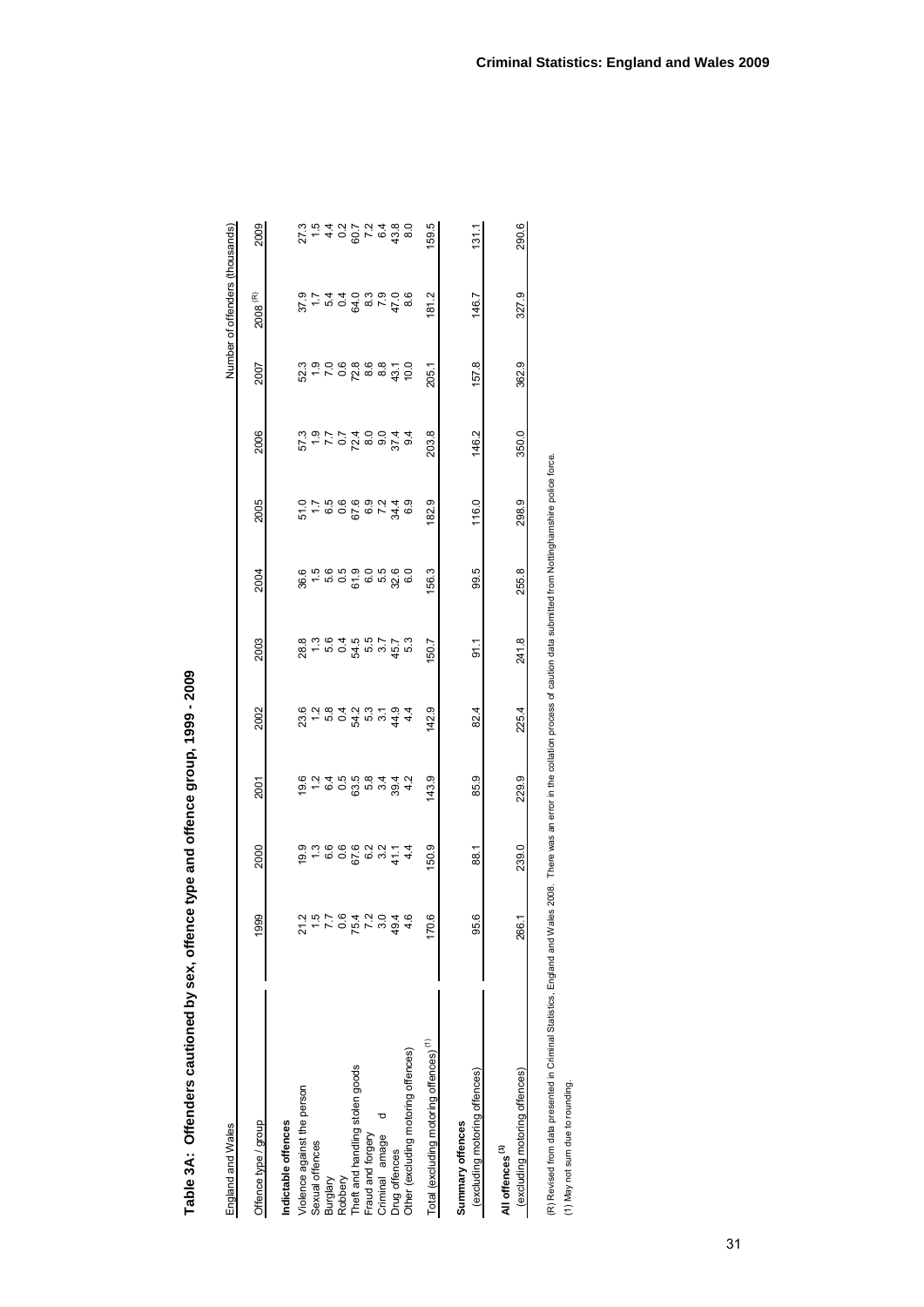# Table 3A: Offenders cautioned by sex, offence type and offence group, 1999 - 2009

England and Wales

Number of offenders (thousands)

| Offence type / group | 1999 | 2000 | 2001 | 2002 | 2003 | 2004 | 2005 | 2006 | 2007 | 2008 (R) | 2009 |
|---|---|---|---|---|---|---|---|---|---|---|---|
| **Indictable offences** | | | | | | | | | | | |
| Violence against the person | 21.2 | 19.9 | 19.6 | 23.6 | 28.8 | 36.6 | 51.0 | 57.3 | 52.3 | 37.9 | 27.3 |
| Sexual offences | 1.5 | 1.3 | 1.2 | 1.2 | 1.3 | 1.5 | 1.7 | 1.9 | 1.9 | 1.7 | 1.5 |
| Burglary | 7.7 | 6.6 | 6.4 | 5.8 | 5.6 | 5.6 | 6.5 | 7.7 | 7.0 | 5.4 | 4.4 |
| Robbery | 0.6 | 0.6 | 0.5 | 0.4 | 0.4 | 0.5 | 0.6 | 0.7 | 0.6 | 0.4 | 0.2 |
| Theft and handling stolen goods | 75.4 | 67.6 | 63.5 | 54.2 | 54.5 | 61.9 | 67.6 | 72.4 | 72.8 | 64.0 | 60.7 |
| Fraud and forgery | 7.2 | 6.2 | 5.8 | 5.3 | 5.5 | 6.0 | 6.9 | 8.0 | 8.6 | 8.3 | 7.2 |
| Criminal amage d | 3.0 | 3.2 | 3.4 | 3.1 | 3.7 | 5.5 | 7.2 | 9.0 | 8.8 | 7.9 | 6.4 |
| Drug offences | 49.4 | 41.1 | 39.4 | 44.9 | 45.7 | 32.6 | 34.4 | 37.4 | 43.1 | 47.0 | 43.8 |
| Other (excluding motoring offences) | 4.6 | 4.4 | 4.2 | 4.4 | 5.3 | 6.0 | 6.9 | 9.4 | 10.0 | 8.6 | 8.0 |
| Total (excluding motoring offences) (1) | 170.6 | 150.9 | 143.9 | 142.9 | 150.7 | 156.3 | 182.9 | 203.8 | 205.1 | 181.2 | 159.5 |
| **Summary offences** | | | | | | | | | | | |
| (excluding motoring offences) | 95.6 | 88.1 | 85.9 | 82.4 | 91.1 | 99.5 | 116.0 | 146.2 | 157.8 | 146.7 | 131.1 |
| **All offences (1)** | | | | | | | | | | | |
| (excluding motoring offences) | 266.1 | 239.0 | 229.9 | 225.4 | 241.8 | 255.8 | 298.9 | 350.0 | 362.9 | 327.9 | 290.6 |

(R) Revised from data presented in Criminal Statistics, England and Wales 2008. There was an error in the collation process of caution data submitted from Nottinghamshire police force.

(1) May not sum due to rounding.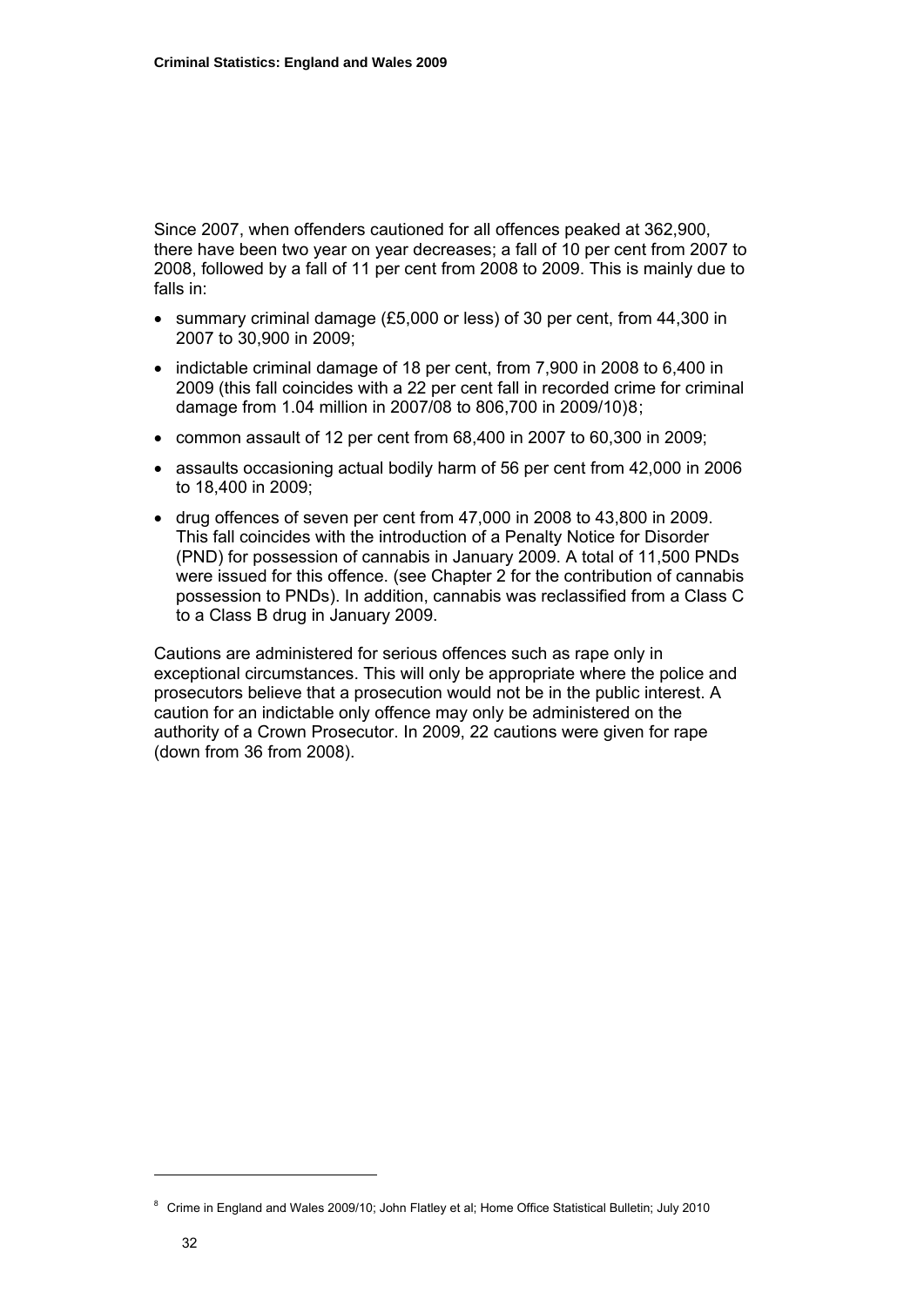Since 2007, when offenders cautioned for all offences peaked at 362,900, there have been two year on year decreases; a fall of 10 per cent from 2007 to 2008, followed by a fall of 11 per cent from 2008 to 2009. This is mainly due to falls in:

- summary criminal damage (£5,000 or less) of 30 per cent, from 44,300 in 2007 to 30,900 in 2009;
- indictable criminal damage of 18 per cent, from 7,900 in 2008 to 6,400 in 2009 (this fall coincides with a 22 per cent fall in recorded crime for criminal damage from 1.04 million in 2007/08 to 806,700 in 2009/10)[8];
- common assault of 12 per cent from 68,400 in 2007 to 60,300 in 2009;
- assaults occasioning actual bodily harm of 56 per cent from 42,000 in 2006 to 18,400 in 2009;
- drug offences of seven per cent from 47,000 in 2008 to 43,800 in 2009. This fall coincides with the introduction of a Penalty Notice for Disorder (PND) for possession of cannabis in January 2009. A total of 11,500 PNDs were issued for this offence. (see Chapter 2 for the contribution of cannabis possession to PNDs). In addition, cannabis was reclassified from a Class C to a Class B drug in January 2009.

Cautions are administered for serious offences such as rape only in exceptional circumstances. This will only be appropriate where the police and prosecutors believe that a prosecution would not be in the public interest. A caution for an indictable only offence may only be administered on the authority of a Crown Prosecutor. In 2009, 22 cautions were given for rape (down from 36 from 2008).

---

[8] Crime in England and Wales 2009/10; John Flatley et al; Home Office Statistical Bulletin; July 2010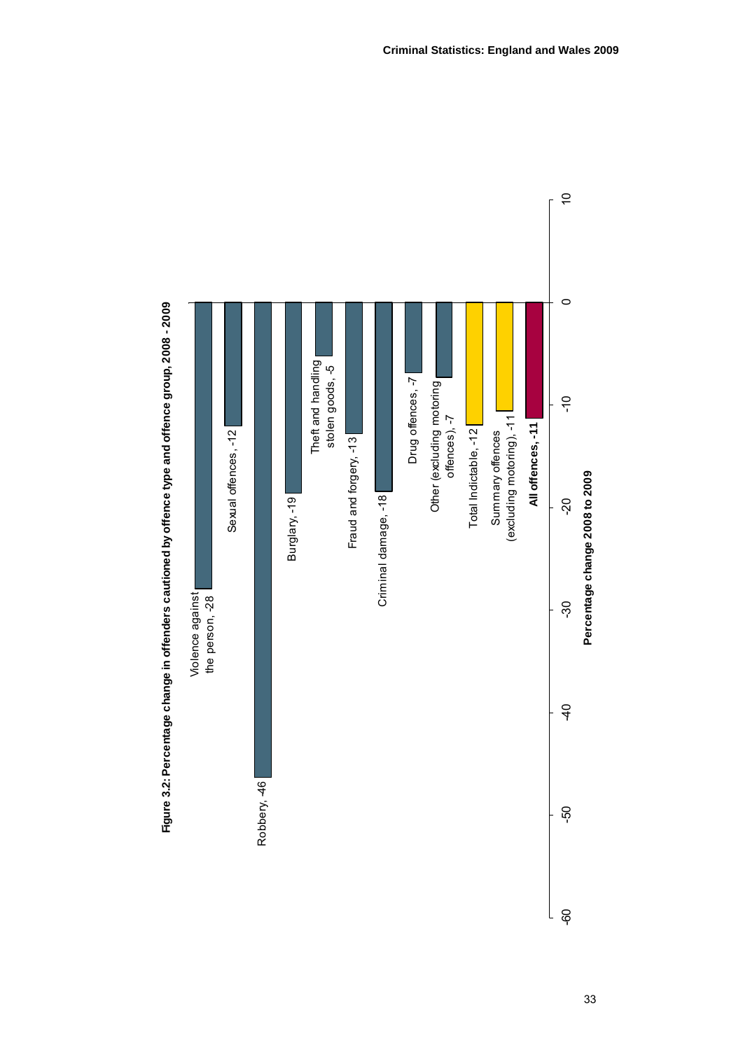**Figure 3.2: Percentage change in offenders cautioned by offence type and offence group, 2008 - 2009**

| Offence type / group | Percentage change 2008 to 2009 |
| --- | --- |
| Violence against the person | -28 |
| Sexual offences | -12 |
| Robbery | -46 |
| Burglary | -19 |
| Theft and handling stolen goods | -5 |
| Fraud and forgery | -13 |
| Criminal damage | -18 |
| Drug offences | -7 |
| Other (excluding motoring offences) | -7 |
| Total Indictable | -12 |
| Summary offences (excluding motoring) | -11 |
| **All offences** | **-11** |

Percentage change 2008 to 2009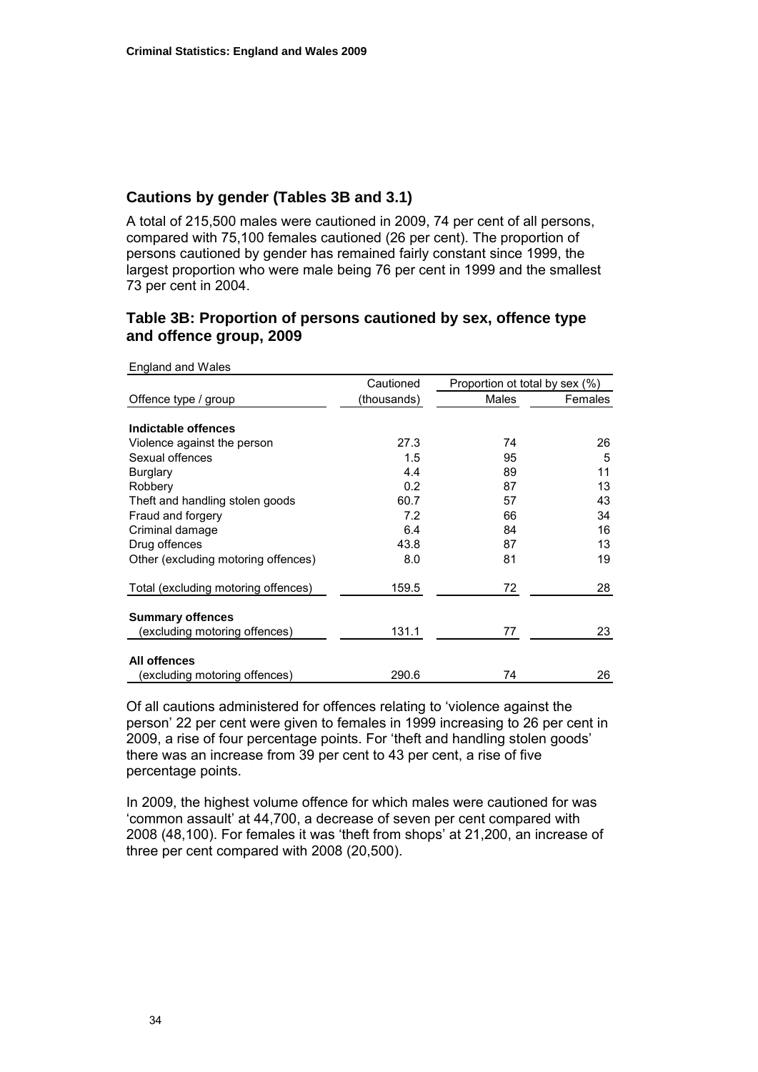## Cautions by gender (Tables 3B and 3.1)

A total of 215,500 males were cautioned in 2009, 74 per cent of all persons, compared with 75,100 females cautioned (26 per cent). The proportion of persons cautioned by gender has remained fairly constant since 1999, the largest proportion who were male being 76 per cent in 1999 and the smallest 73 per cent in 2004.

### Table 3B: Proportion of persons cautioned by sex, offence type and offence group, 2009

England and Wales

| Offence type / group | Cautioned (thousands) | Proportion ot total by sex (%) | |
|---|---|---|---|
| | | Males | Females |
| **Indictable offences** | | | |
| Violence against the person | 27.3 | 74 | 26 |
| Sexual offences | 1.5 | 95 | 5 |
| Burglary | 4.4 | 89 | 11 |
| Robbery | 0.2 | 87 | 13 |
| Theft and handling stolen goods | 60.7 | 57 | 43 |
| Fraud and forgery | 7.2 | 66 | 34 |
| Criminal damage | 6.4 | 84 | 16 |
| Drug offences | 43.8 | 87 | 13 |
| Other (excluding motoring offences) | 8.0 | 81 | 19 |
| Total (excluding motoring offences) | 159.5 | 72 | 28 |
| **Summary offences** (excluding motoring offences) | 131.1 | 77 | 23 |
| **All offences** (excluding motoring offences) | 290.6 | 74 | 26 |

Of all cautions administered for offences relating to 'violence against the person' 22 per cent were given to females in 1999 increasing to 26 per cent in 2009, a rise of four percentage points. For 'theft and handling stolen goods' there was an increase from 39 per cent to 43 per cent, a rise of five percentage points.

In 2009, the highest volume offence for which males were cautioned for was 'common assault' at 44,700, a decrease of seven per cent compared with 2008 (48,100). For females it was 'theft from shops' at 21,200, an increase of three per cent compared with 2008 (20,500).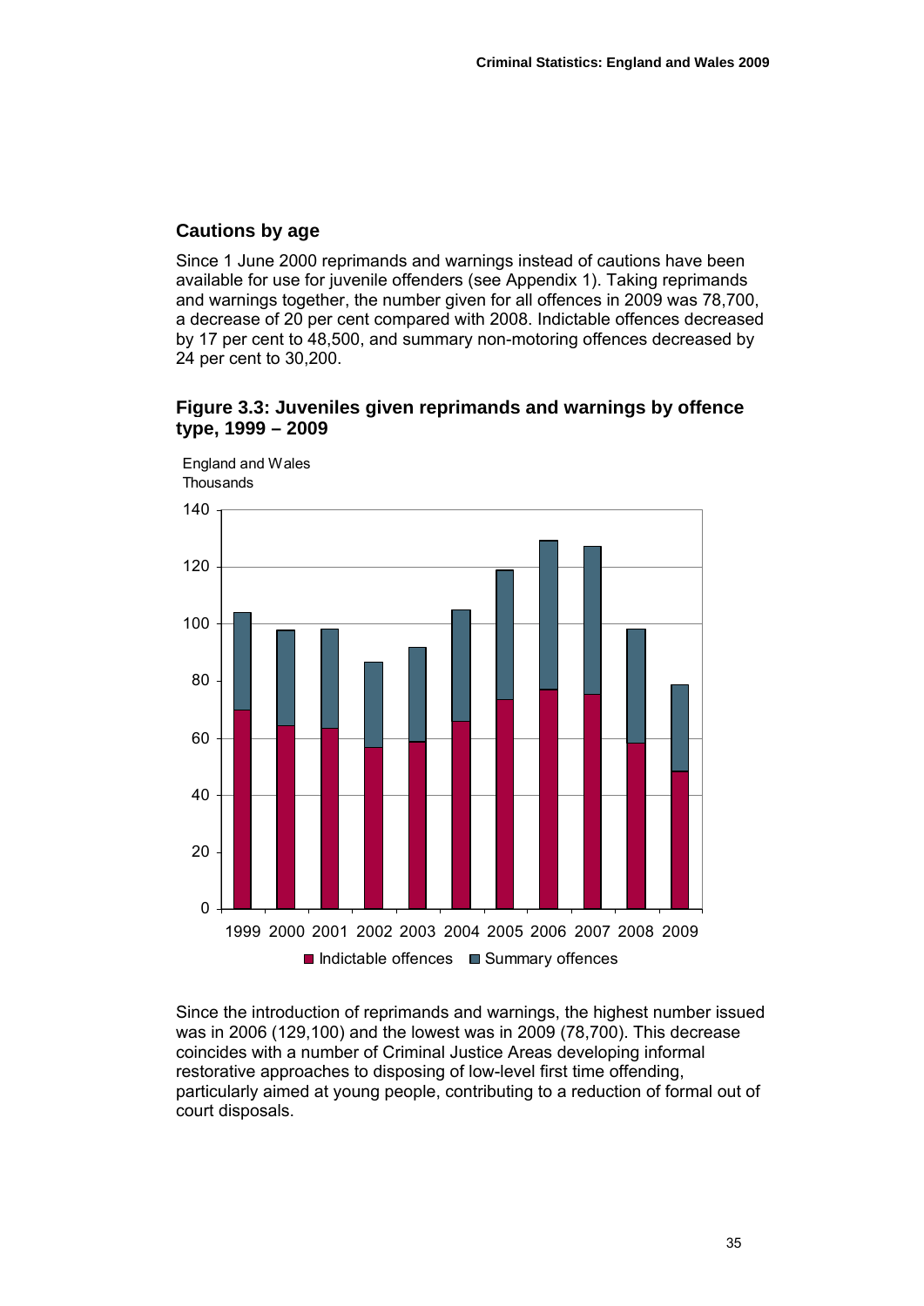## Cautions by age

Since 1 June 2000 reprimands and warnings instead of cautions have been available for use for juvenile offenders (see Appendix 1). Taking reprimands and warnings together, the number given for all offences in 2009 was 78,700, a decrease of 20 per cent compared with 2008. Indictable offences decreased by 17 per cent to 48,500, and summary non-motoring offences decreased by 24 per cent to 30,200.

### Figure 3.3: Juveniles given reprimands and warnings by offence type, 1999 – 2009

England and Wales
Thousands

Since the introduction of reprimands and warnings, the highest number issued was in 2006 (129,100) and the lowest was in 2009 (78,700). This decrease coincides with a number of Criminal Justice Areas developing informal restorative approaches to disposing of low-level first time offending, particularly aimed at young people, contributing to a reduction of formal out of court disposals.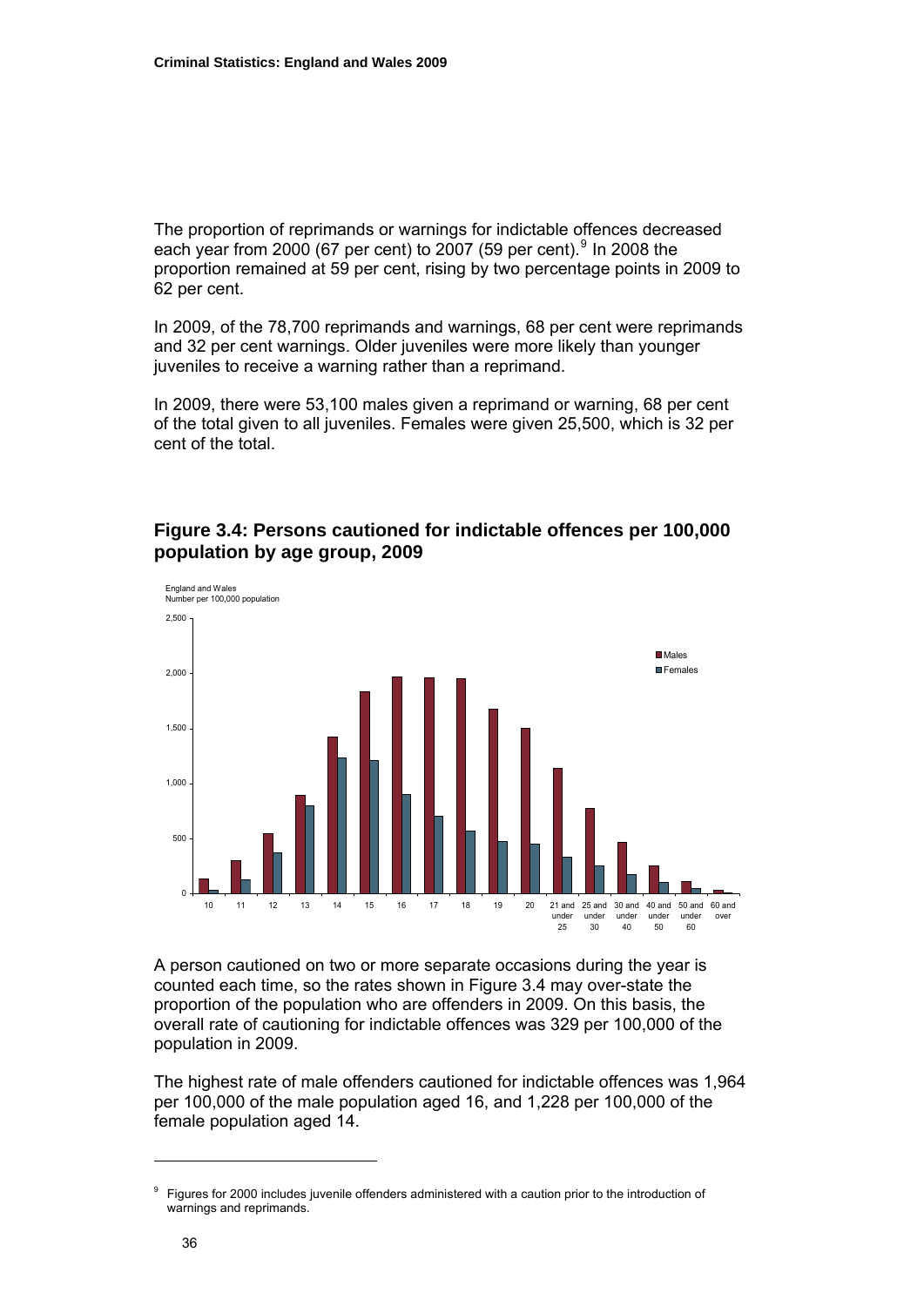The proportion of reprimands or warnings for indictable offences decreased each year from 2000 (67 per cent) to 2007 (59 per cent).[9] In 2008 the proportion remained at 59 per cent, rising by two percentage points in 2009 to 62 per cent.

In 2009, of the 78,700 reprimands and warnings, 68 per cent were reprimands and 32 per cent warnings. Older juveniles were more likely than younger juveniles to receive a warning rather than a reprimand.

In 2009, there were 53,100 males given a reprimand or warning, 68 per cent of the total given to all juveniles. Females were given 25,500, which is 32 per cent of the total.

## Figure 3.4: Persons cautioned for indictable offences per 100,000 population by age group, 2009

A person cautioned on two or more separate occasions during the year is counted each time, so the rates shown in Figure 3.4 may over-state the proportion of the population who are offenders in 2009. On this basis, the overall rate of cautioning for indictable offences was 329 per 100,000 of the population in 2009.

The highest rate of male offenders cautioned for indictable offences was 1,964 per 100,000 of the male population aged 16, and 1,228 per 100,000 of the female population aged 14.

---

[9] Figures for 2000 includes juvenile offenders administered with a caution prior to the introduction of warnings and reprimands.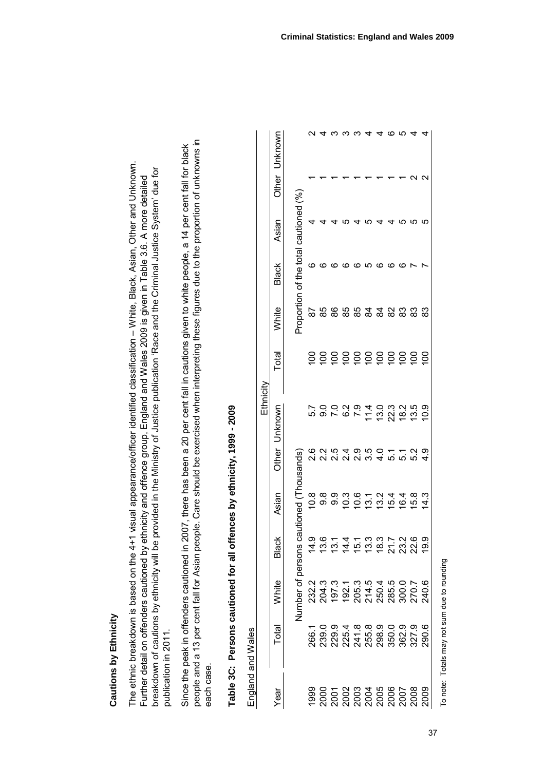## Cautions by Ethnicity

The ethnic breakdown is based on the 4+1 visual appearance/officer identified classification – White, Black, Asian, Other and Unknown. Further detail on offenders cautioned by ethnicity and offence group, England and Wales 2009 is given in Table 3.6. A more detailed breakdown of cautions by ethnicity will be provided in the Ministry of Justice publication 'Race and the Criminal Justice System' due for publication in 2011.

Since the peak in offenders cautioned in 2007, there has been a 20 per cent fall in cautions given to white people, a 14 per cent fall for black people and a 13 per cent fall for Asian people. Care should be exercised when interpreting these figures due to the proportion of unknowns in each case.

### Table 3C: Persons cautioned for all offences by ethnicity, 1999 - 2009

England and Wales

| Year | Ethnicity | | | | | | | | | | | |
|---|---|---|---|---|---|---|---|---|---|---|---|---|
| | Total | White | Black | Asian | Other | Unknown | Total | White | Black | Asian | Other | Unknown |
| | Number of persons cautioned (Thousands) | | | | | | Proportion of the total cautioned (%) | | | | | |
| 1999 | 266.1 | 232.2 | 14.9 | 10.8 | 2.6 | 5.7 | 100 | 87 | 6 | 4 | 1 | 2 |
| 2000 | 239.0 | 204.3 | 13.6 | 9.8 | 2.2 | 9.0 | 100 | 85 | 6 | 4 | 1 | 4 |
| 2001 | 229.9 | 197.3 | 13.1 | 9.9 | 2.5 | 7.0 | 100 | 86 | 6 | 4 | 1 | 3 |
| 2002 | 225.4 | 192.1 | 14.4 | 10.3 | 2.4 | 6.2 | 100 | 85 | 6 | 5 | 1 | 3 |
| 2003 | 241.8 | 205.3 | 15.1 | 10.6 | 2.9 | 7.9 | 100 | 85 | 6 | 4 | 1 | 3 |
| 2004 | 255.8 | 214.5 | 13.3 | 13.1 | 3.5 | 11.4 | 100 | 84 | 5 | 5 | 1 | 4 |
| 2005 | 298.9 | 250.4 | 18.3 | 13.2 | 4.0 | 13.0 | 100 | 84 | 6 | 4 | 1 | 4 |
| 2006 | 350.0 | 285.5 | 21.7 | 15.4 | 5.1 | 22.3 | 100 | 82 | 6 | 4 | 1 | 6 |
| 2007 | 362.9 | 300.0 | 23.2 | 16.4 | 5.1 | 18.2 | 100 | 83 | 6 | 5 | 1 | 5 |
| 2008 | 327.9 | 270.7 | 22.6 | 15.8 | 5.2 | 13.5 | 100 | 83 | 7 | 5 | 2 | 4 |
| 2009 | 290.6 | 240.6 | 19.9 | 14.3 | 4.9 | 10.9 | 100 | 83 | 7 | 5 | 2 | 4 |

To note: Totals may not sum due to rounding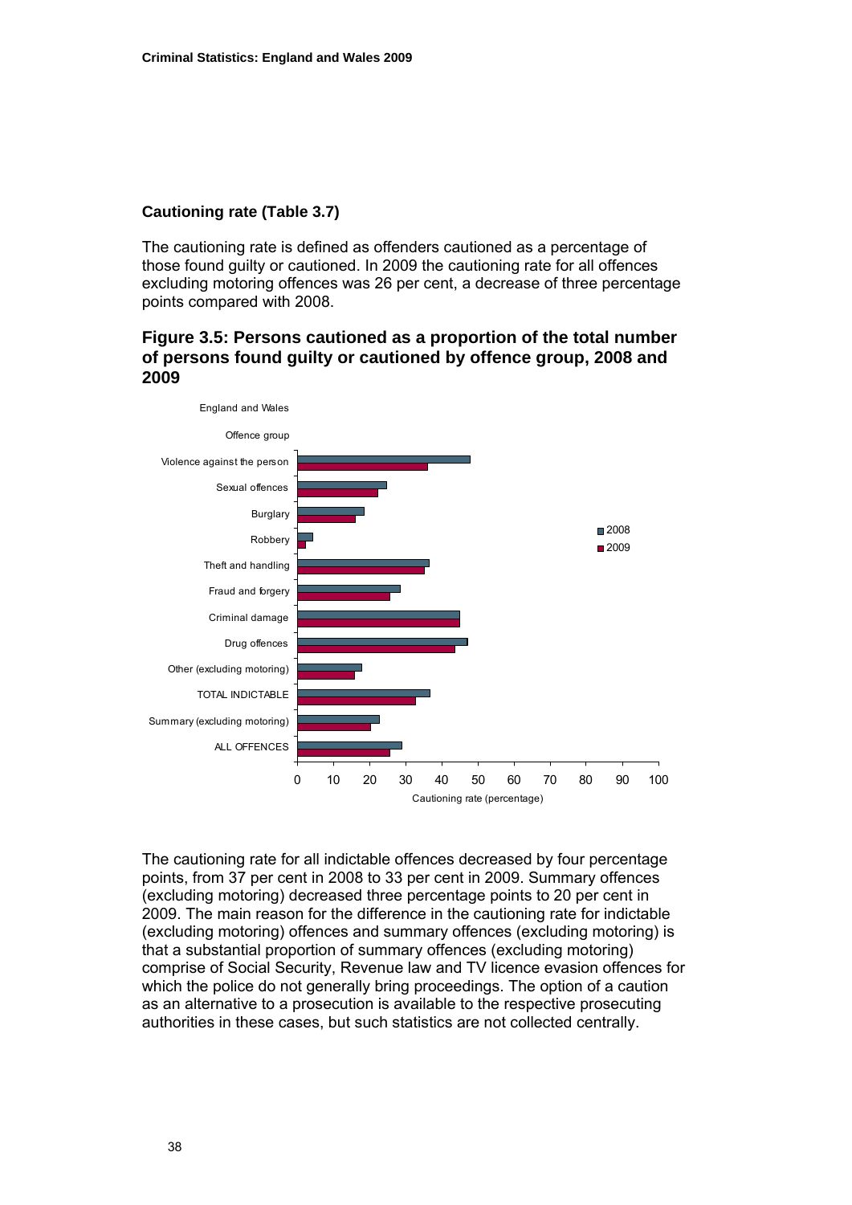### Cautioning rate (Table 3.7)

The cautioning rate is defined as offenders cautioned as a percentage of those found guilty or cautioned. In 2009 the cautioning rate for all offences excluding motoring offences was 26 per cent, a decrease of three percentage points compared with 2008.

### Figure 3.5: Persons cautioned as a proportion of the total number of persons found guilty or cautioned by offence group, 2008 and 2009

England and Wales

Offence group

Violence against the person
Sexual offences
Burglary
Robbery
Theft and handling
Fraud and forgery
Criminal damage
Drug offences
Other (excluding motoring)
TOTAL INDICTABLE
Summary (excluding motoring)
ALL OFFENCES

2008
2009

0 10 20 30 40 50 60 70 80 90 100

Cautioning rate (percentage)

The cautioning rate for all indictable offences decreased by four percentage points, from 37 per cent in 2008 to 33 per cent in 2009. Summary offences (excluding motoring) decreased three percentage points to 20 per cent in 2009. The main reason for the difference in the cautioning rate for indictable (excluding motoring) offences and summary offences (excluding motoring) is that a substantial proportion of summary offences (excluding motoring) comprise of Social Security, Revenue law and TV licence evasion offences for which the police do not generally bring proceedings. The option of a caution as an alternative to a prosecution is available to the respective prosecuting authorities in these cases, but such statistics are not collected centrally.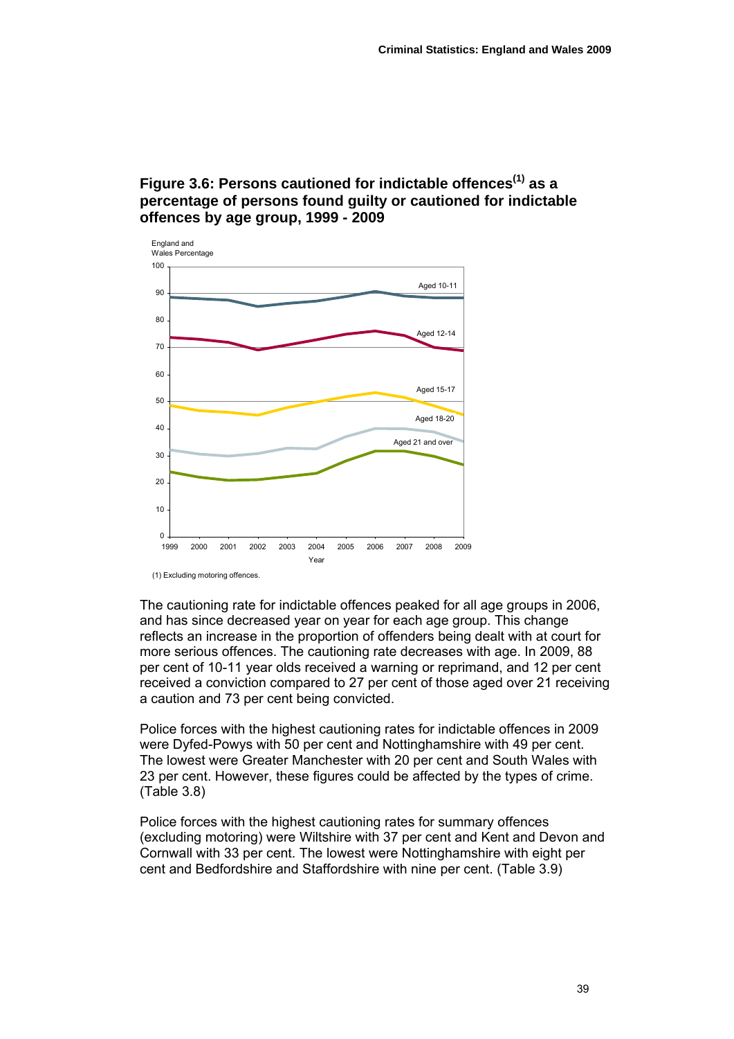## Figure 3.6: Persons cautioned for indictable offences[1] as a percentage of persons found guilty or cautioned for indictable offences by age group, 1999 - 2009

(1) Excluding motoring offences.

The cautioning rate for indictable offences peaked for all age groups in 2006, and has since decreased year on year for each age group. This change reflects an increase in the proportion of offenders being dealt with at court for more serious offences. The cautioning rate decreases with age. In 2009, 88 per cent of 10-11 year olds received a warning or reprimand, and 12 per cent received a conviction compared to 27 per cent of those aged over 21 receiving a caution and 73 per cent being convicted.

Police forces with the highest cautioning rates for indictable offences in 2009 were Dyfed-Powys with 50 per cent and Nottinghamshire with 49 per cent. The lowest were Greater Manchester with 20 per cent and South Wales with 23 per cent. However, these figures could be affected by the types of crime. (Table 3.8)

Police forces with the highest cautioning rates for summary offences (excluding motoring) were Wiltshire with 37 per cent and Kent and Devon and Cornwall with 33 per cent. The lowest were Nottinghamshire with eight per cent and Bedfordshire and Staffordshire with nine per cent. (Table 3.9)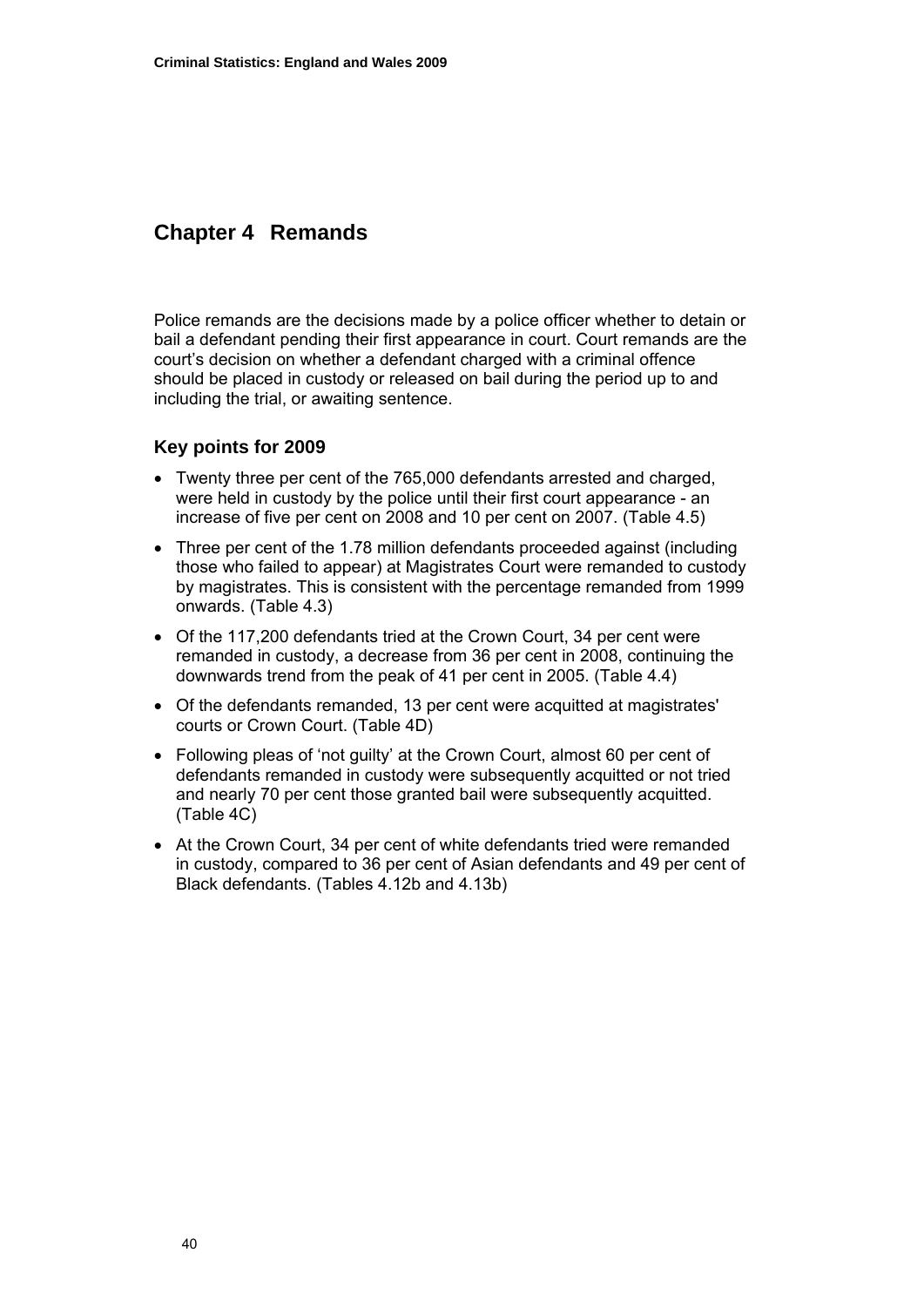# Chapter 4 Remands

Police remands are the decisions made by a police officer whether to detain or bail a defendant pending their first appearance in court. Court remands are the court's decision on whether a defendant charged with a criminal offence should be placed in custody or released on bail during the period up to and including the trial, or awaiting sentence.

## Key points for 2009

- Twenty three per cent of the 765,000 defendants arrested and charged, were held in custody by the police until their first court appearance - an increase of five per cent on 2008 and 10 per cent on 2007. (Table 4.5)
- Three per cent of the 1.78 million defendants proceeded against (including those who failed to appear) at Magistrates Court were remanded to custody by magistrates. This is consistent with the percentage remanded from 1999 onwards. (Table 4.3)
- Of the 117,200 defendants tried at the Crown Court, 34 per cent were remanded in custody, a decrease from 36 per cent in 2008, continuing the downwards trend from the peak of 41 per cent in 2005. (Table 4.4)
- Of the defendants remanded, 13 per cent were acquitted at magistrates' courts or Crown Court. (Table 4D)
- Following pleas of 'not guilty' at the Crown Court, almost 60 per cent of defendants remanded in custody were subsequently acquitted or not tried and nearly 70 per cent those granted bail were subsequently acquitted. (Table 4C)
- At the Crown Court, 34 per cent of white defendants tried were remanded in custody, compared to 36 per cent of Asian defendants and 49 per cent of Black defendants. (Tables 4.12b and 4.13b)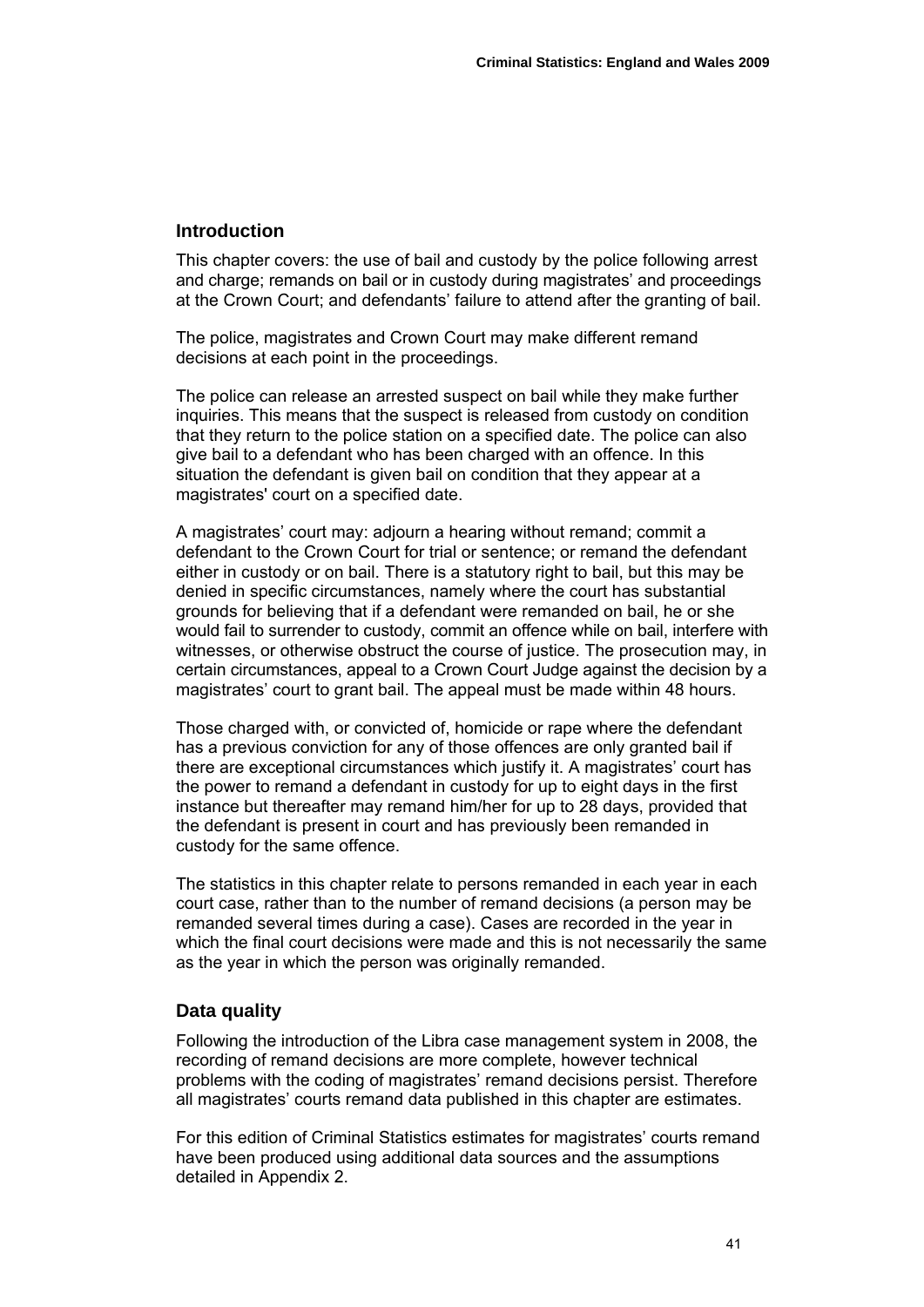## Introduction

This chapter covers: the use of bail and custody by the police following arrest and charge; remands on bail or in custody during magistrates' and proceedings at the Crown Court; and defendants' failure to attend after the granting of bail.

The police, magistrates and Crown Court may make different remand decisions at each point in the proceedings.

The police can release an arrested suspect on bail while they make further inquiries. This means that the suspect is released from custody on condition that they return to the police station on a specified date. The police can also give bail to a defendant who has been charged with an offence. In this situation the defendant is given bail on condition that they appear at a magistrates' court on a specified date.

A magistrates' court may: adjourn a hearing without remand; commit a defendant to the Crown Court for trial or sentence; or remand the defendant either in custody or on bail. There is a statutory right to bail, but this may be denied in specific circumstances, namely where the court has substantial grounds for believing that if a defendant were remanded on bail, he or she would fail to surrender to custody, commit an offence while on bail, interfere with witnesses, or otherwise obstruct the course of justice. The prosecution may, in certain circumstances, appeal to a Crown Court Judge against the decision by a magistrates' court to grant bail. The appeal must be made within 48 hours.

Those charged with, or convicted of, homicide or rape where the defendant has a previous conviction for any of those offences are only granted bail if there are exceptional circumstances which justify it. A magistrates' court has the power to remand a defendant in custody for up to eight days in the first instance but thereafter may remand him/her for up to 28 days, provided that the defendant is present in court and has previously been remanded in custody for the same offence.

The statistics in this chapter relate to persons remanded in each year in each court case, rather than to the number of remand decisions (a person may be remanded several times during a case). Cases are recorded in the year in which the final court decisions were made and this is not necessarily the same as the year in which the person was originally remanded.

## Data quality

Following the introduction of the Libra case management system in 2008, the recording of remand decisions are more complete, however technical problems with the coding of magistrates' remand decisions persist. Therefore all magistrates' courts remand data published in this chapter are estimates.

For this edition of Criminal Statistics estimates for magistrates' courts remand have been produced using additional data sources and the assumptions detailed in Appendix 2.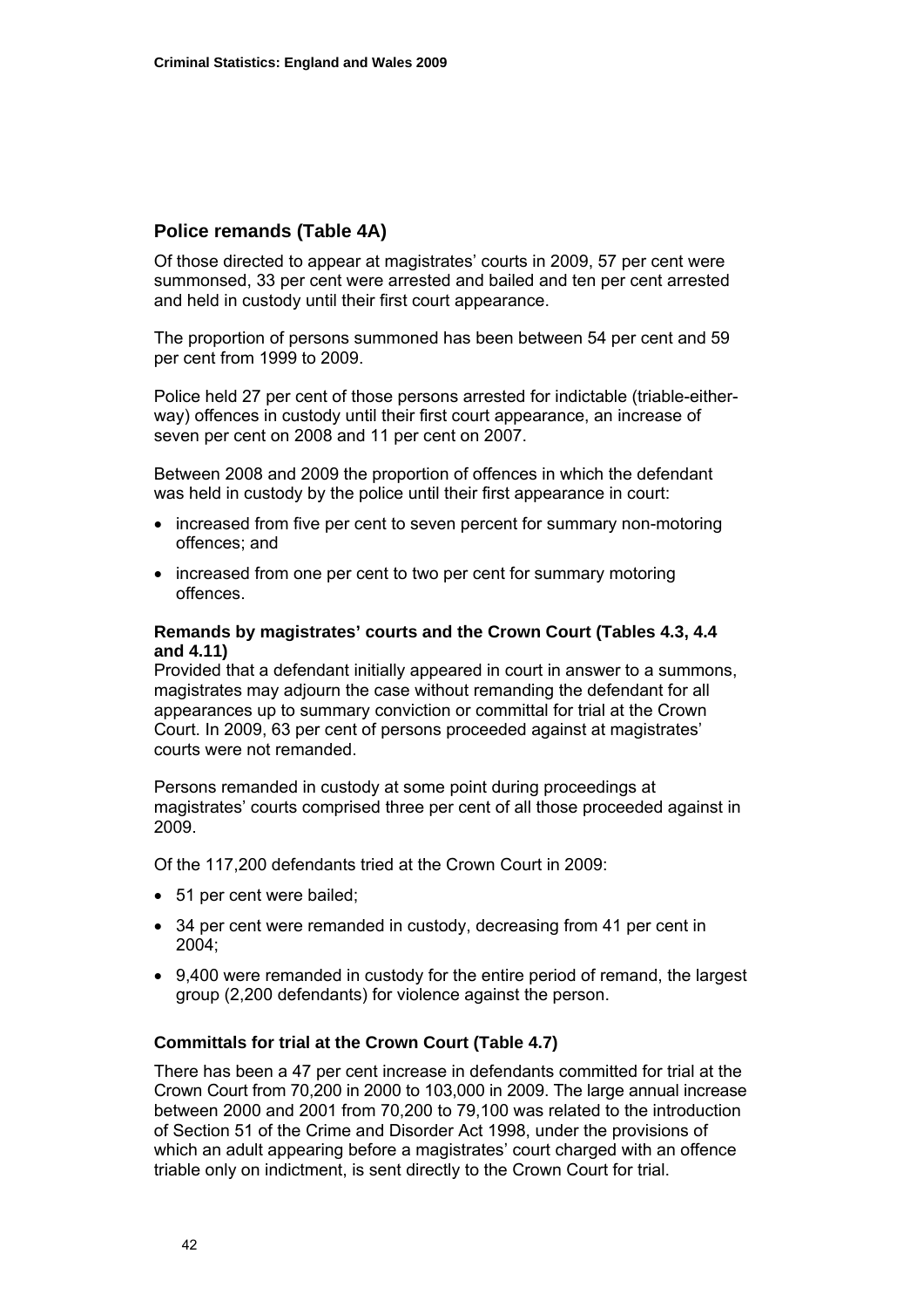## Police remands (Table 4A)

Of those directed to appear at magistrates' courts in 2009, 57 per cent were summonsed, 33 per cent were arrested and bailed and ten per cent arrested and held in custody until their first court appearance.

The proportion of persons summoned has been between 54 per cent and 59 per cent from 1999 to 2009.

Police held 27 per cent of those persons arrested for indictable (triable-either-way) offences in custody until their first court appearance, an increase of seven per cent on 2008 and 11 per cent on 2007.

Between 2008 and 2009 the proportion of offences in which the defendant was held in custody by the police until their first appearance in court:

- increased from five per cent to seven percent for summary non-motoring offences; and
- increased from one per cent to two per cent for summary motoring offences.

### Remands by magistrates' courts and the Crown Court (Tables 4.3, 4.4 and 4.11)

Provided that a defendant initially appeared in court in answer to a summons, magistrates may adjourn the case without remanding the defendant for all appearances up to summary conviction or committal for trial at the Crown Court. In 2009, 63 per cent of persons proceeded against at magistrates' courts were not remanded.

Persons remanded in custody at some point during proceedings at magistrates' courts comprised three per cent of all those proceeded against in 2009.

Of the 117,200 defendants tried at the Crown Court in 2009:

- 51 per cent were bailed;
- 34 per cent were remanded in custody, decreasing from 41 per cent in 2004;
- 9,400 were remanded in custody for the entire period of remand, the largest group (2,200 defendants) for violence against the person.

### Committals for trial at the Crown Court (Table 4.7)

There has been a 47 per cent increase in defendants committed for trial at the Crown Court from 70,200 in 2000 to 103,000 in 2009. The large annual increase between 2000 and 2001 from 70,200 to 79,100 was related to the introduction of Section 51 of the Crime and Disorder Act 1998, under the provisions of which an adult appearing before a magistrates' court charged with an offence triable only on indictment, is sent directly to the Crown Court for trial.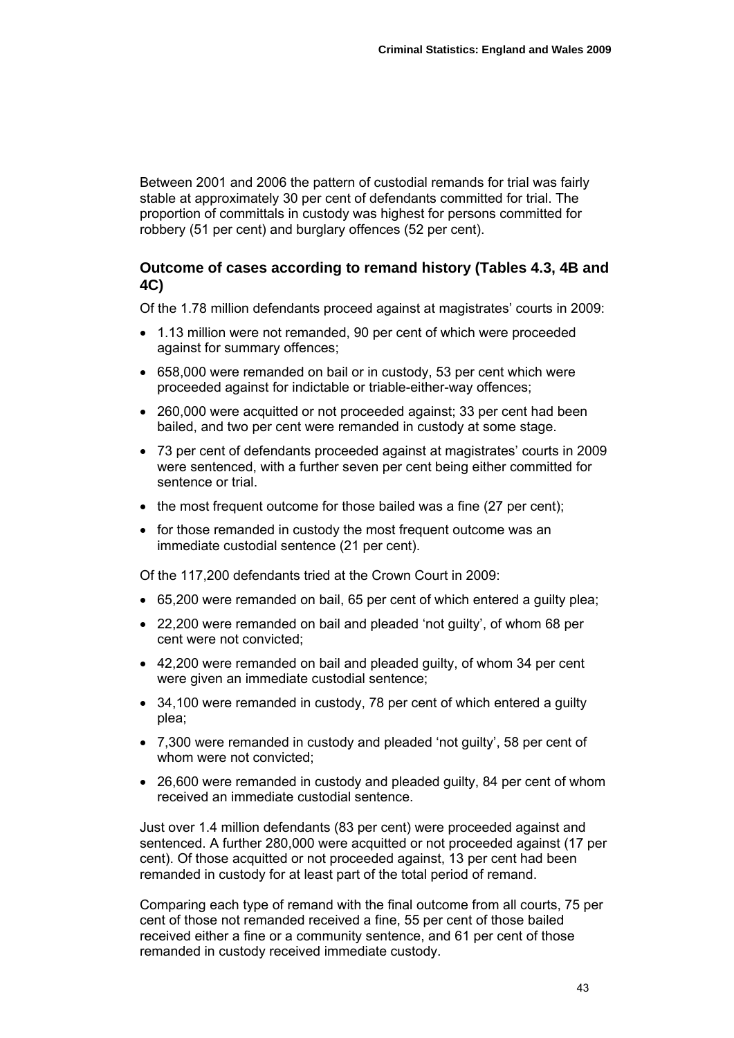Between 2001 and 2006 the pattern of custodial remands for trial was fairly stable at approximately 30 per cent of defendants committed for trial. The proportion of committals in custody was highest for persons committed for robbery (51 per cent) and burglary offences (52 per cent).

## Outcome of cases according to remand history (Tables 4.3, 4B and 4C)

Of the 1.78 million defendants proceed against at magistrates' courts in 2009:

- 1.13 million were not remanded, 90 per cent of which were proceeded against for summary offences;
- 658,000 were remanded on bail or in custody, 53 per cent which were proceeded against for indictable or triable-either-way offences;
- 260,000 were acquitted or not proceeded against; 33 per cent had been bailed, and two per cent were remanded in custody at some stage.
- 73 per cent of defendants proceeded against at magistrates' courts in 2009 were sentenced, with a further seven per cent being either committed for sentence or trial.
- the most frequent outcome for those bailed was a fine (27 per cent);
- for those remanded in custody the most frequent outcome was an immediate custodial sentence (21 per cent).

Of the 117,200 defendants tried at the Crown Court in 2009:

- 65,200 were remanded on bail, 65 per cent of which entered a guilty plea;
- 22,200 were remanded on bail and pleaded 'not guilty', of whom 68 per cent were not convicted;
- 42,200 were remanded on bail and pleaded guilty, of whom 34 per cent were given an immediate custodial sentence;
- 34,100 were remanded in custody, 78 per cent of which entered a guilty plea;
- 7,300 were remanded in custody and pleaded 'not guilty', 58 per cent of whom were not convicted;
- 26,600 were remanded in custody and pleaded guilty, 84 per cent of whom received an immediate custodial sentence.

Just over 1.4 million defendants (83 per cent) were proceeded against and sentenced. A further 280,000 were acquitted or not proceeded against (17 per cent). Of those acquitted or not proceeded against, 13 per cent had been remanded in custody for at least part of the total period of remand.

Comparing each type of remand with the final outcome from all courts, 75 per cent of those not remanded received a fine, 55 per cent of those bailed received either a fine or a community sentence, and 61 per cent of those remanded in custody received immediate custody.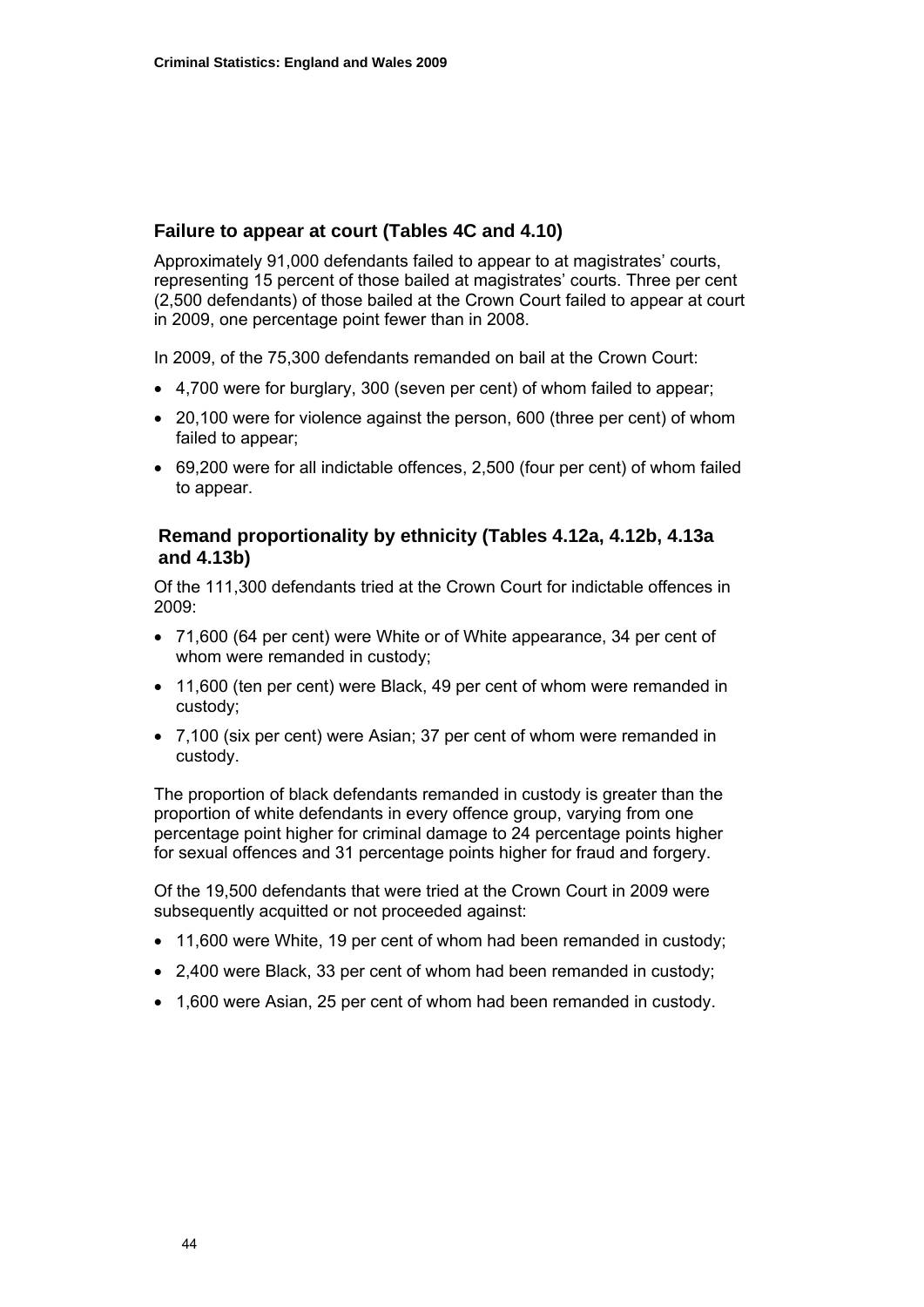### Failure to appear at court (Tables 4C and 4.10)

Approximately 91,000 defendants failed to appear to at magistrates' courts, representing 15 percent of those bailed at magistrates' courts. Three per cent (2,500 defendants) of those bailed at the Crown Court failed to appear at court in 2009, one percentage point fewer than in 2008.

In 2009, of the 75,300 defendants remanded on bail at the Crown Court:

- 4,700 were for burglary, 300 (seven per cent) of whom failed to appear;
- 20,100 were for violence against the person, 600 (three per cent) of whom failed to appear;
- 69,200 were for all indictable offences, 2,500 (four per cent) of whom failed to appear.

### Remand proportionality by ethnicity (Tables 4.12a, 4.12b, 4.13a and 4.13b)

Of the 111,300 defendants tried at the Crown Court for indictable offences in 2009:

- 71,600 (64 per cent) were White or of White appearance, 34 per cent of whom were remanded in custody;
- 11,600 (ten per cent) were Black, 49 per cent of whom were remanded in custody;
- 7,100 (six per cent) were Asian; 37 per cent of whom were remanded in custody.

The proportion of black defendants remanded in custody is greater than the proportion of white defendants in every offence group, varying from one percentage point higher for criminal damage to 24 percentage points higher for sexual offences and 31 percentage points higher for fraud and forgery.

Of the 19,500 defendants that were tried at the Crown Court in 2009 were subsequently acquitted or not proceeded against:

- 11,600 were White, 19 per cent of whom had been remanded in custody;
- 2,400 were Black, 33 per cent of whom had been remanded in custody;
- 1,600 were Asian, 25 per cent of whom had been remanded in custody.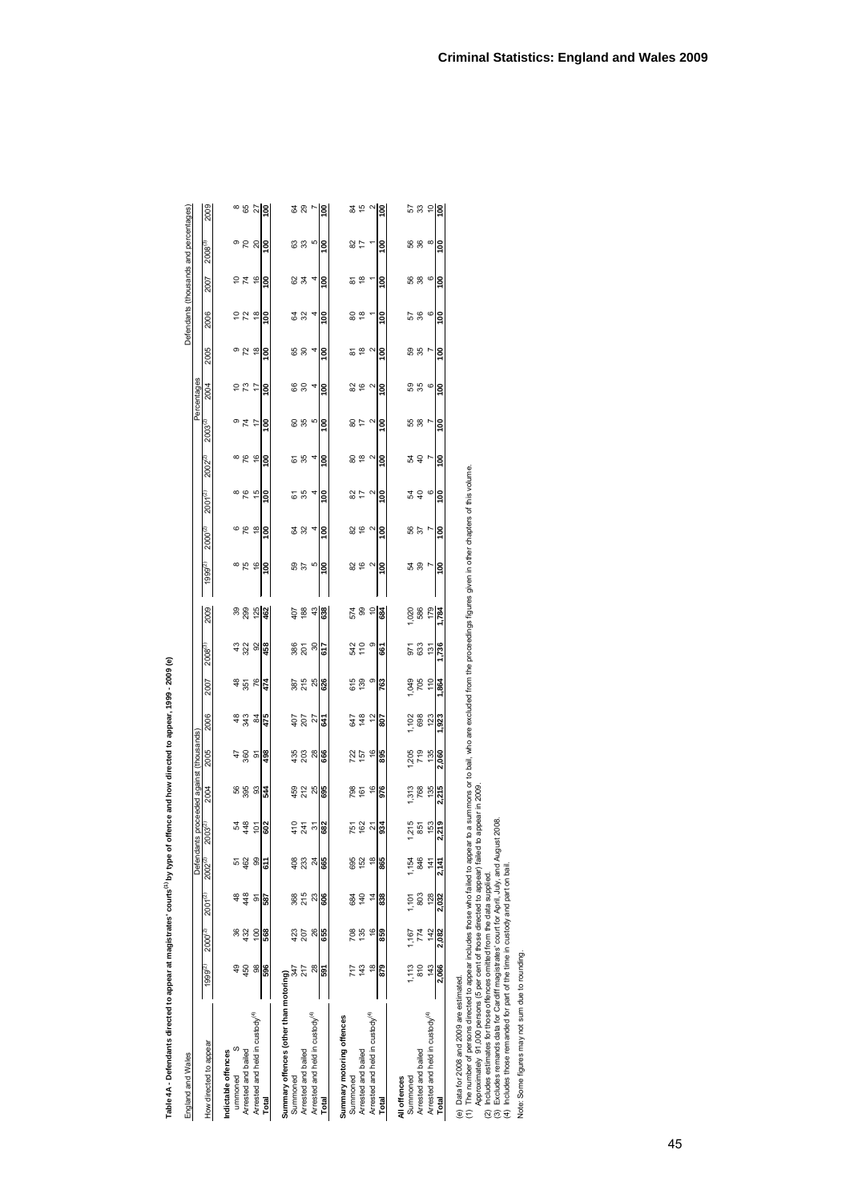# Table 4A - Defendants directed to appear at magistrates' courts[1] by type of offence and how directed to appear, 1999 - 2009 (e)

England and Wales

Defendants (thousands and percentages)

| How directed to appear | Defendants proceeded against (thousands) | | | | | | | | | | | Percentages | | | | | | | | | | |
|---|---|---|---|---|---|---|---|---|---|---|---|---|---|---|---|---|---|---|---|---|---|---|
| | 1999[2] | 2000[2] | 2001[2] | 2002[2] | 2003[2] | 2004 | 2005 | 2006 | 2007 | 2008[3] | 2009 | 1999[2] | 2000[2] | 2001[2] | 2002[2] | 2003[2] | 2004 | 2005 | 2006 | 2007 | 2008[3] | 2009 |
| **Indictable offences** | | | | | | | | | | | | | | | | | | | | | | |
| Summoned | 49 | 36 | 48 | 51 | 54 | 56 | 47 | 48 | 48 | 43 | 39 | 8 | 6 | 8 | 8 | 9 | 10 | 9 | 10 | 10 | 9 | 8 |
| Arrested and bailed | 450 | 432 | 448 | 462 | 448 | 395 | 360 | 343 | 351 | 322 | 299 | 75 | 76 | 76 | 76 | 74 | 73 | 72 | 72 | 74 | 70 | 65 |
| Arrested and held in custody[4] | 98 | 100 | 91 | 99 | 101 | 93 | 91 | 84 | 76 | 92 | 125 | 16 | 18 | 15 | 16 | 17 | 17 | 18 | 18 | 16 | 20 | 27 |
| **Total** | **596** | **568** | **587** | **611** | **602** | **544** | **498** | **475** | **474** | **458** | **462** | **100** | **100** | **100** | **100** | **100** | **100** | **100** | **100** | **100** | **100** | **100** |
| **Summary offences (other than motoring)** | | | | | | | | | | | | | | | | | | | | | | |
| Summoned | 347 | 423 | 368 | 408 | 410 | 459 | 435 | 407 | 387 | 386 | 407 | 59 | 64 | 61 | 61 | 60 | 66 | 65 | 64 | 62 | 63 | 64 |
| Arrested and bailed | 217 | 207 | 215 | 233 | 241 | 212 | 203 | 207 | 215 | 201 | 188 | 37 | 32 | 35 | 35 | 35 | 30 | 30 | 32 | 34 | 33 | 29 |
| Arrested and held in custody[4] | 28 | 26 | 23 | 24 | 31 | 25 | 28 | 27 | 25 | 30 | 43 | 5 | 4 | 4 | 4 | 5 | 4 | 4 | 4 | 4 | 5 | 7 |
| **Total** | **591** | **655** | **606** | **665** | **682** | **695** | **666** | **641** | **626** | **617** | **638** | **100** | **100** | **100** | **100** | **100** | **100** | **100** | **100** | **100** | **100** | **100** |
| **Summary motoring offences** | | | | | | | | | | | | | | | | | | | | | | |
| Summoned | 717 | 708 | 684 | 695 | 751 | 798 | 722 | 647 | 615 | 542 | 574 | 82 | 82 | 82 | 80 | 80 | 82 | 81 | 80 | 81 | 82 | 84 |
| Arrested and bailed | 143 | 135 | 140 | 152 | 162 | 161 | 157 | 148 | 139 | 110 | 99 | 16 | 16 | 17 | 18 | 17 | 16 | 18 | 18 | 18 | 17 | 15 |
| Arrested and held in custody[4] | 18 | 16 | 14 | 18 | 21 | 16 | 16 | 12 | 9 | 9 | 10 | 2 | 2 | 2 | 2 | 2 | 2 | 2 | 1 | 1 | 1 | 2 |
| **Total** | **879** | **859** | **838** | **865** | **934** | **976** | **895** | **807** | **763** | **661** | **684** | **100** | **100** | **100** | **100** | **100** | **100** | **100** | **100** | **100** | **100** | **100** |
| **All offences** | | | | | | | | | | | | | | | | | | | | | | |
| Summoned | 1,113 | 1,167 | 1,101 | 1,154 | 1,215 | 1,313 | 1,205 | 1,102 | 1,049 | 971 | 1,020 | 54 | 56 | 54 | 54 | 55 | 59 | 59 | 57 | 56 | 56 | 57 |
| Arrested and bailed | 810 | 774 | 803 | 846 | 851 | 768 | 719 | 698 | 705 | 633 | 586 | 39 | 37 | 40 | 40 | 38 | 35 | 35 | 36 | 38 | 36 | 33 |
| Arrested and held in custody[4] | 143 | 142 | 128 | 141 | 153 | 135 | 135 | 123 | 110 | 131 | 179 | 7 | 7 | 6 | 7 | 7 | 6 | 7 | 6 | 6 | 8 | 10 |
| **Total** | **2,066** | **2,082** | **2,032** | **2,141** | **2,219** | **2,215** | **2,060** | **1,923** | **1,864** | **1,736** | **1,784** | **100** | **100** | **100** | **100** | **100** | **100** | **100** | **100** | **100** | **100** | **100** |

(e) Data for 2008 and 2009 are estimated.
(1) The number of persons directed to appear includes those who failed to appear to a summons or to bail, who are excluded from the proceedings figures given in other chapters of this volume.
Approximately 91,000 persons (5 per cent of those directed to appear) failed to appear in 2009.
(2) Includes estimates for those offences omitted from the data supplied.
(3) Excludes remands data for Cardiff magistrates' court for April, July, and August 2008.
(4) Includes those remanded for part of the time in custody and part on bail.

Note: Some figures may not sum due to rounding.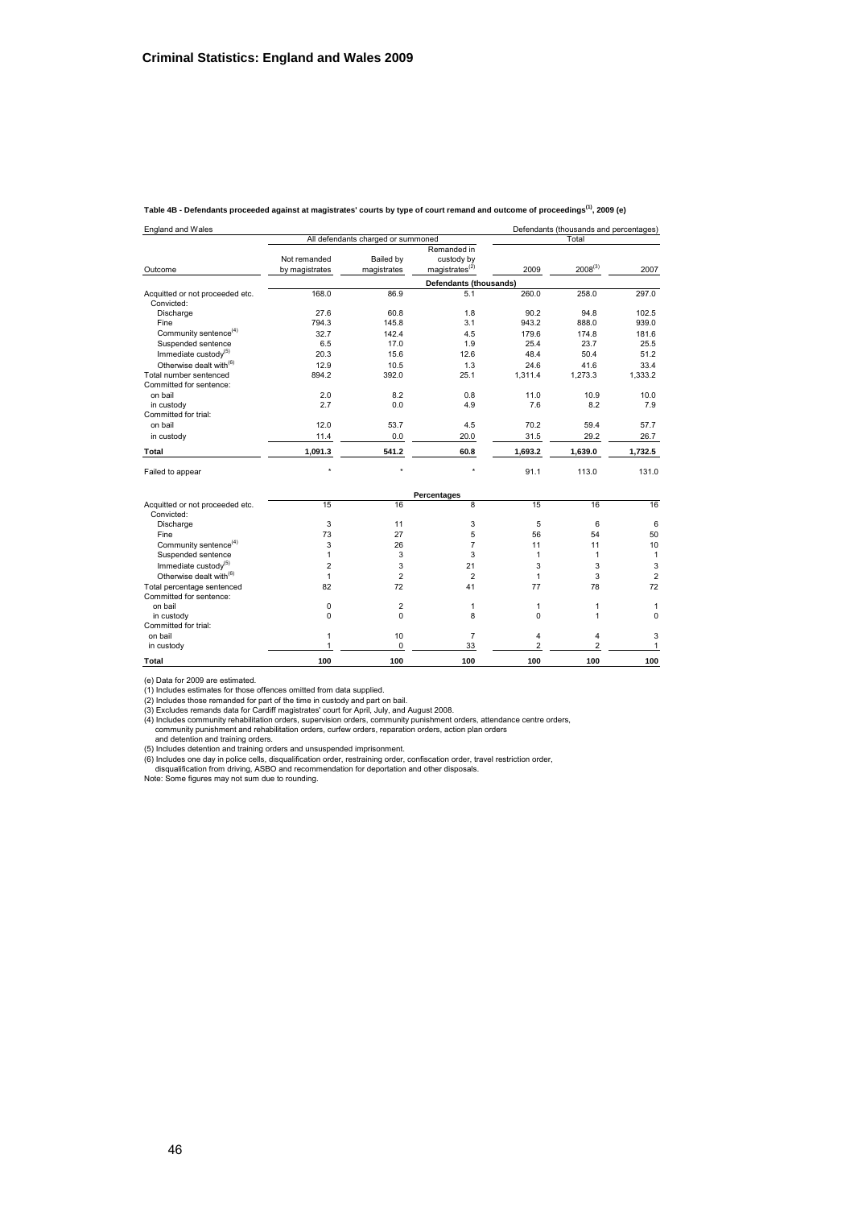**Table 4B - Defendants proceeded against at magistrates' courts by type of court remand and outcome of proceedings[1], 2009 (e)**

England and Wales — Defendants (thousands and percentages)

| Outcome | All defendants charged or summoned | | | Total | | |
|---|---|---|---|---|---|---|
| | Not remanded by magistrates | Bailed by magistrates | Remanded in custody by magistrates[2] | 2009 | 2008[3] | 2007 |
| | | | **Defendants (thousands)** | | | |
| Acquitted or not proceeded etc. | 168.0 | 86.9 | 5.1 | 260.0 | 258.0 | 297.0 |
| Convicted: | | | | | | |
| Discharge | 27.6 | 60.8 | 1.8 | 90.2 | 94.8 | 102.5 |
| Fine | 794.3 | 145.8 | 3.1 | 943.2 | 888.0 | 939.0 |
| Community sentence[4] | 32.7 | 142.4 | 4.5 | 179.6 | 174.8 | 181.6 |
| Suspended sentence | 6.5 | 17.0 | 1.9 | 25.4 | 23.7 | 25.5 |
| Immediate custody[5] | 20.3 | 15.6 | 12.6 | 48.4 | 50.4 | 51.2 |
| Otherwise dealt with[6] | 12.9 | 10.5 | 1.3 | 24.6 | 41.6 | 33.4 |
| Total number sentenced | 894.2 | 392.0 | 25.1 | 1,311.4 | 1,273.3 | 1,333.2 |
| Committed for sentence: | | | | | | |
| on bail | 2.0 | 8.2 | 0.8 | 11.0 | 10.9 | 10.0 |
| in custody | 2.7 | 0.0 | 4.9 | 7.6 | 8.2 | 7.9 |
| Committed for trial: | | | | | | |
| on bail | 12.0 | 53.7 | 4.5 | 70.2 | 59.4 | 57.7 |
| in custody | 11.4 | 0.0 | 20.0 | 31.5 | 29.2 | 26.7 |
| **Total** | **1,091.3** | **541.2** | **60.8** | **1,693.2** | **1,639.0** | **1,732.5** |
| Failed to appear | * | * | * | 91.1 | 113.0 | 131.0 |
| | | | **Percentages** | | | |
| Acquitted or not proceeded etc. | 15 | 16 | 8 | 15 | 16 | 16 |
| Convicted: | | | | | | |
| Discharge | 3 | 11 | 3 | 5 | 6 | 6 |
| Fine | 73 | 27 | 5 | 56 | 54 | 50 |
| Community sentence[4] | 3 | 26 | 7 | 11 | 11 | 10 |
| Suspended sentence | 1 | 3 | 3 | 1 | 1 | 1 |
| Immediate custody[5] | 2 | 3 | 21 | 3 | 3 | 3 |
| Otherwise dealt with[6] | 1 | 2 | 2 | 1 | 3 | 2 |
| Total percentage sentenced | 82 | 72 | 41 | 77 | 78 | 72 |
| Committed for sentence: | | | | | | |
| on bail | 0 | 2 | 1 | 1 | 1 | 1 |
| in custody | 0 | 0 | 8 | 0 | 1 | 0 |
| Committed for trial: | | | | | | |
| on bail | 1 | 10 | 7 | 4 | 4 | 3 |
| in custody | 1 | 0 | 33 | 2 | 2 | 1 |
| **Total** | **100** | **100** | **100** | **100** | **100** | **100** |

(e) Data for 2009 are estimated.
(1) Includes estimates for those offences omitted from data supplied.
(2) Includes those remanded for part of the time in custody and part on bail.
(3) Excludes remands data for Cardiff magistrates' court for April, July, and August 2008.
(4) Includes community rehabilitation orders, supervision orders, community punishment orders, attendance centre orders, community punishment and rehabilitation orders, curfew orders, reparation orders, action plan orders and detention and training orders.
(5) Includes detention and training orders and unsuspended imprisonment.
(6) Includes one day in police cells, disqualification order, restraining order, confiscation order, travel restriction order, disqualification from driving, ASBO and recommendation for deportation and other disposals.
Note: Some figures may not sum due to rounding.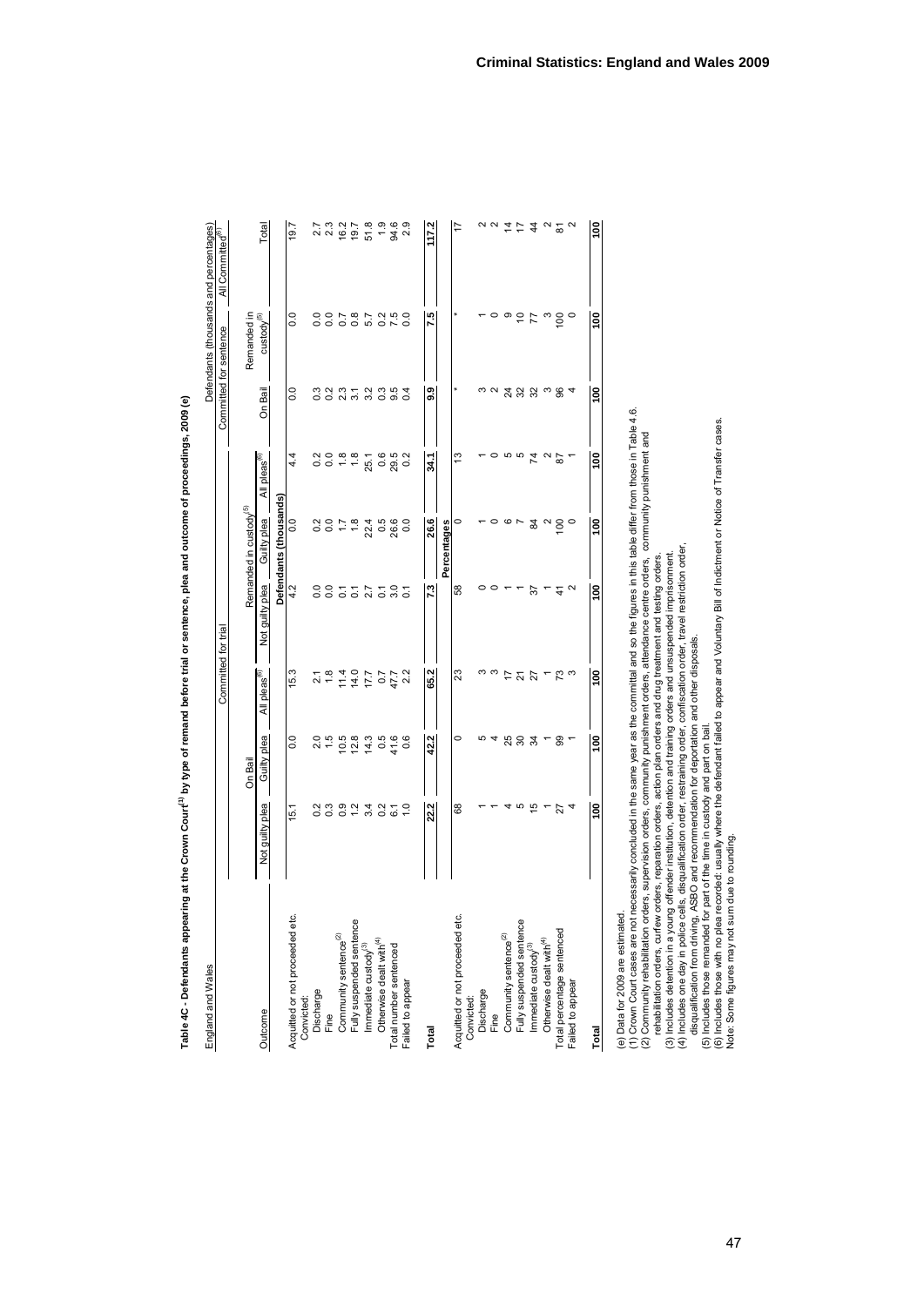**Table 4C - Defendants appearing at the Crown Court[1] by type of remand before trial or sentence, plea and outcome of proceedings, 2009 (e)**

England and Wales — Defendants (thousands and percentages)

| Outcome | Committed for trial | | | | | | Committed for sentence | | All Committed[6] |
|---|---|---|---|---|---|---|---|---|---|
| | On Bail | | | Remanded in custody[5] | | | | | |
| | Not guilty plea | Guilty plea | All pleas[6] | Not guilty plea | Guilty plea | All pleas[6] | On Bail | Remanded in custody[5] | Total |
| | **Defendants (thousands)** | | | | | | | | |
| Acquitted or not proceeded etc. | 15.1 | 0.0 | 15.3 | 4.2 | 0.0 | 4.4 | 0.0 | 0.0 | 19.7 |
| Convicted: | | | | | | | | | |
| Discharge | 0.2 | 2.0 | 2.1 | 0.0 | 0.2 | 0.2 | 0.3 | 0.0 | 2.7 |
| Fine | 0.3 | 1.5 | 1.8 | 0.0 | 0.0 | 0.0 | 0.2 | 0.0 | 2.3 |
| Community sentence[2] | 0.9 | 10.5 | 11.4 | 0.1 | 1.7 | 1.8 | 2.3 | 0.7 | 16.2 |
| Fully suspended sentence | 1.2 | 12.8 | 14.0 | 0.1 | 1.8 | 1.8 | 3.1 | 0.8 | 19.7 |
| Immediate custody[3] | 3.4 | 14.3 | 17.7 | 2.7 | 22.4 | 25.1 | 3.2 | 5.7 | 51.8 |
| Otherwise dealt with[4] | 0.2 | 0.5 | 0.7 | 0.1 | 0.5 | 0.6 | 0.3 | 0.2 | 1.9 |
| Total number sentenced | 6.1 | 41.6 | 47.7 | 3.0 | 26.6 | 29.5 | 9.5 | 7.5 | 94.6 |
| Failed to appear | 1.0 | 0.6 | 2.2 | 0.1 | 0.0 | 0.2 | 0.4 | 0.0 | 2.9 |
| **Total** | **22.2** | **42.2** | **65.2** | **7.3** | **26.6** | **34.1** | **9.9** | **7.5** | **117.2** |
| | **Percentages** | | | | | | | | |
| Acquitted or not proceeded etc. | 68 | 0 | 23 | 58 | 0 | 13 | * | * | 17 |
| Convicted: | | | | | | | | | |
| Discharge | 1 | 5 | 3 | 0 | 1 | 1 | 3 | 1 | 2 |
| Fine | 1 | 4 | 3 | 0 | 0 | 0 | 2 | 0 | 2 |
| Community sentence[2] | 4 | 25 | 17 | 1 | 6 | 5 | 24 | 9 | 14 |
| Fully suspended sentence | 5 | 30 | 21 | 1 | 7 | 5 | 32 | 10 | 17 |
| Immediate custody[3] | 15 | 34 | 27 | 37 | 84 | 74 | 32 | 77 | 44 |
| Otherwise dealt with[4] | 1 | 1 | 1 | 1 | 2 | 2 | 3 | 3 | 2 |
| Total percentage sentenced | 27 | 99 | 73 | 41 | 100 | 87 | 96 | 100 | 81 |
| Failed to appear | 4 | 1 | 3 | 2 | 0 | 1 | 4 | 0 | 2 |
| **Total** | **100** | **100** | **100** | **100** | **100** | **100** | **100** | **100** | **100** |

(e) Data for 2009 are estimated.
(1) Crown Court cases are not necessarily concluded in the same year as the committal and so the figures in this table differ from those in Table 4.6.
(2) Community rehabilitation orders, supervision orders, community punishment orders, attendance centre orders, community punishment and rehabilitation orders, curfew orders, reparation orders, action plan orders and drug treatment and testing orders.
(3) Includes detention in a young offender institution, detention and training orders and unsuspended imprisonment.
(4) Includes one day in police cells, disqualification order, restraining order, confiscation order, travel restriction order, disqualification from driving, ASBO and recommendation for deportation and other disposals.
(5) Includes those remanded for part of the time in custody and part on bail.
(6) Includes those with no plea recorded; usually where the defendant failed to appear and Voluntary Bill of Indictment or Notice of Transfer cases.
Note: Some figures may not sum due to rounding.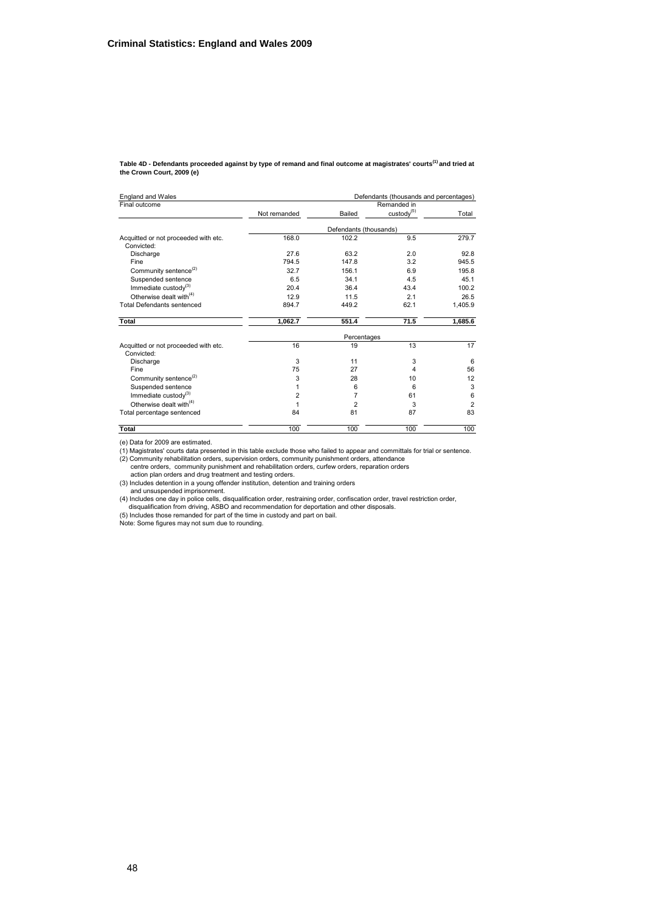**Table 4D - Defendants proceeded against by type of remand and final outcome at magistrates' courts[1] and tried at the Crown Court, 2009 (e)**

England and Wales — Defendants (thousands and percentages)

| Final outcome | Not remanded | Bailed | Remanded in custody[5] | Total |
|---|---|---|---|---|
| | Defendants (thousands) | | | |
| Acquitted or not proceeded with etc. | 168.0 | 102.2 | 9.5 | 279.7 |
| Convicted: | | | | |
| Discharge | 27.6 | 63.2 | 2.0 | 92.8 |
| Fine | 794.5 | 147.8 | 3.2 | 945.5 |
| Community sentence[2] | 32.7 | 156.1 | 6.9 | 195.8 |
| Suspended sentence | 6.5 | 34.1 | 4.5 | 45.1 |
| Immediate custody[3] | 20.4 | 36.4 | 43.4 | 100.2 |
| Otherwise dealt with[4] | 12.9 | 11.5 | 2.1 | 26.5 |
| Total Defendants sentenced | 894.7 | 449.2 | 62.1 | 1,405.9 |
| **Total** | **1,062.7** | **551.4** | **71.5** | **1,685.6** |
| | Percentages | | | |
| Acquitted or not proceeded with etc. | 16 | 19 | 13 | 17 |
| Convicted: | | | | |
| Discharge | 3 | 11 | 3 | 6 |
| Fine | 75 | 27 | 4 | 56 |
| Community sentence[2] | 3 | 28 | 10 | 12 |
| Suspended sentence | 1 | 6 | 6 | 3 |
| Immediate custody[3] | 2 | 7 | 61 | 6 |
| Otherwise dealt with[4] | 1 | 2 | 3 | 2 |
| Total percentage sentenced | 84 | 81 | 87 | 83 |
| **Total** | 100 | 100 | 100 | 100 |

(e) Data for 2009 are estimated.

(1) Magistrates' courts data presented in this table exclude those who failed to appear and committals for trial or sentence.

(2) Community rehabilitation orders, supervision orders, community punishment orders, attendance centre orders, community punishment and rehabilitation orders, curfew orders, reparation orders action plan orders and drug treatment and testing orders.

(3) Includes detention in a young offender institution, detention and training orders and unsuspended imprisonment.

(4) Includes one day in police cells, disqualification order, restraining order, confiscation order, travel restriction order, disqualification from driving, ASBO and recommendation for deportation and other disposals.

(5) Includes those remanded for part of the time in custody and part on bail.

Note: Some figures may not sum due to rounding.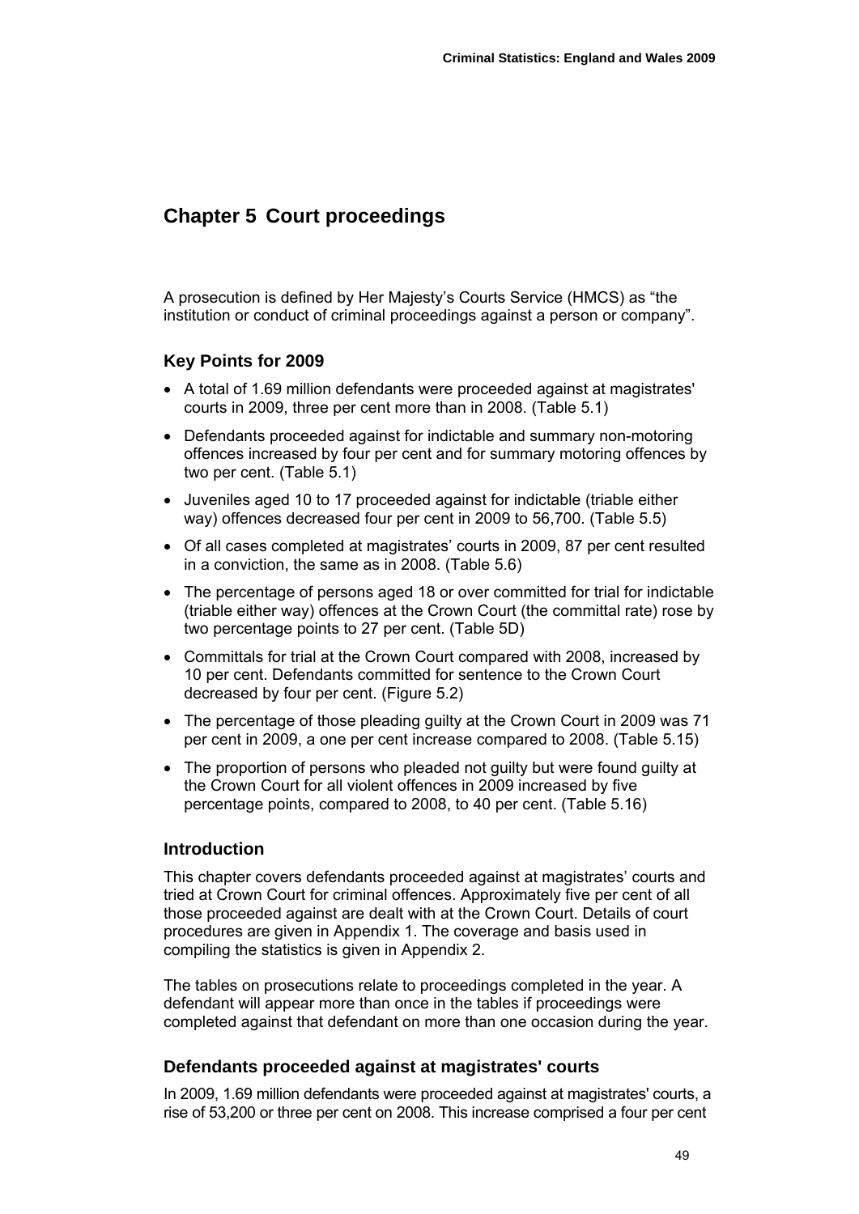# Chapter 5 Court proceedings

A prosecution is defined by Her Majesty's Courts Service (HMCS) as "the institution or conduct of criminal proceedings against a person or company".

## Key Points for 2009

- A total of 1.69 million defendants were proceeded against at magistrates' courts in 2009, three per cent more than in 2008. (Table 5.1)
- Defendants proceeded against for indictable and summary non-motoring offences increased by four per cent and for summary motoring offences by two per cent. (Table 5.1)
- Juveniles aged 10 to 17 proceeded against for indictable (triable either way) offences decreased four per cent in 2009 to 56,700. (Table 5.5)
- Of all cases completed at magistrates' courts in 2009, 87 per cent resulted in a conviction, the same as in 2008. (Table 5.6)
- The percentage of persons aged 18 or over committed for trial for indictable (triable either way) offences at the Crown Court (the committal rate) rose by two percentage points to 27 per cent. (Table 5D)
- Committals for trial at the Crown Court compared with 2008, increased by 10 per cent. Defendants committed for sentence to the Crown Court decreased by four per cent. (Figure 5.2)
- The percentage of those pleading guilty at the Crown Court in 2009 was 71 per cent in 2009, a one per cent increase compared to 2008. (Table 5.15)
- The proportion of persons who pleaded not guilty but were found guilty at the Crown Court for all violent offences in 2009 increased by five percentage points, compared to 2008, to 40 per cent. (Table 5.16)

## Introduction

This chapter covers defendants proceeded against at magistrates' courts and tried at Crown Court for criminal offences. Approximately five per cent of all those proceeded against are dealt with at the Crown Court. Details of court procedures are given in Appendix 1. The coverage and basis used in compiling the statistics is given in Appendix 2.

The tables on prosecutions relate to proceedings completed in the year. A defendant will appear more than once in the tables if proceedings were completed against that defendant on more than one occasion during the year.

## Defendants proceeded against at magistrates' courts

In 2009, 1.69 million defendants were proceeded against at magistrates' courts, a rise of 53,200 or three per cent on 2008. This increase comprised a four per cent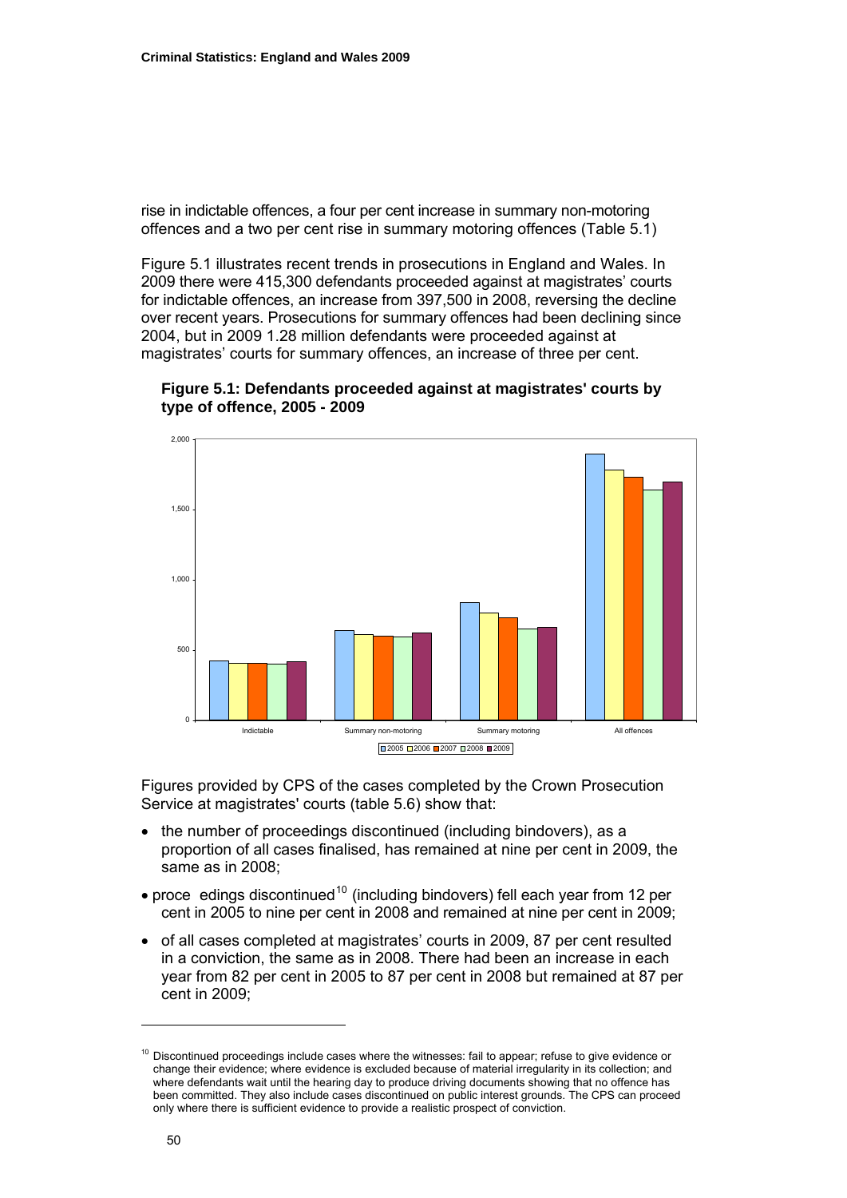rise in indictable offences, a four per cent increase in summary non-motoring offences and a two per cent rise in summary motoring offences (Table 5.1)

Figure 5.1 illustrates recent trends in prosecutions in England and Wales. In 2009 there were 415,300 defendants proceeded against at magistrates' courts for indictable offences, an increase from 397,500 in 2008, reversing the decline over recent years. Prosecutions for summary offences had been declining since 2004, but in 2009 1.28 million defendants were proceeded against at magistrates' courts for summary offences, an increase of three per cent.

**Figure 5.1: Defendants proceeded against at magistrates' courts by type of offence, 2005 - 2009**

Figures provided by CPS of the cases completed by the Crown Prosecution Service at magistrates' courts (table 5.6) show that:

- the number of proceedings discontinued (including bindovers), as a proportion of all cases finalised, has remained at nine per cent in 2009, the same as in 2008;
- proce edings discontinued[10] (including bindovers) fell each year from 12 per cent in 2005 to nine per cent in 2008 and remained at nine per cent in 2009;
- of all cases completed at magistrates' courts in 2009, 87 per cent resulted in a conviction, the same as in 2008. There had been an increase in each year from 82 per cent in 2005 to 87 per cent in 2008 but remained at 87 per cent in 2009;

[10] Discontinued proceedings include cases where the witnesses: fail to appear; refuse to give evidence or change their evidence; where evidence is excluded because of material irregularity in its collection; and where defendants wait until the hearing day to produce driving documents showing that no offence has been committed. They also include cases discontinued on public interest grounds. The CPS can proceed only where there is sufficient evidence to provide a realistic prospect of conviction.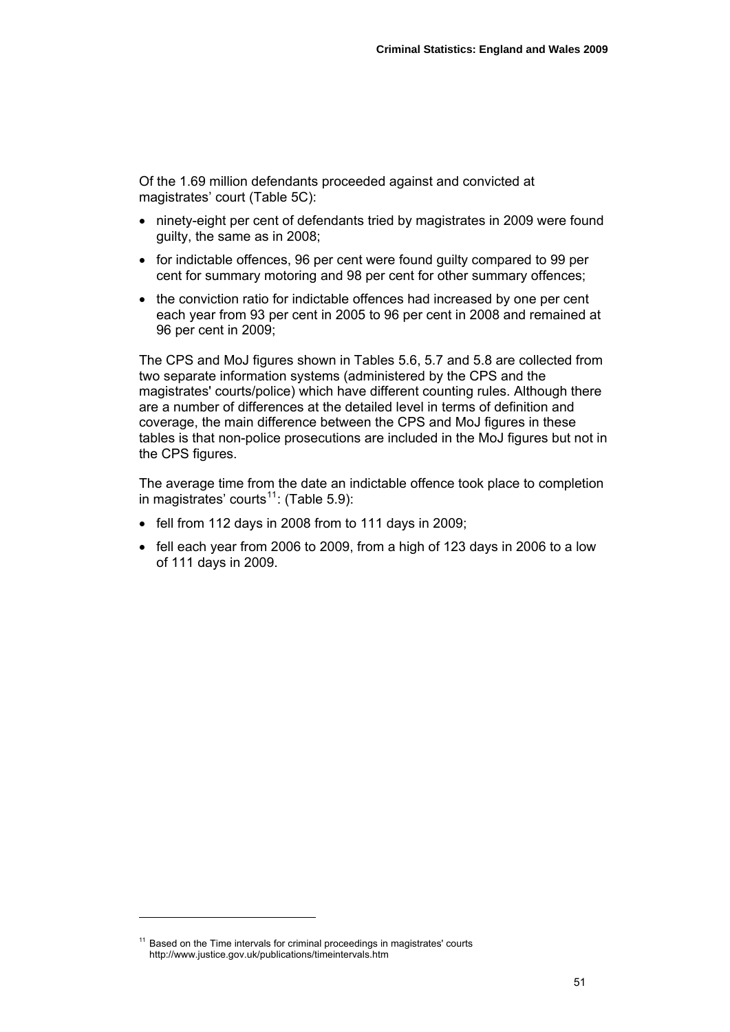Of the 1.69 million defendants proceeded against and convicted at magistrates' court (Table 5C):

- ninety-eight per cent of defendants tried by magistrates in 2009 were found guilty, the same as in 2008;
- for indictable offences, 96 per cent were found guilty compared to 99 per cent for summary motoring and 98 per cent for other summary offences;
- the conviction ratio for indictable offences had increased by one per cent each year from 93 per cent in 2005 to 96 per cent in 2008 and remained at 96 per cent in 2009;

The CPS and MoJ figures shown in Tables 5.6, 5.7 and 5.8 are collected from two separate information systems (administered by the CPS and the magistrates' courts/police) which have different counting rules. Although there are a number of differences at the detailed level in terms of definition and coverage, the main difference between the CPS and MoJ figures in these tables is that non-police prosecutions are included in the MoJ figures but not in the CPS figures.

The average time from the date an indictable offence took place to completion in magistrates' courts[11]: (Table 5.9):

- fell from 112 days in 2008 from to 111 days in 2009;
- fell each year from 2006 to 2009, from a high of 123 days in 2006 to a low of 111 days in 2009.

[11] Based on the Time intervals for criminal proceedings in magistrates' courts http://www.justice.gov.uk/publications/timeintervals.htm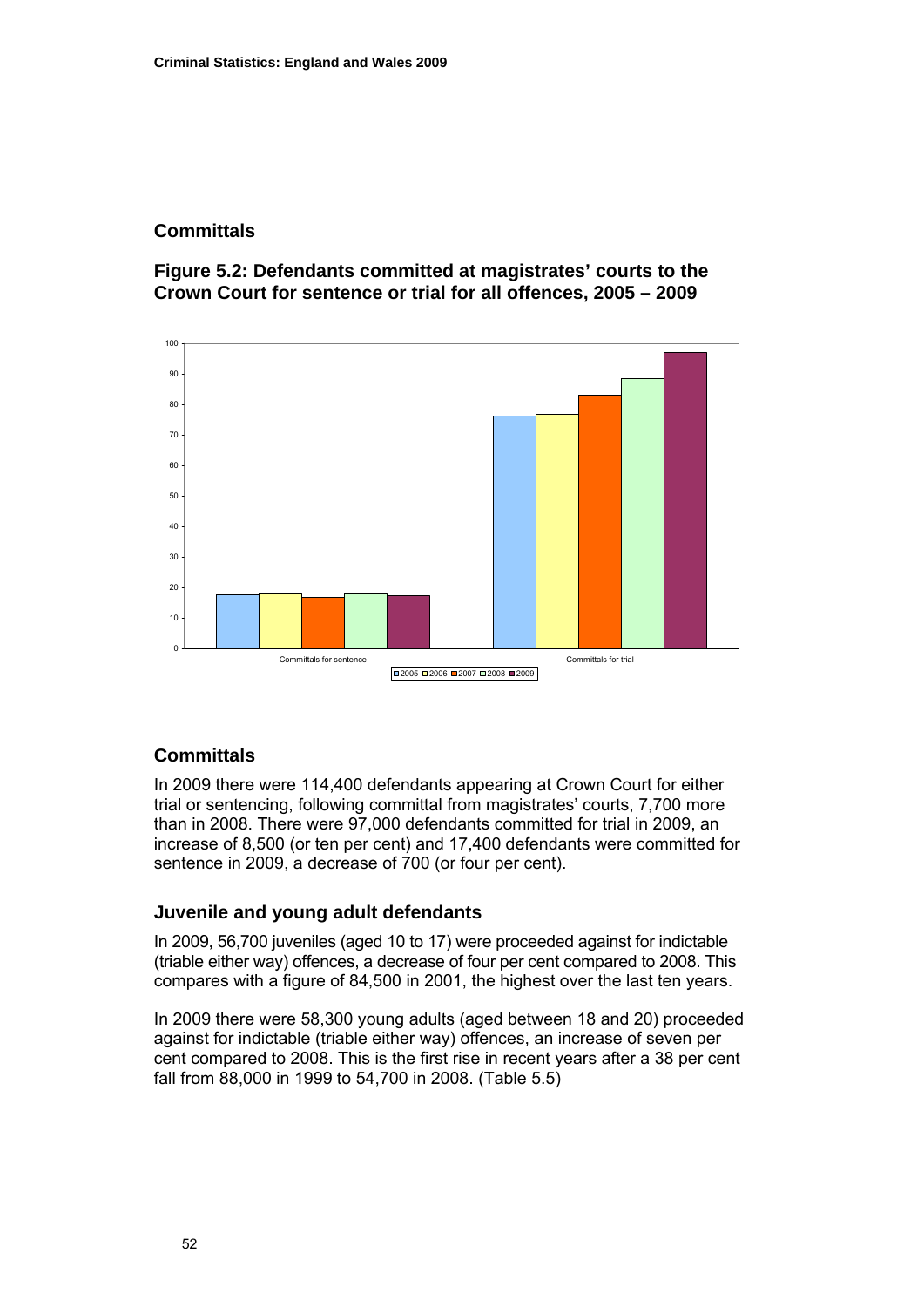## Committals

### Figure 5.2: Defendants committed at magistrates' courts to the Crown Court for sentence or trial for all offences, 2005 – 2009

## Committals

In 2009 there were 114,400 defendants appearing at Crown Court for either trial or sentencing, following committal from magistrates' courts, 7,700 more than in 2008. There were 97,000 defendants committed for trial in 2009, an increase of 8,500 (or ten per cent) and 17,400 defendants were committed for sentence in 2009, a decrease of 700 (or four per cent).

### Juvenile and young adult defendants

In 2009, 56,700 juveniles (aged 10 to 17) were proceeded against for indictable (triable either way) offences, a decrease of four per cent compared to 2008. This compares with a figure of 84,500 in 2001, the highest over the last ten years.

In 2009 there were 58,300 young adults (aged between 18 and 20) proceeded against for indictable (triable either way) offences, an increase of seven per cent compared to 2008. This is the first rise in recent years after a 38 per cent fall from 88,000 in 1999 to 54,700 in 2008. (Table 5.5)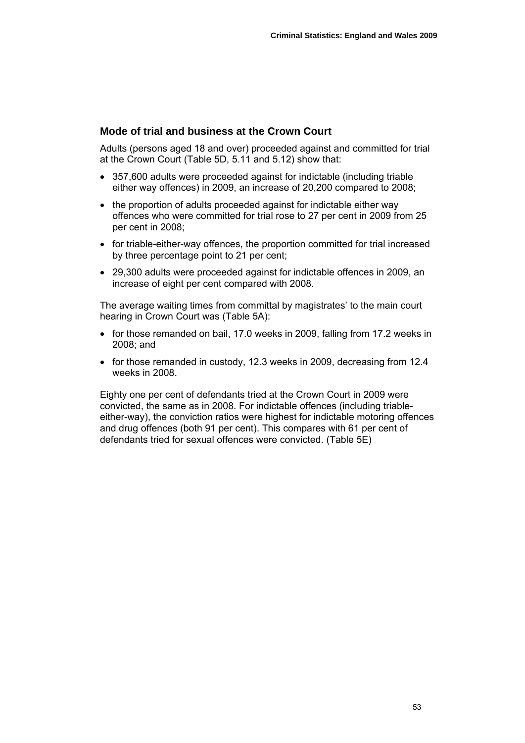## Mode of trial and business at the Crown Court

Adults (persons aged 18 and over) proceeded against and committed for trial at the Crown Court (Table 5D, 5.11 and 5.12) show that:

- 357,600 adults were proceeded against for indictable (including triable either way offences) in 2009, an increase of 20,200 compared to 2008;
- the proportion of adults proceeded against for indictable either way offences who were committed for trial rose to 27 per cent in 2009 from 25 per cent in 2008;
- for triable-either-way offences, the proportion committed for trial increased by three percentage point to 21 per cent;
- 29,300 adults were proceeded against for indictable offences in 2009, an increase of eight per cent compared with 2008.

The average waiting times from committal by magistrates' to the main court hearing in Crown Court was (Table 5A):

- for those remanded on bail, 17.0 weeks in 2009, falling from 17.2 weeks in 2008; and
- for those remanded in custody, 12.3 weeks in 2009, decreasing from 12.4 weeks in 2008.

Eighty one per cent of defendants tried at the Crown Court in 2009 were convicted, the same as in 2008. For indictable offences (including triable-either-way), the conviction ratios were highest for indictable motoring offences and drug offences (both 91 per cent). This compares with 61 per cent of defendants tried for sexual offences were convicted. (Table 5E)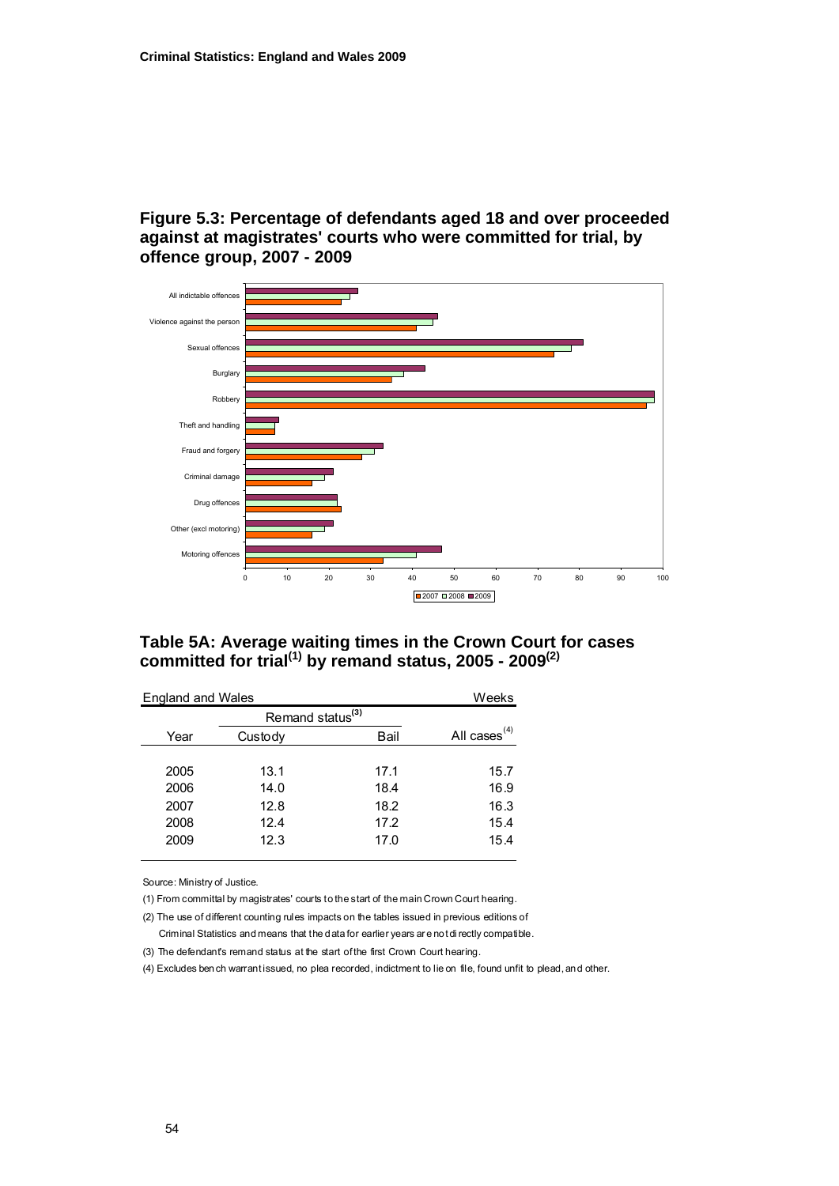## Figure 5.3: Percentage of defendants aged 18 and over proceeded against at magistrates' courts who were committed for trial, by offence group, 2007 - 2009

All indictable offences

Violence against the person

Sexual offences

Burglary

Robbery

Theft and handling

Fraud and forgery

Criminal damage

Drug offences

Other (excl motoring)

Motoring offences

0 10 20 30 40 50 60 70 80 90 100

2007 2008 2009

## Table 5A: Average waiting times in the Crown Court for cases committed for trial[1] by remand status, 2005 - 2009[2]

England and Wales — Weeks

| Year | Remand status[3] | | All cases[4] |
|---|---|---|---|
| | Custody | Bail | |
| 2005 | 13.1 | 17.1 | 15.7 |
| 2006 | 14.0 | 18.4 | 16.9 |
| 2007 | 12.8 | 18.2 | 16.3 |
| 2008 | 12.4 | 17.2 | 15.4 |
| 2009 | 12.3 | 17.0 | 15.4 |

Source: Ministry of Justice.

(1) From committal by magistrates' courts to the start of the main Crown Court hearing.

(2) The use of different counting rules impacts on the tables issued in previous editions of Criminal Statistics and means that the data for earlier years are not directly compatible.

(3) The defendant's remand status at the start of the first Crown Court hearing.

(4) Excludes bench warrant issued, no plea recorded, indictment to lie on file, found unfit to plead, and other.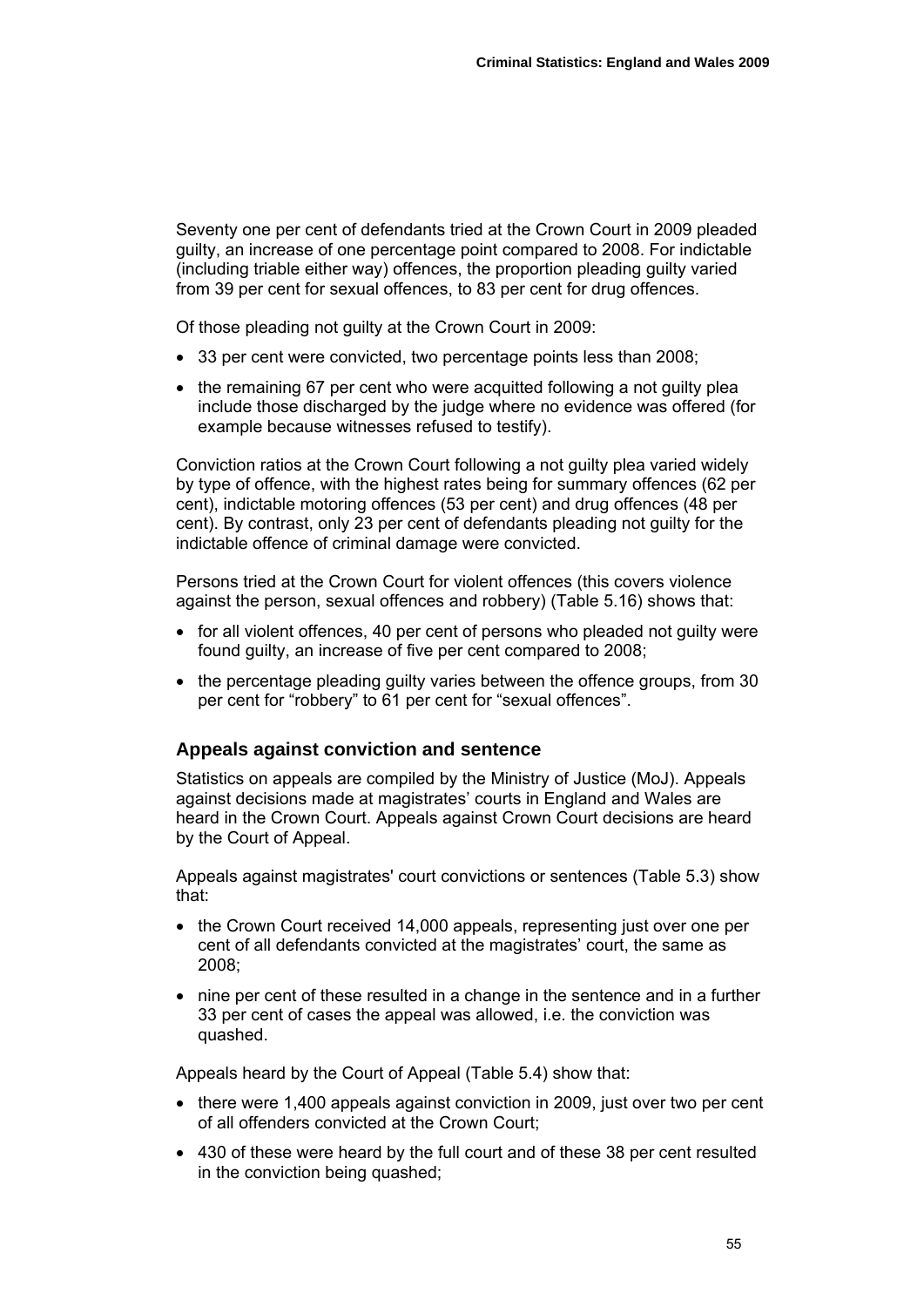Seventy one per cent of defendants tried at the Crown Court in 2009 pleaded guilty, an increase of one percentage point compared to 2008. For indictable (including triable either way) offences, the proportion pleading guilty varied from 39 per cent for sexual offences, to 83 per cent for drug offences.

Of those pleading not guilty at the Crown Court in 2009:

- 33 per cent were convicted, two percentage points less than 2008;
- the remaining 67 per cent who were acquitted following a not guilty plea include those discharged by the judge where no evidence was offered (for example because witnesses refused to testify).

Conviction ratios at the Crown Court following a not guilty plea varied widely by type of offence, with the highest rates being for summary offences (62 per cent), indictable motoring offences (53 per cent) and drug offences (48 per cent). By contrast, only 23 per cent of defendants pleading not guilty for the indictable offence of criminal damage were convicted.

Persons tried at the Crown Court for violent offences (this covers violence against the person, sexual offences and robbery) (Table 5.16) shows that:

- for all violent offences, 40 per cent of persons who pleaded not guilty were found guilty, an increase of five per cent compared to 2008;
- the percentage pleading guilty varies between the offence groups, from 30 per cent for "robbery" to 61 per cent for "sexual offences".

## Appeals against conviction and sentence

Statistics on appeals are compiled by the Ministry of Justice (MoJ). Appeals against decisions made at magistrates' courts in England and Wales are heard in the Crown Court. Appeals against Crown Court decisions are heard by the Court of Appeal.

Appeals against magistrates' court convictions or sentences (Table 5.3) show that:

- the Crown Court received 14,000 appeals, representing just over one per cent of all defendants convicted at the magistrates' court, the same as 2008;
- nine per cent of these resulted in a change in the sentence and in a further 33 per cent of cases the appeal was allowed, i.e. the conviction was quashed.

Appeals heard by the Court of Appeal (Table 5.4) show that:

- there were 1,400 appeals against conviction in 2009, just over two per cent of all offenders convicted at the Crown Court;
- 430 of these were heard by the full court and of these 38 per cent resulted in the conviction being quashed;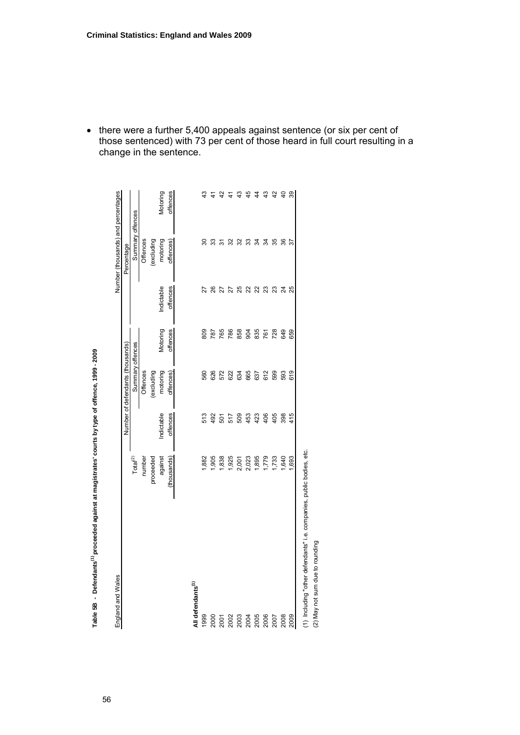• there were a further 5,400 appeals against sentence (or six per cent of those sentenced) with 73 per cent of those heard in full court resulting in a change in the sentence.

**Table 5B - Defendants[1] proceeded against at magistrates' courts by type of offence, 1999 - 2009**

England and Wales — Number (thousands) and percentages

| | Total[2] number proceeded against (thousands) | Number of defendants (thousands) | | | Percentage | | |
|---|---|---|---|---|---|---|---|
| | | Indictable offences | Summary offences | | Indictable offences | Summary offences | |
| | | | Offences (excluding motoring offences) | Motoring offences | | Offences (excluding motoring offences) | Motoring offences |
| **All defendants[1]** | | | | | | | |
| 1999 | 1,882 | 513 | 560 | 809 | 27 | 30 | 43 |
| 2000 | 1,905 | 492 | 626 | 787 | 26 | 33 | 41 |
| 2001 | 1,838 | 501 | 572 | 765 | 27 | 31 | 42 |
| 2002 | 1,925 | 517 | 622 | 786 | 27 | 32 | 41 |
| 2003 | 2,001 | 509 | 634 | 858 | 25 | 32 | 43 |
| 2004 | 2,023 | 453 | 665 | 904 | 22 | 33 | 45 |
| 2005 | 1,895 | 423 | 637 | 835 | 22 | 34 | 44 |
| 2006 | 1,779 | 406 | 612 | 761 | 23 | 34 | 43 |
| 2007 | 1,733 | 405 | 599 | 728 | 23 | 35 | 42 |
| 2008 | 1,640 | 398 | 593 | 649 | 24 | 36 | 40 |
| 2009 | 1,693 | 415 | 619 | 659 | 25 | 37 | 39 |

(1) Including "other defendants" i.e. companies, public bodies, etc.
(2) May not sum due to rounding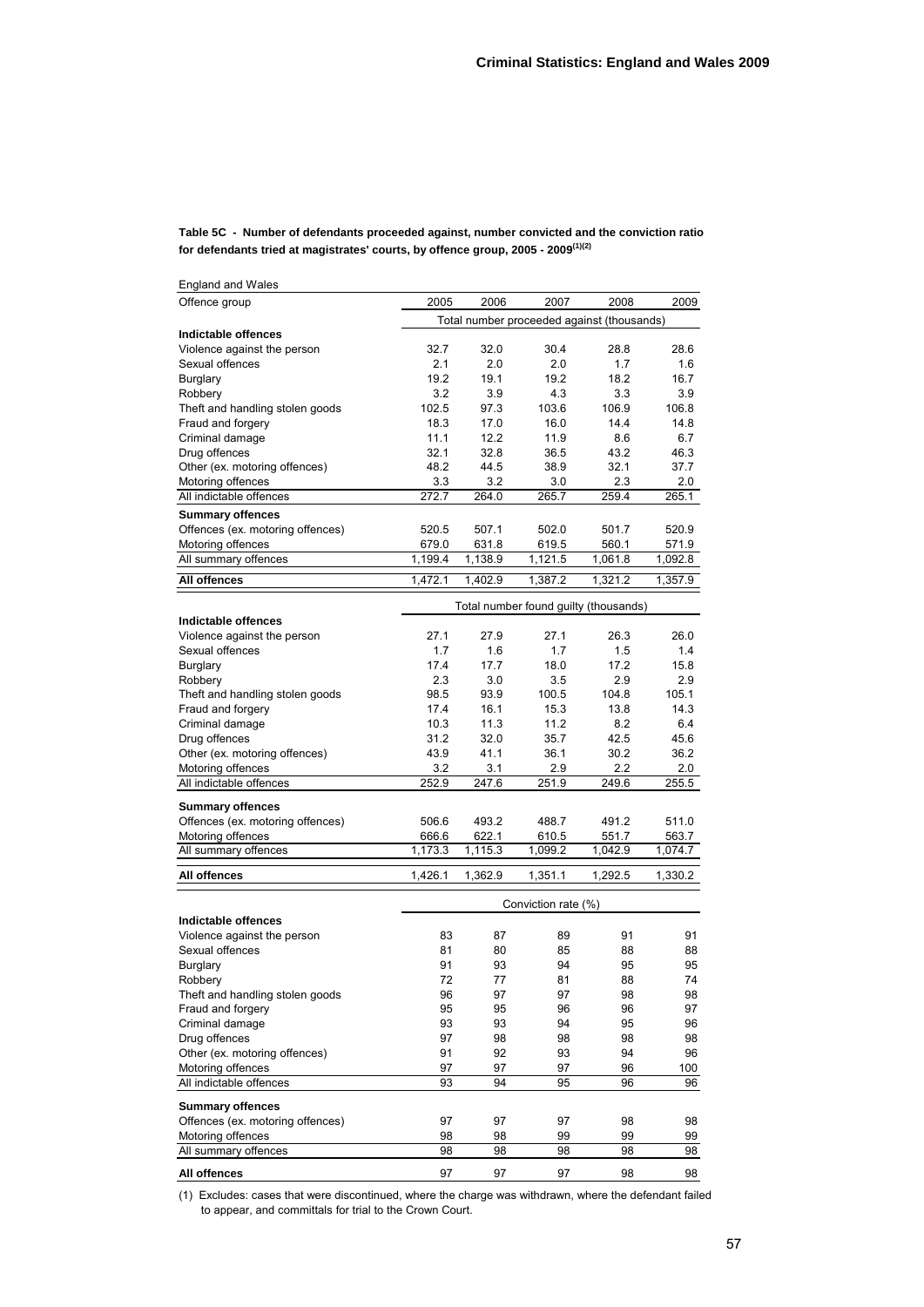**Table 5C - Number of defendants proceeded against, number convicted and the conviction ratio for defendants tried at magistrates' courts, by offence group, 2005 - 2009(1)(2)**

England and Wales

| Offence group | 2005 | 2006 | 2007 | 2008 | 2009 |
|---|---|---|---|---|---|
| | Total number proceeded against (thousands) | | | | |
| **Indictable offences** | | | | | |
| Violence against the person | 32.7 | 32.0 | 30.4 | 28.8 | 28.6 |
| Sexual offences | 2.1 | 2.0 | 2.0 | 1.7 | 1.6 |
| Burglary | 19.2 | 19.1 | 19.2 | 18.2 | 16.7 |
| Robbery | 3.2 | 3.9 | 4.3 | 3.3 | 3.9 |
| Theft and handling stolen goods | 102.5 | 97.3 | 103.6 | 106.9 | 106.8 |
| Fraud and forgery | 18.3 | 17.0 | 16.0 | 14.4 | 14.8 |
| Criminal damage | 11.1 | 12.2 | 11.9 | 8.6 | 6.7 |
| Drug offences | 32.1 | 32.8 | 36.5 | 43.2 | 46.3 |
| Other (ex. motoring offences) | 48.2 | 44.5 | 38.9 | 32.1 | 37.7 |
| Motoring offences | 3.3 | 3.2 | 3.0 | 2.3 | 2.0 |
| All indictable offences | 272.7 | 264.0 | 265.7 | 259.4 | 265.1 |
| **Summary offences** | | | | | |
| Offences (ex. motoring offences) | 520.5 | 507.1 | 502.0 | 501.7 | 520.9 |
| Motoring offences | 679.0 | 631.8 | 619.5 | 560.1 | 571.9 |
| All summary offences | 1,199.4 | 1,138.9 | 1,121.5 | 1,061.8 | 1,092.8 |
| **All offences** | 1,472.1 | 1,402.9 | 1,387.2 | 1,321.2 | 1,357.9 |
| | Total number found guilty (thousands) | | | | |
| **Indictable offences** | | | | | |
| Violence against the person | 27.1 | 27.9 | 27.1 | 26.3 | 26.0 |
| Sexual offences | 1.7 | 1.6 | 1.7 | 1.5 | 1.4 |
| Burglary | 17.4 | 17.7 | 18.0 | 17.2 | 15.8 |
| Robbery | 2.3 | 3.0 | 3.5 | 2.9 | 2.9 |
| Theft and handling stolen goods | 98.5 | 93.9 | 100.5 | 104.8 | 105.1 |
| Fraud and forgery | 17.4 | 16.1 | 15.3 | 13.8 | 14.3 |
| Criminal damage | 10.3 | 11.3 | 11.2 | 8.2 | 6.4 |
| Drug offences | 31.2 | 32.0 | 35.7 | 42.5 | 45.6 |
| Other (ex. motoring offences) | 43.9 | 41.1 | 36.1 | 30.2 | 36.2 |
| Motoring offences | 3.2 | 3.1 | 2.9 | 2.2 | 2.0 |
| All indictable offences | 252.9 | 247.6 | 251.9 | 249.6 | 255.5 |
| **Summary offences** | | | | | |
| Offences (ex. motoring offences) | 506.6 | 493.2 | 488.7 | 491.2 | 511.0 |
| Motoring offences | 666.6 | 622.1 | 610.5 | 551.7 | 563.7 |
| All summary offences | 1,173.3 | 1,115.3 | 1,099.2 | 1,042.9 | 1,074.7 |
| **All offences** | 1,426.1 | 1,362.9 | 1,351.1 | 1,292.5 | 1,330.2 |
| | Conviction rate (%) | | | | |
| **Indictable offences** | | | | | |
| Violence against the person | 83 | 87 | 89 | 91 | 91 |
| Sexual offences | 81 | 80 | 85 | 88 | 88 |
| Burglary | 91 | 93 | 94 | 95 | 95 |
| Robbery | 72 | 77 | 81 | 88 | 74 |
| Theft and handling stolen goods | 96 | 97 | 97 | 98 | 98 |
| Fraud and forgery | 95 | 95 | 96 | 96 | 97 |
| Criminal damage | 93 | 93 | 94 | 95 | 96 |
| Drug offences | 97 | 98 | 98 | 98 | 98 |
| Other (ex. motoring offences) | 91 | 92 | 93 | 94 | 96 |
| Motoring offences | 97 | 97 | 97 | 96 | 100 |
| All indictable offences | 93 | 94 | 95 | 96 | 96 |
| **Summary offences** | | | | | |
| Offences (ex. motoring offences) | 97 | 97 | 97 | 98 | 98 |
| Motoring offences | 98 | 98 | 99 | 99 | 99 |
| All summary offences | 98 | 98 | 98 | 98 | 98 |
| **All offences** | 97 | 97 | 97 | 98 | 98 |

(1) Excludes: cases that were discontinued, where the charge was withdrawn, where the defendant failed to appear, and committals for trial to the Crown Court.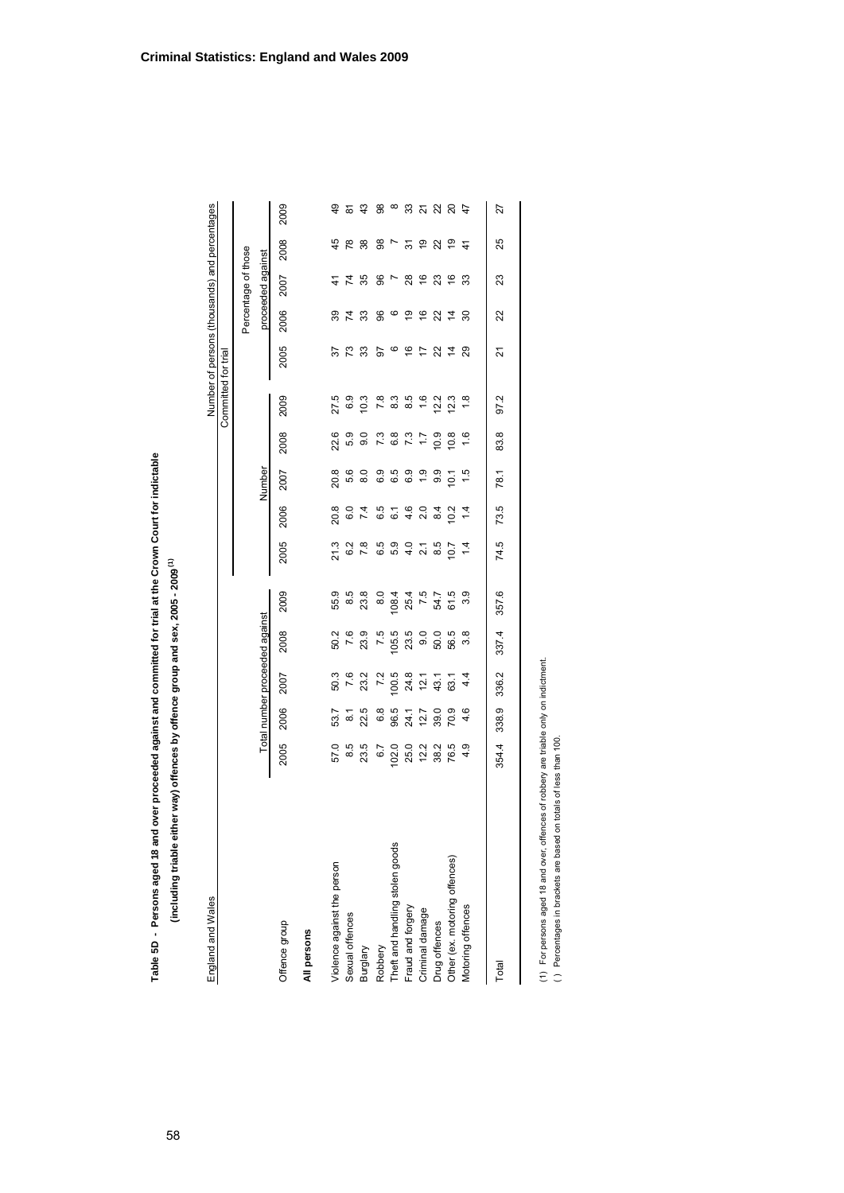**Criminal Statistics: England and Wales 2009**

**Table 5D - Persons aged 18 and over proceeded against and committed for trial at the Crown Court for indictable (including triable either way) offences by offence group and sex, 2005 - 2009[1]**

England and Wales — Number of persons (thousands) and percentages

| Offence group | Total number proceeded against | | | | | Committed for trial: Number | | | | | Committed for trial: Percentage of those proceeded against | | | | |
|---|---|---|---|---|---|---|---|---|---|---|---|---|---|---|---|
| | 2005 | 2006 | 2007 | 2008 | 2009 | 2005 | 2006 | 2007 | 2008 | 2009 | 2005 | 2006 | 2007 | 2008 | 2009 |
| **All persons** | | | | | | | | | | | | | | | |
| Violence against the person | 57.0 | 53.7 | 50.3 | 50.2 | 55.9 | 21.3 | 20.8 | 20.8 | 22.6 | 27.5 | 37 | 39 | 41 | 45 | 49 |
| Sexual offences | 8.5 | 8.1 | 7.6 | 7.6 | 8.5 | 6.2 | 6.0 | 5.6 | 5.9 | 6.9 | 73 | 74 | 74 | 78 | 81 |
| Burglary | 23.5 | 22.5 | 23.2 | 23.9 | 23.8 | 7.8 | 7.4 | 8.0 | 9.0 | 10.3 | 33 | 33 | 35 | 38 | 43 |
| Robbery | 6.7 | 6.8 | 7.2 | 7.5 | 8.0 | 6.5 | 6.5 | 6.9 | 7.3 | 7.8 | 97 | 96 | 96 | 98 | 98 |
| Theft and handling stolen goods | 102.0 | 96.5 | 100.5 | 105.5 | 108.4 | 5.9 | 6.1 | 6.5 | 6.8 | 8.3 | 6 | 6 | 7 | 7 | 8 |
| Fraud and forgery | 25.0 | 24.1 | 24.8 | 23.5 | 25.4 | 4.0 | 4.6 | 6.9 | 7.3 | 8.5 | 16 | 19 | 28 | 31 | 33 |
| Criminal damage | 12.2 | 12.7 | 12.1 | 9.0 | 7.5 | 2.1 | 2.0 | 1.9 | 1.7 | 1.6 | 17 | 16 | 16 | 19 | 21 |
| Drug offences | 38.2 | 39.0 | 43.1 | 50.0 | 54.7 | 8.5 | 8.4 | 9.9 | 10.9 | 12.2 | 22 | 22 | 23 | 22 | 22 |
| Other (ex. motoring offences) | 76.5 | 70.9 | 63.1 | 56.5 | 61.5 | 10.7 | 10.2 | 10.1 | 10.8 | 12.3 | 14 | 14 | 16 | 19 | 20 |
| Motoring offences | 4.9 | 4.6 | 4.4 | 3.8 | 3.9 | 1.4 | 1.4 | 1.5 | 1.6 | 1.8 | 29 | 30 | 33 | 41 | 47 |
| Total | 354.4 | 338.9 | 336.2 | 337.4 | 357.6 | 74.5 | 73.5 | 78.1 | 83.8 | 97.2 | 21 | 22 | 23 | 25 | 27 |

(1) For persons aged 18 and over, offences of robbery are triable only on indictment.
( ) Percentages in brackets are based on totals of less than 100.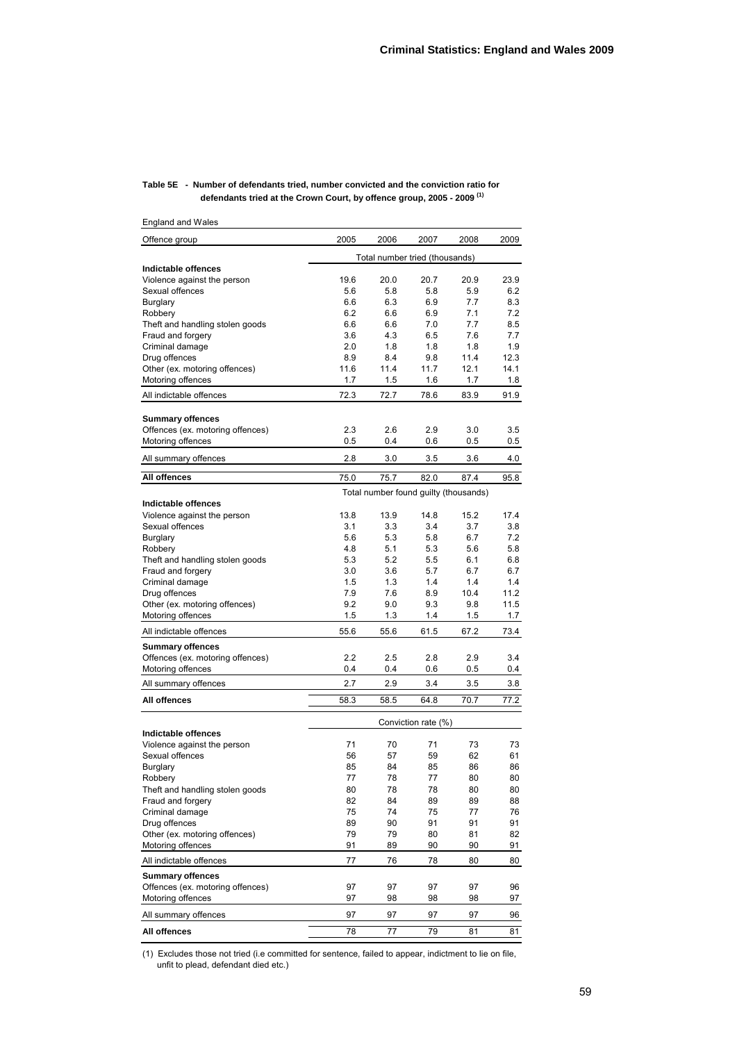**Table 5E - Number of defendants tried, number convicted and the conviction ratio for defendants tried at the Crown Court, by offence group, 2005 - 2009 (1)**

England and Wales

| Offence group | 2005 | 2006 | 2007 | 2008 | 2009 |
|---|---|---|---|---|---|
| | Total number tried (thousands) | | | | |
| **Indictable offences** | | | | | |
| Violence against the person | 19.6 | 20.0 | 20.7 | 20.9 | 23.9 |
| Sexual offences | 5.6 | 5.8 | 5.8 | 5.9 | 6.2 |
| Burglary | 6.6 | 6.3 | 6.9 | 7.7 | 8.3 |
| Robbery | 6.2 | 6.6 | 6.9 | 7.1 | 7.2 |
| Theft and handling stolen goods | 6.6 | 6.6 | 7.0 | 7.7 | 8.5 |
| Fraud and forgery | 3.6 | 4.3 | 6.5 | 7.6 | 7.7 |
| Criminal damage | 2.0 | 1.8 | 1.8 | 1.8 | 1.9 |
| Drug offences | 8.9 | 8.4 | 9.8 | 11.4 | 12.3 |
| Other (ex. motoring offences) | 11.6 | 11.4 | 11.7 | 12.1 | 14.1 |
| Motoring offences | 1.7 | 1.5 | 1.6 | 1.7 | 1.8 |
| All indictable offences | 72.3 | 72.7 | 78.6 | 83.9 | 91.9 |
| **Summary offences** | | | | | |
| Offences (ex. motoring offences) | 2.3 | 2.6 | 2.9 | 3.0 | 3.5 |
| Motoring offences | 0.5 | 0.4 | 0.6 | 0.5 | 0.5 |
| All summary offences | 2.8 | 3.0 | 3.5 | 3.6 | 4.0 |
| **All offences** | 75.0 | 75.7 | 82.0 | 87.4 | 95.8 |
| | Total number found guilty (thousands) | | | | |
| **Indictable offences** | | | | | |
| Violence against the person | 13.8 | 13.9 | 14.8 | 15.2 | 17.4 |
| Sexual offences | 3.1 | 3.3 | 3.4 | 3.7 | 3.8 |
| Burglary | 5.6 | 5.3 | 5.8 | 6.7 | 7.2 |
| Robbery | 4.8 | 5.1 | 5.3 | 5.6 | 5.8 |
| Theft and handling stolen goods | 5.3 | 5.2 | 5.5 | 6.1 | 6.8 |
| Fraud and forgery | 3.0 | 3.6 | 5.7 | 6.7 | 6.7 |
| Criminal damage | 1.5 | 1.3 | 1.4 | 1.4 | 1.4 |
| Drug offences | 7.9 | 7.6 | 8.9 | 10.4 | 11.2 |
| Other (ex. motoring offences) | 9.2 | 9.0 | 9.3 | 9.8 | 11.5 |
| Motoring offences | 1.5 | 1.3 | 1.4 | 1.5 | 1.7 |
| All indictable offences | 55.6 | 55.6 | 61.5 | 67.2 | 73.4 |
| **Summary offences** | | | | | |
| Offences (ex. motoring offences) | 2.2 | 2.5 | 2.8 | 2.9 | 3.4 |
| Motoring offences | 0.4 | 0.4 | 0.6 | 0.5 | 0.4 |
| All summary offences | 2.7 | 2.9 | 3.4 | 3.5 | 3.8 |
| **All offences** | 58.3 | 58.5 | 64.8 | 70.7 | 77.2 |
| | Conviction rate (%) | | | | |
| **Indictable offences** | | | | | |
| Violence against the person | 71 | 70 | 71 | 73 | 73 |
| Sexual offences | 56 | 57 | 59 | 62 | 61 |
| Burglary | 85 | 84 | 85 | 86 | 86 |
| Robbery | 77 | 78 | 77 | 80 | 80 |
| Theft and handling stolen goods | 80 | 78 | 78 | 80 | 80 |
| Fraud and forgery | 82 | 84 | 89 | 89 | 88 |
| Criminal damage | 75 | 74 | 75 | 77 | 76 |
| Drug offences | 89 | 90 | 91 | 91 | 91 |
| Other (ex. motoring offences) | 79 | 79 | 80 | 81 | 82 |
| Motoring offences | 91 | 89 | 90 | 90 | 91 |
| All indictable offences | 77 | 76 | 78 | 80 | 80 |
| **Summary offences** | | | | | |
| Offences (ex. motoring offences) | 97 | 97 | 97 | 97 | 96 |
| Motoring offences | 97 | 98 | 98 | 98 | 97 |
| All summary offences | 97 | 97 | 97 | 97 | 96 |
| **All offences** | 78 | 77 | 79 | 81 | 81 |

(1) Excludes those not tried (i.e committed for sentence, failed to appear, indictment to lie on file, unfit to plead, defendant died etc.)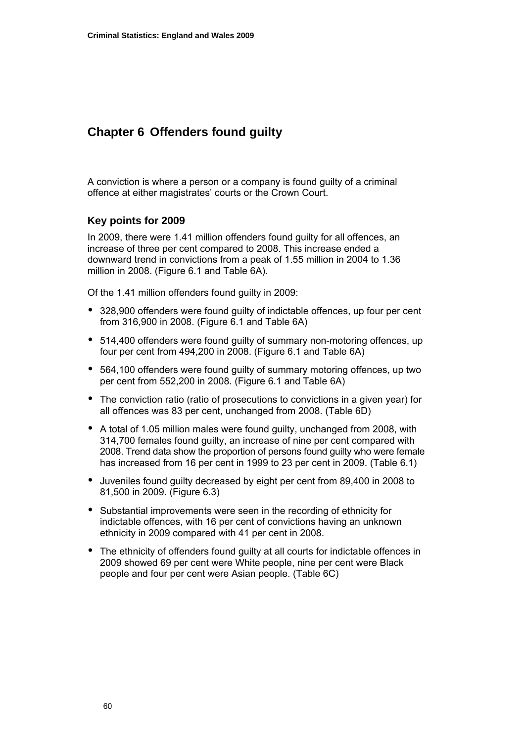# Chapter 6 Offenders found guilty

A conviction is where a person or a company is found guilty of a criminal offence at either magistrates' courts or the Crown Court.

## Key points for 2009

In 2009, there were 1.41 million offenders found guilty for all offences, an increase of three per cent compared to 2008. This increase ended a downward trend in convictions from a peak of 1.55 million in 2004 to 1.36 million in 2008. (Figure 6.1 and Table 6A).

Of the 1.41 million offenders found guilty in 2009:

- 328,900 offenders were found guilty of indictable offences, up four per cent from 316,900 in 2008. (Figure 6.1 and Table 6A)
- 514,400 offenders were found guilty of summary non-motoring offences, up four per cent from 494,200 in 2008. (Figure 6.1 and Table 6A)
- 564,100 offenders were found guilty of summary motoring offences, up two per cent from 552,200 in 2008. (Figure 6.1 and Table 6A)
- The conviction ratio (ratio of prosecutions to convictions in a given year) for all offences was 83 per cent, unchanged from 2008. (Table 6D)
- A total of 1.05 million males were found guilty, unchanged from 2008, with 314,700 females found guilty, an increase of nine per cent compared with 2008. Trend data show the proportion of persons found guilty who were female has increased from 16 per cent in 1999 to 23 per cent in 2009. (Table 6.1)
- Juveniles found guilty decreased by eight per cent from 89,400 in 2008 to 81,500 in 2009. (Figure 6.3)
- Substantial improvements were seen in the recording of ethnicity for indictable offences, with 16 per cent of convictions having an unknown ethnicity in 2009 compared with 41 per cent in 2008.
- The ethnicity of offenders found guilty at all courts for indictable offences in 2009 showed 69 per cent were White people, nine per cent were Black people and four per cent were Asian people. (Table 6C)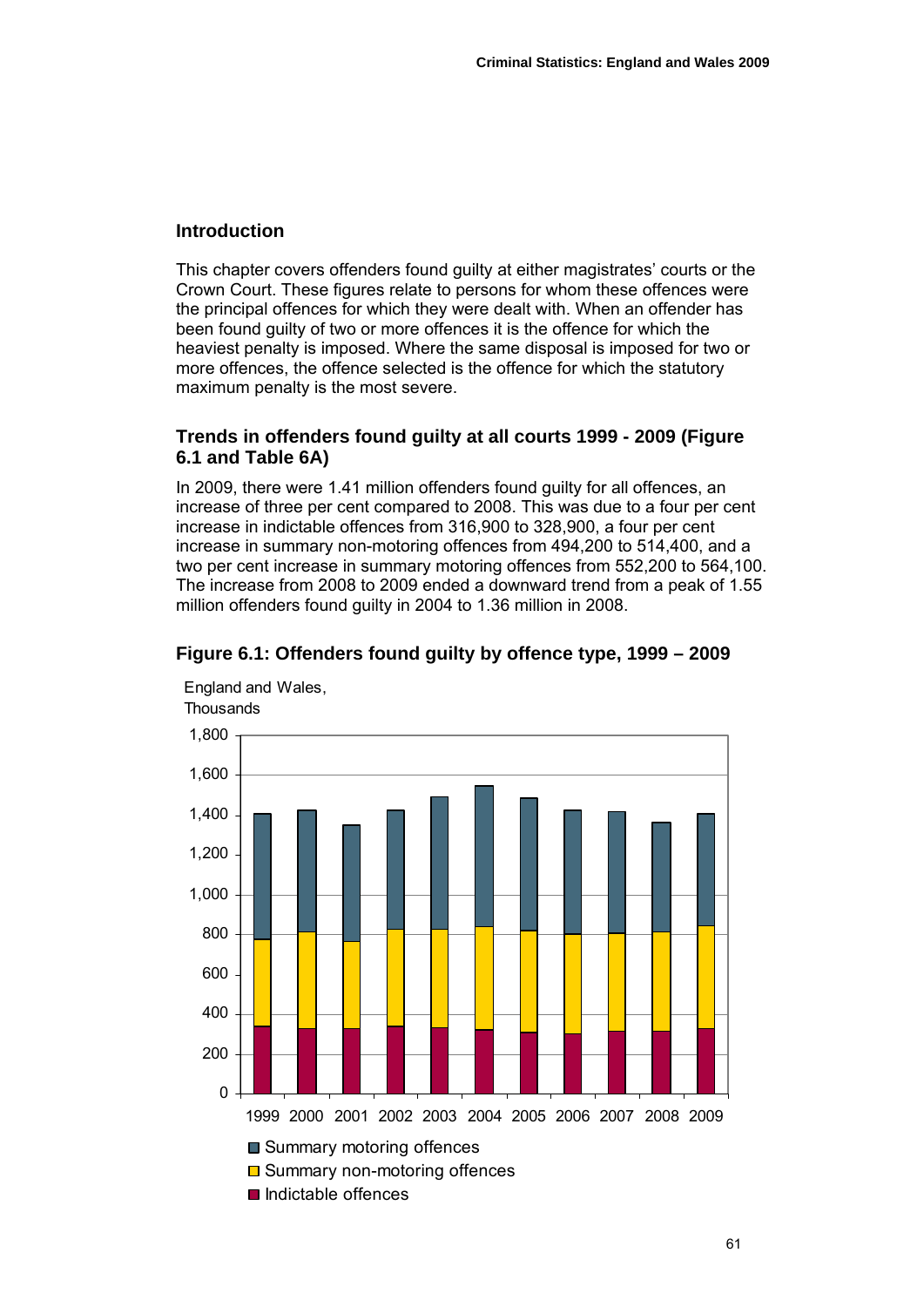## Introduction

This chapter covers offenders found guilty at either magistrates' courts or the Crown Court. These figures relate to persons for whom these offences were the principal offences for which they were dealt with. When an offender has been found guilty of two or more offences it is the offence for which the heaviest penalty is imposed. Where the same disposal is imposed for two or more offences, the offence selected is the offence for which the statutory maximum penalty is the most severe.

### Trends in offenders found guilty at all courts 1999 - 2009 (Figure 6.1 and Table 6A)

In 2009, there were 1.41 million offenders found guilty for all offences, an increase of three per cent compared to 2008. This was due to a four per cent increase in indictable offences from 316,900 to 328,900, a four per cent increase in summary non-motoring offences from 494,200 to 514,400, and a two per cent increase in summary motoring offences from 552,200 to 564,100. The increase from 2008 to 2009 ended a downward trend from a peak of 1.55 million offenders found guilty in 2004 to 1.36 million in 2008.

### Figure 6.1: Offenders found guilty by offence type, 1999 – 2009

England and Wales,
Thousands

Summary motoring offences
Summary non-motoring offences
Indictable offences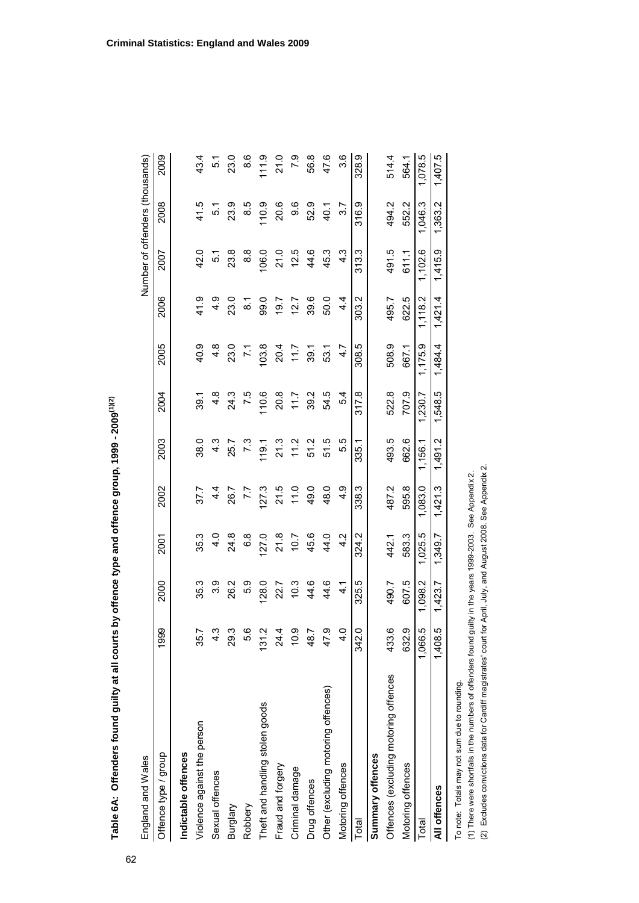**Table 6A: Offenders found guilty at all courts by offence type and offence group, 1999 - 2009[(1)(2)]**

England and Wales — Number of offenders (thousands)

| Offence type / group | 1999 | 2000 | 2001 | 2002 | 2003 | 2004 | 2005 | 2006 | 2007 | 2008 | 2009 |
|---|---|---|---|---|---|---|---|---|---|---|---|
| **Indictable offences** | | | | | | | | | | | |
| Violence against the person | 35.7 | 35.3 | 35.3 | 37.7 | 38.0 | 39.1 | 40.9 | 41.9 | 42.0 | 41.5 | 43.4 |
| Sexual offences | 4.3 | 3.9 | 4.0 | 4.4 | 4.3 | 4.8 | 4.8 | 4.9 | 5.1 | 5.1 | 5.1 |
| Burglary | 29.3 | 26.2 | 24.8 | 26.7 | 25.7 | 24.3 | 23.0 | 23.0 | 23.8 | 23.9 | 23.0 |
| Robbery | 5.6 | 5.9 | 6.8 | 7.7 | 7.3 | 7.5 | 7.1 | 8.1 | 8.8 | 8.5 | 8.6 |
| Theft and handling stolen goods | 131.2 | 128.0 | 127.0 | 127.3 | 119.1 | 110.6 | 103.8 | 99.0 | 106.0 | 110.9 | 111.9 |
| Fraud and forgery | 24.4 | 22.7 | 21.8 | 21.5 | 21.3 | 20.8 | 20.4 | 19.7 | 21.0 | 20.6 | 21.0 |
| Criminal damage | 10.9 | 10.3 | 10.7 | 11.0 | 11.2 | 11.7 | 11.7 | 12.7 | 12.5 | 9.6 | 7.9 |
| Drug offences | 48.7 | 44.6 | 45.6 | 49.0 | 51.2 | 39.2 | 39.1 | 39.6 | 44.6 | 52.9 | 56.8 |
| Other (excluding motoring offences) | 47.9 | 44.6 | 44.0 | 48.0 | 51.5 | 54.5 | 53.1 | 50.0 | 45.3 | 40.1 | 47.6 |
| Motoring offences | 4.0 | 4.1 | 4.2 | 4.9 | 5.5 | 5.4 | 4.7 | 4.4 | 4.3 | 3.7 | 3.6 |
| Total | 342.0 | 325.5 | 324.2 | 338.3 | 335.1 | 317.8 | 308.5 | 303.2 | 313.3 | 316.9 | 328.9 |
| **Summary offences** | | | | | | | | | | | |
| Offences (excluding motoring offences | 433.6 | 490.7 | 442.1 | 487.2 | 493.5 | 522.8 | 508.9 | 495.7 | 491.5 | 494.2 | 514.4 |
| Motoring offences | 632.9 | 607.5 | 583.3 | 595.8 | 662.6 | 707.9 | 667.1 | 622.5 | 611.1 | 552.2 | 564.1 |
| Total | 1,066.5 | 1,098.2 | 1,025.5 | 1,083.0 | 1,156.1 | 1,230.7 | 1,175.9 | 1,118.2 | 1,102.6 | 1,046.3 | 1,078.5 |
| **All offences** | 1,408.5 | 1,423.7 | 1,349.7 | 1,421.3 | 1,491.2 | 1,548.5 | 1,484.4 | 1,421.4 | 1,415.9 | 1,363.2 | 1,407.5 |

To note: Totals may not sum due to rounding.

(1) There were shortfalls in the numbers of offenders found guilty in the years 1999-2003. See Appendix 2.

(2) Excludes convictions data for Cardiff magistrates' court for April, July, and August 2008. See Appendix 2.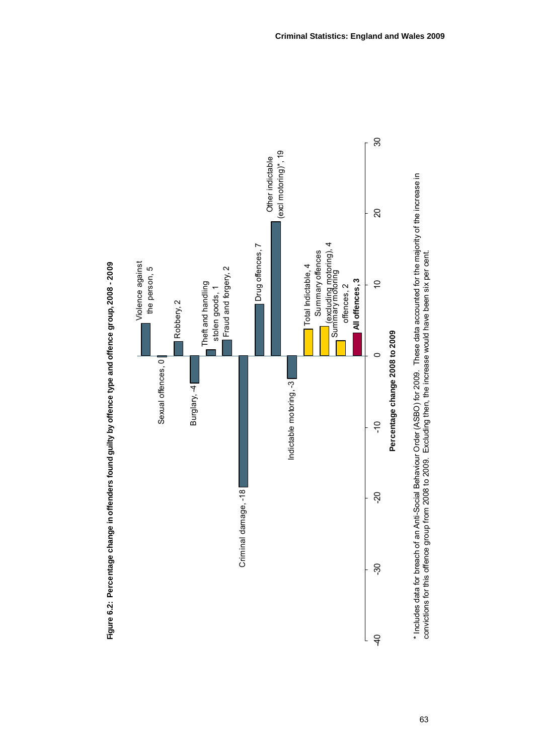**Figure 6.2: Percentage change in offenders found guilty by offence type and offence group, 2008 - 2009**

| Offence type / group | Percentage change 2008 to 2009 |
| --- | --- |
| Violence against the person | 5 |
| Sexual offences | 0 |
| Robbery | 2 |
| Burglary | -4 |
| Theft and handling stolen goods | 1 |
| Fraud and forgery | 2 |
| Criminal damage | -18 |
| Drug offences | 7 |
| Other indictable (excl motoring)* | 19 |
| Indictable motoring | -3 |
| Total Indictable | 4 |
| Summary offences (excluding motoring) | 4 |
| Summary motoring offences | 2 |
| **All offences** | **3** |

Percentage change 2008 to 2009

\* Includes data for breach of an Anti-Social Behaviour Order (ASBO) for 2009. These data accounted for the majority of the increase in convictions for this offence group from 2008 to 2009. Excluding then, the increase would have been six per cent.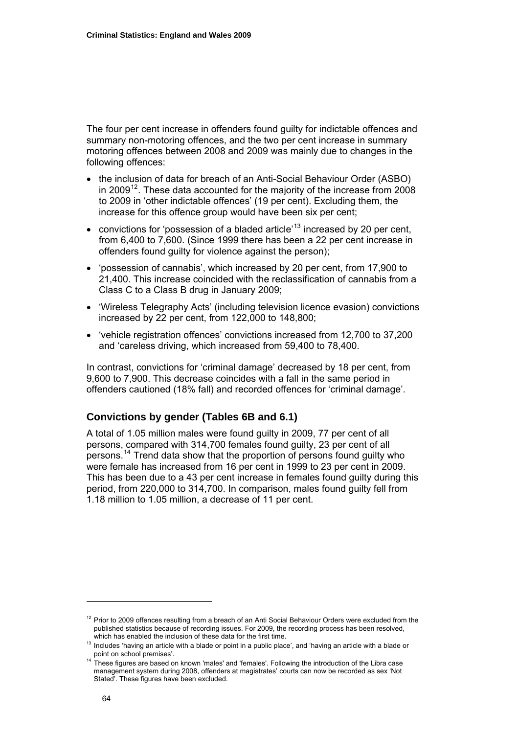The four per cent increase in offenders found guilty for indictable offences and summary non-motoring offences, and the two per cent increase in summary motoring offences between 2008 and 2009 was mainly due to changes in the following offences:

- the inclusion of data for breach of an Anti-Social Behaviour Order (ASBO) in 2009[12]. These data accounted for the majority of the increase from 2008 to 2009 in 'other indictable offences' (19 per cent). Excluding them, the increase for this offence group would have been six per cent;
- convictions for 'possession of a bladed article'[13] increased by 20 per cent, from 6,400 to 7,600. (Since 1999 there has been a 22 per cent increase in offenders found guilty for violence against the person);
- 'possession of cannabis', which increased by 20 per cent, from 17,900 to 21,400. This increase coincided with the reclassification of cannabis from a Class C to a Class B drug in January 2009;
- 'Wireless Telegraphy Acts' (including television licence evasion) convictions increased by 22 per cent, from 122,000 to 148,800;
- 'vehicle registration offences' convictions increased from 12,700 to 37,200 and 'careless driving, which increased from 59,400 to 78,400.

In contrast, convictions for 'criminal damage' decreased by 18 per cent, from 9,600 to 7,900. This decrease coincides with a fall in the same period in offenders cautioned (18% fall) and recorded offences for 'criminal damage'.

## Convictions by gender (Tables 6B and 6.1)

A total of 1.05 million males were found guilty in 2009, 77 per cent of all persons, compared with 314,700 females found guilty, 23 per cent of all persons.[14] Trend data show that the proportion of persons found guilty who were female has increased from 16 per cent in 1999 to 23 per cent in 2009. This has been due to a 43 per cent increase in females found guilty during this period, from 220,000 to 314,700. In comparison, males found guilty fell from 1.18 million to 1.05 million, a decrease of 11 per cent.

---

[12] Prior to 2009 offences resulting from a breach of an Anti Social Behaviour Orders were excluded from the published statistics because of recording issues. For 2009, the recording process has been resolved, which has enabled the inclusion of these data for the first time.

[13] Includes 'having an article with a blade or point in a public place', and 'having an article with a blade or point on school premises'.

[14] These figures are based on known 'males' and 'females'. Following the introduction of the Libra case management system during 2008, offenders at magistrates' courts can now be recorded as sex 'Not Stated'. These figures have been excluded.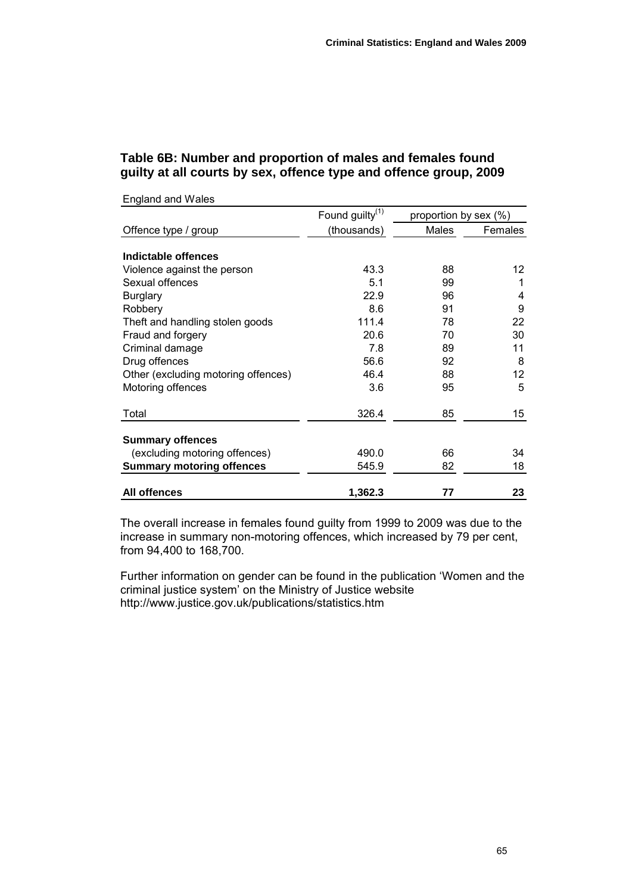### Table 6B: Number and proportion of males and females found guilty at all courts by sex, offence type and offence group, 2009

England and Wales

| Offence type / group | Found guilty[(1)] (thousands) | proportion by sex (%) Males | Females |
|---|---|---|---|
| **Indictable offences** | | | |
| Violence against the person | 43.3 | 88 | 12 |
| Sexual offences | 5.1 | 99 | 1 |
| Burglary | 22.9 | 96 | 4 |
| Robbery | 8.6 | 91 | 9 |
| Theft and handling stolen goods | 111.4 | 78 | 22 |
| Fraud and forgery | 20.6 | 70 | 30 |
| Criminal damage | 7.8 | 89 | 11 |
| Drug offences | 56.6 | 92 | 8 |
| Other (excluding motoring offences) | 46.4 | 88 | 12 |
| Motoring offences | 3.6 | 95 | 5 |
| Total | 326.4 | 85 | 15 |
| **Summary offences** (excluding motoring offences) | 490.0 | 66 | 34 |
| **Summary motoring offences** | 545.9 | 82 | 18 |
| **All offences** | **1,362.3** | **77** | **23** |

The overall increase in females found guilty from 1999 to 2009 was due to the increase in summary non-motoring offences, which increased by 79 per cent, from 94,400 to 168,700.

Further information on gender can be found in the publication 'Women and the criminal justice system' on the Ministry of Justice website http://www.justice.gov.uk/publications/statistics.htm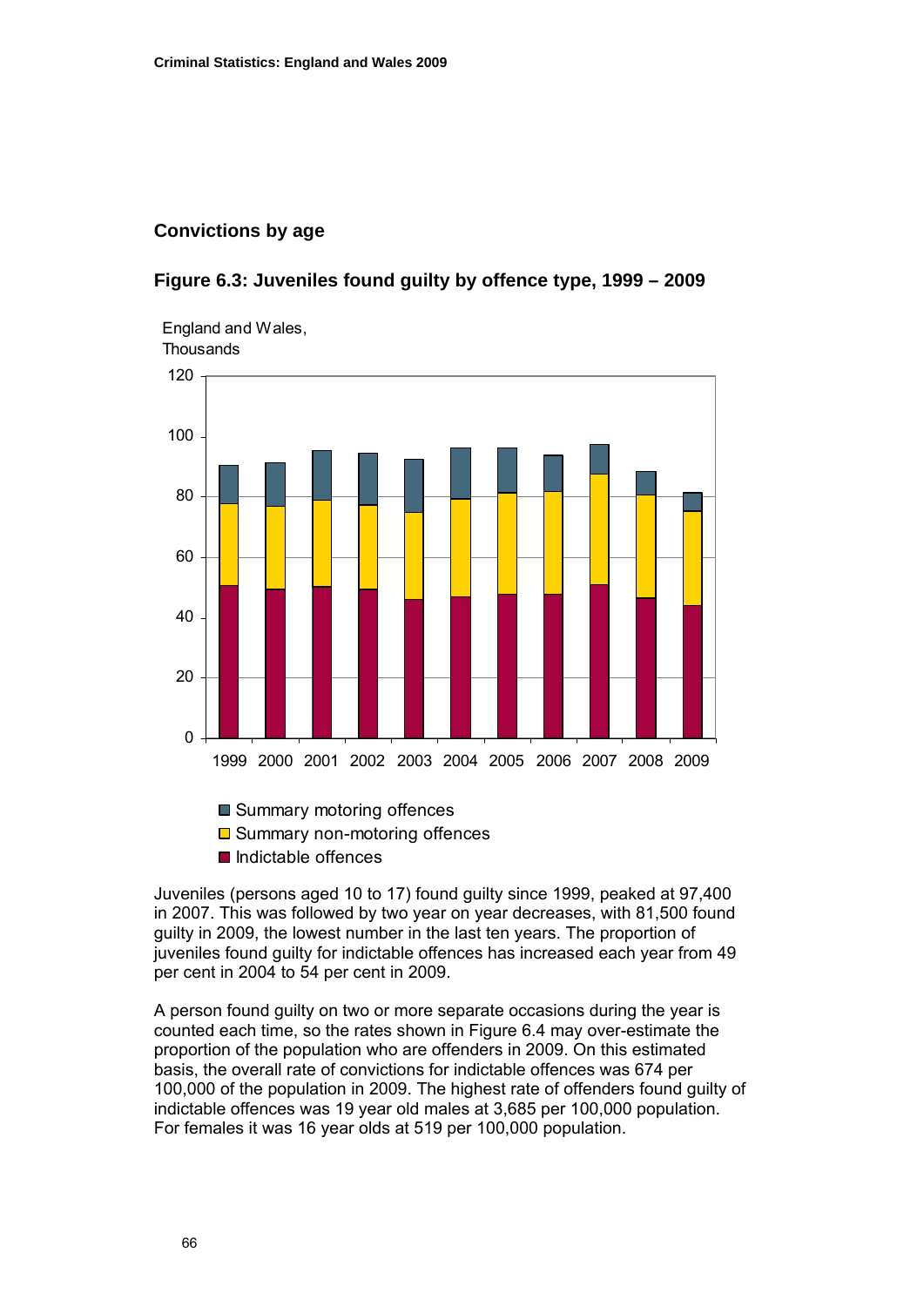## Convictions by age

### Figure 6.3: Juveniles found guilty by offence type, 1999 – 2009

Juveniles (persons aged 10 to 17) found guilty since 1999, peaked at 97,400 in 2007. This was followed by two year on year decreases, with 81,500 found guilty in 2009, the lowest number in the last ten years. The proportion of juveniles found guilty for indictable offences has increased each year from 49 per cent in 2004 to 54 per cent in 2009.

A person found guilty on two or more separate occasions during the year is counted each time, so the rates shown in Figure 6.4 may over-estimate the proportion of the population who are offenders in 2009. On this estimated basis, the overall rate of convictions for indictable offences was 674 per 100,000 of the population in 2009. The highest rate of offenders found guilty of indictable offences was 19 year old males at 3,685 per 100,000 population. For females it was 16 year olds at 519 per 100,000 population.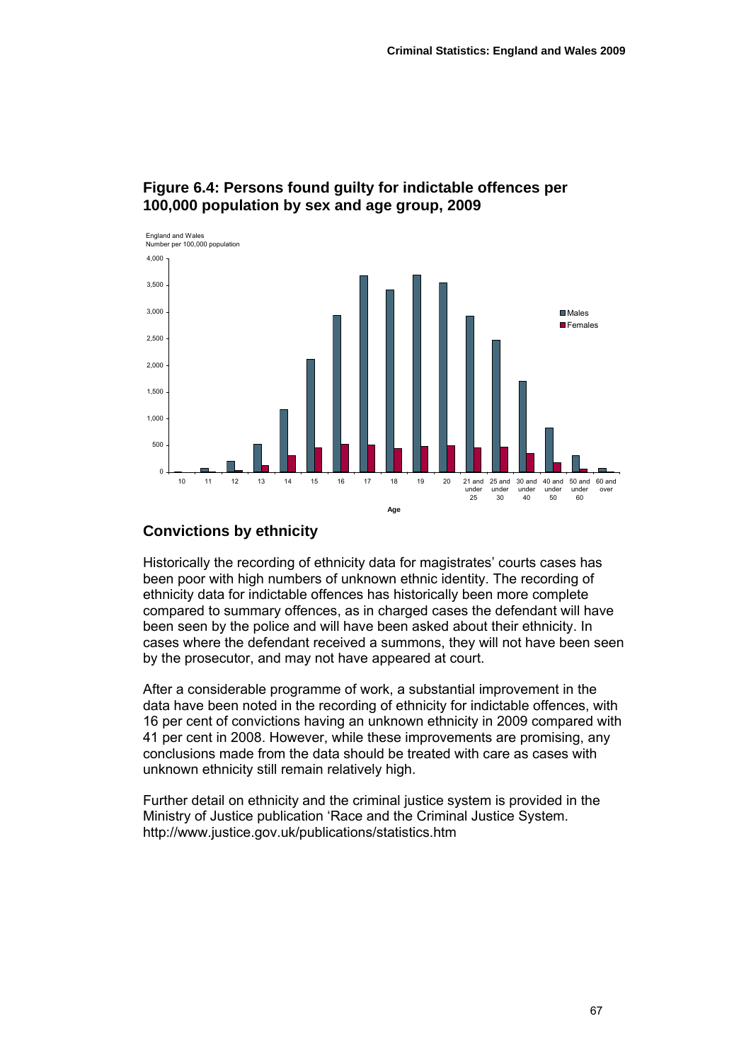## Figure 6.4: Persons found guilty for indictable offences per 100,000 population by sex and age group, 2009

## Convictions by ethnicity

Historically the recording of ethnicity data for magistrates' courts cases has been poor with high numbers of unknown ethnic identity. The recording of ethnicity data for indictable offences has historically been more complete compared to summary offences, as in charged cases the defendant will have been seen by the police and will have been asked about their ethnicity. In cases where the defendant received a summons, they will not have been seen by the prosecutor, and may not have appeared at court.

After a considerable programme of work, a substantial improvement in the data have been noted in the recording of ethnicity for indictable offences, with 16 per cent of convictions having an unknown ethnicity in 2009 compared with 41 per cent in 2008. However, while these improvements are promising, any conclusions made from the data should be treated with care as cases with unknown ethnicity still remain relatively high.

Further detail on ethnicity and the criminal justice system is provided in the Ministry of Justice publication 'Race and the Criminal Justice System. http://www.justice.gov.uk/publications/statistics.htm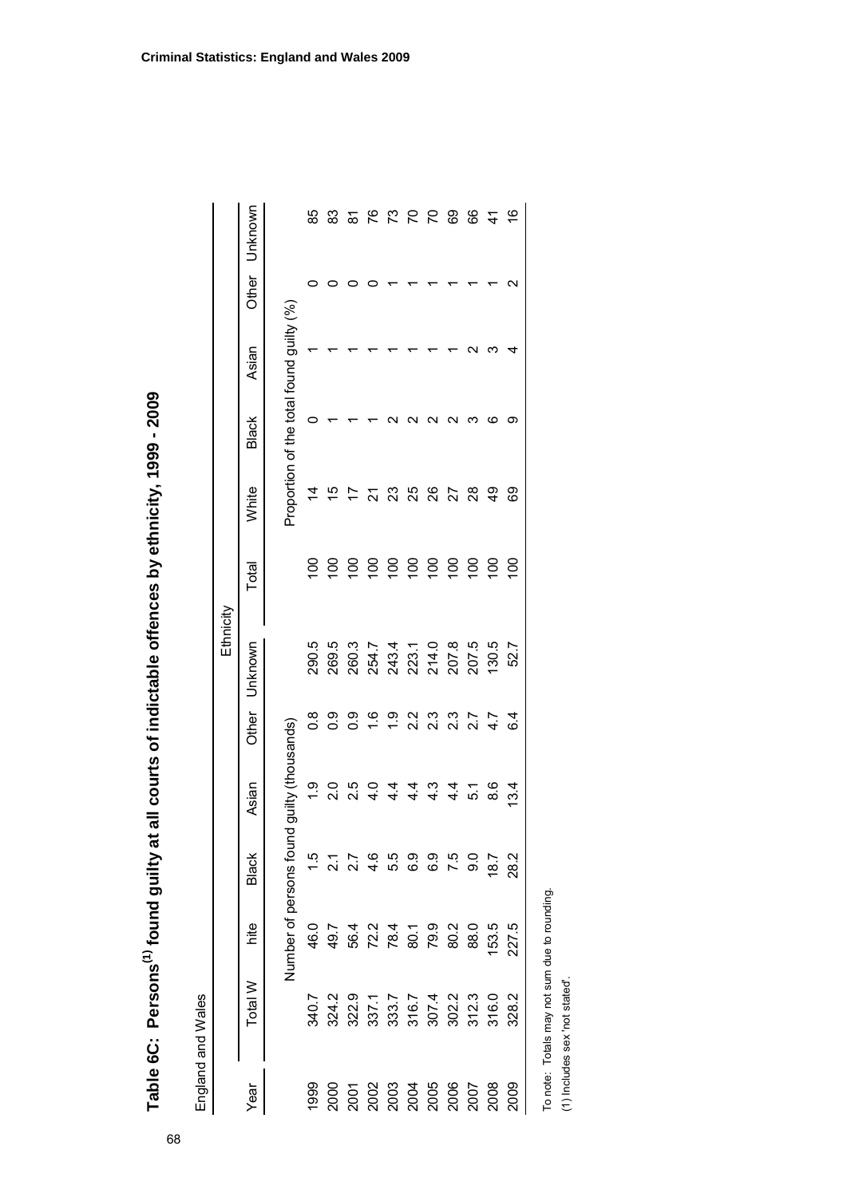# Table 6C: Persons[1] found guilty at all courts of indictable offences by ethnicity, 1999 - 2009

England and Wales

| Year | Ethnicity | | | | | | | | | | | |
|---|---|---|---|---|---|---|---|---|---|---|---|---|
| | Total | White | Black | Asian | Other | Unknown | Total | White | Black | Asian | Other | Unknown |
| | Number of persons found guilty (thousands) | | | | | | Proportion of the total found guilty (%) | | | | | |
| 1999 | 340.7 | 46.0 | 1.5 | 1.9 | 0.8 | 290.5 | 100 | 14 | 0 | 1 | 0 | 85 |
| 2000 | 324.2 | 49.7 | 2.1 | 2.0 | 0.9 | 269.5 | 100 | 15 | 1 | 1 | 0 | 83 |
| 2001 | 322.9 | 56.4 | 2.7 | 2.5 | 0.9 | 260.3 | 100 | 17 | 1 | 1 | 0 | 81 |
| 2002 | 337.1 | 72.2 | 4.6 | 4.0 | 1.6 | 254.7 | 100 | 21 | 1 | 1 | 0 | 76 |
| 2003 | 333.7 | 78.4 | 5.5 | 4.4 | 1.9 | 243.4 | 100 | 23 | 2 | 1 | 1 | 73 |
| 2004 | 316.7 | 80.1 | 6.9 | 4.4 | 2.2 | 223.1 | 100 | 25 | 2 | 1 | 1 | 70 |
| 2005 | 307.4 | 79.9 | 6.9 | 4.3 | 2.3 | 214.0 | 100 | 26 | 2 | 1 | 1 | 70 |
| 2006 | 302.2 | 80.2 | 7.5 | 4.4 | 2.3 | 207.8 | 100 | 27 | 2 | 1 | 1 | 69 |
| 2007 | 312.3 | 88.0 | 9.0 | 5.1 | 2.7 | 207.5 | 100 | 28 | 3 | 2 | 1 | 66 |
| 2008 | 316.0 | 153.5 | 18.7 | 8.6 | 4.7 | 130.5 | 100 | 49 | 6 | 3 | 1 | 41 |
| 2009 | 328.2 | 227.5 | 28.2 | 13.4 | 6.4 | 52.7 | 100 | 69 | 9 | 4 | 2 | 16 |

To note: Totals may not sum due to rounding.

(1) Includes sex 'not stated'.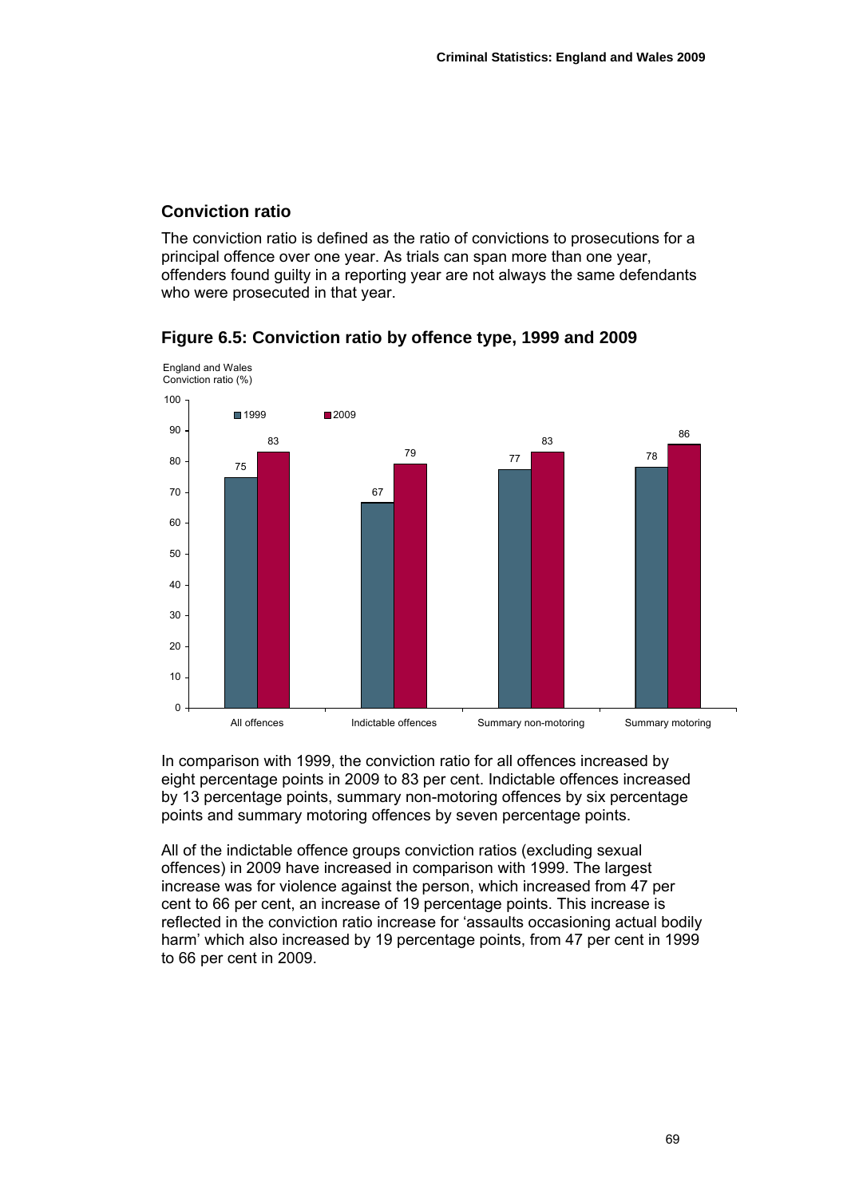## Conviction ratio

The conviction ratio is defined as the ratio of convictions to prosecutions for a principal offence over one year. As trials can span more than one year, offenders found guilty in a reporting year are not always the same defendants who were prosecuted in that year.

### Figure 6.5: Conviction ratio by offence type, 1999 and 2009

England and Wales
Conviction ratio (%)

| Offence type | 1999 | 2009 |
| --- | --- | --- |
| All offences | 75 | 83 |
| Indictable offences | 67 | 79 |
| Summary non-motoring | 77 | 83 |
| Summary motoring | 78 | 86 |

In comparison with 1999, the conviction ratio for all offences increased by eight percentage points in 2009 to 83 per cent. Indictable offences increased by 13 percentage points, summary non-motoring offences by six percentage points and summary motoring offences by seven percentage points.

All of the indictable offence groups conviction ratios (excluding sexual offences) in 2009 have increased in comparison with 1999. The largest increase was for violence against the person, which increased from 47 per cent to 66 per cent, an increase of 19 percentage points. This increase is reflected in the conviction ratio increase for 'assaults occasioning actual bodily harm' which also increased by 19 percentage points, from 47 per cent in 1999 to 66 per cent in 2009.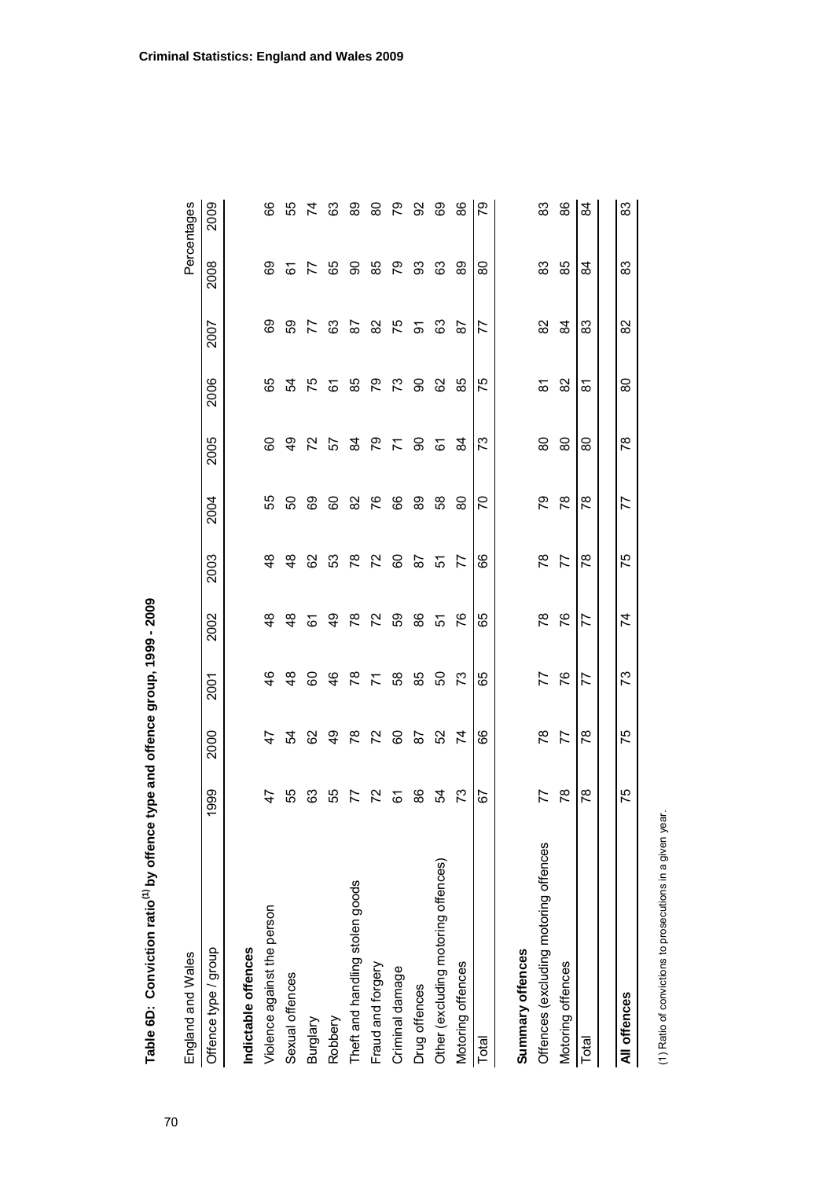**Table 6D: Conviction ratio(1) by offence type and offence group, 1999 - 2009**

England and Wales — Percentages

| Offence type / group | 1999 | 2000 | 2001 | 2002 | 2003 | 2004 | 2005 | 2006 | 2007 | 2008 | 2009 |
|---|---|---|---|---|---|---|---|---|---|---|---|
| **Indictable offences** | | | | | | | | | | | |
| Violence against the person | 47 | 47 | 46 | 48 | 48 | 55 | 60 | 65 | 69 | 69 | 66 |
| Sexual offences | 55 | 54 | 48 | 48 | 48 | 50 | 49 | 54 | 59 | 61 | 55 |
| Burglary | 63 | 62 | 60 | 61 | 62 | 69 | 72 | 75 | 77 | 77 | 74 |
| Robbery | 55 | 49 | 46 | 49 | 53 | 60 | 57 | 61 | 63 | 65 | 63 |
| Theft and handling stolen goods | 77 | 78 | 78 | 78 | 78 | 82 | 84 | 85 | 87 | 90 | 89 |
| Fraud and forgery | 72 | 72 | 71 | 72 | 72 | 76 | 79 | 79 | 82 | 85 | 80 |
| Criminal damage | 61 | 60 | 58 | 59 | 60 | 66 | 71 | 73 | 75 | 79 | 79 |
| Drug offences | 86 | 87 | 85 | 86 | 87 | 89 | 90 | 90 | 91 | 93 | 92 |
| Other (excluding motoring offences) | 54 | 52 | 50 | 51 | 51 | 58 | 61 | 62 | 63 | 63 | 69 |
| Motoring offences | 73 | 74 | 73 | 76 | 77 | 80 | 84 | 85 | 87 | 89 | 86 |
| Total | 67 | 66 | 65 | 65 | 66 | 70 | 73 | 75 | 77 | 80 | 79 |
| **Summary offences** | | | | | | | | | | | |
| Offences (excluding motoring offences | 77 | 78 | 77 | 78 | 78 | 79 | 80 | 81 | 82 | 83 | 83 |
| Motoring offences | 78 | 77 | 76 | 76 | 77 | 78 | 80 | 82 | 84 | 85 | 86 |
| Total | 78 | 78 | 77 | 77 | 78 | 78 | 80 | 81 | 83 | 84 | 84 |
| **All offences** | 75 | 75 | 73 | 74 | 75 | 77 | 78 | 80 | 82 | 83 | 83 |

(1) Ratio of convictions to prosecutions in a given year.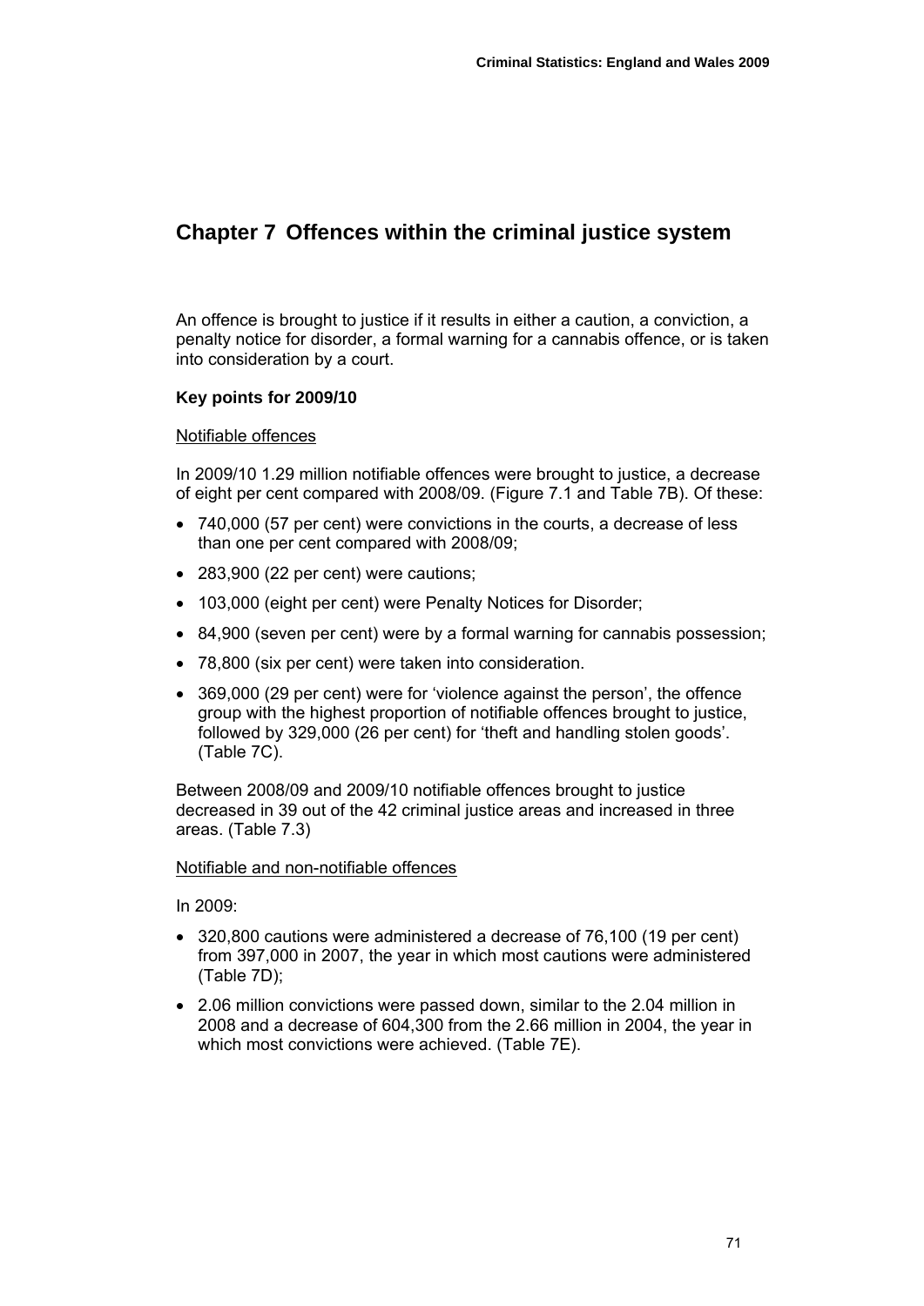# Chapter 7 Offences within the criminal justice system

An offence is brought to justice if it results in either a caution, a conviction, a penalty notice for disorder, a formal warning for a cannabis offence, or is taken into consideration by a court.

### Key points for 2009/10

Notifiable offences

In 2009/10 1.29 million notifiable offences were brought to justice, a decrease of eight per cent compared with 2008/09. (Figure 7.1 and Table 7B). Of these:

- 740,000 (57 per cent) were convictions in the courts, a decrease of less than one per cent compared with 2008/09;
- 283,900 (22 per cent) were cautions;
- 103,000 (eight per cent) were Penalty Notices for Disorder;
- 84,900 (seven per cent) were by a formal warning for cannabis possession;
- 78,800 (six per cent) were taken into consideration.
- 369,000 (29 per cent) were for 'violence against the person', the offence group with the highest proportion of notifiable offences brought to justice, followed by 329,000 (26 per cent) for 'theft and handling stolen goods'. (Table 7C).

Between 2008/09 and 2009/10 notifiable offences brought to justice decreased in 39 out of the 42 criminal justice areas and increased in three areas. (Table 7.3)

Notifiable and non-notifiable offences

In 2009:

- 320,800 cautions were administered a decrease of 76,100 (19 per cent) from 397,000 in 2007, the year in which most cautions were administered (Table 7D);
- 2.06 million convictions were passed down, similar to the 2.04 million in 2008 and a decrease of 604,300 from the 2.66 million in 2004, the year in which most convictions were achieved. (Table 7E).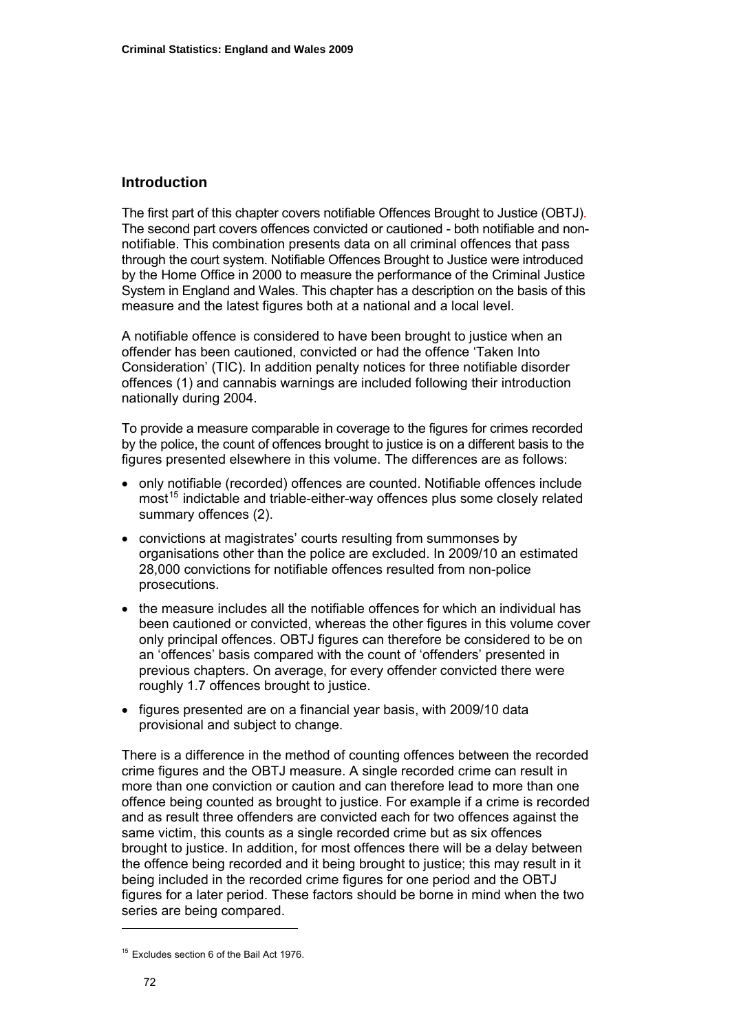## Introduction

The first part of this chapter covers notifiable Offences Brought to Justice (OBTJ). The second part covers offences convicted or cautioned - both notifiable and non-notifiable. This combination presents data on all criminal offences that pass through the court system. Notifiable Offences Brought to Justice were introduced by the Home Office in 2000 to measure the performance of the Criminal Justice System in England and Wales. This chapter has a description on the basis of this measure and the latest figures both at a national and a local level.

A notifiable offence is considered to have been brought to justice when an offender has been cautioned, convicted or had the offence 'Taken Into Consideration' (TIC). In addition penalty notices for three notifiable disorder offences (1) and cannabis warnings are included following their introduction nationally during 2004.

To provide a measure comparable in coverage to the figures for crimes recorded by the police, the count of offences brought to justice is on a different basis to the figures presented elsewhere in this volume. The differences are as follows:

- only notifiable (recorded) offences are counted. Notifiable offences include most[15] indictable and triable-either-way offences plus some closely related summary offences (2).
- convictions at magistrates' courts resulting from summonses by organisations other than the police are excluded. In 2009/10 an estimated 28,000 convictions for notifiable offences resulted from non-police prosecutions.
- the measure includes all the notifiable offences for which an individual has been cautioned or convicted, whereas the other figures in this volume cover only principal offences. OBTJ figures can therefore be considered to be on an 'offences' basis compared with the count of 'offenders' presented in previous chapters. On average, for every offender convicted there were roughly 1.7 offences brought to justice.
- figures presented are on a financial year basis, with 2009/10 data provisional and subject to change.

There is a difference in the method of counting offences between the recorded crime figures and the OBTJ measure. A single recorded crime can result in more than one conviction or caution and can therefore lead to more than one offence being counted as brought to justice. For example if a crime is recorded and as result three offenders are convicted each for two offences against the same victim, this counts as a single recorded crime but as six offences brought to justice. In addition, for most offences there will be a delay between the offence being recorded and it being brought to justice; this may result in it being included in the recorded crime figures for one period and the OBTJ figures for a later period. These factors should be borne in mind when the two series are being compared.

---

[15] Excludes section 6 of the Bail Act 1976.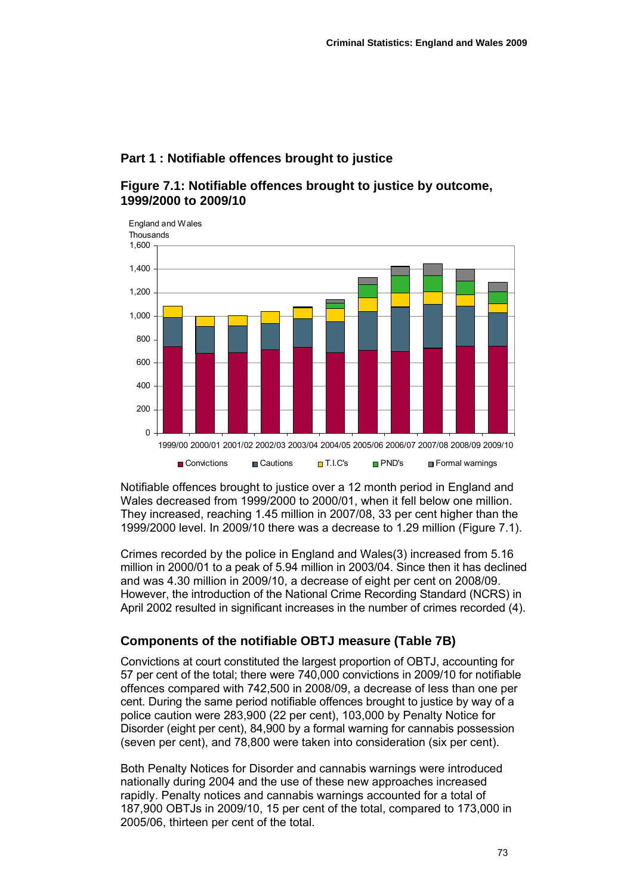## Part 1 : Notifiable offences brought to justice

### Figure 7.1: Notifiable offences brought to justice by outcome, 1999/2000 to 2009/10

Notifiable offences brought to justice over a 12 month period in England and Wales decreased from 1999/2000 to 2000/01, when it fell below one million. They increased, reaching 1.45 million in 2007/08, 33 per cent higher than the 1999/2000 level. In 2009/10 there was a decrease to 1.29 million (Figure 7.1).

Crimes recorded by the police in England and Wales(3) increased from 5.16 million in 2000/01 to a peak of 5.94 million in 2003/04. Since then it has declined and was 4.30 million in 2009/10, a decrease of eight per cent on 2008/09. However, the introduction of the National Crime Recording Standard (NCRS) in April 2002 resulted in significant increases in the number of crimes recorded (4).

### Components of the notifiable OBTJ measure (Table 7B)

Convictions at court constituted the largest proportion of OBTJ, accounting for 57 per cent of the total; there were 740,000 convictions in 2009/10 for notifiable offences compared with 742,500 in 2008/09, a decrease of less than one per cent. During the same period notifiable offences brought to justice by way of a police caution were 283,900 (22 per cent), 103,000 by Penalty Notice for Disorder (eight per cent), 84,900 by a formal warning for cannabis possession (seven per cent), and 78,800 were taken into consideration (six per cent).

Both Penalty Notices for Disorder and cannabis warnings were introduced nationally during 2004 and the use of these new approaches increased rapidly. Penalty notices and cannabis warnings accounted for a total of 187,900 OBTJs in 2009/10, 15 per cent of the total, compared to 173,000 in 2005/06, thirteen per cent of the total.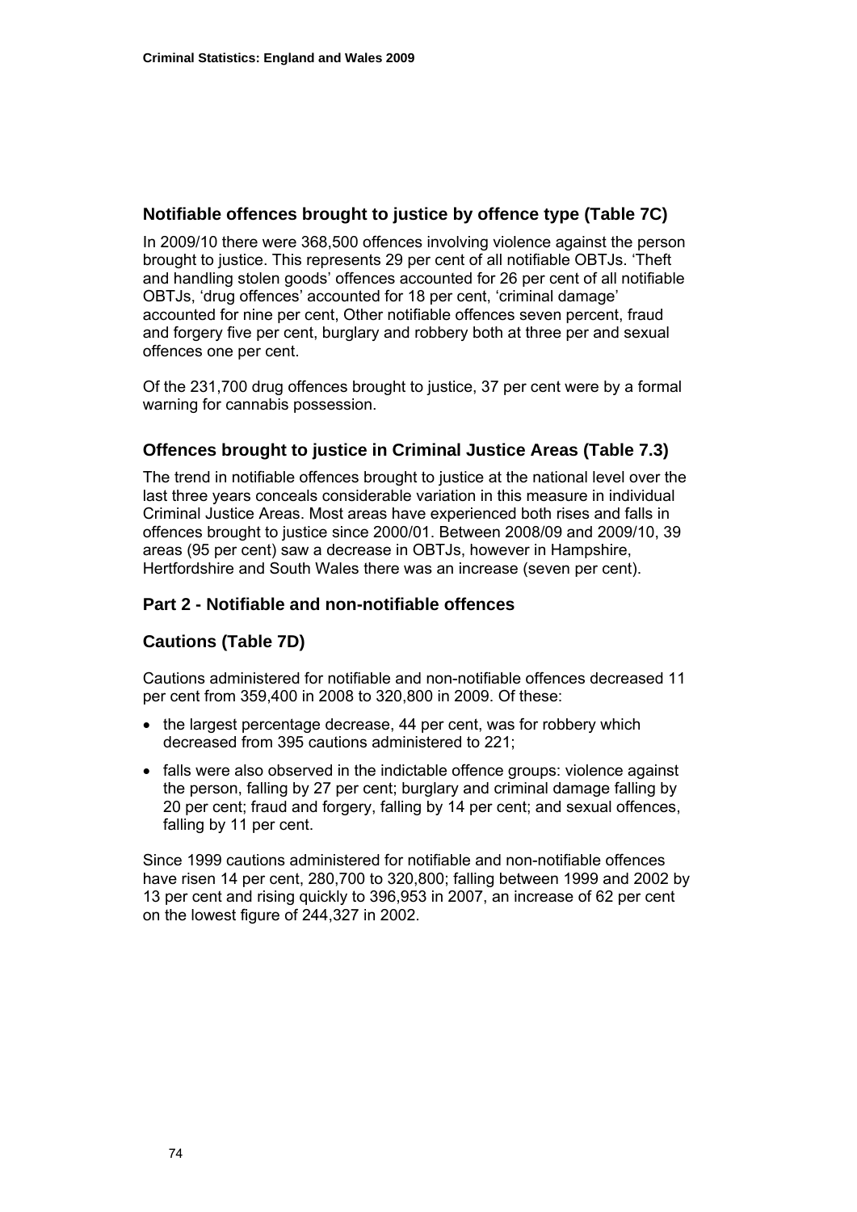## Notifiable offences brought to justice by offence type (Table 7C)

In 2009/10 there were 368,500 offences involving violence against the person brought to justice. This represents 29 per cent of all notifiable OBTJs. 'Theft and handling stolen goods' offences accounted for 26 per cent of all notifiable OBTJs, 'drug offences' accounted for 18 per cent, 'criminal damage' accounted for nine per cent, Other notifiable offences seven percent, fraud and forgery five per cent, burglary and robbery both at three per and sexual offences one per cent.

Of the 231,700 drug offences brought to justice, 37 per cent were by a formal warning for cannabis possession.

## Offences brought to justice in Criminal Justice Areas (Table 7.3)

The trend in notifiable offences brought to justice at the national level over the last three years conceals considerable variation in this measure in individual Criminal Justice Areas. Most areas have experienced both rises and falls in offences brought to justice since 2000/01. Between 2008/09 and 2009/10, 39 areas (95 per cent) saw a decrease in OBTJs, however in Hampshire, Hertfordshire and South Wales there was an increase (seven per cent).

## Part 2 - Notifiable and non-notifiable offences

## Cautions (Table 7D)

Cautions administered for notifiable and non-notifiable offences decreased 11 per cent from 359,400 in 2008 to 320,800 in 2009. Of these:

- the largest percentage decrease, 44 per cent, was for robbery which decreased from 395 cautions administered to 221;
- falls were also observed in the indictable offence groups: violence against the person, falling by 27 per cent; burglary and criminal damage falling by 20 per cent; fraud and forgery, falling by 14 per cent; and sexual offences, falling by 11 per cent.

Since 1999 cautions administered for notifiable and non-notifiable offences have risen 14 per cent, 280,700 to 320,800; falling between 1999 and 2002 by 13 per cent and rising quickly to 396,953 in 2007, an increase of 62 per cent on the lowest figure of 244,327 in 2002.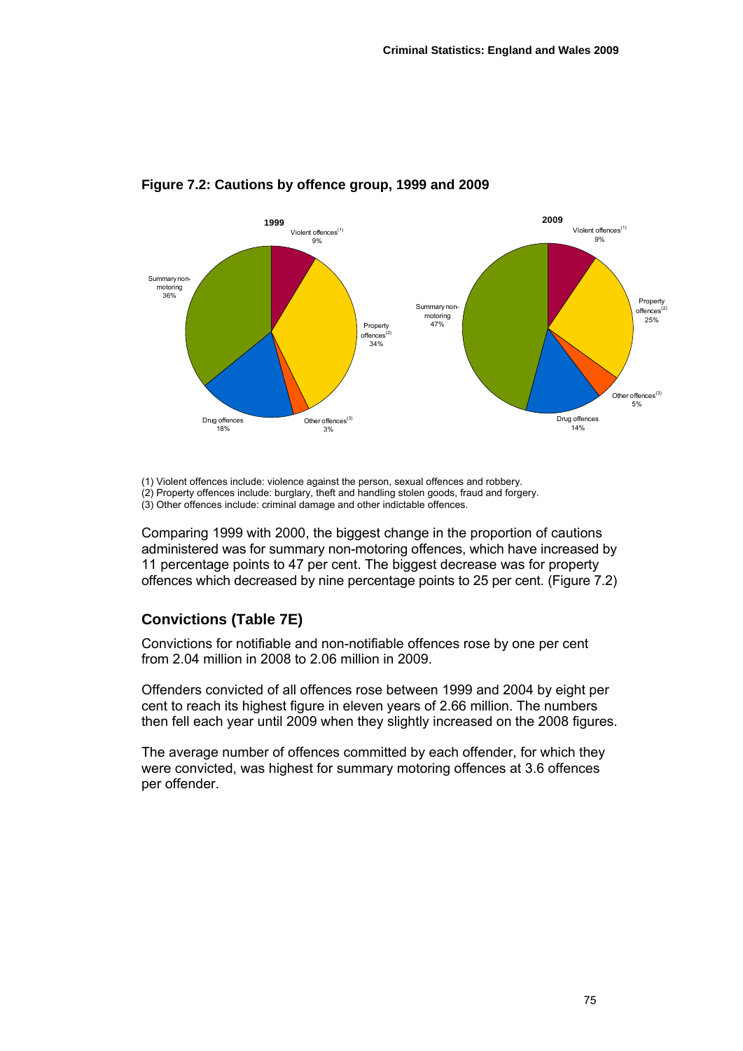**Figure 7.2: Cautions by offence group, 1999 and 2009**

(1) Violent offences include: violence against the person, sexual offences and robbery.
(2) Property offences include: burglary, theft and handling stolen goods, fraud and forgery.
(3) Other offences include: criminal damage and other indictable offences.

Comparing 1999 with 2000, the biggest change in the proportion of cautions administered was for summary non-motoring offences, which have increased by 11 percentage points to 47 per cent. The biggest decrease was for property offences which decreased by nine percentage points to 25 per cent. (Figure 7.2)

## Convictions (Table 7E)

Convictions for notifiable and non-notifiable offences rose by one per cent from 2.04 million in 2008 to 2.06 million in 2009.

Offenders convicted of all offences rose between 1999 and 2004 by eight per cent to reach its highest figure in eleven years of 2.66 million. The numbers then fell each year until 2009 when they slightly increased on the 2008 figures.

The average number of offences committed by each offender, for which they were convicted, was highest for summary motoring offences at 3.6 offences per offender.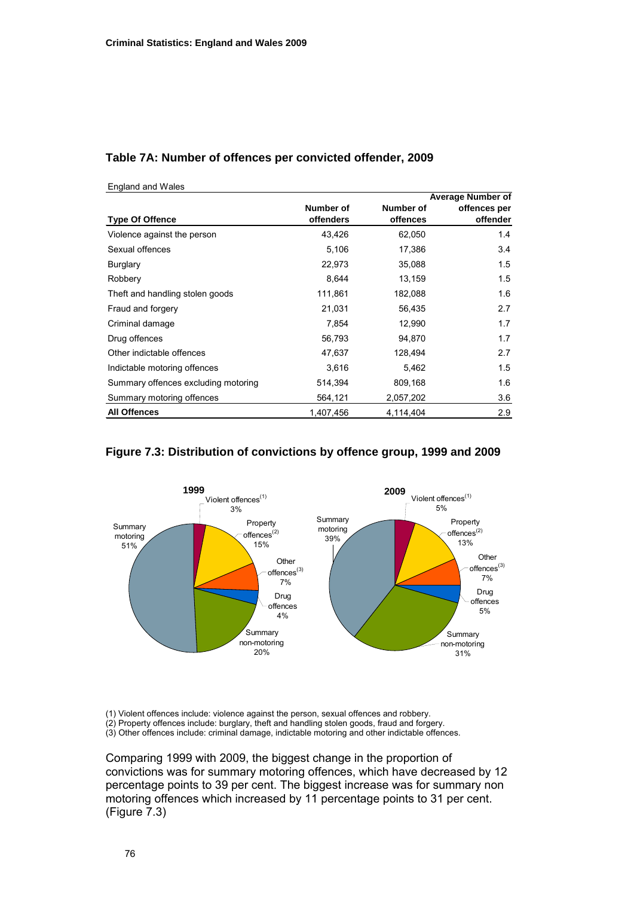### Table 7A: Number of offences per convicted offender, 2009

England and Wales

| Type Of Offence | Number of offenders | Number of offences | Average Number of offences per offender |
|---|---|---|---|
| Violence against the person | 43,426 | 62,050 | 1.4 |
| Sexual offences | 5,106 | 17,386 | 3.4 |
| Burglary | 22,973 | 35,088 | 1.5 |
| Robbery | 8,644 | 13,159 | 1.5 |
| Theft and handling stolen goods | 111,861 | 182,088 | 1.6 |
| Fraud and forgery | 21,031 | 56,435 | 2.7 |
| Criminal damage | 7,854 | 12,990 | 1.7 |
| Drug offences | 56,793 | 94,870 | 1.7 |
| Other indictable offences | 47,637 | 128,494 | 2.7 |
| Indictable motoring offences | 3,616 | 5,462 | 1.5 |
| Summary offences excluding motoring | 514,394 | 809,168 | 1.6 |
| Summary motoring offences | 564,121 | 2,057,202 | 3.6 |
| **All Offences** | 1,407,456 | 4,114,404 | 2.9 |

### Figure 7.3: Distribution of convictions by offence group, 1999 and 2009

| Offence group | 1999 | 2009 |
|---|---|---|
| Violent offences[1] | 3% | 5% |
| Property offences[2] | 15% | 13% |
| Other offences[3] | 7% | 7% |
| Drug offences | 4% | 5% |
| Summary non-motoring | 20% | 31% |
| Summary motoring | 51% | 39% |

(1) Violent offences include: violence against the person, sexual offences and robbery.
(2) Property offences include: burglary, theft and handling stolen goods, fraud and forgery.
(3) Other offences include: criminal damage, indictable motoring and other indictable offences.

Comparing 1999 with 2009, the biggest change in the proportion of convictions was for summary motoring offences, which have decreased by 12 percentage points to 39 per cent. The biggest increase was for summary non motoring offences which increased by 11 percentage points to 31 per cent. (Figure 7.3)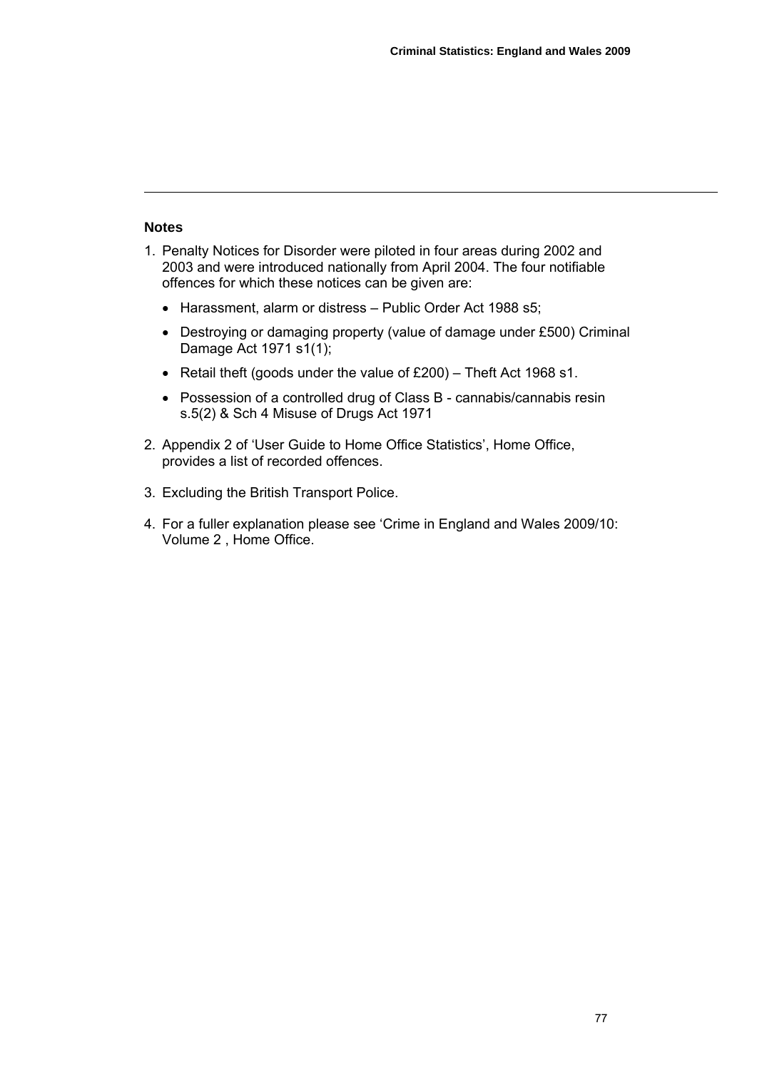**Notes**

1. Penalty Notices for Disorder were piloted in four areas during 2002 and 2003 and were introduced nationally from April 2004. The four notifiable offences for which these notices can be given are:
   - Harassment, alarm or distress – Public Order Act 1988 s5;
   - Destroying or damaging property (value of damage under £500) Criminal Damage Act 1971 s1(1);
   - Retail theft (goods under the value of £200) – Theft Act 1968 s1.
   - Possession of a controlled drug of Class B - cannabis/cannabis resin s.5(2) & Sch 4 Misuse of Drugs Act 1971
2. Appendix 2 of 'User Guide to Home Office Statistics', Home Office, provides a list of recorded offences.
3. Excluding the British Transport Police.
4. For a fuller explanation please see 'Crime in England and Wales 2009/10: Volume 2 , Home Office.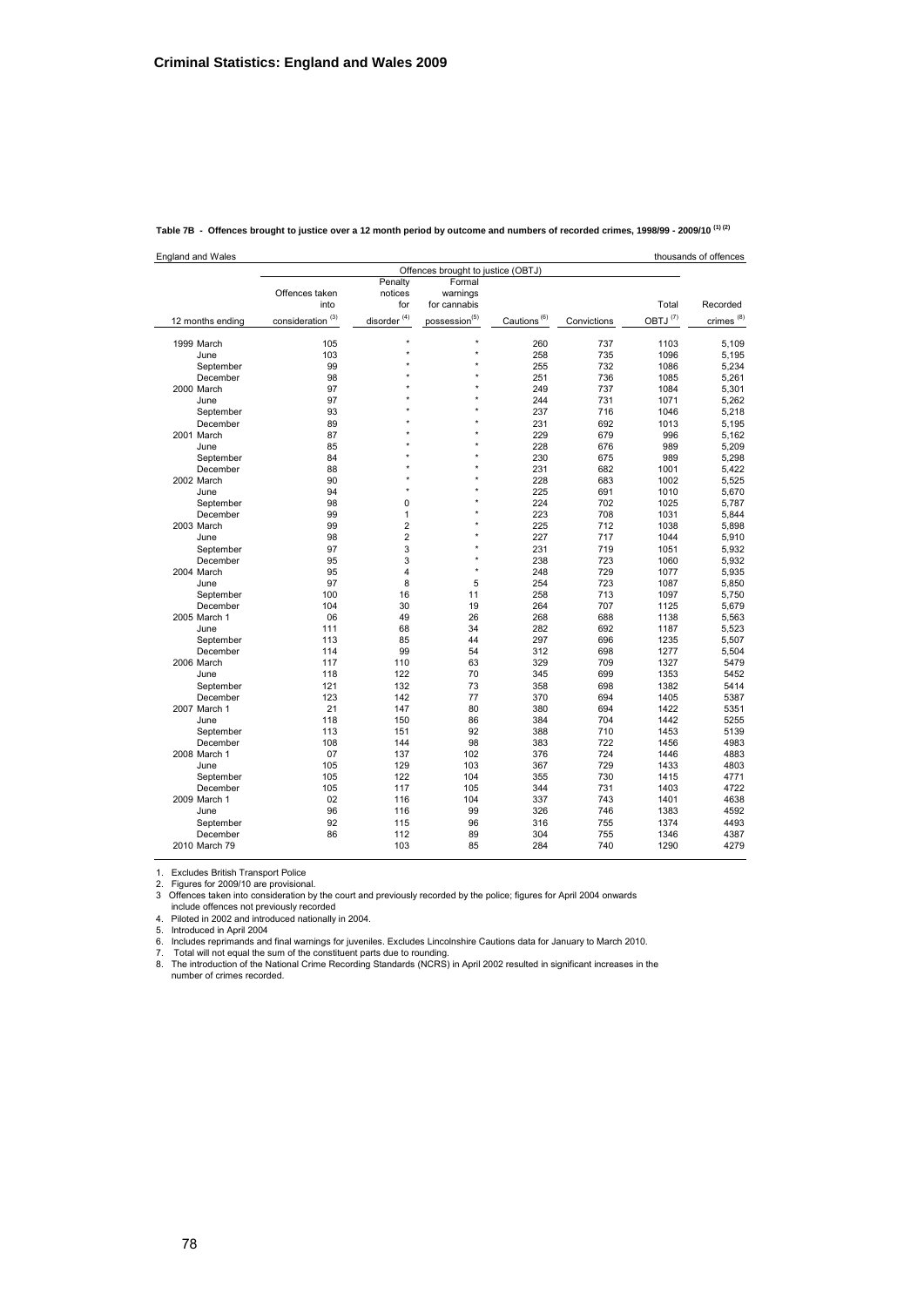**Table 7B - Offences brought to justice over a 12 month period by outcome and numbers of recorded crimes, 1998/99 - 2009/10 (1) (2)**

England and Wales — thousands of offences

| 12 months ending | Offences brought to justice (OBTJ) | | | | | | |
|---|---|---|---|---|---|---|---|
| | Offences taken into consideration (3) | Penalty notices for disorder (4) | Formal warnings for cannabis possession(5) | Cautions (6) | Convictions | Total OBTJ (7) | Recorded crimes (8) |
| 1999 March | 105 | * | * | 260 | 737 | 1103 | 5,109 |
| June | 103 | * | * | 258 | 735 | 1096 | 5,195 |
| September | 99 | * | * | 255 | 732 | 1086 | 5,234 |
| December | 98 | * | * | 251 | 736 | 1085 | 5,261 |
| 2000 March | 97 | * | * | 249 | 737 | 1084 | 5,301 |
| June | 97 | * | * | 244 | 731 | 1071 | 5,262 |
| September | 93 | * | * | 237 | 716 | 1046 | 5,218 |
| December | 89 | * | * | 231 | 692 | 1013 | 5,195 |
| 2001 March | 87 | * | * | 229 | 679 | 996 | 5,162 |
| June | 85 | * | * | 228 | 676 | 989 | 5,209 |
| September | 84 | * | * | 230 | 675 | 989 | 5,298 |
| December | 88 | * | * | 231 | 682 | 1001 | 5,422 |
| 2002 March | 90 | * | * | 228 | 683 | 1002 | 5,525 |
| June | 94 | * | * | 225 | 691 | 1010 | 5,670 |
| September | 98 | 0 | * | 224 | 702 | 1025 | 5,787 |
| December | 99 | 1 | * | 223 | 708 | 1031 | 5,844 |
| 2003 March | 99 | 2 | * | 225 | 712 | 1038 | 5,898 |
| June | 98 | 2 | * | 227 | 717 | 1044 | 5,910 |
| September | 97 | 3 | * | 231 | 719 | 1051 | 5,932 |
| December | 95 | 3 | * | 238 | 723 | 1060 | 5,932 |
| 2004 March | 95 | 4 | * | 248 | 729 | 1077 | 5,935 |
| June | 97 | 8 | 5 | 254 | 723 | 1087 | 5,850 |
| September | 100 | 16 | 11 | 258 | 713 | 1097 | 5,750 |
| December | 104 | 30 | 19 | 264 | 707 | 1125 | 5,679 |
| 2005 March 1 | 06 | 49 | 26 | 268 | 688 | 1138 | 5,563 |
| June | 111 | 68 | 34 | 282 | 692 | 1187 | 5,523 |
| September | 113 | 85 | 44 | 297 | 696 | 1235 | 5,507 |
| December | 114 | 99 | 54 | 312 | 698 | 1277 | 5,504 |
| 2006 March | 117 | 110 | 63 | 329 | 709 | 1327 | 5479 |
| June | 118 | 122 | 70 | 345 | 699 | 1353 | 5452 |
| September | 121 | 132 | 73 | 358 | 698 | 1382 | 5414 |
| December | 123 | 142 | 77 | 370 | 694 | 1405 | 5387 |
| 2007 March 1 | 21 | 147 | 80 | 380 | 694 | 1422 | 5351 |
| June | 118 | 150 | 86 | 384 | 704 | 1442 | 5255 |
| September | 113 | 151 | 92 | 388 | 710 | 1453 | 5139 |
| December | 108 | 144 | 98 | 383 | 722 | 1456 | 4983 |
| 2008 March 1 | 07 | 137 | 102 | 376 | 724 | 1446 | 4883 |
| June | 105 | 129 | 103 | 367 | 729 | 1433 | 4803 |
| September | 105 | 122 | 104 | 355 | 730 | 1415 | 4771 |
| December | 105 | 117 | 105 | 344 | 731 | 1403 | 4722 |
| 2009 March 1 | 02 | 116 | 104 | 337 | 743 | 1401 | 4638 |
| June | 96 | 116 | 99 | 326 | 746 | 1383 | 4592 |
| September | 92 | 115 | 96 | 316 | 755 | 1374 | 4493 |
| December | 86 | 112 | 89 | 304 | 755 | 1346 | 4387 |
| 2010 March 79 | | 103 | 85 | 284 | 740 | 1290 | 4279 |

1. Excludes British Transport Police
2. Figures for 2009/10 are provisional.
3. Offences taken into consideration by the court and previously recorded by the police; figures for April 2004 onwards include offences not previously recorded
4. Piloted in 2002 and introduced nationally in 2004.
5. Introduced in April 2004
6. Includes reprimands and final warnings for juveniles. Excludes Lincolnshire Cautions data for January to March 2010.
7. Total will not equal the sum of the constituent parts due to rounding.
8. The introduction of the National Crime Recording Standards (NCRS) in April 2002 resulted in significant increases in the number of crimes recorded.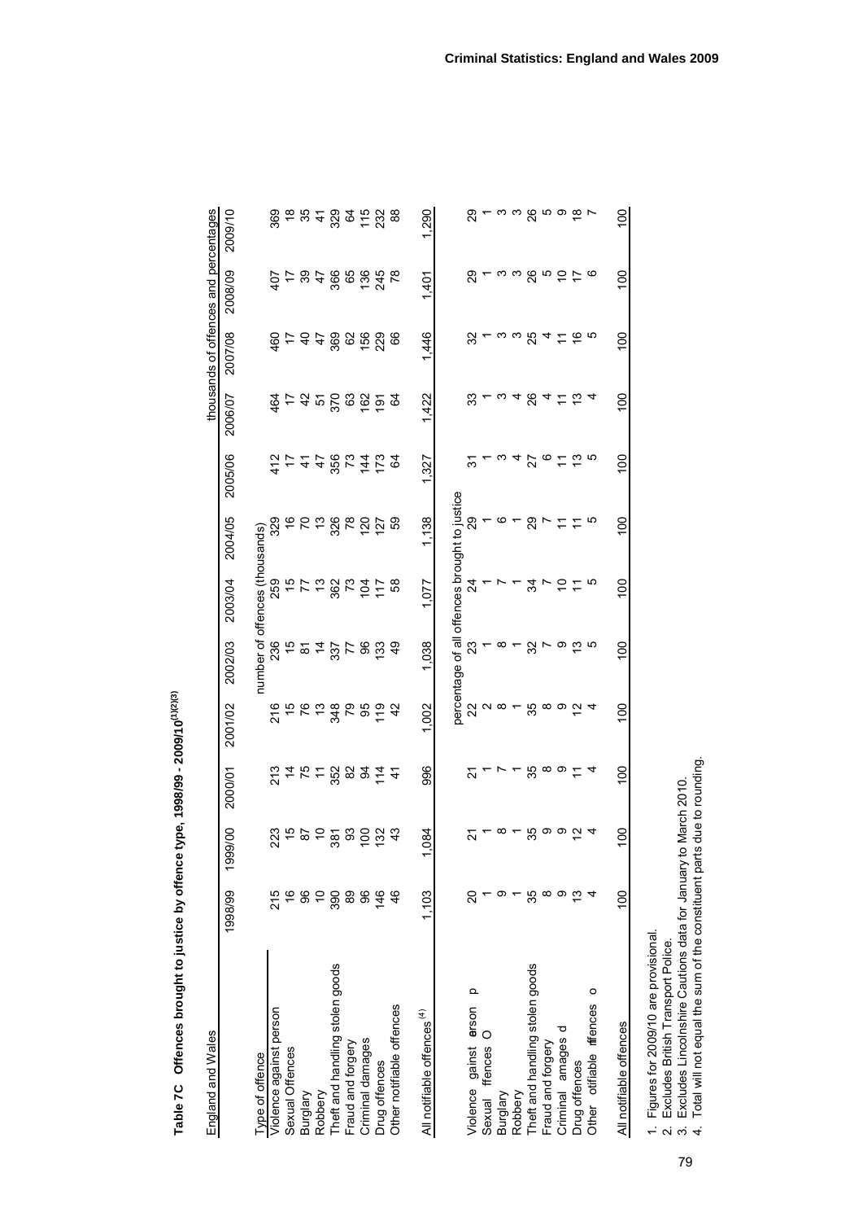**Table 7C  Offences brought to justice by offence type, 1998/99 - 2009/10[1][2][3]**

England and Wales — thousands of offences and percentages

| Type of offence | 1998/99 | 1999/00 | 2000/01 | 2001/02 | 2002/03 | 2003/04 | 2004/05 | 2005/06 | 2006/07 | 2007/08 | 2008/09 | 2009/10 |
|---|---|---|---|---|---|---|---|---|---|---|---|---|
| | number of offences (thousands) | | | | | | | | | | | |
| Violence against person | 215 | 223 | 213 | 216 | 236 | 259 | 329 | 412 | 464 | 460 | 407 | 369 |
| Sexual Offences | 16 | 15 | 14 | 15 | 15 | 15 | 16 | 17 | 17 | 17 | 17 | 18 |
| Burglary | 96 | 87 | 75 | 76 | 81 | 77 | 70 | 41 | 42 | 40 | 39 | 35 |
| Robbery | 10 | 10 | 11 | 13 | 14 | 13 | 13 | 47 | 51 | 47 | 47 | 41 |
| Theft and handling stolen goods | 390 | 381 | 352 | 348 | 337 | 362 | 326 | 356 | 370 | 369 | 366 | 329 |
| Fraud and forgery | 89 | 93 | 82 | 79 | 77 | 73 | 78 | 73 | 63 | 62 | 65 | 64 |
| Criminal damages | 96 | 100 | 94 | 95 | 96 | 104 | 120 | 144 | 162 | 156 | 136 | 115 |
| Drug offences | 146 | 132 | 114 | 119 | 133 | 117 | 127 | 173 | 191 | 229 | 245 | 232 |
| Other notifiable offences | 46 | 43 | 41 | 42 | 49 | 58 | 59 | 64 | 64 | 66 | 78 | 88 |
| All notifiable offences[4] | 1,103 | 1,084 | 996 | 1,002 | 1,038 | 1,077 | 1,138 | 1,327 | 1,422 | 1,446 | 1,401 | 1,290 |
| | percentage of all offences brought to justice | | | | | | | | | | | |
| Violence against person | 20 | 21 | 21 | 22 | 23 | 24 | 29 | 31 | 33 | 32 | 29 | 29 |
| Sexual Offences | 1 | 1 | 1 | 2 | 1 | 1 | 1 | 1 | 1 | 1 | 1 | 1 |
| Burglary | 9 | 8 | 7 | 8 | 8 | 7 | 6 | 3 | 3 | 3 | 3 | 3 |
| Robbery | 1 | 1 | 1 | 1 | 1 | 1 | 1 | 4 | 4 | 3 | 3 | 3 |
| Theft and handling stolen goods | 35 | 35 | 35 | 35 | 32 | 34 | 29 | 27 | 26 | 25 | 26 | 26 |
| Fraud and forgery | 8 | 9 | 8 | 8 | 7 | 7 | 7 | 6 | 4 | 4 | 5 | 5 |
| Criminal damages | 9 | 9 | 9 | 9 | 9 | 10 | 11 | 11 | 11 | 11 | 10 | 9 |
| Drug offences | 13 | 12 | 11 | 12 | 13 | 11 | 11 | 13 | 13 | 16 | 17 | 18 |
| Other notifiable offences | 4 | 4 | 4 | 4 | 5 | 5 | 5 | 5 | 4 | 5 | 6 | 7 |
| All notifiable offences | 100 | 100 | 100 | 100 | 100 | 100 | 100 | 100 | 100 | 100 | 100 | 100 |

1. Figures for 2009/10 are provisional.
2. Excludes British Transport Police.
3. Excludes Lincolnshire Cautions data for January to March 2010.
4. Total will not equal the sum of the constituent parts due to rounding.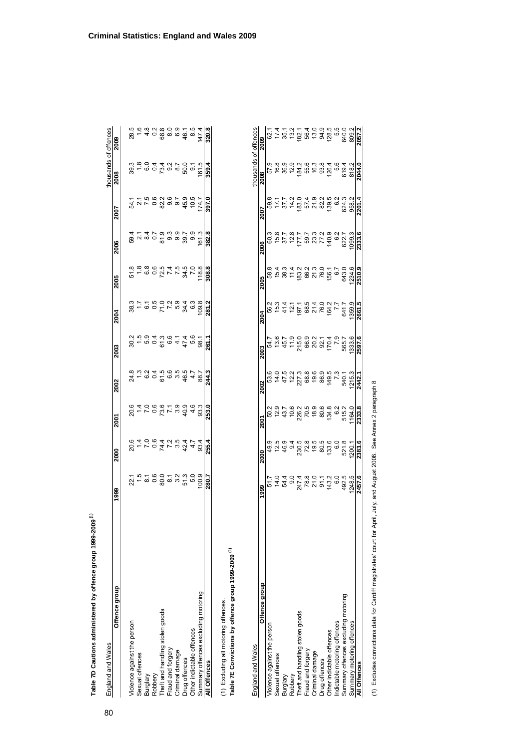# Criminal Statistics: England and Wales 2009

**Table 7D Cautions administered by offence group 1999-2009 [1]**

England and Wales — thousands of offences

| Offence group | 1999 | 2000 | 2001 | 2002 | 2003 | 2004 | 2005 | 2006 | 2007 | 2008 | 2009 |
|---|---|---|---|---|---|---|---|---|---|---|---|
| Violence against the person | 22.1 | 20.6 | 20.6 | 24.8 | 30.2 | 38.3 | 51.8 | 59.4 | 54.1 | 39.3 | 28.5 |
| Sexual offences | 1.5 | 1.4 | 1.4 | 1.3 | 1.5 | 1.7 | 1.8 | 2.1 | 2.1 | 1.8 | 1.6 |
| Burglary | 8.1 | 7.0 | 7.0 | 6.2 | 5.9 | 6.1 | 6.8 | 8.4 | 7.5 | 6.0 | 4.8 |
| Robbery | 0.6 | 0.6 | 0.6 | 0.4 | 0.4 | 0.5 | 0.6 | 0.7 | 0.6 | 0.4 | 0.2 |
| Theft and handling stolen goods | 80.0 | 74.4 | 73.6 | 61.5 | 61.3 | 71.0 | 72.5 | 81.9 | 82.2 | 73.4 | 68.8 |
| Fraud and forgery | 8.1 | 7.2 | 7.1 | 6.6 | 6.6 | 7.2 | 7.4 | 9.3 | 9.6 | 9.2 | 8.0 |
| Criminal damage | 3.2 | 3.5 | 3.9 | 3.5 | 4.1 | 5.9 | 7.5 | 9.9 | 9.7 | 8.7 | 6.9 |
| Drug offences | 51.3 | 42.4 | 40.9 | 46.5 | 47.4 | 34.4 | 34.5 | 39.7 | 45.9 | 50.0 | 46.1 |
| Other indictable offences | 5.0 | 4.7 | 4.6 | 4.7 | 5.6 | 6.3 | 7.0 | 9.9 | 10.5 | 9.1 | 8.5 |
| Summary offences excluding motoring | 100.9 | 93.4 | 93.3 | 88.7 | 98.1 | 109.8 | 118.8 | 161.3 | 174.7 | 161.5 | 147.4 |
| **All Offences** | **280.7** | **255.4** | **253.0** | **244.3** | **261.1** | **281.2** | **308.8** | **382.8** | **397.0** | **359.4** | **320.8** |

(1) Excluding all motoring offences.

**Table 7E Convictions by offence group 1999-2009 [1]**

England and Wales — thousands of offences

| Offence group | 1999 | 2000 | 2001 | 2002 | 2003 | 2004 | 2005 | 2006 | 2007 | 2008 | 2009 |
|---|---|---|---|---|---|---|---|---|---|---|---|
| Violence against the person | 51.7 | 49.9 | 50.2 | 53.6 | 54.7 | 56.2 | 58.8 | 60.3 | 59.8 | 57.9 | 62.1 |
| Sexual offences | 14.0 | 12.5 | 12.9 | 14.0 | 13.6 | 15.3 | 15.4 | 15.8 | 17.1 | 16.8 | 17.4 |
| Burglary | 54.4 | 46.9 | 43.7 | 47.5 | 45.7 | 41.4 | 38.3 | 37.7 | 37.7 | 36.9 | 35.1 |
| Robbery | 9.0 | 9.4 | 10.6 | 12.2 | 11.9 | 12.1 | 11.4 | 12.8 | 14.2 | 12.9 | 13.2 |
| Theft and handling stolen goods | 247.4 | 230.5 | 226.2 | 227.3 | 215.0 | 197.1 | 183.2 | 177.7 | 183.0 | 184.2 | 182.1 |
| Fraud and forgery | 78.8 | 72.8 | 70.5 | 68.8 | 66.9 | 68.5 | 66.2 | 59.7 | 57.4 | 55.6 | 56.4 |
| Criminal damage | 21.0 | 19.5 | 18.9 | 19.6 | 20.2 | 21.4 | 21.3 | 23.3 | 21.9 | 16.3 | 13.0 |
| Drug offences | 91.1 | 80.5 | 80.6 | 86.9 | 92.1 | 76.0 | 76.0 | 77.2 | 82.2 | 93.8 | 94.9 |
| Other indictable offences | 143.2 | 133.6 | 134.8 | 149.5 | 170.4 | 164.2 | 156.1 | 140.9 | 139.5 | 126.4 | 128.5 |
| Indictable motoring offences | 6.0 | 6.0 | 6.2 | 7.3 | 7.9 | 7.7 | 6.7 | 6.2 | 6.2 | 5.6 | 5.5 |
| Summary offences excluding motoring | 492.5 | 521.8 | 515.2 | 540.1 | 565.7 | 641.7 | 643.0 | 622.7 | 624.3 | 619.4 | 640.0 |
| Summary motoring offences | 1248.5 | 1200.1 | 1164.0 | 1215.3 | 1333.6 | 1359.9 | 1234.6 | 1099.3 | 958.2 | 818.2 | 809.2 |
| **All Offences** | **2457.6** | **2383.6** | **2333.8** | **2442.1** | **2597.6** | **2661.5** | **2510.9** | **2333.6** | **2201.4** | **2044.0** | **2057.2** |

(1) Excludes convictions data for Cardiff magistrates' court for April, July, and August 2008. See Annex 2 paragraph 8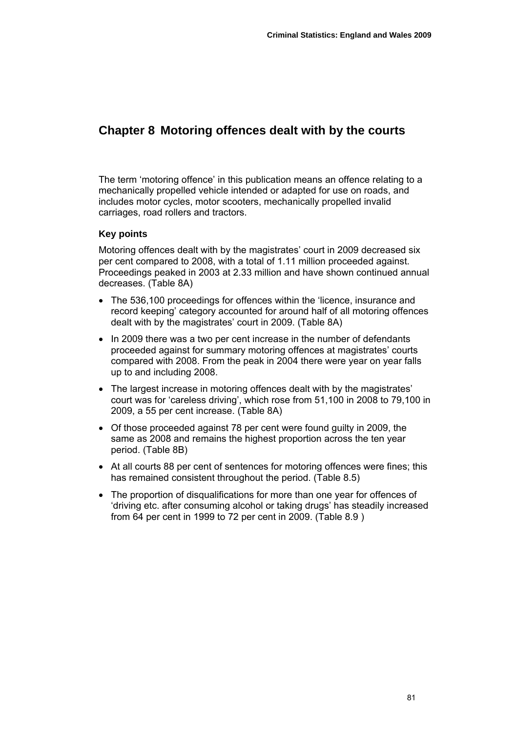# Chapter 8 Motoring offences dealt with by the courts

The term 'motoring offence' in this publication means an offence relating to a mechanically propelled vehicle intended or adapted for use on roads, and includes motor cycles, motor scooters, mechanically propelled invalid carriages, road rollers and tractors.

### Key points

Motoring offences dealt with by the magistrates' court in 2009 decreased six per cent compared to 2008, with a total of 1.11 million proceeded against. Proceedings peaked in 2003 at 2.33 million and have shown continued annual decreases. (Table 8A)

- The 536,100 proceedings for offences within the 'licence, insurance and record keeping' category accounted for around half of all motoring offences dealt with by the magistrates' court in 2009. (Table 8A)
- In 2009 there was a two per cent increase in the number of defendants proceeded against for summary motoring offences at magistrates' courts compared with 2008. From the peak in 2004 there were year on year falls up to and including 2008.
- The largest increase in motoring offences dealt with by the magistrates' court was for 'careless driving', which rose from 51,100 in 2008 to 79,100 in 2009, a 55 per cent increase. (Table 8A)
- Of those proceeded against 78 per cent were found guilty in 2009, the same as 2008 and remains the highest proportion across the ten year period. (Table 8B)
- At all courts 88 per cent of sentences for motoring offences were fines; this has remained consistent throughout the period. (Table 8.5)
- The proportion of disqualifications for more than one year for offences of 'driving etc. after consuming alcohol or taking drugs' has steadily increased from 64 per cent in 1999 to 72 per cent in 2009. (Table 8.9 )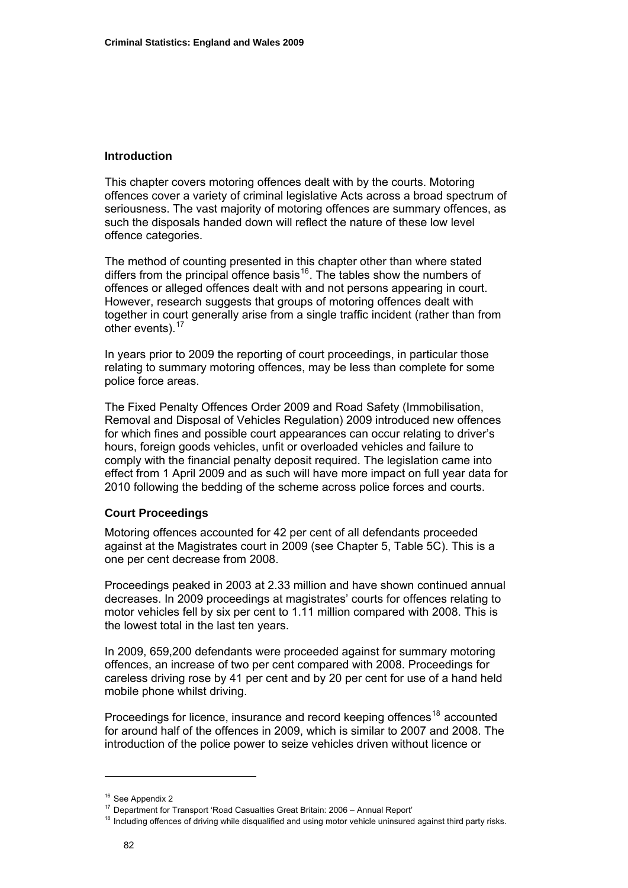## Introduction

This chapter covers motoring offences dealt with by the courts. Motoring offences cover a variety of criminal legislative Acts across a broad spectrum of seriousness. The vast majority of motoring offences are summary offences, as such the disposals handed down will reflect the nature of these low level offence categories.

The method of counting presented in this chapter other than where stated differs from the principal offence basis[16]. The tables show the numbers of offences or alleged offences dealt with and not persons appearing in court. However, research suggests that groups of motoring offences dealt with together in court generally arise from a single traffic incident (rather than from other events).[17]

In years prior to 2009 the reporting of court proceedings, in particular those relating to summary motoring offences, may be less than complete for some police force areas.

The Fixed Penalty Offences Order 2009 and Road Safety (Immobilisation, Removal and Disposal of Vehicles Regulation) 2009 introduced new offences for which fines and possible court appearances can occur relating to driver's hours, foreign goods vehicles, unfit or overloaded vehicles and failure to comply with the financial penalty deposit required. The legislation came into effect from 1 April 2009 and as such will have more impact on full year data for 2010 following the bedding of the scheme across police forces and courts.

### Court Proceedings

Motoring offences accounted for 42 per cent of all defendants proceeded against at the Magistrates court in 2009 (see Chapter 5, Table 5C). This is a one per cent decrease from 2008.

Proceedings peaked in 2003 at 2.33 million and have shown continued annual decreases. In 2009 proceedings at magistrates' courts for offences relating to motor vehicles fell by six per cent to 1.11 million compared with 2008. This is the lowest total in the last ten years.

In 2009, 659,200 defendants were proceeded against for summary motoring offences, an increase of two per cent compared with 2008. Proceedings for careless driving rose by 41 per cent and by 20 per cent for use of a hand held mobile phone whilst driving.

Proceedings for licence, insurance and record keeping offences[18] accounted for around half of the offences in 2009, which is similar to 2007 and 2008. The introduction of the police power to seize vehicles driven without licence or

---

[16] See Appendix 2

[17] Department for Transport 'Road Casualties Great Britain: 2006 – Annual Report'

[18] Including offences of driving while disqualified and using motor vehicle uninsured against third party risks.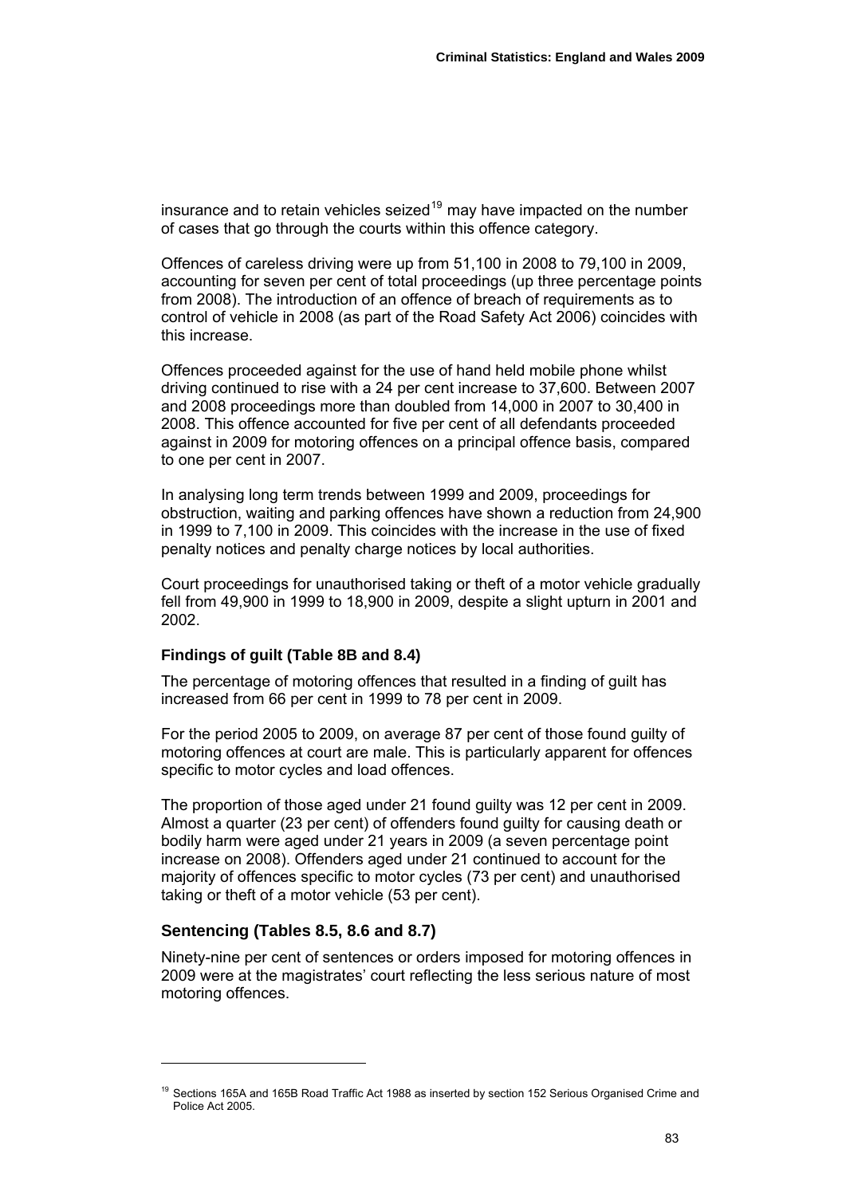insurance and to retain vehicles seized[19] may have impacted on the number of cases that go through the courts within this offence category.

Offences of careless driving were up from 51,100 in 2008 to 79,100 in 2009, accounting for seven per cent of total proceedings (up three percentage points from 2008). The introduction of an offence of breach of requirements as to control of vehicle in 2008 (as part of the Road Safety Act 2006) coincides with this increase.

Offences proceeded against for the use of hand held mobile phone whilst driving continued to rise with a 24 per cent increase to 37,600. Between 2007 and 2008 proceedings more than doubled from 14,000 in 2007 to 30,400 in 2008. This offence accounted for five per cent of all defendants proceeded against in 2009 for motoring offences on a principal offence basis, compared to one per cent in 2007.

In analysing long term trends between 1999 and 2009, proceedings for obstruction, waiting and parking offences have shown a reduction from 24,900 in 1999 to 7,100 in 2009. This coincides with the increase in the use of fixed penalty notices and penalty charge notices by local authorities.

Court proceedings for unauthorised taking or theft of a motor vehicle gradually fell from 49,900 in 1999 to 18,900 in 2009, despite a slight upturn in 2001 and 2002.

#### Findings of guilt (Table 8B and 8.4)

The percentage of motoring offences that resulted in a finding of guilt has increased from 66 per cent in 1999 to 78 per cent in 2009.

For the period 2005 to 2009, on average 87 per cent of those found guilty of motoring offences at court are male. This is particularly apparent for offences specific to motor cycles and load offences.

The proportion of those aged under 21 found guilty was 12 per cent in 2009. Almost a quarter (23 per cent) of offenders found guilty for causing death or bodily harm were aged under 21 years in 2009 (a seven percentage point increase on 2008). Offenders aged under 21 continued to account for the majority of offences specific to motor cycles (73 per cent) and unauthorised taking or theft of a motor vehicle (53 per cent).

### Sentencing (Tables 8.5, 8.6 and 8.7)

Ninety-nine per cent of sentences or orders imposed for motoring offences in 2009 were at the magistrates' court reflecting the less serious nature of most motoring offences.

---

[19] Sections 165A and 165B Road Traffic Act 1988 as inserted by section 152 Serious Organised Crime and Police Act 2005.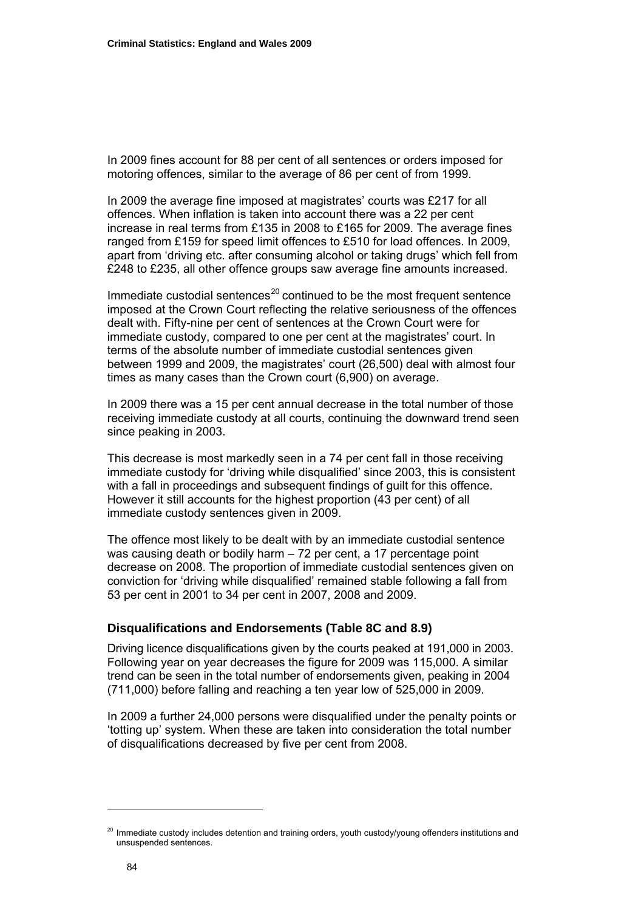In 2009 fines account for 88 per cent of all sentences or orders imposed for motoring offences, similar to the average of 86 per cent of from 1999.

In 2009 the average fine imposed at magistrates' courts was £217 for all offences. When inflation is taken into account there was a 22 per cent increase in real terms from £135 in 2008 to £165 for 2009. The average fines ranged from £159 for speed limit offences to £510 for load offences. In 2009, apart from 'driving etc. after consuming alcohol or taking drugs' which fell from £248 to £235, all other offence groups saw average fine amounts increased.

Immediate custodial sentences[20] continued to be the most frequent sentence imposed at the Crown Court reflecting the relative seriousness of the offences dealt with. Fifty-nine per cent of sentences at the Crown Court were for immediate custody, compared to one per cent at the magistrates' court. In terms of the absolute number of immediate custodial sentences given between 1999 and 2009, the magistrates' court (26,500) deal with almost four times as many cases than the Crown court (6,900) on average.

In 2009 there was a 15 per cent annual decrease in the total number of those receiving immediate custody at all courts, continuing the downward trend seen since peaking in 2003.

This decrease is most markedly seen in a 74 per cent fall in those receiving immediate custody for 'driving while disqualified' since 2003, this is consistent with a fall in proceedings and subsequent findings of guilt for this offence. However it still accounts for the highest proportion (43 per cent) of all immediate custody sentences given in 2009.

The offence most likely to be dealt with by an immediate custodial sentence was causing death or bodily harm – 72 per cent, a 17 percentage point decrease on 2008. The proportion of immediate custodial sentences given on conviction for 'driving while disqualified' remained stable following a fall from 53 per cent in 2001 to 34 per cent in 2007, 2008 and 2009.

### Disqualifications and Endorsements (Table 8C and 8.9)

Driving licence disqualifications given by the courts peaked at 191,000 in 2003. Following year on year decreases the figure for 2009 was 115,000. A similar trend can be seen in the total number of endorsements given, peaking in 2004 (711,000) before falling and reaching a ten year low of 525,000 in 2009.

In 2009 a further 24,000 persons were disqualified under the penalty points or 'totting up' system. When these are taken into consideration the total number of disqualifications decreased by five per cent from 2008.

---

[20] Immediate custody includes detention and training orders, youth custody/young offenders institutions and unsuspended sentences.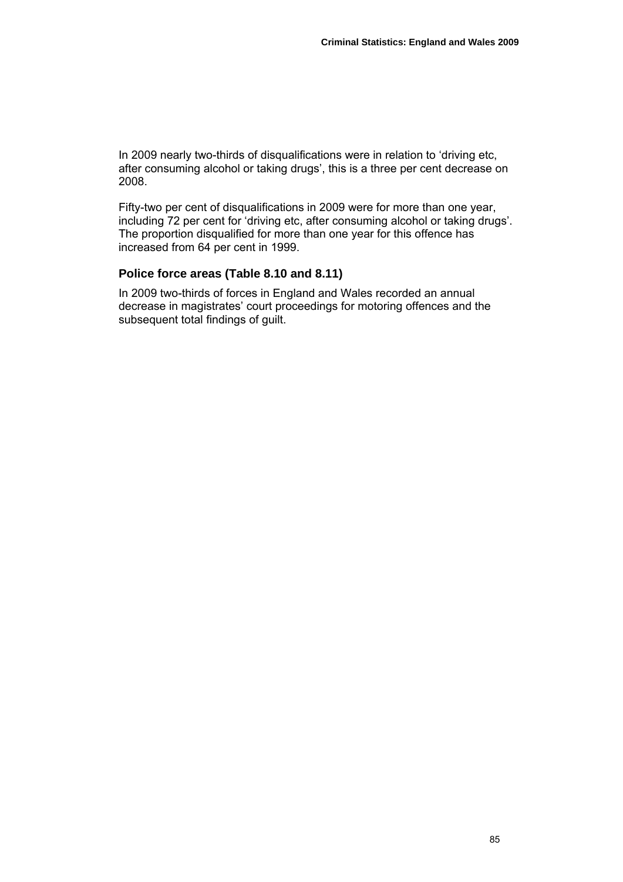In 2009 nearly two-thirds of disqualifications were in relation to 'driving etc, after consuming alcohol or taking drugs', this is a three per cent decrease on 2008.

Fifty-two per cent of disqualifications in 2009 were for more than one year, including 72 per cent for 'driving etc, after consuming alcohol or taking drugs'. The proportion disqualified for more than one year for this offence has increased from 64 per cent in 1999.

### Police force areas (Table 8.10 and 8.11)

In 2009 two-thirds of forces in England and Wales recorded an annual decrease in magistrates' court proceedings for motoring offences and the subsequent total findings of guilt.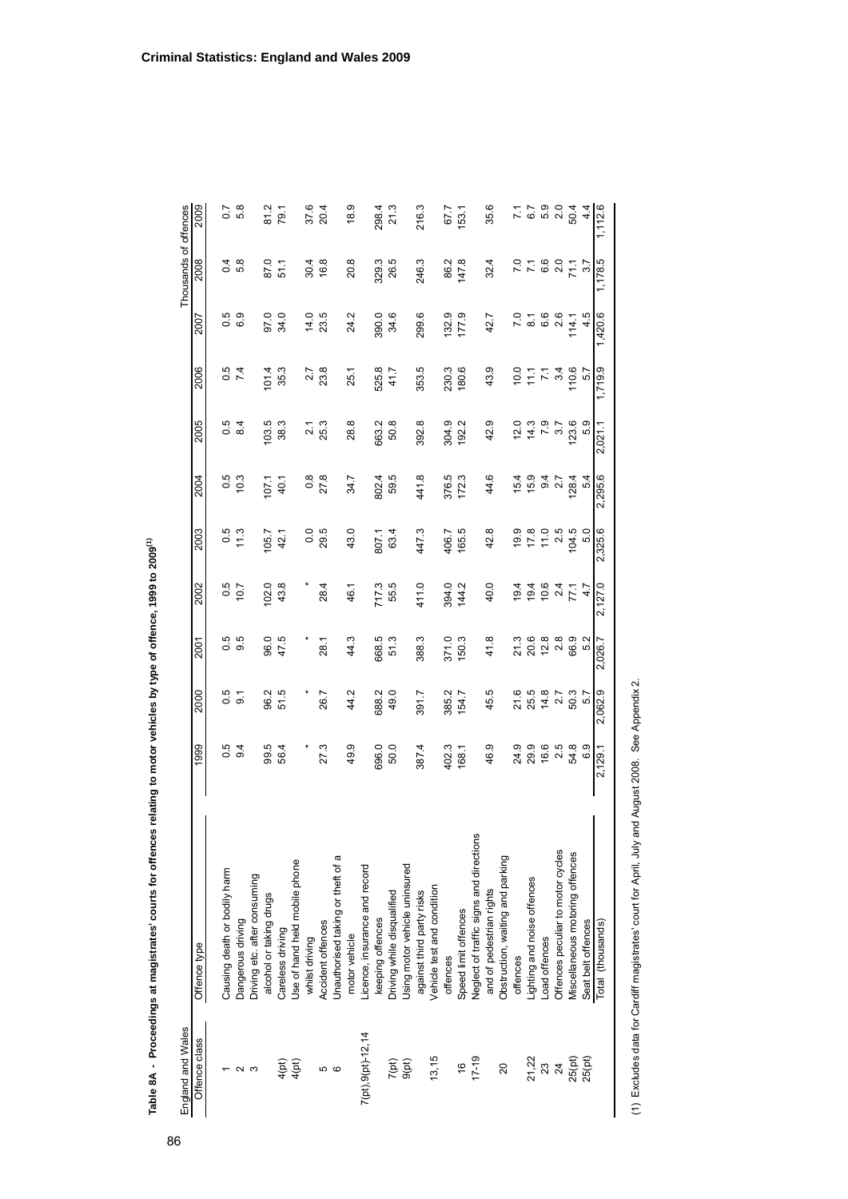**Table 8A - Proceedings at magistrates' courts for offences relating to motor vehicles by type of offence, 1999 to 2009[(1)]**

England and Wales — Thousands of offences

| Offence class | Offence type | 1999 | 2000 | 2001 | 2002 | 2003 | 2004 | 2005 | 2006 | 2007 | 2008 | 2009 |
|---|---|---|---|---|---|---|---|---|---|---|---|---|
| 1 | Causing death or bodily harm | 0.5 | 0.5 | 0.5 | 0.5 | 0.5 | 0.5 | 0.5 | 0.5 | 0.5 | 0.4 | 0.7 |
| 2 | Dangerous driving | 9.4 | 9.1 | 9.5 | 10.7 | 11.3 | 10.3 | 8.4 | 7.4 | 6.9 | 5.8 | 5.8 |
| 3 | Driving etc. after consuming alcohol or taking drugs | 99.5 | 96.2 | 96.0 | 102.0 | 105.7 | 107.1 | 103.5 | 101.4 | 97.0 | 87.0 | 81.2 |
| 4(pt) | Careless driving | 56.4 | 51.5 | 47.5 | 43.8 | 42.1 | 40.1 | 38.3 | 35.3 | 34.0 | 51.1 | 79.1 |
| 4(pt) | Use of hand held mobile phone whilst driving | * | * | * | * | 0.0 | 0.8 | 2.1 | 2.7 | 14.0 | 30.4 | 37.6 |
| 5 | Accident offences | 27.3 | 26.7 | 28.1 | 28.4 | 29.5 | 27.8 | 25.3 | 23.8 | 23.5 | 16.8 | 20.4 |
| 6 | Unauthorised taking or theft of a motor vehicle | 49.9 | 44.2 | 44.3 | 46.1 | 43.0 | 34.7 | 28.8 | 25.1 | 24.2 | 20.8 | 18.9 |
| 7(pt),9(pt)-12,14 | Licence, insurance and record keeping offences | 696.0 | 688.2 | 668.5 | 717.3 | 807.1 | 802.4 | 663.2 | 525.8 | 390.0 | 329.3 | 298.4 |
| 7(pt) | Driving while disqualified | 50.0 | 49.0 | 51.3 | 55.5 | 63.4 | 59.5 | 50.8 | 41.7 | 34.6 | 26.5 | 21.3 |
| 9(pt) | Using motor vehicle uninsured against third party risks | 387.4 | 391.7 | 388.3 | 411.0 | 447.3 | 441.8 | 392.8 | 353.5 | 299.6 | 246.3 | 216.3 |
| 13,15 | Vehicle test and condition offences | 402.3 | 385.2 | 371.0 | 394.0 | 406.7 | 376.5 | 304.9 | 230.3 | 132.9 | 86.2 | 67.7 |
| 16 | Speed limit offences | 168.1 | 154.7 | 150.3 | 144.2 | 165.5 | 172.3 | 192.2 | 180.6 | 177.9 | 147.8 | 153.1 |
| 17-19 | Neglect of traffic signs and directions and of pedestrian rights | 46.9 | 45.5 | 41.8 | 40.0 | 42.8 | 44.6 | 42.9 | 43.9 | 42.7 | 32.4 | 35.6 |
| 20 | Obstruction, waiting and parking offences | 24.9 | 21.6 | 21.3 | 19.4 | 19.9 | 15.4 | 12.0 | 10.0 | 7.0 | 7.0 | 7.1 |
| 21,22 | Lighting and noise offences | 29.9 | 25.5 | 20.6 | 19.4 | 17.8 | 15.9 | 14.3 | 11.1 | 8.1 | 7.1 | 6.7 |
| 23 | Load offences | 16.6 | 14.8 | 12.8 | 10.6 | 11.0 | 9.4 | 7.9 | 7.1 | 6.6 | 6.6 | 5.9 |
| 24 | Offences peculiar to motor cycles | 2.5 | 2.7 | 2.8 | 2.4 | 2.5 | 2.7 | 3.7 | 3.4 | 2.6 | 2.0 | 2.0 |
| 25(pt) | Miscellaneous motoring offences | 54.8 | 50.3 | 66.9 | 77.1 | 104.5 | 128.4 | 123.6 | 110.6 | 114.1 | 71.1 | 50.4 |
| 25(pt) | Seat belt offences | 6.9 | 5.7 | 5.2 | 4.7 | 5.0 | 5.4 | 5.9 | 5.7 | 4.5 | 3.7 | 4.4 |
| | Total (thousands) | 2,129.1 | 2,062.9 | 2,026.7 | 2,127.0 | 2,325.6 | 2,295.6 | 2,021.1 | 1,719.9 | 1,420.6 | 1,178.5 | 1,112.6 |

(1) Excludes data for Cardiff magistrates' court for April, July and August 2008. See Appendix 2.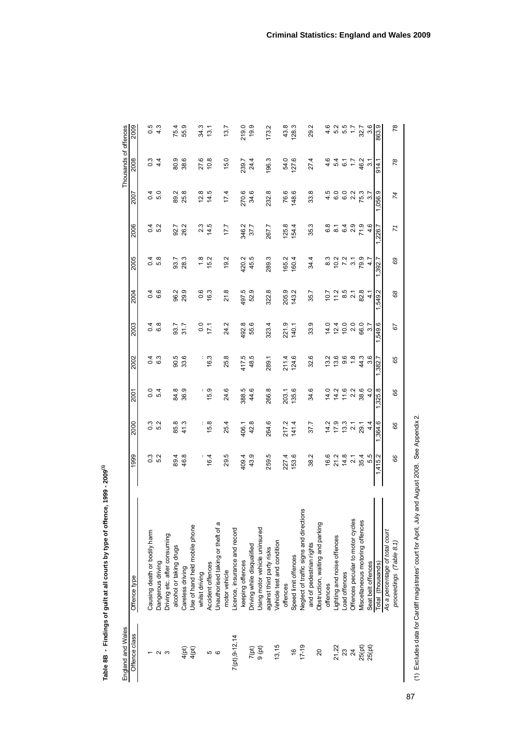# Table 8B - Findings of guilt at all courts by type of offence, 1999 - 2009[1]

England and Wales — Thousands of offences

| Offence class | Offence type | 1999 | 2000 | 2001 | 2002 | 2003 | 2004 | 2005 | 2006 | 2007 | 2008 | 2009 |
|---|---|---|---|---|---|---|---|---|---|---|---|---|
| 1 | Causing death or bodily harm | 0.3 | 0.3 | 0.0 | 0.4 | 0.4 | 0.4 | 0.4 | 0.4 | 0.4 | 0.3 | 0.5 |
| 2 | Dangerous driving | 5.2 | 5.2 | 5.4 | 6.3 | 6.8 | 6.6 | 5.8 | 5.2 | 5.0 | 4.4 | 4.3 |
| 3 | Driving etc. after consuming alcohol or taking drugs | 89.4 | 85.8 | 84.8 | 90.5 | 93.7 | 96.2 | 93.7 | 92.7 | 89.2 | 80.9 | 75.4 |
| 4(pt) | Careless driving | 46.8 | 41.3 | 36.9 | 33.6 | 31.7 | 29.9 | 28.3 | 26.2 | 25.8 | 38.6 | 55.9 |
| 4(pt) | Use of hand held mobile phone whilst driving | : | : | : | : | 0.0 | 0.6 | 1.8 | 2.3 | 12.8 | 27.6 | 34.3 |
| 5 | Accident offences | 16.4 | 15.8 | 15.9 | 16.3 | 17.1 | 16.3 | 15.2 | 14.5 | 14.5 | 10.8 | 13.1 |
| 6 | Unauthorised taking or theft of a motor vehicle | 29.5 | 25.4 | 24.6 | 25.8 | 24.2 | 21.8 | 19.2 | 17.7 | 17.4 | 15.0 | 13.7 |
| 7(pt),9-12,14 | Licence, insurance and record keeping offences | 409.4 | 406.1 | 388.5 | 417.5 | 492.8 | 497.5 | 420.2 | 346.2 | 270.6 | 239.7 | 219.0 |
| 7(pt) | Driving while disqualified | 43.9 | 42.8 | 44.6 | 48.5 | 55.6 | 52.9 | 45.5 | 37.7 | 34.6 | 24.4 | 19.9 |
| 9 (pt) | Using motor vehicle uninsured against third party risks | 259.5 | 264.6 | 266.8 | 289.1 | 323.4 | 322.8 | 289.3 | 267.7 | 232.8 | 196.3 | 173.2 |
| 13,15 | Vehicle test and condition offences | 227.4 | 217.2 | 203.1 | 211.4 | 221.9 | 205.9 | 165.2 | 125.8 | 76.6 | 54.0 | 43.8 |
| 16 | Speed limit offences | 153.6 | 141.4 | 135.6 | 124.6 | 140.1 | 143.2 | 160.4 | 154.4 | 148.6 | 127.6 | 128.3 |
| 17-19 | Neglect of traffic signs and directions and of pedestrian rights | 38.2 | 37.7 | 34.6 | 32.6 | 33.9 | 35.7 | 34.4 | 35.3 | 33.8 | 27.4 | 29.2 |
| 20 | Obstruction, waiting and parking offences | 16.6 | 14.2 | 14.0 | 13.2 | 14.0 | 10.7 | 8.3 | 6.8 | 4.5 | 4.6 | 4.6 |
| 21,22 | Lighting and noise offences | 21.2 | 17.9 | 14.2 | 13.6 | 12.4 | 11.2 | 10.2 | 8.1 | 6.0 | 5.4 | 5.2 |
| 23 | Load offences | 14.8 | 13.3 | 11.6 | 9.6 | 10.0 | 8.5 | 7.2 | 6.4 | 6.0 | 6.1 | 5.5 |
| 24 | Offences peculiar to motor cycles | 2.1 | 2.1 | 2.2 | 1.8 | 2.0 | 2.1 | 3.1 | 2.9 | 2.2 | 1.7 | 1.7 |
| 25(pt) | Miscellaneous motoring offences | 35.4 | 29.1 | 38.6 | 44.3 | 66.0 | 82.8 | 79.9 | 71.9 | 75.3 | 46.2 | 32.7 |
| 25(pt) | Seat belt offences | 5.5 | 4.4 | 4.0 | 3.6 | 3.7 | 4.1 | 4.7 | 4.6 | 3.7 | 3.1 | 3.6 |
| | Total (thousands) | 1,415.2 | 1,364.6 | 1,325.8 | 1,382.7 | 1,549.6 | 1,549.2 | 1,392.7 | 1,226.7 | 1,056.9 | 914.1 | 863.9 |
| | *As a percentage of total court proceedings (Table 8.1)* | *66* | *66* | *66* | *65* | *67* | *68* | *69* | *71* | *74* | *78* | *78* |

(1) Excludes data for Cardiff magistrates' court for April, July and August 2008. See Appendix 2.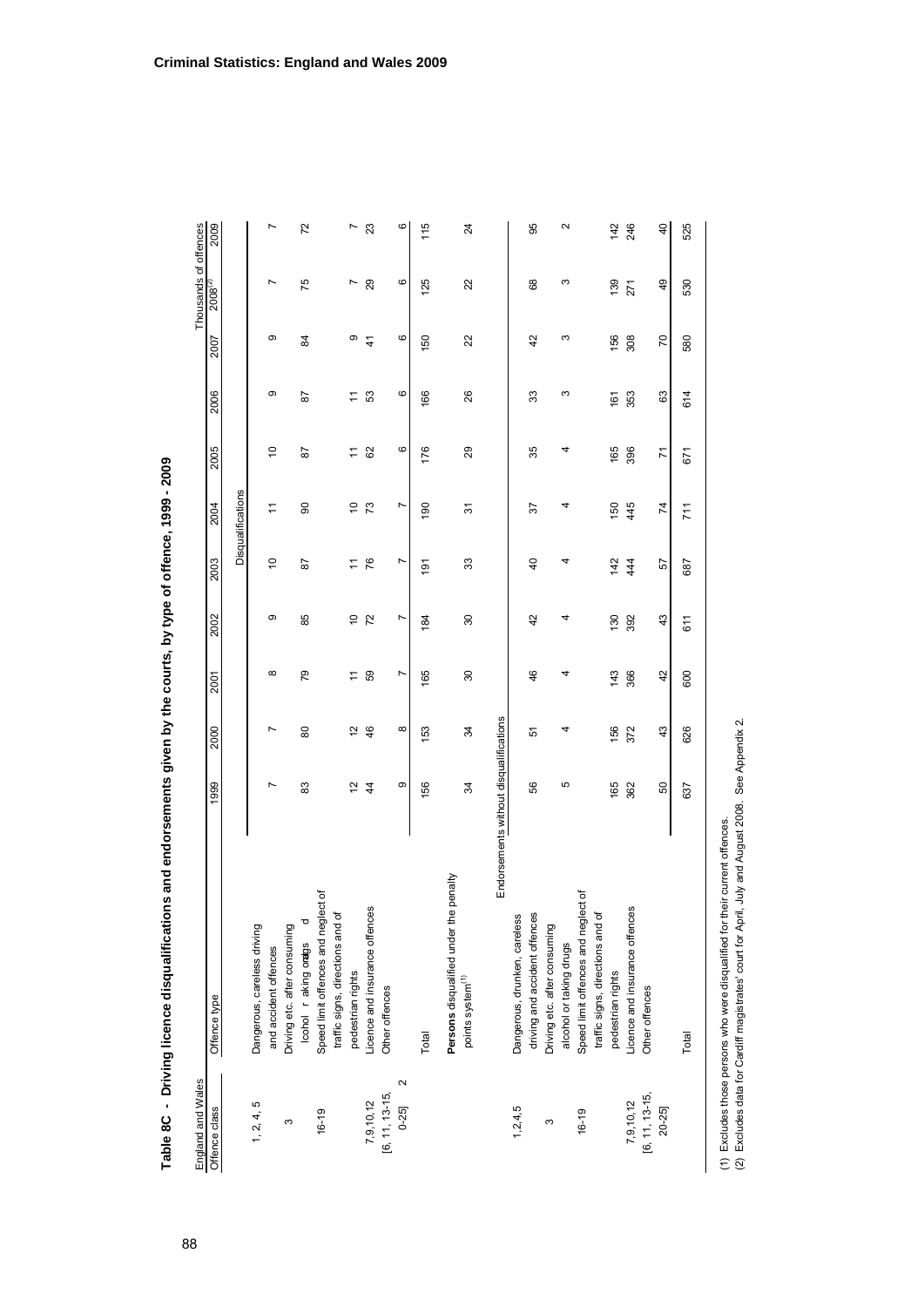## Table 8C - Driving licence disqualifications and endorsements given by the courts, by type of offence, 1999 - 2009

England and Wales — Thousands of offences

| Offence class | Offence type | 1999 | 2000 | 2001 | 2002 | 2003 | 2004 | 2005 | 2006 | 2007 | 2008[2] | 2009 |
|---|---|---|---|---|---|---|---|---|---|---|---|---|
| | **Disqualifications** | | | | | | | | | | | |
| 1, 2, 4, 5 | Dangerous, careless driving and accident offences | 7 | 7 | 8 | 9 | 10 | 11 | 10 | 9 | 9 | 7 | 7 |
| 3 | Driving etc. after consuming alcohol or taking drugs | 83 | 80 | 79 | 85 | 87 | 90 | 87 | 87 | 84 | 75 | 72 |
| 16-19 | Speed limit offences and neglect of traffic signs, directions and of pedestrian rights | 12 | 12 | 11 | 10 | 11 | 10 | 11 | 11 | 9 | 7 | 7 |
| 7,9,10,12 | Licence and insurance offences | 44 | 46 | 59 | 72 | 76 | 73 | 62 | 53 | 41 | 29 | 23 |
| [6, 11, 13-15, 20-25] | Other offences | 9 | 8 | 7 | 7 | 7 | 7 | 6 | 6 | 6 | 6 | 6 |
| | Total | 156 | 153 | 165 | 184 | 191 | 190 | 176 | 166 | 150 | 125 | 115 |
| | **Persons** disqualified under the penalty points system[1] | 34 | 34 | 30 | 30 | 33 | 31 | 29 | 26 | 22 | 22 | 24 |
| | **Endorsements without disqualifications** | | | | | | | | | | | |
| 1,2,4,5 | Dangerous, drunken, careless driving and accident offences | 56 | 51 | 46 | 42 | 40 | 37 | 35 | 33 | 42 | 68 | 95 |
| 3 | Driving etc. after consuming alcohol or taking drugs | 5 | 4 | 4 | 4 | 4 | 4 | 4 | 3 | 3 | 3 | 2 |
| 16-19 | Speed limit offences and neglect of traffic signs, directions and of pedestrian rights | 165 | 156 | 143 | 130 | 142 | 150 | 165 | 161 | 156 | 139 | 142 |
| 7,9,10,12 | Licence and insurance offences | 362 | 372 | 366 | 392 | 444 | 445 | 396 | 353 | 308 | 271 | 246 |
| [6, 11, 13-15, 20-25] | Other offences | 50 | 43 | 42 | 43 | 57 | 74 | 71 | 63 | 70 | 49 | 40 |
| | Total | 637 | 626 | 600 | 611 | 687 | 711 | 671 | 614 | 580 | 530 | 525 |

(1) Excludes those persons who were disqualified for their current offences.
(2) Excludes data for Cardiff magistrates' court for April, July and August 2008. See Appendix 2.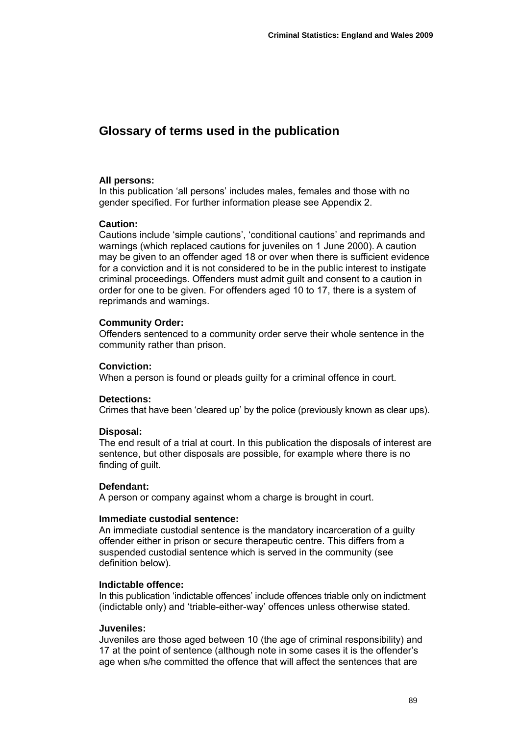## Glossary of terms used in the publication

**All persons:**
In this publication 'all persons' includes males, females and those with no gender specified. For further information please see Appendix 2.

**Caution:**
Cautions include 'simple cautions', 'conditional cautions' and reprimands and warnings (which replaced cautions for juveniles on 1 June 2000). A caution may be given to an offender aged 18 or over when there is sufficient evidence for a conviction and it is not considered to be in the public interest to instigate criminal proceedings. Offenders must admit guilt and consent to a caution in order for one to be given. For offenders aged 10 to 17, there is a system of reprimands and warnings.

**Community Order:**
Offenders sentenced to a community order serve their whole sentence in the community rather than prison.

**Conviction:**
When a person is found or pleads guilty for a criminal offence in court.

**Detections:**
Crimes that have been 'cleared up' by the police (previously known as clear ups).

**Disposal:**
The end result of a trial at court. In this publication the disposals of interest are sentence, but other disposals are possible, for example where there is no finding of guilt.

**Defendant:**
A person or company against whom a charge is brought in court.

**Immediate custodial sentence:**
An immediate custodial sentence is the mandatory incarceration of a guilty offender either in prison or secure therapeutic centre. This differs from a suspended custodial sentence which is served in the community (see definition below).

**Indictable offence:**
In this publication 'indictable offences' include offences triable only on indictment (indictable only) and 'triable-either-way' offences unless otherwise stated.

**Juveniles:**
Juveniles are those aged between 10 (the age of criminal responsibility) and 17 at the point of sentence (although note in some cases it is the offender's age when s/he committed the offence that will affect the sentences that are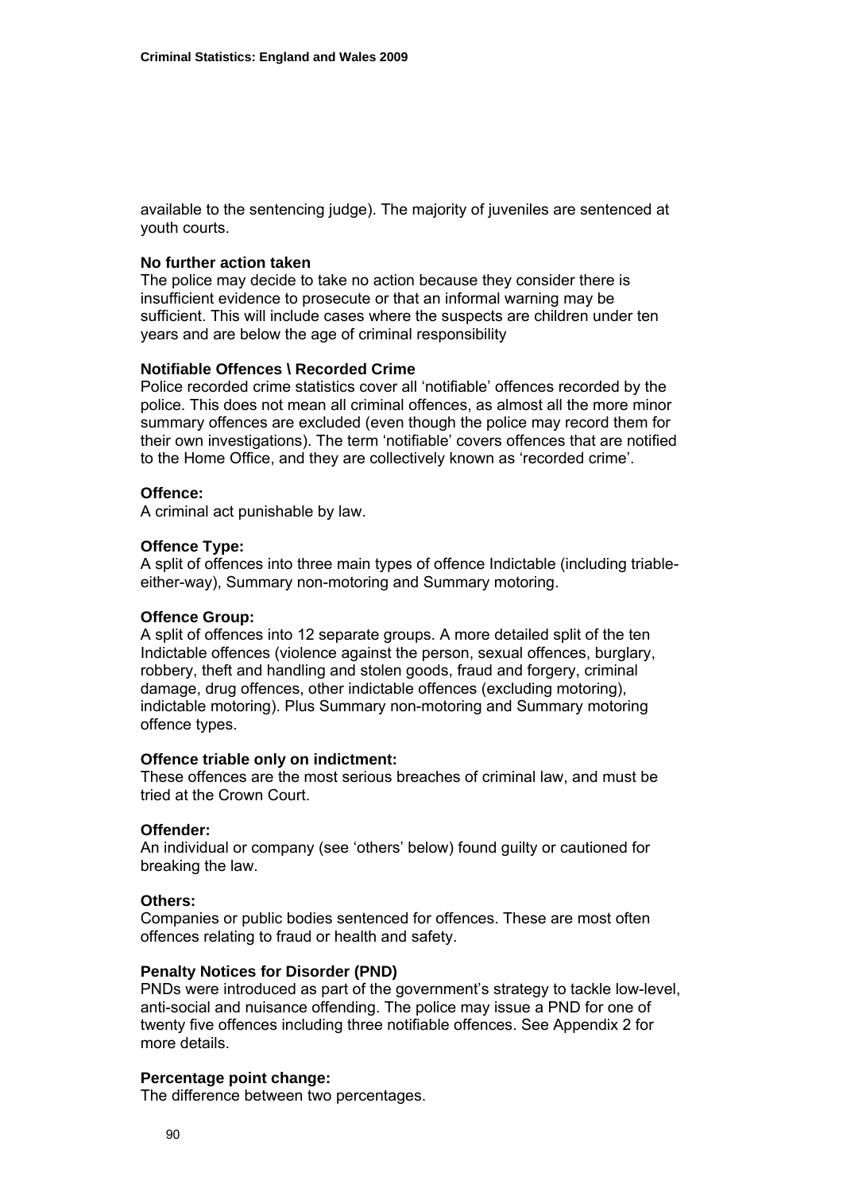available to the sentencing judge). The majority of juveniles are sentenced at youth courts.

**No further action taken**
The police may decide to take no action because they consider there is insufficient evidence to prosecute or that an informal warning may be sufficient. This will include cases where the suspects are children under ten years and are below the age of criminal responsibility

**Notifiable Offences \ Recorded Crime**
Police recorded crime statistics cover all 'notifiable' offences recorded by the police. This does not mean all criminal offences, as almost all the more minor summary offences are excluded (even though the police may record them for their own investigations). The term 'notifiable' covers offences that are notified to the Home Office, and they are collectively known as 'recorded crime'.

**Offence:**
A criminal act punishable by law.

**Offence Type:**
A split of offences into three main types of offence Indictable (including triable-either-way), Summary non-motoring and Summary motoring.

**Offence Group:**
A split of offences into 12 separate groups. A more detailed split of the ten Indictable offences (violence against the person, sexual offences, burglary, robbery, theft and handling and stolen goods, fraud and forgery, criminal damage, drug offences, other indictable offences (excluding motoring), indictable motoring). Plus Summary non-motoring and Summary motoring offence types.

**Offence triable only on indictment:**
These offences are the most serious breaches of criminal law, and must be tried at the Crown Court.

**Offender:**
An individual or company (see 'others' below) found guilty or cautioned for breaking the law.

**Others:**
Companies or public bodies sentenced for offences. These are most often offences relating to fraud or health and safety.

**Penalty Notices for Disorder (PND)**
PNDs were introduced as part of the government's strategy to tackle low-level, anti-social and nuisance offending. The police may issue a PND for one of twenty five offences including three notifiable offences. See Appendix 2 for more details.

**Percentage point change:**
The difference between two percentages.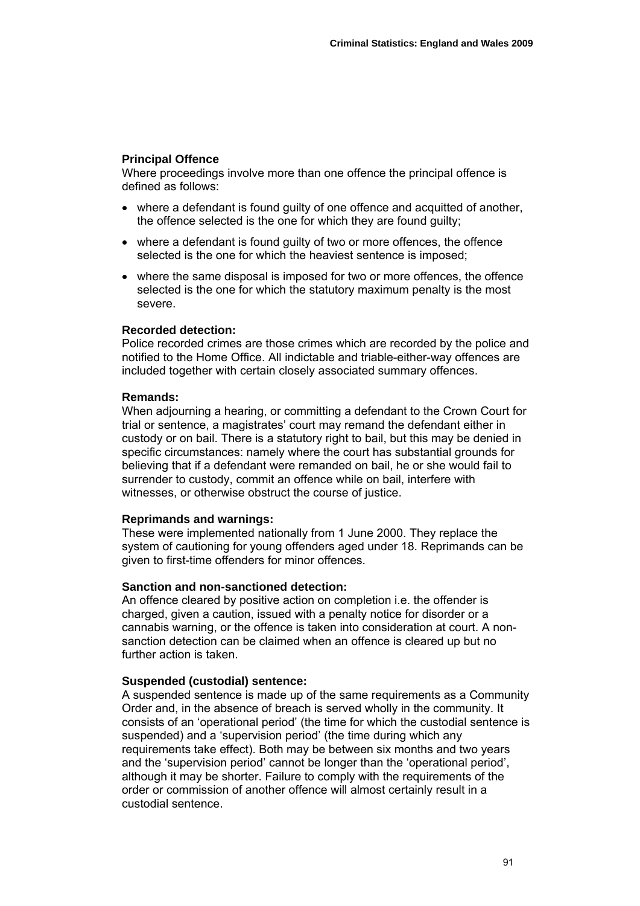**Principal Offence**

Where proceedings involve more than one offence the principal offence is defined as follows:

- where a defendant is found guilty of one offence and acquitted of another, the offence selected is the one for which they are found guilty;
- where a defendant is found guilty of two or more offences, the offence selected is the one for which the heaviest sentence is imposed;
- where the same disposal is imposed for two or more offences, the offence selected is the one for which the statutory maximum penalty is the most severe.

**Recorded detection:**

Police recorded crimes are those crimes which are recorded by the police and notified to the Home Office. All indictable and triable-either-way offences are included together with certain closely associated summary offences.

**Remands:**

When adjourning a hearing, or committing a defendant to the Crown Court for trial or sentence, a magistrates' court may remand the defendant either in custody or on bail. There is a statutory right to bail, but this may be denied in specific circumstances: namely where the court has substantial grounds for believing that if a defendant were remanded on bail, he or she would fail to surrender to custody, commit an offence while on bail, interfere with witnesses, or otherwise obstruct the course of justice.

**Reprimands and warnings:**

These were implemented nationally from 1 June 2000. They replace the system of cautioning for young offenders aged under 18. Reprimands can be given to first-time offenders for minor offences.

**Sanction and non-sanctioned detection:**

An offence cleared by positive action on completion i.e. the offender is charged, given a caution, issued with a penalty notice for disorder or a cannabis warning, or the offence is taken into consideration at court. A non-sanction detection can be claimed when an offence is cleared up but no further action is taken.

**Suspended (custodial) sentence:**

A suspended sentence is made up of the same requirements as a Community Order and, in the absence of breach is served wholly in the community. It consists of an 'operational period' (the time for which the custodial sentence is suspended) and a 'supervision period' (the time during which any requirements take effect). Both may be between six months and two years and the 'supervision period' cannot be longer than the 'operational period', although it may be shorter. Failure to comply with the requirements of the order or commission of another offence will almost certainly result in a custodial sentence.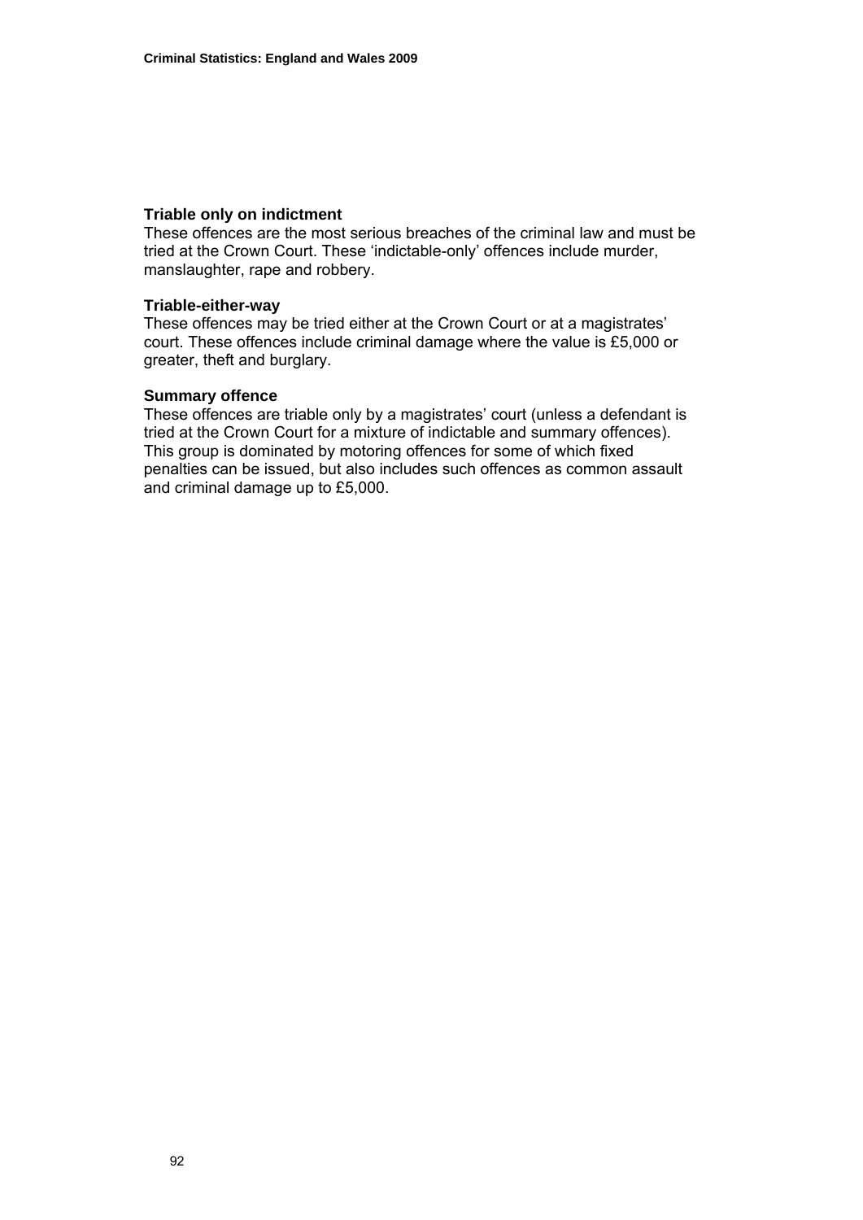**Triable only on indictment**
These offences are the most serious breaches of the criminal law and must be tried at the Crown Court. These 'indictable-only' offences include murder, manslaughter, rape and robbery.

**Triable-either-way**
These offences may be tried either at the Crown Court or at a magistrates' court. These offences include criminal damage where the value is £5,000 or greater, theft and burglary.

**Summary offence**
These offences are triable only by a magistrates' court (unless a defendant is tried at the Crown Court for a mixture of indictable and summary offences). This group is dominated by motoring offences for some of which fixed penalties can be issued, but also includes such offences as common assault and criminal damage up to £5,000.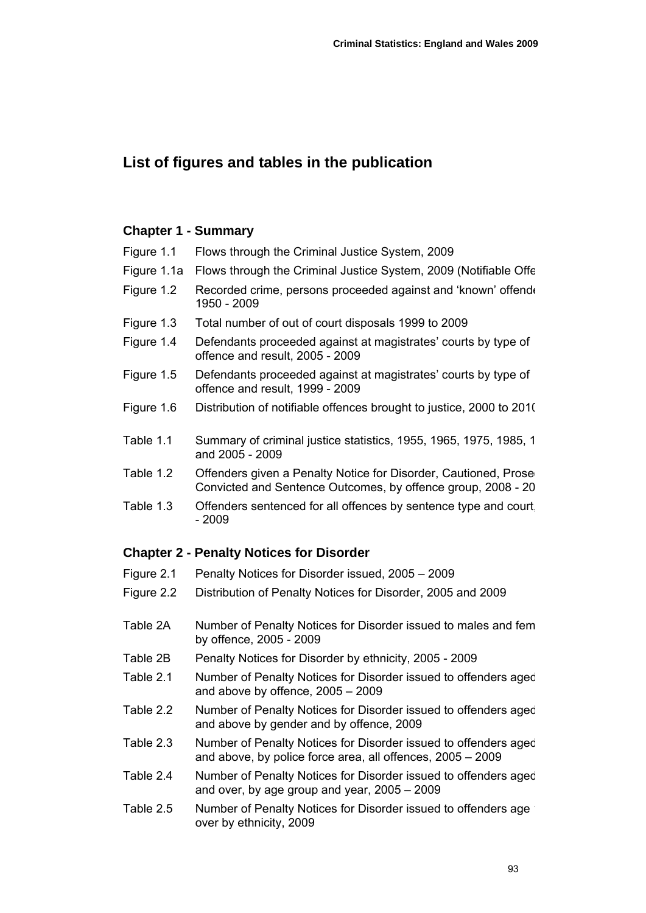## List of figures and tables in the publication

### Chapter 1 - Summary

| | |
|---|---|
| Figure 1.1 | Flows through the Criminal Justice System, 2009 |
| Figure 1.1a | Flows through the Criminal Justice System, 2009 (Notifiable Offe |
| Figure 1.2 | Recorded crime, persons proceeded against and 'known' offende 1950 - 2009 |
| Figure 1.3 | Total number of out of court disposals 1999 to 2009 |
| Figure 1.4 | Defendants proceeded against at magistrates' courts by type of offence and result, 2005 - 2009 |
| Figure 1.5 | Defendants proceeded against at magistrates' courts by type of offence and result, 1999 - 2009 |
| Figure 1.6 | Distribution of notifiable offences brought to justice, 2000 to 201( |
| Table 1.1 | Summary of criminal justice statistics, 1955, 1965, 1975, 1985, 1 and 2005 - 2009 |
| Table 1.2 | Offenders given a Penalty Notice for Disorder, Cautioned, Prose Convicted and Sentence Outcomes, by offence group, 2008 - 20 |
| Table 1.3 | Offenders sentenced for all offences by sentence type and court, - 2009 |

### Chapter 2 - Penalty Notices for Disorder

| | |
|---|---|
| Figure 2.1 | Penalty Notices for Disorder issued, 2005 – 2009 |
| Figure 2.2 | Distribution of Penalty Notices for Disorder, 2005 and 2009 |
| Table 2A | Number of Penalty Notices for Disorder issued to males and fem by offence, 2005 - 2009 |
| Table 2B | Penalty Notices for Disorder by ethnicity, 2005 - 2009 |
| Table 2.1 | Number of Penalty Notices for Disorder issued to offenders aged and above by offence, 2005 – 2009 |
| Table 2.2 | Number of Penalty Notices for Disorder issued to offenders aged and above by gender and by offence, 2009 |
| Table 2.3 | Number of Penalty Notices for Disorder issued to offenders aged and above, by police force area, all offences, 2005 – 2009 |
| Table 2.4 | Number of Penalty Notices for Disorder issued to offenders aged and over, by age group and year, 2005 – 2009 |
| Table 2.5 | Number of Penalty Notices for Disorder issued to offenders age over by ethnicity, 2009 |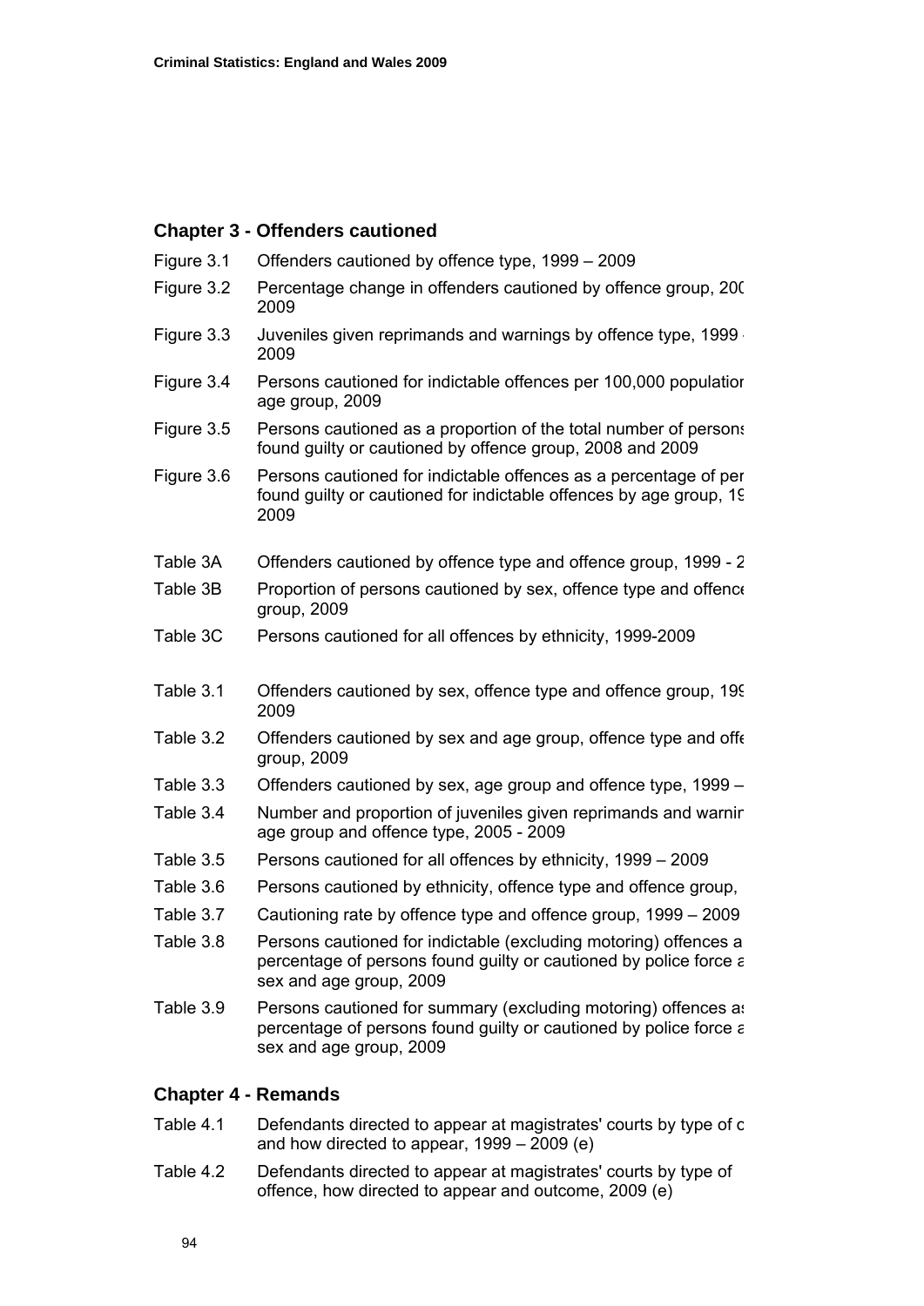## Chapter 3 - Offenders cautioned

| | |
|---|---|
| Figure 3.1 | Offenders cautioned by offence type, 1999 – 2009 |
| Figure 3.2 | Percentage change in offenders cautioned by offence group, 200 2009 |
| Figure 3.3 | Juveniles given reprimands and warnings by offence type, 1999 2009 |
| Figure 3.4 | Persons cautioned for indictable offences per 100,000 populatior age group, 2009 |
| Figure 3.5 | Persons cautioned as a proportion of the total number of persons found guilty or cautioned by offence group, 2008 and 2009 |
| Figure 3.6 | Persons cautioned for indictable offences as a percentage of per found guilty or cautioned for indictable offences by age group, 19 2009 |
| Table 3A | Offenders cautioned by offence type and offence group, 1999 - 2 |
| Table 3B | Proportion of persons cautioned by sex, offence type and offence group, 2009 |
| Table 3C | Persons cautioned for all offences by ethnicity, 1999-2009 |
| Table 3.1 | Offenders cautioned by sex, offence type and offence group, 199 2009 |
| Table 3.2 | Offenders cautioned by sex and age group, offence type and offe group, 2009 |
| Table 3.3 | Offenders cautioned by sex, age group and offence type, 1999 – |
| Table 3.4 | Number and proportion of juveniles given reprimands and warnir age group and offence type, 2005 - 2009 |
| Table 3.5 | Persons cautioned for all offences by ethnicity, 1999 – 2009 |
| Table 3.6 | Persons cautioned by ethnicity, offence type and offence group, |
| Table 3.7 | Cautioning rate by offence type and offence group, 1999 – 2009 |
| Table 3.8 | Persons cautioned for indictable (excluding motoring) offences a percentage of persons found guilty or cautioned by police force a sex and age group, 2009 |
| Table 3.9 | Persons cautioned for summary (excluding motoring) offences as percentage of persons found guilty or cautioned by police force a sex and age group, 2009 |

## Chapter 4 - Remands

| | |
|---|---|
| Table 4.1 | Defendants directed to appear at magistrates' courts by type of c and how directed to appear, 1999 – 2009 (e) |
| Table 4.2 | Defendants directed to appear at magistrates' courts by type of offence, how directed to appear and outcome, 2009 (e) |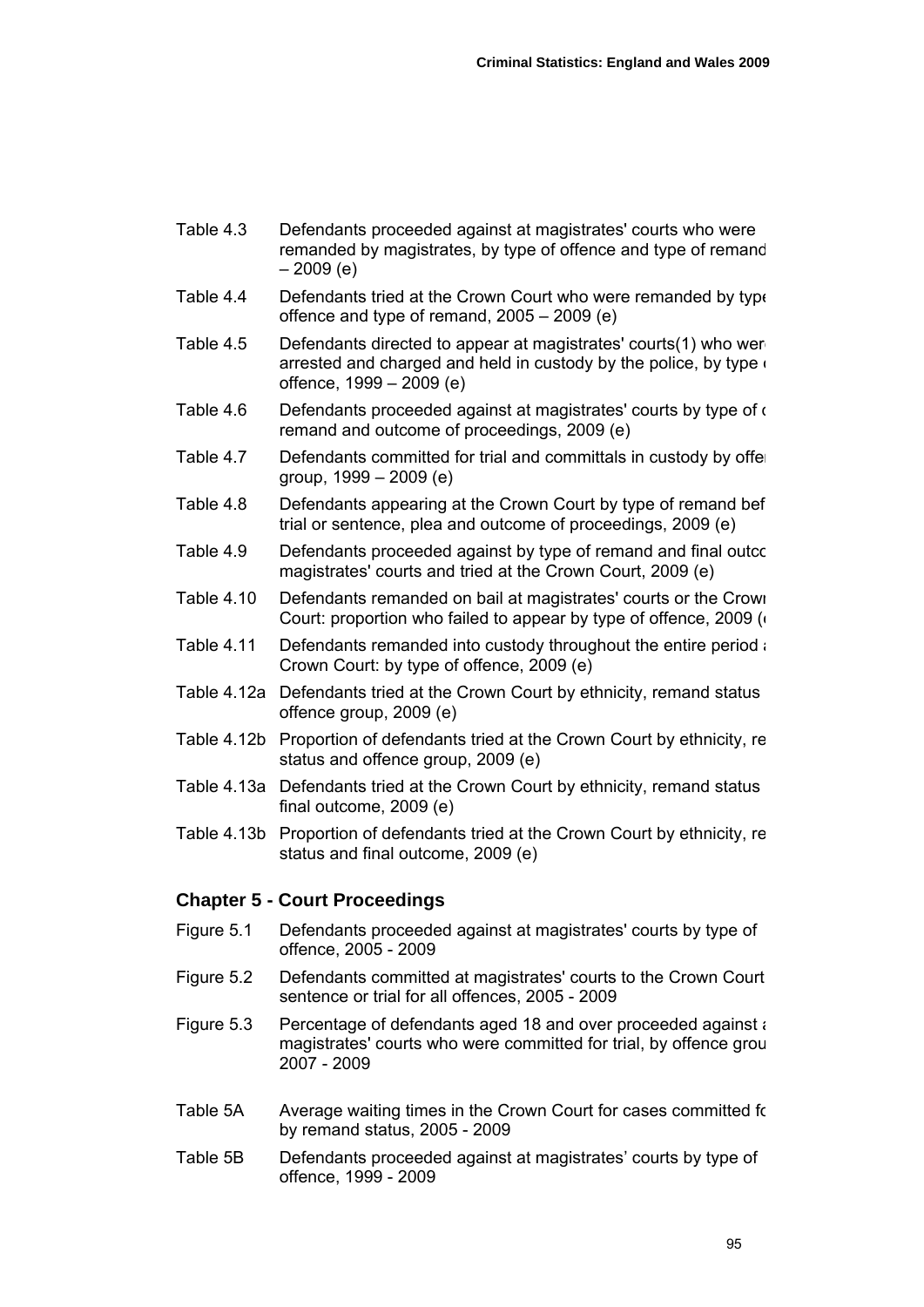Table 4.3 Defendants proceeded against at magistrates' courts who were remanded by magistrates, by type of offence and type of remand – 2009 (e)

Table 4.4 Defendants tried at the Crown Court who were remanded by type offence and type of remand, 2005 – 2009 (e)

Table 4.5 Defendants directed to appear at magistrates' courts(1) who were arrested and charged and held in custody by the police, by type offence, 1999 – 2009 (e)

Table 4.6 Defendants proceeded against at magistrates' courts by type of remand and outcome of proceedings, 2009 (e)

Table 4.7 Defendants committed for trial and committals in custody by offen group, 1999 – 2009 (e)

Table 4.8 Defendants appearing at the Crown Court by type of remand bef trial or sentence, plea and outcome of proceedings, 2009 (e)

Table 4.9 Defendants proceeded against by type of remand and final outco magistrates' courts and tried at the Crown Court, 2009 (e)

Table 4.10 Defendants remanded on bail at magistrates' courts or the Crown Court: proportion who failed to appear by type of offence, 2009 (

Table 4.11 Defendants remanded into custody throughout the entire period Crown Court: by type of offence, 2009 (e)

Table 4.12a Defendants tried at the Crown Court by ethnicity, remand status offence group, 2009 (e)

Table 4.12b Proportion of defendants tried at the Crown Court by ethnicity, re status and offence group, 2009 (e)

Table 4.13a Defendants tried at the Crown Court by ethnicity, remand status final outcome, 2009 (e)

Table 4.13b Proportion of defendants tried at the Crown Court by ethnicity, re status and final outcome, 2009 (e)

## Chapter 5 - Court Proceedings

Figure 5.1 Defendants proceeded against at magistrates' courts by type of offence, 2005 - 2009

Figure 5.2 Defendants committed at magistrates' courts to the Crown Court sentence or trial for all offences, 2005 - 2009

Figure 5.3 Percentage of defendants aged 18 and over proceeded against magistrates' courts who were committed for trial, by offence grou 2007 - 2009

Table 5A Average waiting times in the Crown Court for cases committed fo by remand status, 2005 - 2009

Table 5B Defendants proceeded against at magistrates' courts by type of offence, 1999 - 2009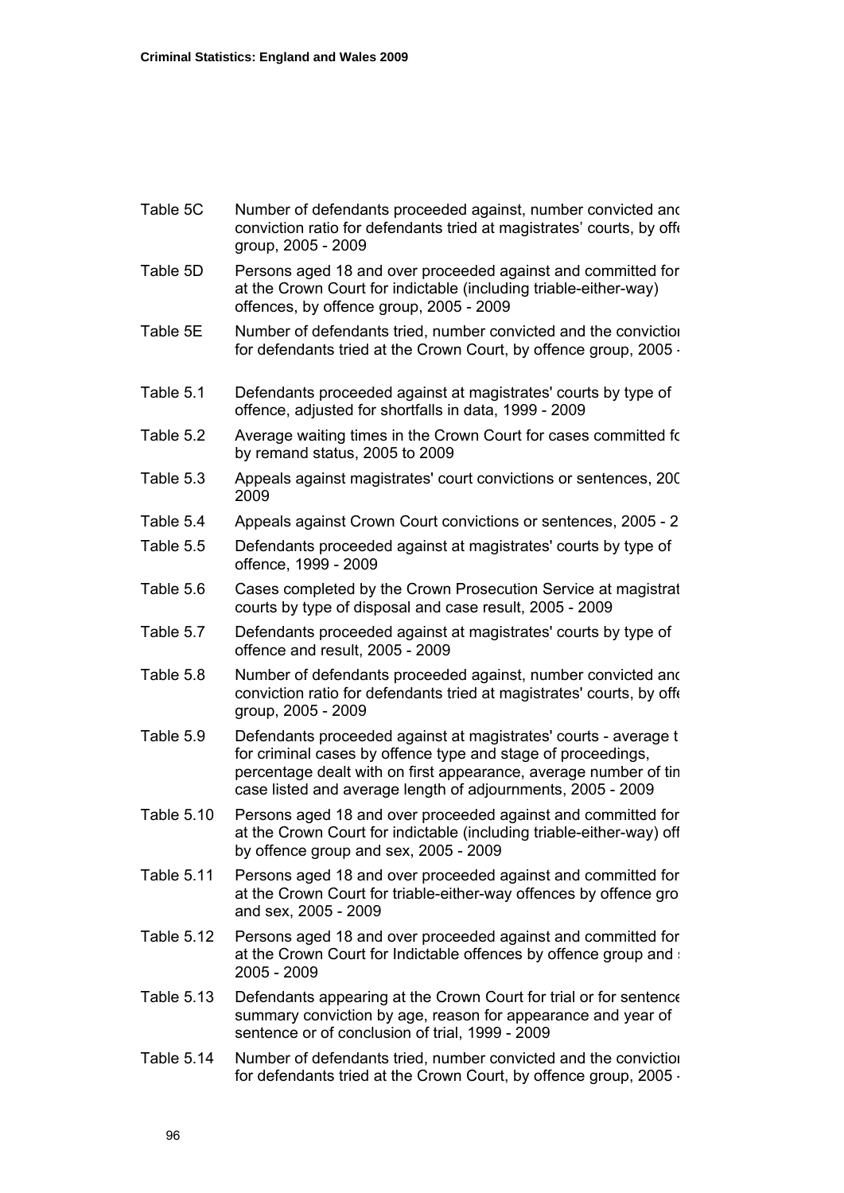| | |
|---|---|
| Table 5C | Number of defendants proceeded against, number convicted and conviction ratio for defendants tried at magistrates' courts, by offe group, 2005 - 2009 |
| Table 5D | Persons aged 18 and over proceeded against and committed for at the Crown Court for indictable (including triable-either-way) offences, by offence group, 2005 - 2009 |
| Table 5E | Number of defendants tried, number convicted and the convictio for defendants tried at the Crown Court, by offence group, 2005 - |
| Table 5.1 | Defendants proceeded against at magistrates' courts by type of offence, adjusted for shortfalls in data, 1999 - 2009 |
| Table 5.2 | Average waiting times in the Crown Court for cases committed fo by remand status, 2005 to 2009 |
| Table 5.3 | Appeals against magistrates' court convictions or sentences, 200 2009 |
| Table 5.4 | Appeals against Crown Court convictions or sentences, 2005 - 2 |
| Table 5.5 | Defendants proceeded against at magistrates' courts by type of offence, 1999 - 2009 |
| Table 5.6 | Cases completed by the Crown Prosecution Service at magistrat courts by type of disposal and case result, 2005 - 2009 |
| Table 5.7 | Defendants proceeded against at magistrates' courts by type of offence and result, 2005 - 2009 |
| Table 5.8 | Number of defendants proceeded against, number convicted and conviction ratio for defendants tried at magistrates' courts, by offe group, 2005 - 2009 |
| Table 5.9 | Defendants proceeded against at magistrates' courts - average t for criminal cases by offence type and stage of proceedings, percentage dealt with on first appearance, average number of tin case listed and average length of adjournments, 2005 - 2009 |
| Table 5.10 | Persons aged 18 and over proceeded against and committed for at the Crown Court for indictable (including triable-either-way) off by offence group and sex, 2005 - 2009 |
| Table 5.11 | Persons aged 18 and over proceeded against and committed for at the Crown Court for triable-either-way offences by offence gro and sex, 2005 - 2009 |
| Table 5.12 | Persons aged 18 and over proceeded against and committed for at the Crown Court for Indictable offences by offence group and s 2005 - 2009 |
| Table 5.13 | Defendants appearing at the Crown Court for trial or for sentence summary conviction by age, reason for appearance and year of sentence or of conclusion of trial, 1999 - 2009 |
| Table 5.14 | Number of defendants tried, number convicted and the convictio for defendants tried at the Crown Court, by offence group, 2005 - |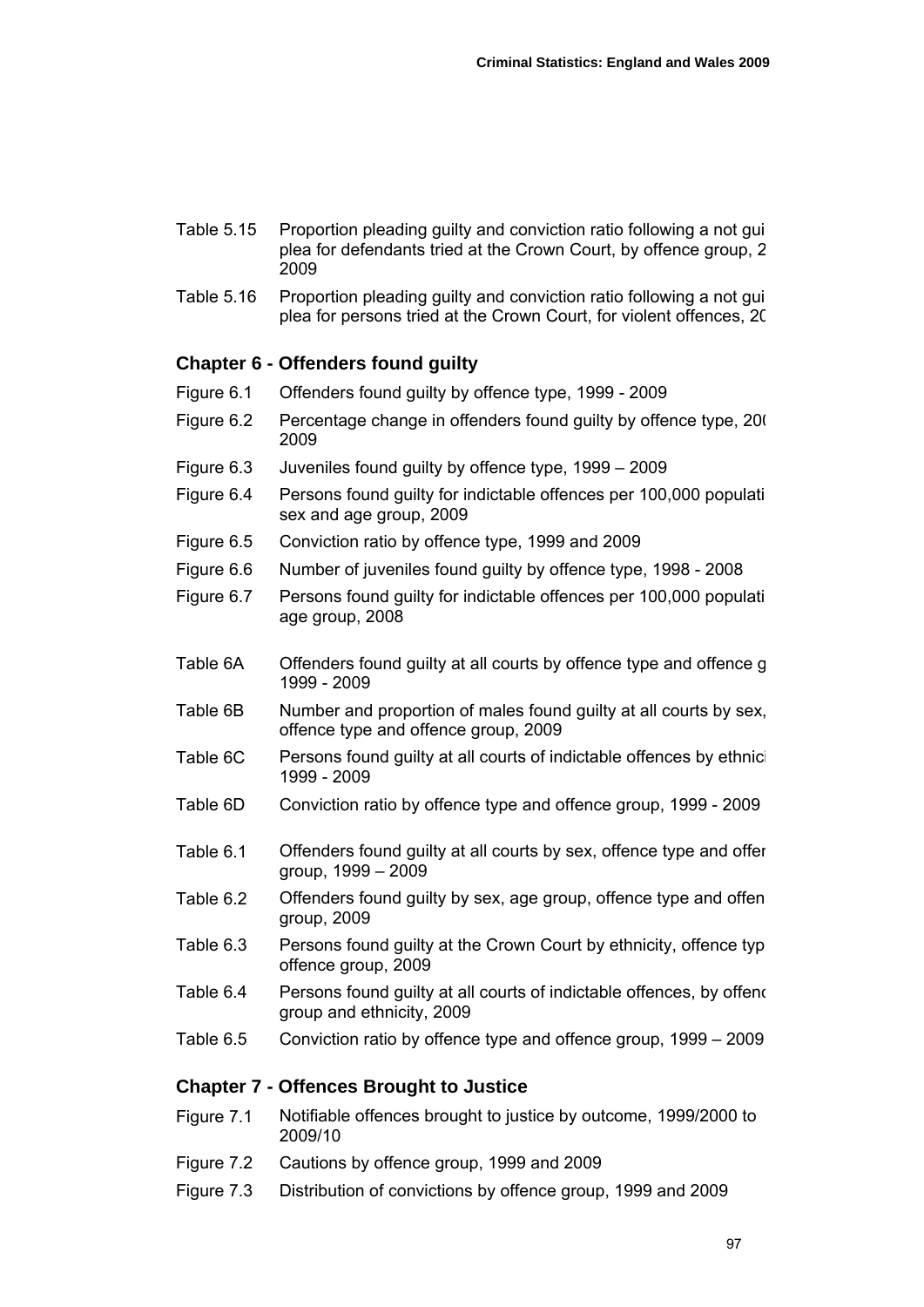Table 5.15 Proportion pleading guilty and conviction ratio following a not gui plea for defendants tried at the Crown Court, by offence group, 2 2009

Table 5.16 Proportion pleading guilty and conviction ratio following a not gui plea for persons tried at the Crown Court, for violent offences, 20

## Chapter 6 - Offenders found guilty

Figure 6.1 Offenders found guilty by offence type, 1999 - 2009

Figure 6.2 Percentage change in offenders found guilty by offence type, 200 2009

Figure 6.3 Juveniles found guilty by offence type, 1999 – 2009

Figure 6.4 Persons found guilty for indictable offences per 100,000 populati sex and age group, 2009

Figure 6.5 Conviction ratio by offence type, 1999 and 2009

Figure 6.6 Number of juveniles found guilty by offence type, 1998 - 2008

Figure 6.7 Persons found guilty for indictable offences per 100,000 populati age group, 2008

Table 6A Offenders found guilty at all courts by offence type and offence g 1999 - 2009

Table 6B Number and proportion of males found guilty at all courts by sex, offence type and offence group, 2009

Table 6C Persons found guilty at all courts of indictable offences by ethnici 1999 - 2009

Table 6D Conviction ratio by offence type and offence group, 1999 - 2009

Table 6.1 Offenders found guilty at all courts by sex, offence type and offer group, 1999 – 2009

Table 6.2 Offenders found guilty by sex, age group, offence type and offen group, 2009

Table 6.3 Persons found guilty at the Crown Court by ethnicity, offence typ offence group, 2009

Table 6.4 Persons found guilty at all courts of indictable offences, by offenc group and ethnicity, 2009

Table 6.5 Conviction ratio by offence type and offence group, 1999 – 2009

## Chapter 7 - Offences Brought to Justice

Figure 7.1 Notifiable offences brought to justice by outcome, 1999/2000 to 2009/10

Figure 7.2 Cautions by offence group, 1999 and 2009

Figure 7.3 Distribution of convictions by offence group, 1999 and 2009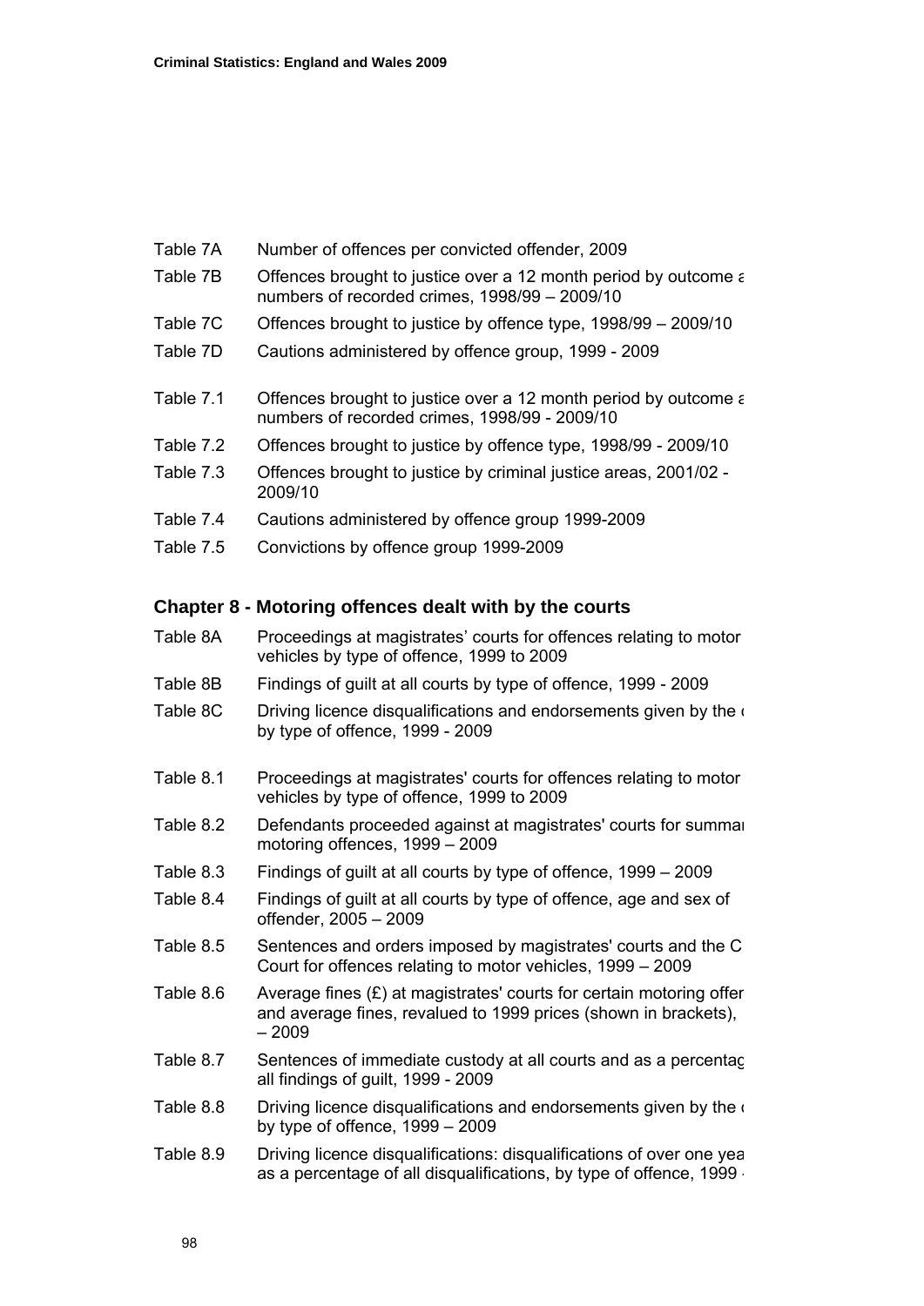| | |
|---|---|
| Table 7A | Number of offences per convicted offender, 2009 |
| Table 7B | Offences brought to justice over a 12 month period by outcome a numbers of recorded crimes, 1998/99 – 2009/10 |
| Table 7C | Offences brought to justice by offence type, 1998/99 – 2009/10 |
| Table 7D | Cautions administered by offence group, 1999 - 2009 |
| Table 7.1 | Offences brought to justice over a 12 month period by outcome a numbers of recorded crimes, 1998/99 - 2009/10 |
| Table 7.2 | Offences brought to justice by offence type, 1998/99 - 2009/10 |
| Table 7.3 | Offences brought to justice by criminal justice areas, 2001/02 - 2009/10 |
| Table 7.4 | Cautions administered by offence group 1999-2009 |
| Table 7.5 | Convictions by offence group 1999-2009 |

## Chapter 8 - Motoring offences dealt with by the courts

| | |
|---|---|
| Table 8A | Proceedings at magistrates' courts for offences relating to motor vehicles by type of offence, 1999 to 2009 |
| Table 8B | Findings of guilt at all courts by type of offence, 1999 - 2009 |
| Table 8C | Driving licence disqualifications and endorsements given by the c by type of offence, 1999 - 2009 |
| Table 8.1 | Proceedings at magistrates' courts for offences relating to motor vehicles by type of offence, 1999 to 2009 |
| Table 8.2 | Defendants proceeded against at magistrates' courts for summar motoring offences, 1999 – 2009 |
| Table 8.3 | Findings of guilt at all courts by type of offence, 1999 – 2009 |
| Table 8.4 | Findings of guilt at all courts by type of offence, age and sex of offender, 2005 – 2009 |
| Table 8.5 | Sentences and orders imposed by magistrates' courts and the C Court for offences relating to motor vehicles, 1999 – 2009 |
| Table 8.6 | Average fines (£) at magistrates' courts for certain motoring offer and average fines, revalued to 1999 prices (shown in brackets), – 2009 |
| Table 8.7 | Sentences of immediate custody at all courts and as a percentag all findings of guilt, 1999 - 2009 |
| Table 8.8 | Driving licence disqualifications and endorsements given by the c by type of offence, 1999 – 2009 |
| Table 8.9 | Driving licence disqualifications: disqualifications of over one yea as a percentage of all disqualifications, by type of offence, 1999 - |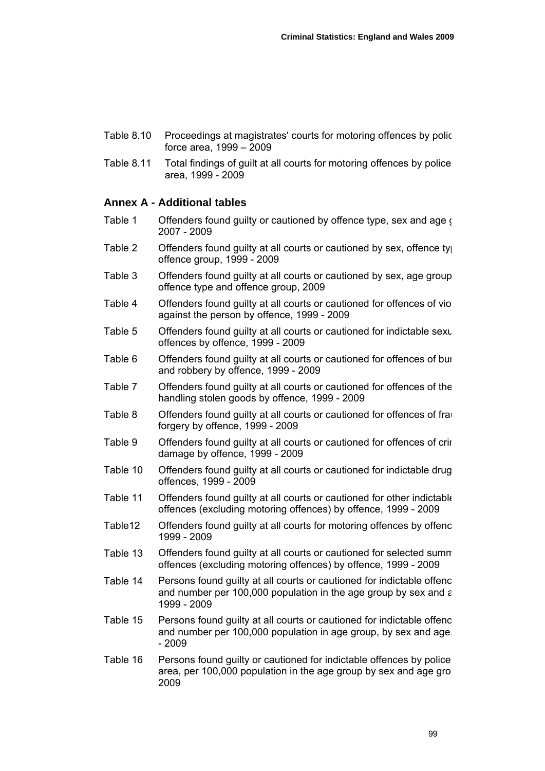Table 8.10 Proceedings at magistrates' courts for motoring offences by polic force area, 1999 – 2009

Table 8.11 Total findings of guilt at all courts for motoring offences by police area, 1999 - 2009

## Annex A - Additional tables

Table 1 Offenders found guilty or cautioned by offence type, sex and age ( 2007 - 2009

Table 2 Offenders found guilty at all courts or cautioned by sex, offence ty offence group, 1999 - 2009

Table 3 Offenders found guilty at all courts or cautioned by sex, age group offence type and offence group, 2009

Table 4 Offenders found guilty at all courts or cautioned for offences of vio against the person by offence, 1999 - 2009

Table 5 Offenders found guilty at all courts or cautioned for indictable sexu offences by offence, 1999 - 2009

Table 6 Offenders found guilty at all courts or cautioned for offences of bu and robbery by offence, 1999 - 2009

Table 7 Offenders found guilty at all courts or cautioned for offences of the handling stolen goods by offence, 1999 - 2009

Table 8 Offenders found guilty at all courts or cautioned for offences of fra forgery by offence, 1999 - 2009

Table 9 Offenders found guilty at all courts or cautioned for offences of cri damage by offence, 1999 - 2009

Table 10 Offenders found guilty at all courts or cautioned for indictable drug offences, 1999 - 2009

Table 11 Offenders found guilty at all courts or cautioned for other indictable offences (excluding motoring offences) by offence, 1999 - 2009

Table12 Offenders found guilty at all courts for motoring offences by offenc 1999 - 2009

Table 13 Offenders found guilty at all courts or cautioned for selected summ offences (excluding motoring offences) by offence, 1999 - 2009

Table 14 Persons found guilty at all courts or cautioned for indictable offenc and number per 100,000 population in the age group by sex and a 1999 - 2009

Table 15 Persons found guilty at all courts or cautioned for indictable offenc and number per 100,000 population in age group, by sex and age - 2009

Table 16 Persons found guilty or cautioned for indictable offences by police area, per 100,000 population in the age group by sex and age gro 2009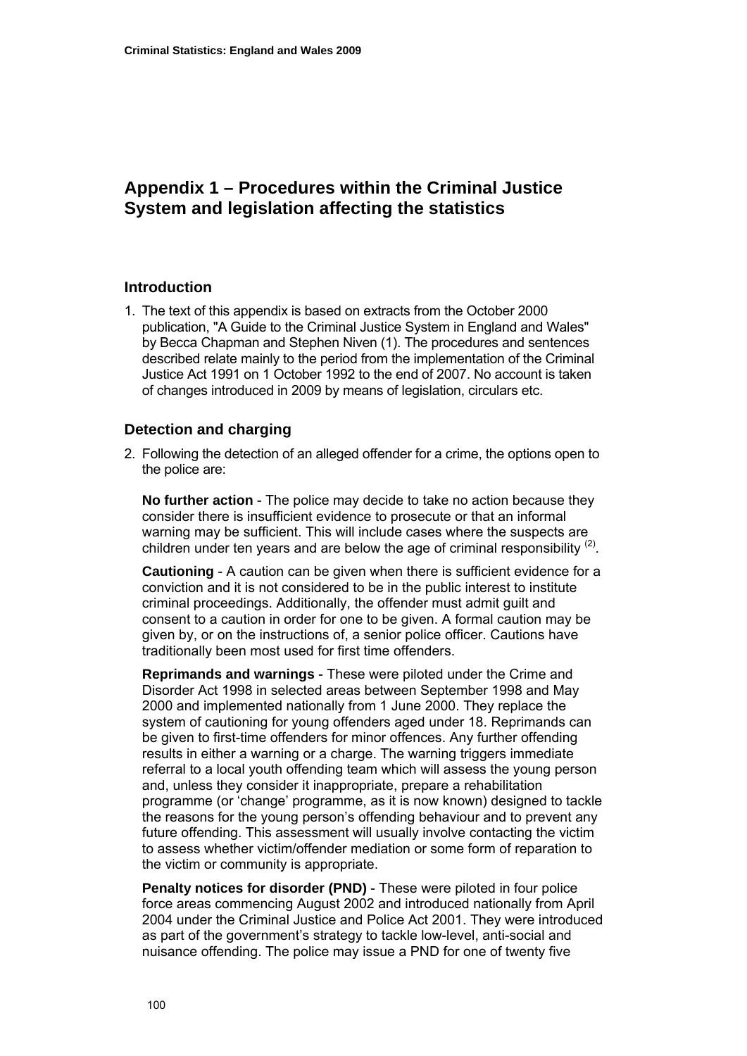# Appendix 1 – Procedures within the Criminal Justice System and legislation affecting the statistics

## Introduction

1. The text of this appendix is based on extracts from the October 2000 publication, "A Guide to the Criminal Justice System in England and Wales" by Becca Chapman and Stephen Niven (1). The procedures and sentences described relate mainly to the period from the implementation of the Criminal Justice Act 1991 on 1 October 1992 to the end of 2007. No account is taken of changes introduced in 2009 by means of legislation, circulars etc.

## Detection and charging

2. Following the detection of an alleged offender for a crime, the options open to the police are:

   **No further action** - The police may decide to take no action because they consider there is insufficient evidence to prosecute or that an informal warning may be sufficient. This will include cases where the suspects are children under ten years and are below the age of criminal responsibility [(2)].

   **Cautioning** - A caution can be given when there is sufficient evidence for a conviction and it is not considered to be in the public interest to institute criminal proceedings. Additionally, the offender must admit guilt and consent to a caution in order for one to be given. A formal caution may be given by, or on the instructions of, a senior police officer. Cautions have traditionally been most used for first time offenders.

   **Reprimands and warnings** - These were piloted under the Crime and Disorder Act 1998 in selected areas between September 1998 and May 2000 and implemented nationally from 1 June 2000. They replace the system of cautioning for young offenders aged under 18. Reprimands can be given to first-time offenders for minor offences. Any further offending results in either a warning or a charge. The warning triggers immediate referral to a local youth offending team which will assess the young person and, unless they consider it inappropriate, prepare a rehabilitation programme (or 'change' programme, as it is now known) designed to tackle the reasons for the young person's offending behaviour and to prevent any future offending. This assessment will usually involve contacting the victim to assess whether victim/offender mediation or some form of reparation to the victim or community is appropriate.

   **Penalty notices for disorder (PND)** - These were piloted in four police force areas commencing August 2002 and introduced nationally from April 2004 under the Criminal Justice and Police Act 2001. They were introduced as part of the government's strategy to tackle low-level, anti-social and nuisance offending. The police may issue a PND for one of twenty five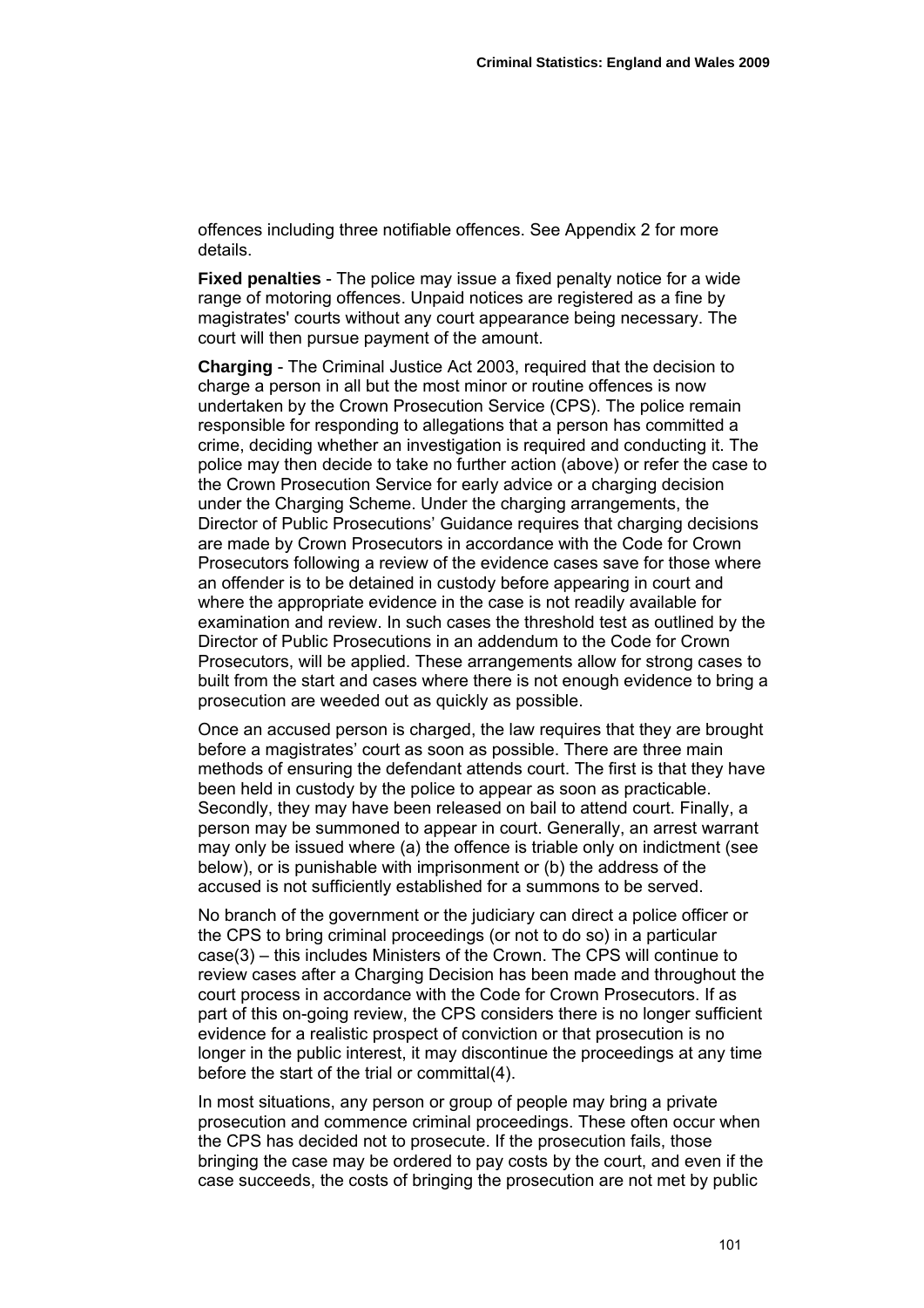offences including three notifiable offences. See Appendix 2 for more details.

**Fixed penalties** - The police may issue a fixed penalty notice for a wide range of motoring offences. Unpaid notices are registered as a fine by magistrates' courts without any court appearance being necessary. The court will then pursue payment of the amount.

**Charging** - The Criminal Justice Act 2003, required that the decision to charge a person in all but the most minor or routine offences is now undertaken by the Crown Prosecution Service (CPS). The police remain responsible for responding to allegations that a person has committed a crime, deciding whether an investigation is required and conducting it. The police may then decide to take no further action (above) or refer the case to the Crown Prosecution Service for early advice or a charging decision under the Charging Scheme. Under the charging arrangements, the Director of Public Prosecutions' Guidance requires that charging decisions are made by Crown Prosecutors in accordance with the Code for Crown Prosecutors following a review of the evidence cases save for those where an offender is to be detained in custody before appearing in court and where the appropriate evidence in the case is not readily available for examination and review. In such cases the threshold test as outlined by the Director of Public Prosecutions in an addendum to the Code for Crown Prosecutors, will be applied. These arrangements allow for strong cases to built from the start and cases where there is not enough evidence to bring a prosecution are weeded out as quickly as possible.

Once an accused person is charged, the law requires that they are brought before a magistrates' court as soon as possible. There are three main methods of ensuring the defendant attends court. The first is that they have been held in custody by the police to appear as soon as practicable. Secondly, they may have been released on bail to attend court. Finally, a person may be summoned to appear in court. Generally, an arrest warrant may only be issued where (a) the offence is triable only on indictment (see below), or is punishable with imprisonment or (b) the address of the accused is not sufficiently established for a summons to be served.

No branch of the government or the judiciary can direct a police officer or the CPS to bring criminal proceedings (or not to do so) in a particular case(3) – this includes Ministers of the Crown. The CPS will continue to review cases after a Charging Decision has been made and throughout the court process in accordance with the Code for Crown Prosecutors. If as part of this on-going review, the CPS considers there is no longer sufficient evidence for a realistic prospect of conviction or that prosecution is no longer in the public interest, it may discontinue the proceedings at any time before the start of the trial or committal(4).

In most situations, any person or group of people may bring a private prosecution and commence criminal proceedings. These often occur when the CPS has decided not to prosecute. If the prosecution fails, those bringing the case may be ordered to pay costs by the court, and even if the case succeeds, the costs of bringing the prosecution are not met by public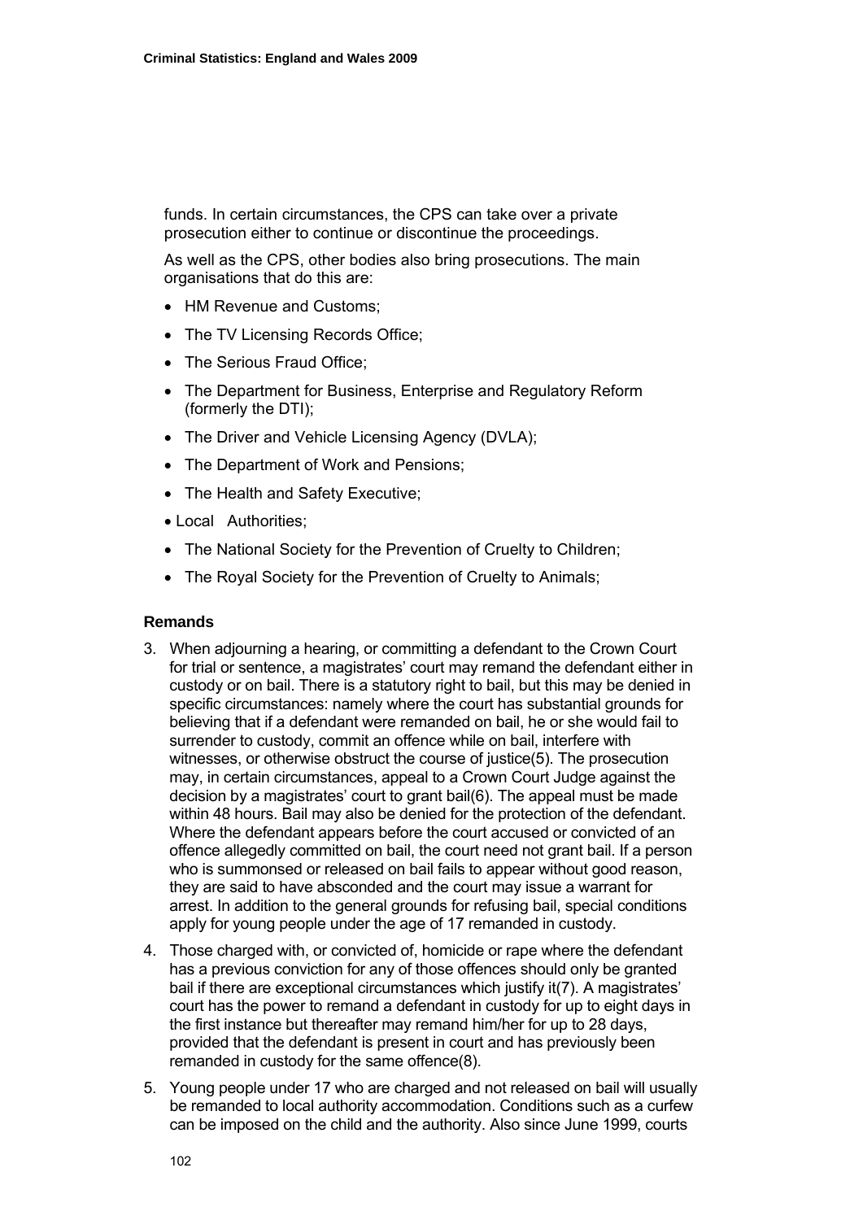funds. In certain circumstances, the CPS can take over a private prosecution either to continue or discontinue the proceedings.

As well as the CPS, other bodies also bring prosecutions. The main organisations that do this are:

- HM Revenue and Customs;
- The TV Licensing Records Office;
- The Serious Fraud Office;
- The Department for Business, Enterprise and Regulatory Reform (formerly the DTI);
- The Driver and Vehicle Licensing Agency (DVLA);
- The Department of Work and Pensions;
- The Health and Safety Executive;
- Local Authorities;
- The National Society for the Prevention of Cruelty to Children;
- The Royal Society for the Prevention of Cruelty to Animals;

### Remands

3. When adjourning a hearing, or committing a defendant to the Crown Court for trial or sentence, a magistrates' court may remand the defendant either in custody or on bail. There is a statutory right to bail, but this may be denied in specific circumstances: namely where the court has substantial grounds for believing that if a defendant were remanded on bail, he or she would fail to surrender to custody, commit an offence while on bail, interfere with witnesses, or otherwise obstruct the course of justice(5). The prosecution may, in certain circumstances, appeal to a Crown Court Judge against the decision by a magistrates' court to grant bail(6). The appeal must be made within 48 hours. Bail may also be denied for the protection of the defendant. Where the defendant appears before the court accused or convicted of an offence allegedly committed on bail, the court need not grant bail. If a person who is summonsed or released on bail fails to appear without good reason, they are said to have absconded and the court may issue a warrant for arrest. In addition to the general grounds for refusing bail, special conditions apply for young people under the age of 17 remanded in custody.

4. Those charged with, or convicted of, homicide or rape where the defendant has a previous conviction for any of those offences should only be granted bail if there are exceptional circumstances which justify it(7). A magistrates' court has the power to remand a defendant in custody for up to eight days in the first instance but thereafter may remand him/her for up to 28 days, provided that the defendant is present in court and has previously been remanded in custody for the same offence(8).

5. Young people under 17 who are charged and not released on bail will usually be remanded to local authority accommodation. Conditions such as a curfew can be imposed on the child and the authority. Also since June 1999, courts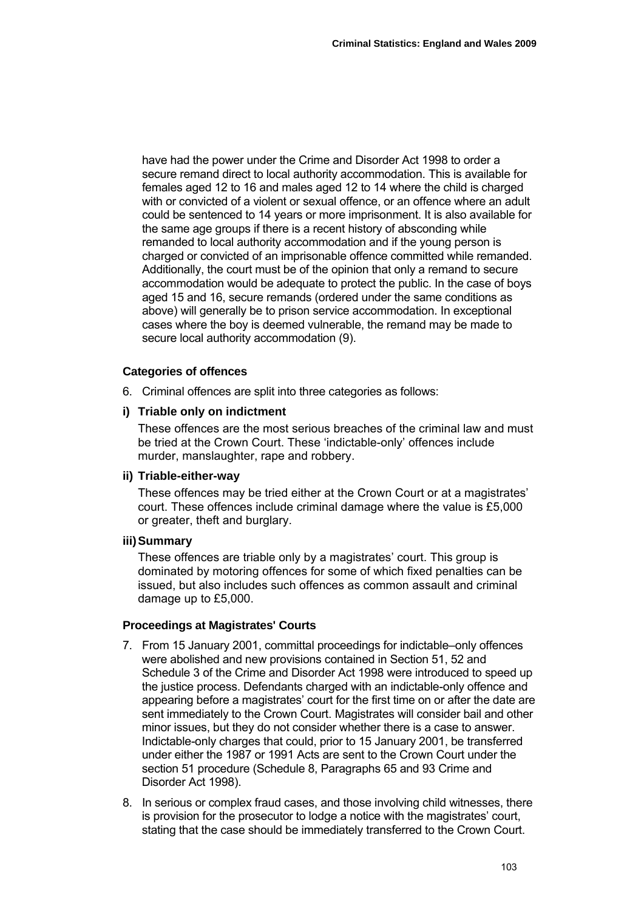have had the power under the Crime and Disorder Act 1998 to order a secure remand direct to local authority accommodation. This is available for females aged 12 to 16 and males aged 12 to 14 where the child is charged with or convicted of a violent or sexual offence, or an offence where an adult could be sentenced to 14 years or more imprisonment. It is also available for the same age groups if there is a recent history of absconding while remanded to local authority accommodation and if the young person is charged or convicted of an imprisonable offence committed while remanded. Additionally, the court must be of the opinion that only a remand to secure accommodation would be adequate to protect the public. In the case of boys aged 15 and 16, secure remands (ordered under the same conditions as above) will generally be to prison service accommodation. In exceptional cases where the boy is deemed vulnerable, the remand may be made to secure local authority accommodation (9).

### Categories of offences

6. Criminal offences are split into three categories as follows:

**i) Triable only on indictment**

These offences are the most serious breaches of the criminal law and must be tried at the Crown Court. These 'indictable-only' offences include murder, manslaughter, rape and robbery.

**ii) Triable-either-way**

These offences may be tried either at the Crown Court or at a magistrates' court. These offences include criminal damage where the value is £5,000 or greater, theft and burglary.

**iii) Summary**

These offences are triable only by a magistrates' court. This group is dominated by motoring offences for some of which fixed penalties can be issued, but also includes such offences as common assault and criminal damage up to £5,000.

### Proceedings at Magistrates' Courts

7. From 15 January 2001, committal proceedings for indictable–only offences were abolished and new provisions contained in Section 51, 52 and Schedule 3 of the Crime and Disorder Act 1998 were introduced to speed up the justice process. Defendants charged with an indictable-only offence and appearing before a magistrates' court for the first time on or after the date are sent immediately to the Crown Court. Magistrates will consider bail and other minor issues, but they do not consider whether there is a case to answer. Indictable-only charges that could, prior to 15 January 2001, be transferred under either the 1987 or 1991 Acts are sent to the Crown Court under the section 51 procedure (Schedule 8, Paragraphs 65 and 93 Crime and Disorder Act 1998).

8. In serious or complex fraud cases, and those involving child witnesses, there is provision for the prosecutor to lodge a notice with the magistrates' court, stating that the case should be immediately transferred to the Crown Court.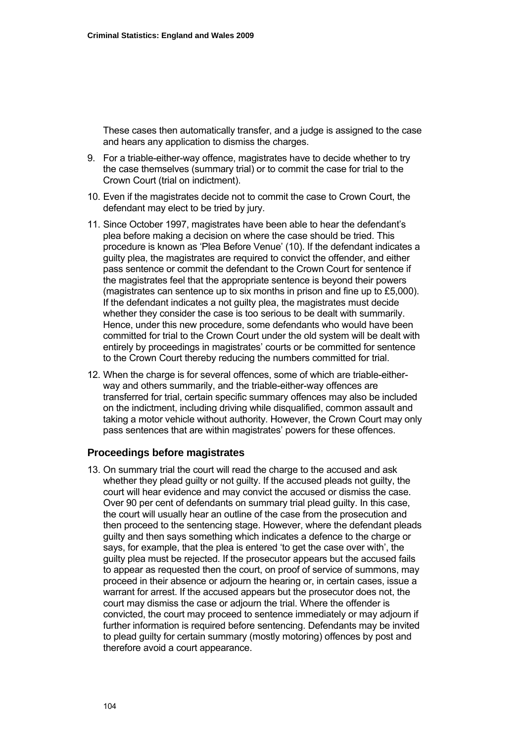These cases then automatically transfer, and a judge is assigned to the case and hears any application to dismiss the charges.

9. For a triable-either-way offence, magistrates have to decide whether to try the case themselves (summary trial) or to commit the case for trial to the Crown Court (trial on indictment).

10. Even if the magistrates decide not to commit the case to Crown Court, the defendant may elect to be tried by jury.

11. Since October 1997, magistrates have been able to hear the defendant's plea before making a decision on where the case should be tried. This procedure is known as 'Plea Before Venue' (10). If the defendant indicates a guilty plea, the magistrates are required to convict the offender, and either pass sentence or commit the defendant to the Crown Court for sentence if the magistrates feel that the appropriate sentence is beyond their powers (magistrates can sentence up to six months in prison and fine up to £5,000). If the defendant indicates a not guilty plea, the magistrates must decide whether they consider the case is too serious to be dealt with summarily. Hence, under this new procedure, some defendants who would have been committed for trial to the Crown Court under the old system will be dealt with entirely by proceedings in magistrates' courts or be committed for sentence to the Crown Court thereby reducing the numbers committed for trial.

12. When the charge is for several offences, some of which are triable-either-way and others summarily, and the triable-either-way offences are transferred for trial, certain specific summary offences may also be included on the indictment, including driving while disqualified, common assault and taking a motor vehicle without authority. However, the Crown Court may only pass sentences that are within magistrates' powers for these offences.

### Proceedings before magistrates

13. On summary trial the court will read the charge to the accused and ask whether they plead guilty or not guilty. If the accused pleads not guilty, the court will hear evidence and may convict the accused or dismiss the case. Over 90 per cent of defendants on summary trial plead guilty. In this case, the court will usually hear an outline of the case from the prosecution and then proceed to the sentencing stage. However, where the defendant pleads guilty and then says something which indicates a defence to the charge or says, for example, that the plea is entered 'to get the case over with', the guilty plea must be rejected. If the prosecutor appears but the accused fails to appear as requested then the court, on proof of service of summons, may proceed in their absence or adjourn the hearing or, in certain cases, issue a warrant for arrest. If the accused appears but the prosecutor does not, the court may dismiss the case or adjourn the trial. Where the offender is convicted, the court may proceed to sentence immediately or may adjourn if further information is required before sentencing. Defendants may be invited to plead guilty for certain summary (mostly motoring) offences by post and therefore avoid a court appearance.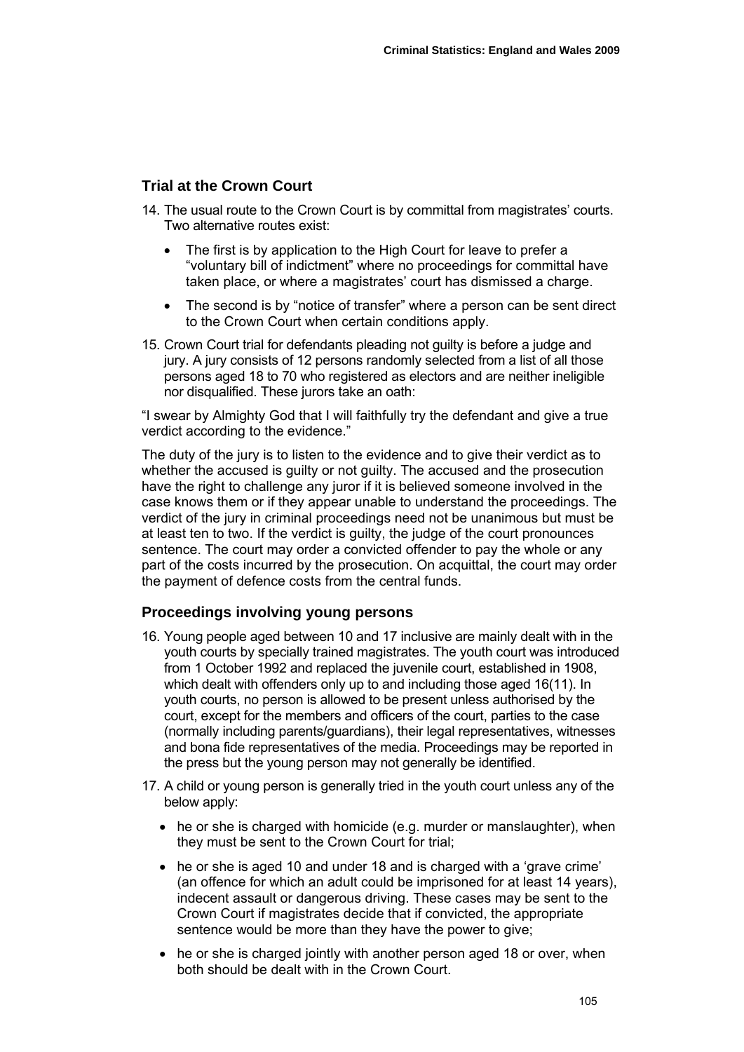## Trial at the Crown Court

14. The usual route to the Crown Court is by committal from magistrates' courts. Two alternative routes exist:

    - The first is by application to the High Court for leave to prefer a "voluntary bill of indictment" where no proceedings for committal have taken place, or where a magistrates' court has dismissed a charge.
    - The second is by "notice of transfer" where a person can be sent direct to the Crown Court when certain conditions apply.

15. Crown Court trial for defendants pleading not guilty is before a judge and jury. A jury consists of 12 persons randomly selected from a list of all those persons aged 18 to 70 who registered as electors and are neither ineligible nor disqualified. These jurors take an oath:

"I swear by Almighty God that I will faithfully try the defendant and give a true verdict according to the evidence."

The duty of the jury is to listen to the evidence and to give their verdict as to whether the accused is guilty or not guilty. The accused and the prosecution have the right to challenge any juror if it is believed someone involved in the case knows them or if they appear unable to understand the proceedings. The verdict of the jury in criminal proceedings need not be unanimous but must be at least ten to two. If the verdict is guilty, the judge of the court pronounces sentence. The court may order a convicted offender to pay the whole or any part of the costs incurred by the prosecution. On acquittal, the court may order the payment of defence costs from the central funds.

## Proceedings involving young persons

16. Young people aged between 10 and 17 inclusive are mainly dealt with in the youth courts by specially trained magistrates. The youth court was introduced from 1 October 1992 and replaced the juvenile court, established in 1908, which dealt with offenders only up to and including those aged 16(11). In youth courts, no person is allowed to be present unless authorised by the court, except for the members and officers of the court, parties to the case (normally including parents/guardians), their legal representatives, witnesses and bona fide representatives of the media. Proceedings may be reported in the press but the young person may not generally be identified.

17. A child or young person is generally tried in the youth court unless any of the below apply:

    - he or she is charged with homicide (e.g. murder or manslaughter), when they must be sent to the Crown Court for trial;
    - he or she is aged 10 and under 18 and is charged with a 'grave crime' (an offence for which an adult could be imprisoned for at least 14 years), indecent assault or dangerous driving. These cases may be sent to the Crown Court if magistrates decide that if convicted, the appropriate sentence would be more than they have the power to give;
    - he or she is charged jointly with another person aged 18 or over, when both should be dealt with in the Crown Court.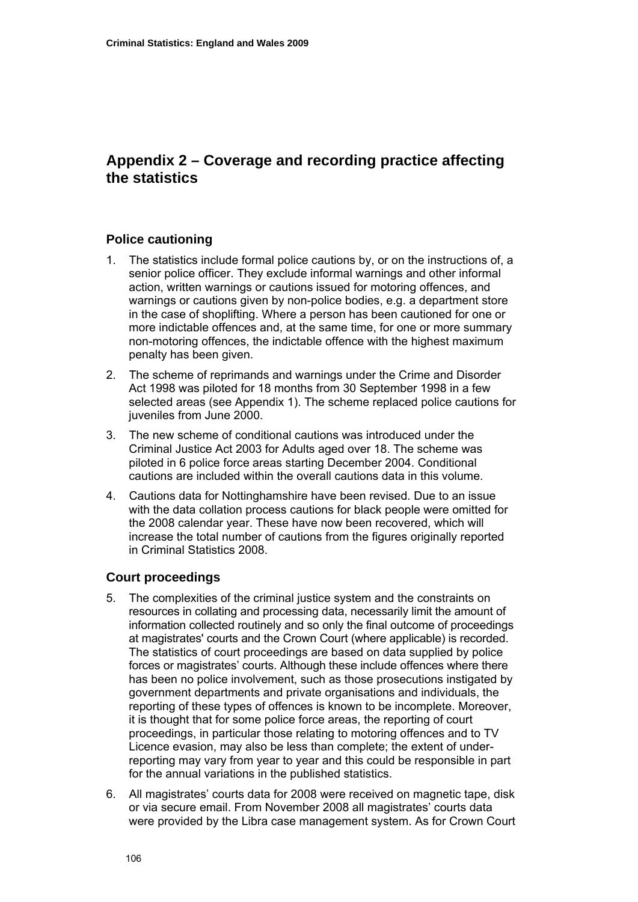# Appendix 2 – Coverage and recording practice affecting the statistics

## Police cautioning

1. The statistics include formal police cautions by, or on the instructions of, a senior police officer. They exclude informal warnings and other informal action, written warnings or cautions issued for motoring offences, and warnings or cautions given by non-police bodies, e.g. a department store in the case of shoplifting. Where a person has been cautioned for one or more indictable offences and, at the same time, for one or more summary non-motoring offences, the indictable offence with the highest maximum penalty has been given.

2. The scheme of reprimands and warnings under the Crime and Disorder Act 1998 was piloted for 18 months from 30 September 1998 in a few selected areas (see Appendix 1). The scheme replaced police cautions for juveniles from June 2000.

3. The new scheme of conditional cautions was introduced under the Criminal Justice Act 2003 for Adults aged over 18. The scheme was piloted in 6 police force areas starting December 2004. Conditional cautions are included within the overall cautions data in this volume.

4. Cautions data for Nottinghamshire have been revised. Due to an issue with the data collation process cautions for black people were omitted for the 2008 calendar year. These have now been recovered, which will increase the total number of cautions from the figures originally reported in Criminal Statistics 2008.

## Court proceedings

5. The complexities of the criminal justice system and the constraints on resources in collating and processing data, necessarily limit the amount of information collected routinely and so only the final outcome of proceedings at magistrates' courts and the Crown Court (where applicable) is recorded. The statistics of court proceedings are based on data supplied by police forces or magistrates' courts. Although these include offences where there has been no police involvement, such as those prosecutions instigated by government departments and private organisations and individuals, the reporting of these types of offences is known to be incomplete. Moreover, it is thought that for some police force areas, the reporting of court proceedings, in particular those relating to motoring offences and to TV Licence evasion, may also be less than complete; the extent of under-reporting may vary from year to year and this could be responsible in part for the annual variations in the published statistics.

6. All magistrates' courts data for 2008 were received on magnetic tape, disk or via secure email. From November 2008 all magistrates' courts data were provided by the Libra case management system. As for Crown Court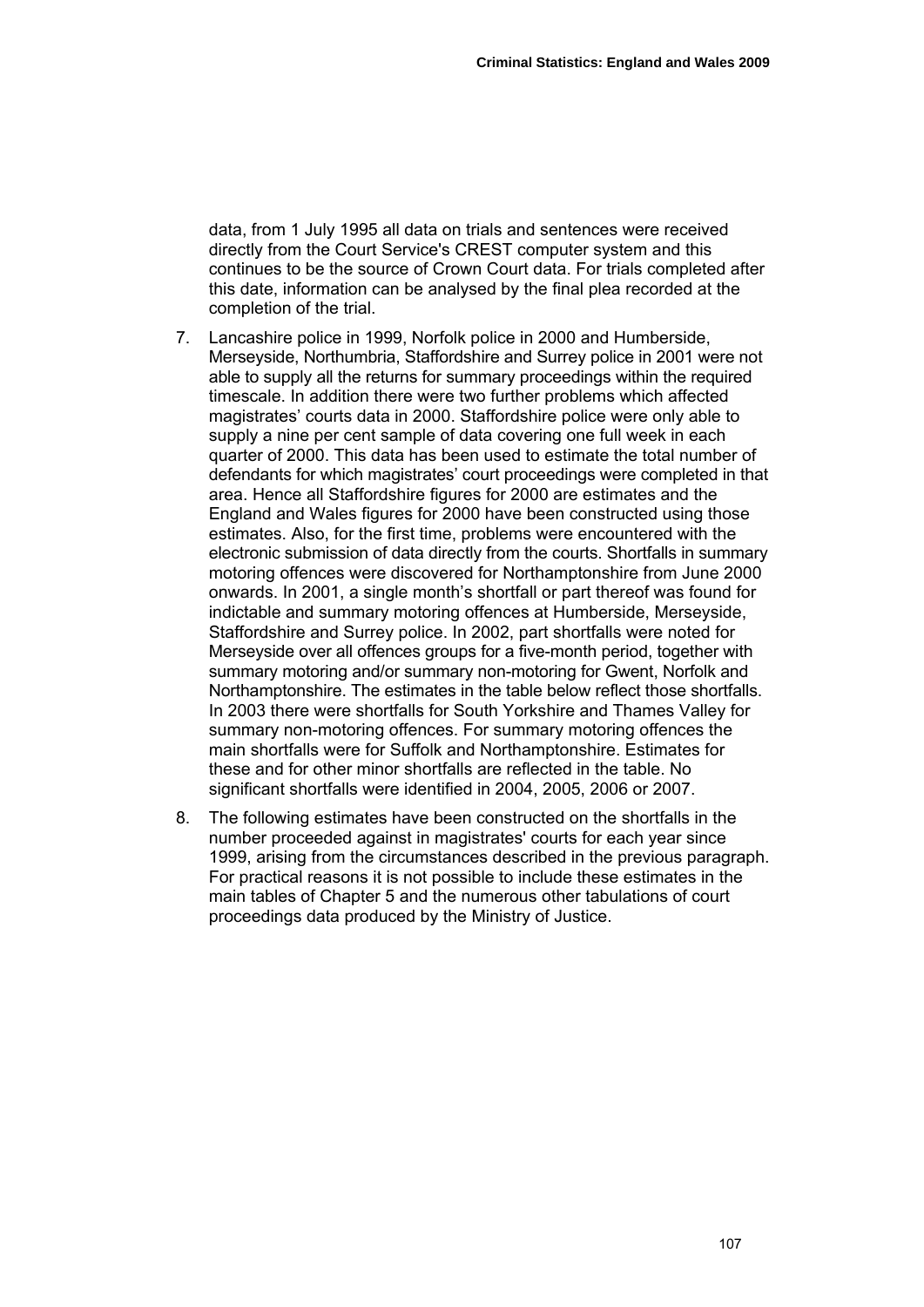data, from 1 July 1995 all data on trials and sentences were received directly from the Court Service's CREST computer system and this continues to be the source of Crown Court data. For trials completed after this date, information can be analysed by the final plea recorded at the completion of the trial.

7. Lancashire police in 1999, Norfolk police in 2000 and Humberside, Merseyside, Northumbria, Staffordshire and Surrey police in 2001 were not able to supply all the returns for summary proceedings within the required timescale. In addition there were two further problems which affected magistrates' courts data in 2000. Staffordshire police were only able to supply a nine per cent sample of data covering one full week in each quarter of 2000. This data has been used to estimate the total number of defendants for which magistrates' court proceedings were completed in that area. Hence all Staffordshire figures for 2000 are estimates and the England and Wales figures for 2000 have been constructed using those estimates. Also, for the first time, problems were encountered with the electronic submission of data directly from the courts. Shortfalls in summary motoring offences were discovered for Northamptonshire from June 2000 onwards. In 2001, a single month's shortfall or part thereof was found for indictable and summary motoring offences at Humberside, Merseyside, Staffordshire and Surrey police. In 2002, part shortfalls were noted for Merseyside over all offences groups for a five-month period, together with summary motoring and/or summary non-motoring for Gwent, Norfolk and Northamptonshire. The estimates in the table below reflect those shortfalls. In 2003 there were shortfalls for South Yorkshire and Thames Valley for summary non-motoring offences. For summary motoring offences the main shortfalls were for Suffolk and Northamptonshire. Estimates for these and for other minor shortfalls are reflected in the table. No significant shortfalls were identified in 2004, 2005, 2006 or 2007.

8. The following estimates have been constructed on the shortfalls in the number proceeded against in magistrates' courts for each year since 1999, arising from the circumstances described in the previous paragraph. For practical reasons it is not possible to include these estimates in the main tables of Chapter 5 and the numerous other tabulations of court proceedings data produced by the Ministry of Justice.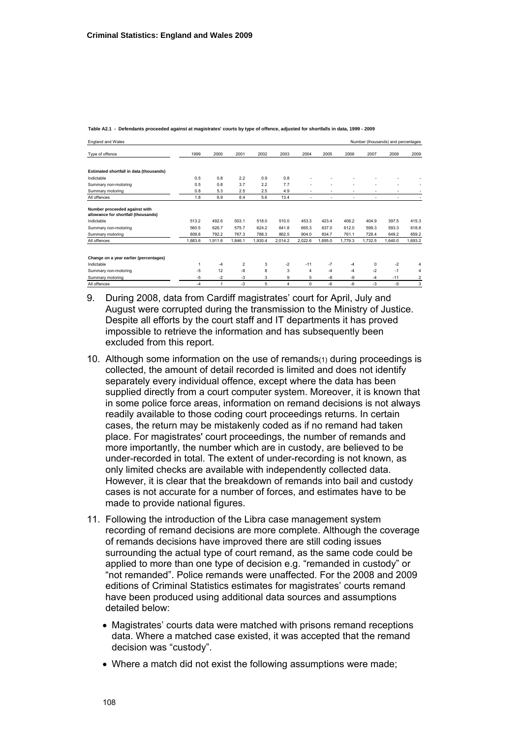**Table A2.1 - Defendants proceeded against at magistrates' courts by type of offence, adjusted for shortfalls in data, 1999 - 2009**

England and Wales — Number (thousands) and percentages

| Type of offence | 1999 | 2000 | 2001 | 2002 | 2003 | 2004 | 2005 | 2006 | 2007 | 2008 | 2009 |
|---|---|---|---|---|---|---|---|---|---|---|---|
| **Estimated shortfall in data (thousands)** | | | | | | | | | | | |
| Indictable | 0.5 | 0.8 | 2.2 | 0.9 | 0.8 | - | - | - | - | - | - |
| Summary non-motoring | 0.5 | 0.8 | 3.7 | 2.2 | 7.7 | - | - | - | - | - | - |
| Summary motoring | 0.8 | 5.3 | 2.5 | 2.5 | 4.9 | - | - | - | - | - | - |
| All offences | 1.8 | 6.9 | 8.4 | 5.6 | 13.4 | - | - | - | - | - | - |
| **Number proceeded against with allowance for shortfall (thousands)** | | | | | | | | | | | |
| Indictable | 513.2 | 492.6 | 503.1 | 518.0 | 510.0 | 453.3 | 423.4 | 406.2 | 404.9 | 397.5 | 415.3 |
| Summary non-motoring | 560.5 | 626.7 | 575.7 | 624.2 | 641.8 | 665.3 | 637.0 | 612.0 | 599.3 | 593.3 | 618.8 |
| Summary motoring | 809.8 | 792.2 | 767.3 | 788.3 | 862.5 | 904.0 | 834.7 | 761.1 | 728.4 | 649.2 | 659.2 |
| All offences | 1,883.6 | 1,911.6 | 1,846.1 | 1,930.4 | 2,014.2 | 2,022.6 | 1,895.0 | 1,779.3 | 1,732.5 | 1,640.0 | 1,693.2 |
| **Change on a year earlier (percentages)** | | | | | | | | | | | |
| Indictable | 1 | -4 | 2 | 3 | -2 | -11 | -7 | -4 | 0 | -2 | 4 |
| Summary non-motoring | -5 | 12 | -8 | 8 | 3 | 4 | -4 | -4 | -2 | -1 | 4 |
| Summary motoring | -5 | -2 | -3 | 3 | 9 | 5 | -8 | -9 | -4 | -11 | 2 |
| All offences | -4 | 1 | -3 | 5 | 4 | 0 | -6 | -6 | -3 | -5 | 3 |

9. During 2008, data from Cardiff magistrates' court for April, July and August were corrupted during the transmission to the Ministry of Justice. Despite all efforts by the court staff and IT departments it has proved impossible to retrieve the information and has subsequently been excluded from this report.

10. Although some information on the use of remands(1) during proceedings is collected, the amount of detail recorded is limited and does not identify separately every individual offence, except where the data has been supplied directly from a court computer system. Moreover, it is known that in some police force areas, information on remand decisions is not always readily available to those coding court proceedings returns. In certain cases, the return may be mistakenly coded as if no remand had taken place. For magistrates' court proceedings, the number of remands and more importantly, the number which are in custody, are believed to be under-recorded in total. The extent of under-recording is not known, as only limited checks are available with independently collected data. However, it is clear that the breakdown of remands into bail and custody cases is not accurate for a number of forces, and estimates have to be made to provide national figures.

11. Following the introduction of the Libra case management system recording of remand decisions are more complete. Although the coverage of remands decisions have improved there are still coding issues surrounding the actual type of court remand, as the same code could be applied to more than one type of decision e.g. "remanded in custody" or "not remanded". Police remands were unaffected. For the 2008 and 2009 editions of Criminal Statistics estimates for magistrates' courts remand have been produced using additional data sources and assumptions detailed below:

    - Magistrates' courts data were matched with prisons remand receptions data. Where a matched case existed, it was accepted that the remand decision was "custody".
    - Where a match did not exist the following assumptions were made;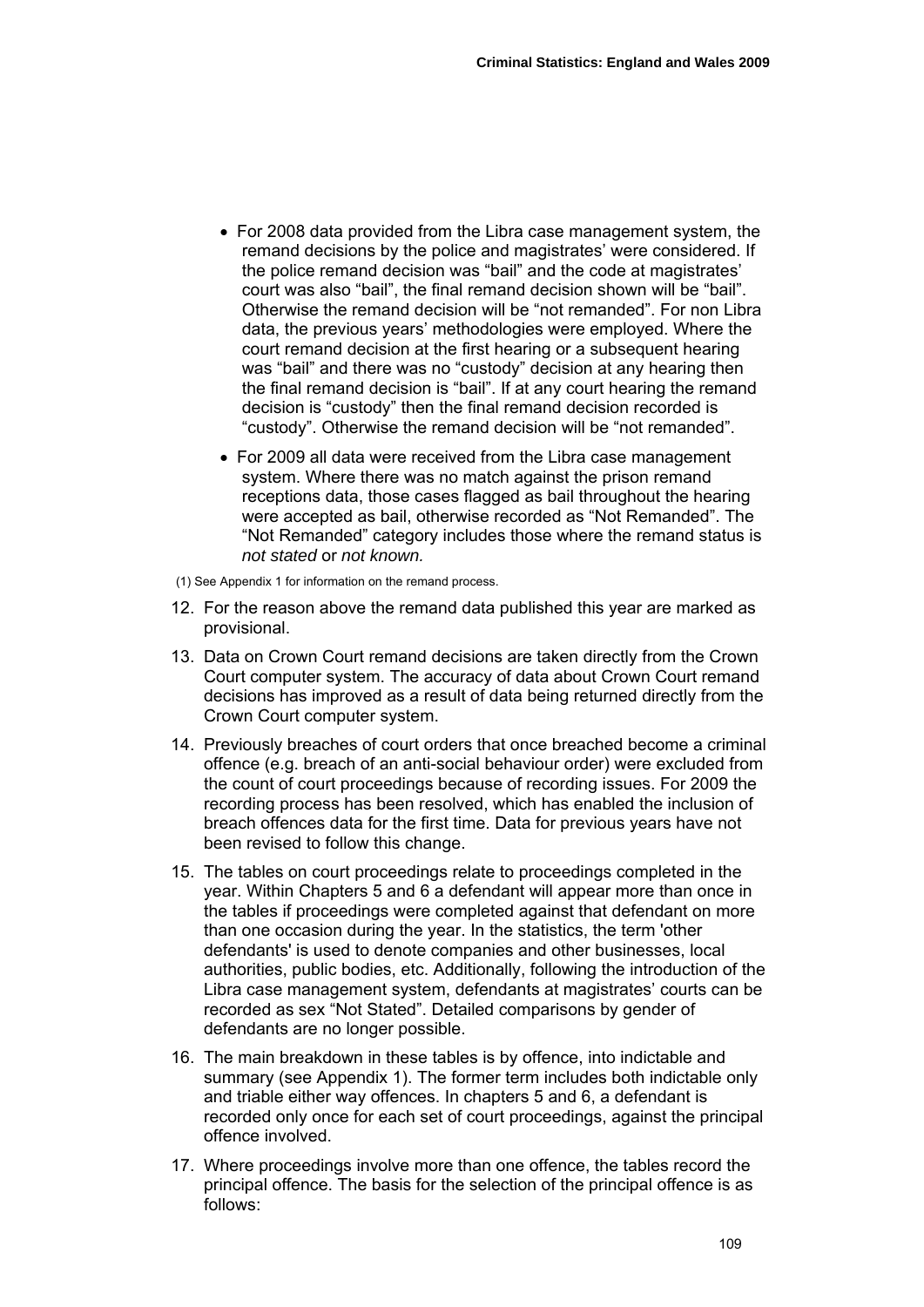- For 2008 data provided from the Libra case management system, the remand decisions by the police and magistrates' were considered. If the police remand decision was "bail" and the code at magistrates' court was also "bail", the final remand decision shown will be "bail". Otherwise the remand decision will be "not remanded". For non Libra data, the previous years' methodologies were employed. Where the court remand decision at the first hearing or a subsequent hearing was "bail" and there was no "custody" decision at any hearing then the final remand decision is "bail". If at any court hearing the remand decision is "custody" then the final remand decision recorded is "custody". Otherwise the remand decision will be "not remanded".
- For 2009 all data were received from the Libra case management system. Where there was no match against the prison remand receptions data, those cases flagged as bail throughout the hearing were accepted as bail, otherwise recorded as "Not Remanded". The "Not Remanded" category includes those where the remand status is *not stated* or *not known.*

(1) See Appendix 1 for information on the remand process.

12. For the reason above the remand data published this year are marked as provisional.
13. Data on Crown Court remand decisions are taken directly from the Crown Court computer system. The accuracy of data about Crown Court remand decisions has improved as a result of data being returned directly from the Crown Court computer system.
14. Previously breaches of court orders that once breached become a criminal offence (e.g. breach of an anti-social behaviour order) were excluded from the count of court proceedings because of recording issues. For 2009 the recording process has been resolved, which has enabled the inclusion of breach offences data for the first time. Data for previous years have not been revised to follow this change.
15. The tables on court proceedings relate to proceedings completed in the year. Within Chapters 5 and 6 a defendant will appear more than once in the tables if proceedings were completed against that defendant on more than one occasion during the year. In the statistics, the term 'other defendants' is used to denote companies and other businesses, local authorities, public bodies, etc. Additionally, following the introduction of the Libra case management system, defendants at magistrates' courts can be recorded as sex "Not Stated". Detailed comparisons by gender of defendants are no longer possible.
16. The main breakdown in these tables is by offence, into indictable and summary (see Appendix 1). The former term includes both indictable only and triable either way offences. In chapters 5 and 6, a defendant is recorded only once for each set of court proceedings, against the principal offence involved.
17. Where proceedings involve more than one offence, the tables record the principal offence. The basis for the selection of the principal offence is as follows: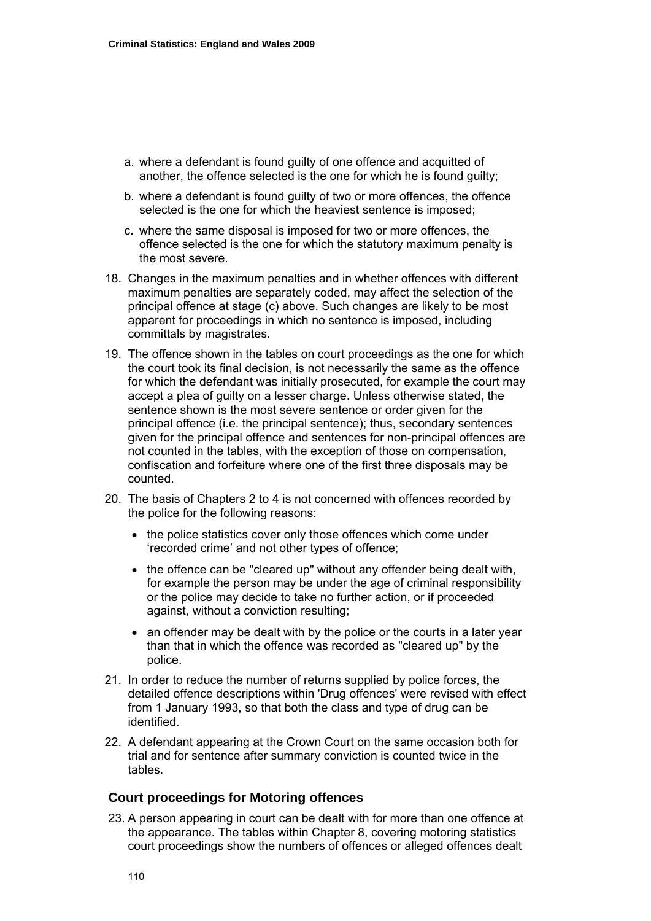a. where a defendant is found guilty of one offence and acquitted of another, the offence selected is the one for which he is found guilty;

b. where a defendant is found guilty of two or more offences, the offence selected is the one for which the heaviest sentence is imposed;

c. where the same disposal is imposed for two or more offences, the offence selected is the one for which the statutory maximum penalty is the most severe.

18. Changes in the maximum penalties and in whether offences with different maximum penalties are separately coded, may affect the selection of the principal offence at stage (c) above. Such changes are likely to be most apparent for proceedings in which no sentence is imposed, including committals by magistrates.

19. The offence shown in the tables on court proceedings as the one for which the court took its final decision, is not necessarily the same as the offence for which the defendant was initially prosecuted, for example the court may accept a plea of guilty on a lesser charge. Unless otherwise stated, the sentence shown is the most severe sentence or order given for the principal offence (i.e. the principal sentence); thus, secondary sentences given for the principal offence and sentences for non-principal offences are not counted in the tables, with the exception of those on compensation, confiscation and forfeiture where one of the first three disposals may be counted.

20. The basis of Chapters 2 to 4 is not concerned with offences recorded by the police for the following reasons:

    - the police statistics cover only those offences which come under 'recorded crime' and not other types of offence;
    - the offence can be "cleared up" without any offender being dealt with, for example the person may be under the age of criminal responsibility or the police may decide to take no further action, or if proceeded against, without a conviction resulting;
    - an offender may be dealt with by the police or the courts in a later year than that in which the offence was recorded as "cleared up" by the police.

21. In order to reduce the number of returns supplied by police forces, the detailed offence descriptions within 'Drug offences' were revised with effect from 1 January 1993, so that both the class and type of drug can be identified.

22. A defendant appearing at the Crown Court on the same occasion both for trial and for sentence after summary conviction is counted twice in the tables.

## Court proceedings for Motoring offences

23. A person appearing in court can be dealt with for more than one offence at the appearance. The tables within Chapter 8, covering motoring statistics court proceedings show the numbers of offences or alleged offences dealt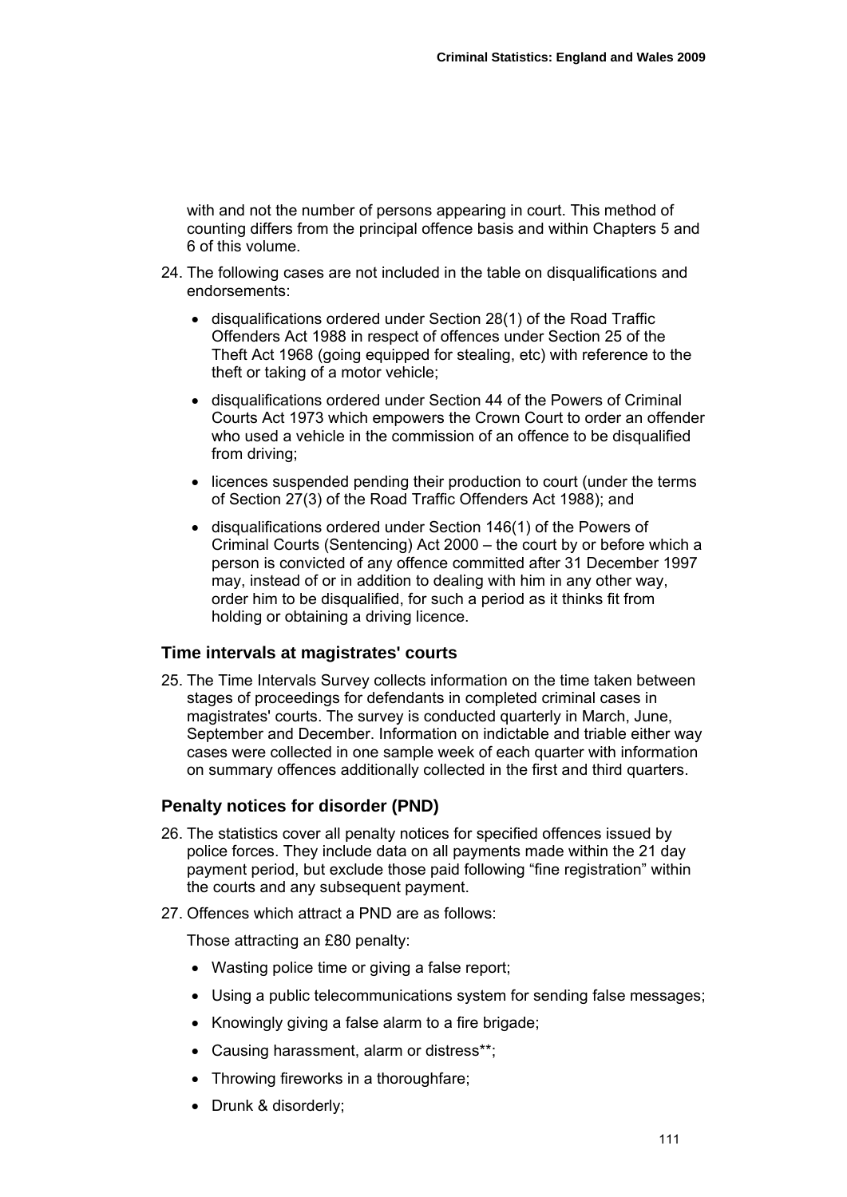with and not the number of persons appearing in court. This method of counting differs from the principal offence basis and within Chapters 5 and 6 of this volume.

24. The following cases are not included in the table on disqualifications and endorsements:

    - disqualifications ordered under Section 28(1) of the Road Traffic Offenders Act 1988 in respect of offences under Section 25 of the Theft Act 1968 (going equipped for stealing, etc) with reference to the theft or taking of a motor vehicle;

    - disqualifications ordered under Section 44 of the Powers of Criminal Courts Act 1973 which empowers the Crown Court to order an offender who used a vehicle in the commission of an offence to be disqualified from driving;

    - licences suspended pending their production to court (under the terms of Section 27(3) of the Road Traffic Offenders Act 1988); and

    - disqualifications ordered under Section 146(1) of the Powers of Criminal Courts (Sentencing) Act 2000 – the court by or before which a person is convicted of any offence committed after 31 December 1997 may, instead of or in addition to dealing with him in any other way, order him to be disqualified, for such a period as it thinks fit from holding or obtaining a driving licence.

### Time intervals at magistrates' courts

25. The Time Intervals Survey collects information on the time taken between stages of proceedings for defendants in completed criminal cases in magistrates' courts. The survey is conducted quarterly in March, June, September and December. Information on indictable and triable either way cases were collected in one sample week of each quarter with information on summary offences additionally collected in the first and third quarters.

### Penalty notices for disorder (PND)

26. The statistics cover all penalty notices for specified offences issued by police forces. They include data on all payments made within the 21 day payment period, but exclude those paid following "fine registration" within the courts and any subsequent payment.

27. Offences which attract a PND are as follows:

    Those attracting an £80 penalty:

    - Wasting police time or giving a false report;
    - Using a public telecommunications system for sending false messages;
    - Knowingly giving a false alarm to a fire brigade;
    - Causing harassment, alarm or distress**;
    - Throwing fireworks in a thoroughfare;
    - Drunk & disorderly;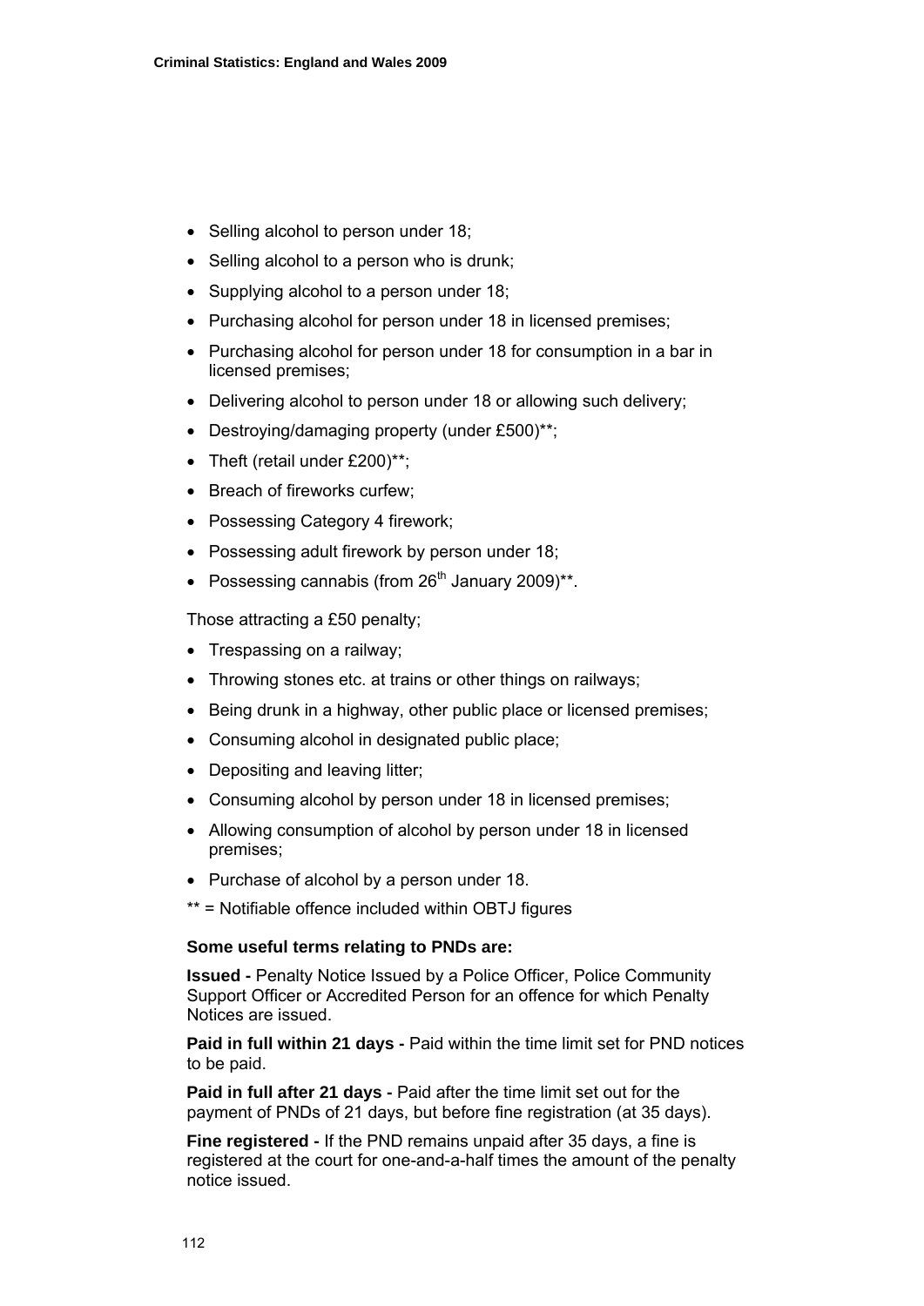- Selling alcohol to person under 18;
- Selling alcohol to a person who is drunk;
- Supplying alcohol to a person under 18;
- Purchasing alcohol for person under 18 in licensed premises;
- Purchasing alcohol for person under 18 for consumption in a bar in licensed premises;
- Delivering alcohol to person under 18 or allowing such delivery;
- Destroying/damaging property (under £500)**;
- Theft (retail under £200)**;
- Breach of fireworks curfew;
- Possessing Category 4 firework;
- Possessing adult firework by person under 18;
- Possessing cannabis (from 26th January 2009)**.

Those attracting a £50 penalty;

- Trespassing on a railway;
- Throwing stones etc. at trains or other things on railways;
- Being drunk in a highway, other public place or licensed premises;
- Consuming alcohol in designated public place;
- Depositing and leaving litter;
- Consuming alcohol by person under 18 in licensed premises;
- Allowing consumption of alcohol by person under 18 in licensed premises;
- Purchase of alcohol by a person under 18.

** = Notifiable offence included within OBTJ figures

**Some useful terms relating to PNDs are:**

**Issued -** Penalty Notice Issued by a Police Officer, Police Community Support Officer or Accredited Person for an offence for which Penalty Notices are issued.

**Paid in full within 21 days -** Paid within the time limit set for PND notices to be paid.

**Paid in full after 21 days -** Paid after the time limit set out for the payment of PNDs of 21 days, but before fine registration (at 35 days).

**Fine registered -** If the PND remains unpaid after 35 days, a fine is registered at the court for one-and-a-half times the amount of the penalty notice issued.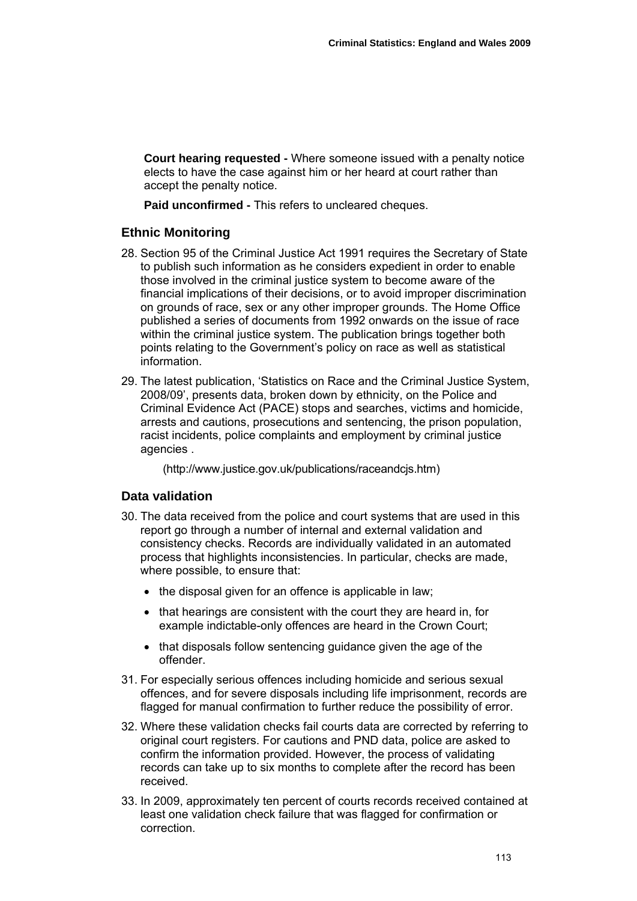**Court hearing requested -** Where someone issued with a penalty notice elects to have the case against him or her heard at court rather than accept the penalty notice.

**Paid unconfirmed -** This refers to uncleared cheques.

## Ethnic Monitoring

28. Section 95 of the Criminal Justice Act 1991 requires the Secretary of State to publish such information as he considers expedient in order to enable those involved in the criminal justice system to become aware of the financial implications of their decisions, or to avoid improper discrimination on grounds of race, sex or any other improper grounds. The Home Office published a series of documents from 1992 onwards on the issue of race within the criminal justice system. The publication brings together both points relating to the Government's policy on race as well as statistical information.

29. The latest publication, 'Statistics on Race and the Criminal Justice System, 2008/09', presents data, broken down by ethnicity, on the Police and Criminal Evidence Act (PACE) stops and searches, victims and homicide, arrests and cautions, prosecutions and sentencing, the prison population, racist incidents, police complaints and employment by criminal justice agencies .

    (http://www.justice.gov.uk/publications/raceandcjs.htm)

## Data validation

30. The data received from the police and court systems that are used in this report go through a number of internal and external validation and consistency checks. Records are individually validated in an automated process that highlights inconsistencies. In particular, checks are made, where possible, to ensure that:
    - the disposal given for an offence is applicable in law;
    - that hearings are consistent with the court they are heard in, for example indictable-only offences are heard in the Crown Court;
    - that disposals follow sentencing guidance given the age of the offender.

31. For especially serious offences including homicide and serious sexual offences, and for severe disposals including life imprisonment, records are flagged for manual confirmation to further reduce the possibility of error.

32. Where these validation checks fail courts data are corrected by referring to original court registers. For cautions and PND data, police are asked to confirm the information provided. However, the process of validating records can take up to six months to complete after the record has been received.

33. In 2009, approximately ten percent of courts records received contained at least one validation check failure that was flagged for confirmation or correction.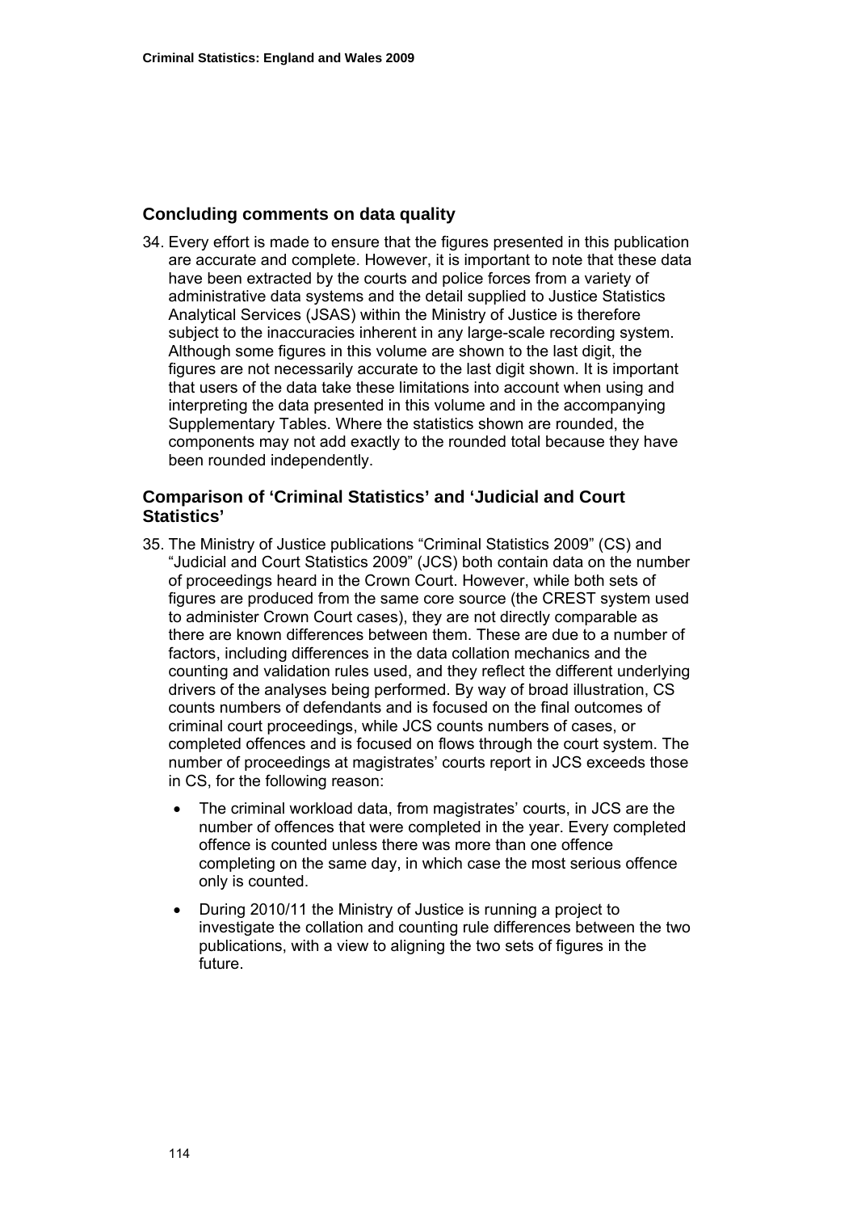## Concluding comments on data quality

34. Every effort is made to ensure that the figures presented in this publication are accurate and complete. However, it is important to note that these data have been extracted by the courts and police forces from a variety of administrative data systems and the detail supplied to Justice Statistics Analytical Services (JSAS) within the Ministry of Justice is therefore subject to the inaccuracies inherent in any large-scale recording system. Although some figures in this volume are shown to the last digit, the figures are not necessarily accurate to the last digit shown. It is important that users of the data take these limitations into account when using and interpreting the data presented in this volume and in the accompanying Supplementary Tables. Where the statistics shown are rounded, the components may not add exactly to the rounded total because they have been rounded independently.

## Comparison of 'Criminal Statistics' and 'Judicial and Court Statistics'

35. The Ministry of Justice publications "Criminal Statistics 2009" (CS) and "Judicial and Court Statistics 2009" (JCS) both contain data on the number of proceedings heard in the Crown Court. However, while both sets of figures are produced from the same core source (the CREST system used to administer Crown Court cases), they are not directly comparable as there are known differences between them. These are due to a number of factors, including differences in the data collation mechanics and the counting and validation rules used, and they reflect the different underlying drivers of the analyses being performed. By way of broad illustration, CS counts numbers of defendants and is focused on the final outcomes of criminal court proceedings, while JCS counts numbers of cases, or completed offences and is focused on flows through the court system. The number of proceedings at magistrates' courts report in JCS exceeds those in CS, for the following reason:

    - The criminal workload data, from magistrates' courts, in JCS are the number of offences that were completed in the year. Every completed offence is counted unless there was more than one offence completing on the same day, in which case the most serious offence only is counted.
    - During 2010/11 the Ministry of Justice is running a project to investigate the collation and counting rule differences between the two publications, with a view to aligning the two sets of figures in the future.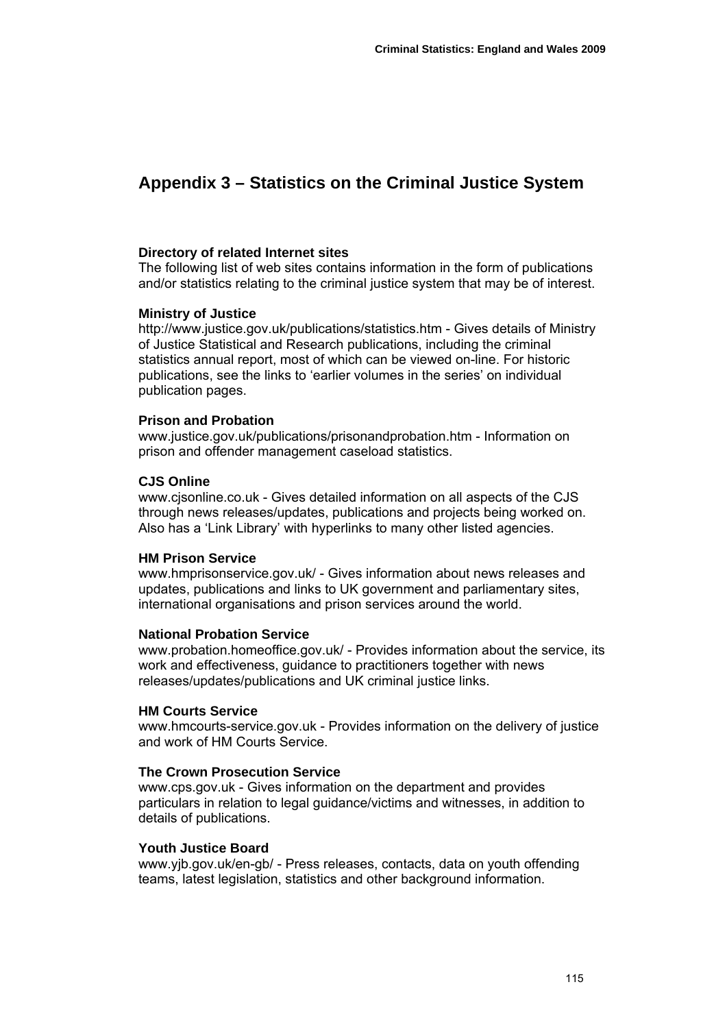# Appendix 3 – Statistics on the Criminal Justice System

**Directory of related Internet sites**
The following list of web sites contains information in the form of publications and/or statistics relating to the criminal justice system that may be of interest.

**Ministry of Justice**
http://www.justice.gov.uk/publications/statistics.htm - Gives details of Ministry of Justice Statistical and Research publications, including the criminal statistics annual report, most of which can be viewed on-line. For historic publications, see the links to 'earlier volumes in the series' on individual publication pages.

**Prison and Probation**
www.justice.gov.uk/publications/prisonandprobation.htm - Information on prison and offender management caseload statistics.

**CJS Online**
www.cjsonline.co.uk - Gives detailed information on all aspects of the CJS through news releases/updates, publications and projects being worked on. Also has a 'Link Library' with hyperlinks to many other listed agencies.

**HM Prison Service**
www.hmprisonservice.gov.uk/ - Gives information about news releases and updates, publications and links to UK government and parliamentary sites, international organisations and prison services around the world.

**National Probation Service**
www.probation.homeoffice.gov.uk/ - Provides information about the service, its work and effectiveness, guidance to practitioners together with news releases/updates/publications and UK criminal justice links.

**HM Courts Service**
www.hmcourts-service.gov.uk - Provides information on the delivery of justice and work of HM Courts Service.

**The Crown Prosecution Service**
www.cps.gov.uk - Gives information on the department and provides particulars in relation to legal guidance/victims and witnesses, in addition to details of publications.

**Youth Justice Board**
www.yjb.gov.uk/en-gb/ - Press releases, contacts, data on youth offending teams, latest legislation, statistics and other background information.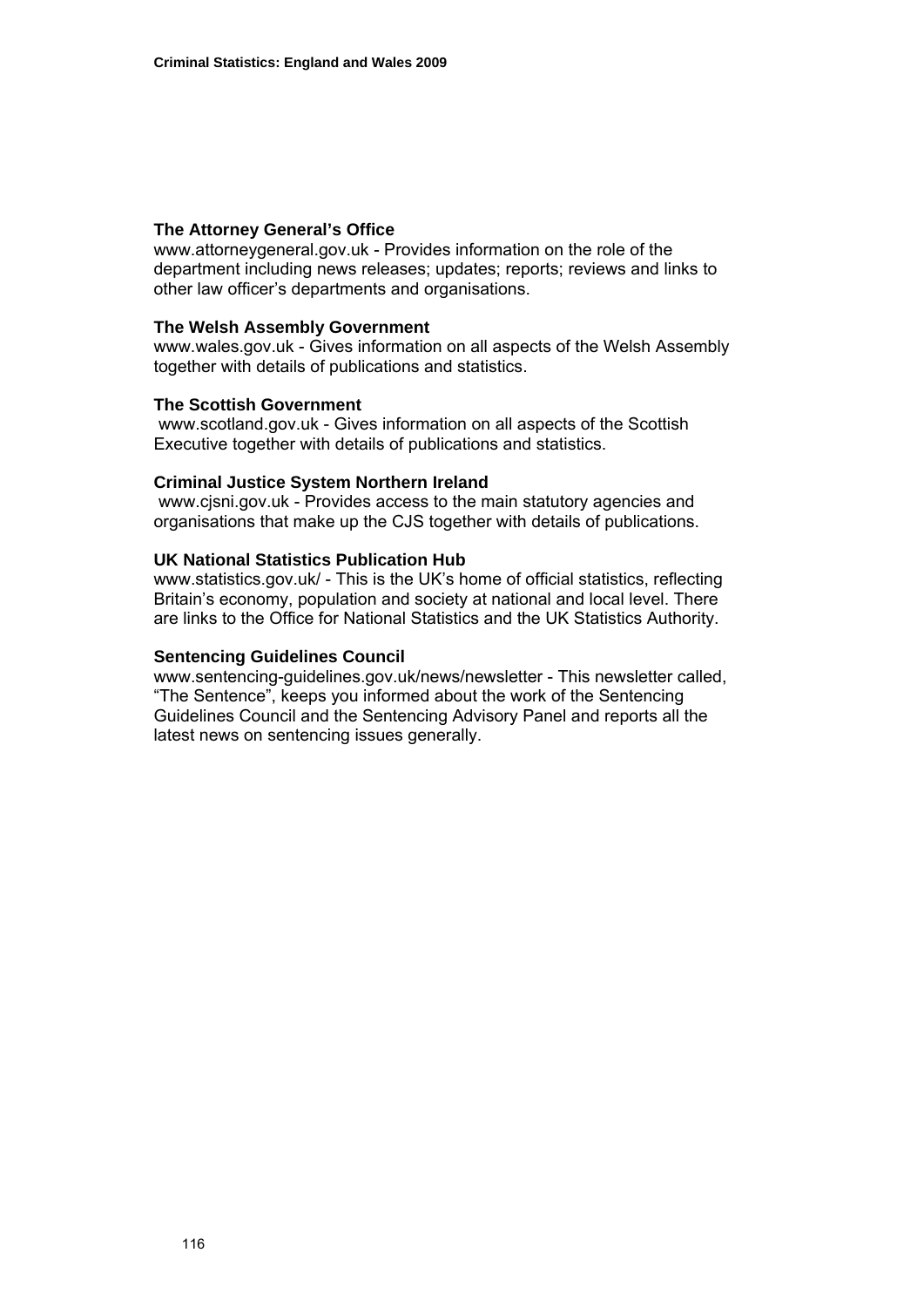**The Attorney General's Office**

www.attorneygeneral.gov.uk - Provides information on the role of the department including news releases; updates; reports; reviews and links to other law officer's departments and organisations.

**The Welsh Assembly Government**

www.wales.gov.uk - Gives information on all aspects of the Welsh Assembly together with details of publications and statistics.

**The Scottish Government**

www.scotland.gov.uk - Gives information on all aspects of the Scottish Executive together with details of publications and statistics.

**Criminal Justice System Northern Ireland**

www.cjsni.gov.uk - Provides access to the main statutory agencies and organisations that make up the CJS together with details of publications.

**UK National Statistics Publication Hub**

www.statistics.gov.uk/ - This is the UK's home of official statistics, reflecting Britain's economy, population and society at national and local level. There are links to the Office for National Statistics and the UK Statistics Authority.

**Sentencing Guidelines Council**

www.sentencing-guidelines.gov.uk/news/newsletter - This newsletter called, "The Sentence", keeps you informed about the work of the Sentencing Guidelines Council and the Sentencing Advisory Panel and reports all the latest news on sentencing issues generally.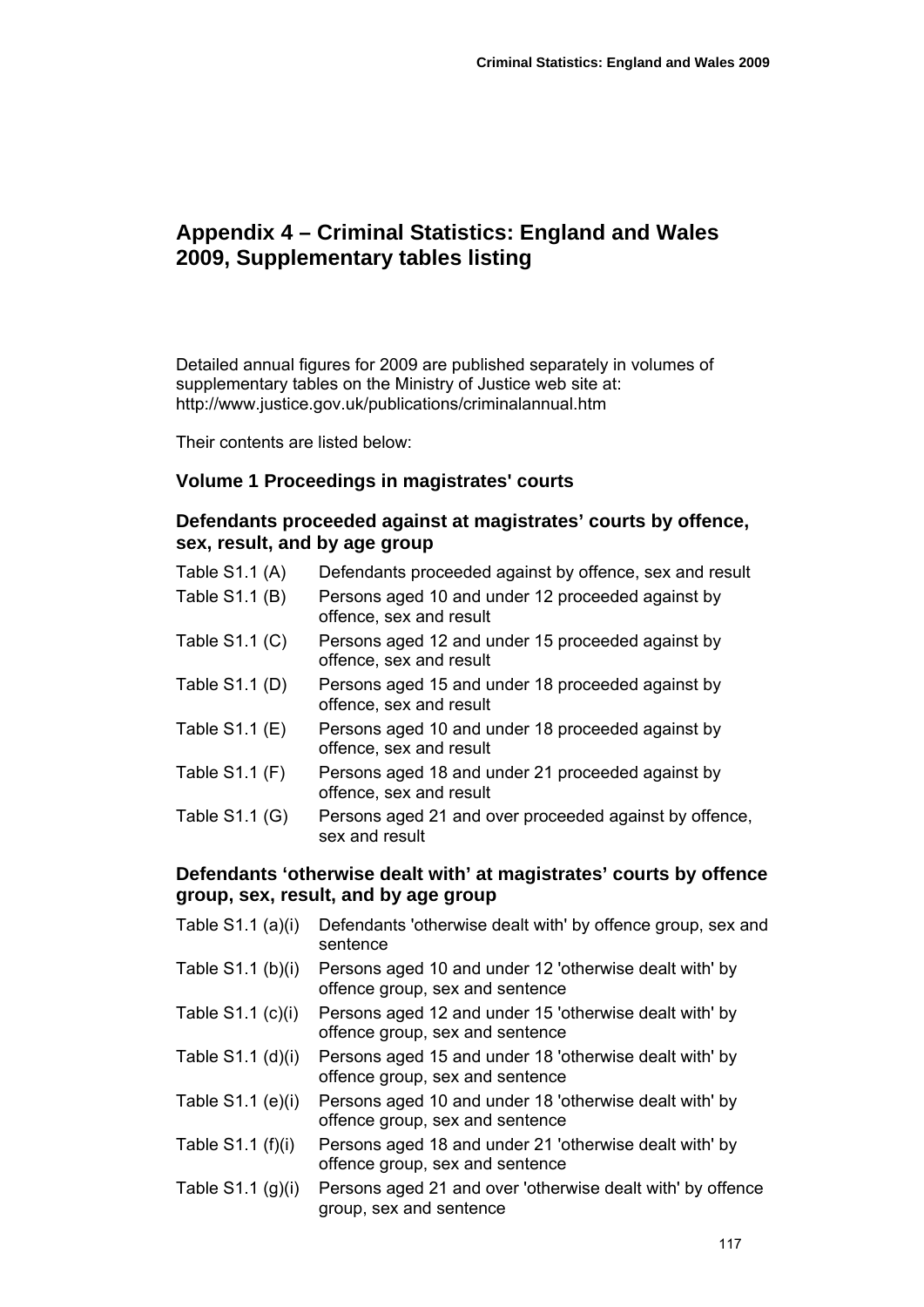# Appendix 4 – Criminal Statistics: England and Wales 2009, Supplementary tables listing

Detailed annual figures for 2009 are published separately in volumes of supplementary tables on the Ministry of Justice web site at: http://www.justice.gov.uk/publications/criminalannual.htm

Their contents are listed below:

## Volume 1 Proceedings in magistrates' courts

### Defendants proceeded against at magistrates' courts by offence, sex, result, and by age group

| | |
|---|---|
| Table S1.1 (A) | Defendants proceeded against by offence, sex and result |
| Table S1.1 (B) | Persons aged 10 and under 12 proceeded against by offence, sex and result |
| Table S1.1 (C) | Persons aged 12 and under 15 proceeded against by offence, sex and result |
| Table S1.1 (D) | Persons aged 15 and under 18 proceeded against by offence, sex and result |
| Table S1.1 (E) | Persons aged 10 and under 18 proceeded against by offence, sex and result |
| Table S1.1 (F) | Persons aged 18 and under 21 proceeded against by offence, sex and result |
| Table S1.1 (G) | Persons aged 21 and over proceeded against by offence, sex and result |

### Defendants 'otherwise dealt with' at magistrates' courts by offence group, sex, result, and by age group

| | |
|---|---|
| Table S1.1 (a)(i) | Defendants 'otherwise dealt with' by offence group, sex and sentence |
| Table S1.1 (b)(i) | Persons aged 10 and under 12 'otherwise dealt with' by offence group, sex and sentence |
| Table S1.1 (c)(i) | Persons aged 12 and under 15 'otherwise dealt with' by offence group, sex and sentence |
| Table S1.1 (d)(i) | Persons aged 15 and under 18 'otherwise dealt with' by offence group, sex and sentence |
| Table S1.1 (e)(i) | Persons aged 10 and under 18 'otherwise dealt with' by offence group, sex and sentence |
| Table S1.1 (f)(i) | Persons aged 18 and under 21 'otherwise dealt with' by offence group, sex and sentence |
| Table S1.1 (g)(i) | Persons aged 21 and over 'otherwise dealt with' by offence group, sex and sentence |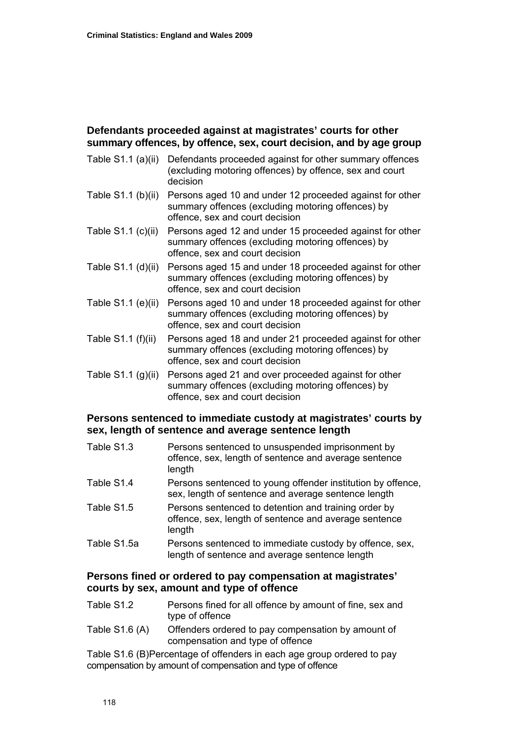## Defendants proceeded against at magistrates' courts for other summary offences, by offence, sex, court decision, and by age group

| | |
|---|---|
| Table S1.1 (a)(ii) | Defendants proceeded against for other summary offences (excluding motoring offences) by offence, sex and court decision |
| Table S1.1 (b)(ii) | Persons aged 10 and under 12 proceeded against for other summary offences (excluding motoring offences) by offence, sex and court decision |
| Table S1.1 (c)(ii) | Persons aged 12 and under 15 proceeded against for other summary offences (excluding motoring offences) by offence, sex and court decision |
| Table S1.1 (d)(ii) | Persons aged 15 and under 18 proceeded against for other summary offences (excluding motoring offences) by offence, sex and court decision |
| Table S1.1 (e)(ii) | Persons aged 10 and under 18 proceeded against for other summary offences (excluding motoring offences) by offence, sex and court decision |
| Table S1.1 (f)(ii) | Persons aged 18 and under 21 proceeded against for other summary offences (excluding motoring offences) by offence, sex and court decision |
| Table S1.1 (g)(ii) | Persons aged 21 and over proceeded against for other summary offences (excluding motoring offences) by offence, sex and court decision |

## Persons sentenced to immediate custody at magistrates' courts by sex, length of sentence and average sentence length

| | |
|---|---|
| Table S1.3 | Persons sentenced to unsuspended imprisonment by offence, sex, length of sentence and average sentence length |
| Table S1.4 | Persons sentenced to young offender institution by offence, sex, length of sentence and average sentence length |
| Table S1.5 | Persons sentenced to detention and training order by offence, sex, length of sentence and average sentence length |
| Table S1.5a | Persons sentenced to immediate custody by offence, sex, length of sentence and average sentence length |

## Persons fined or ordered to pay compensation at magistrates' courts by sex, amount and type of offence

| | |
|---|---|
| Table S1.2 | Persons fined for all offence by amount of fine, sex and type of offence |
| Table S1.6 (A) | Offenders ordered to pay compensation by amount of compensation and type of offence |

Table S1.6 (B)Percentage of offenders in each age group ordered to pay compensation by amount of compensation and type of offence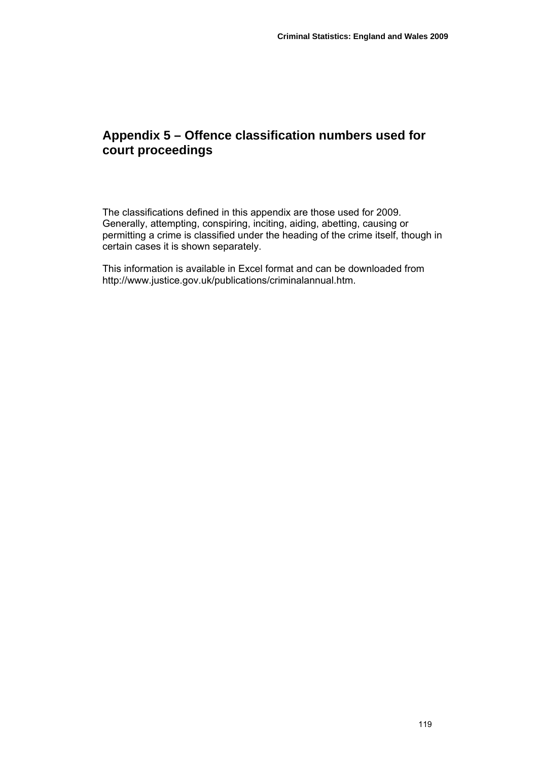# Appendix 5 – Offence classification numbers used for court proceedings

The classifications defined in this appendix are those used for 2009. Generally, attempting, conspiring, inciting, aiding, abetting, causing or permitting a crime is classified under the heading of the crime itself, though in certain cases it is shown separately.

This information is available in Excel format and can be downloaded from http://www.justice.gov.uk/publications/criminalannual.htm.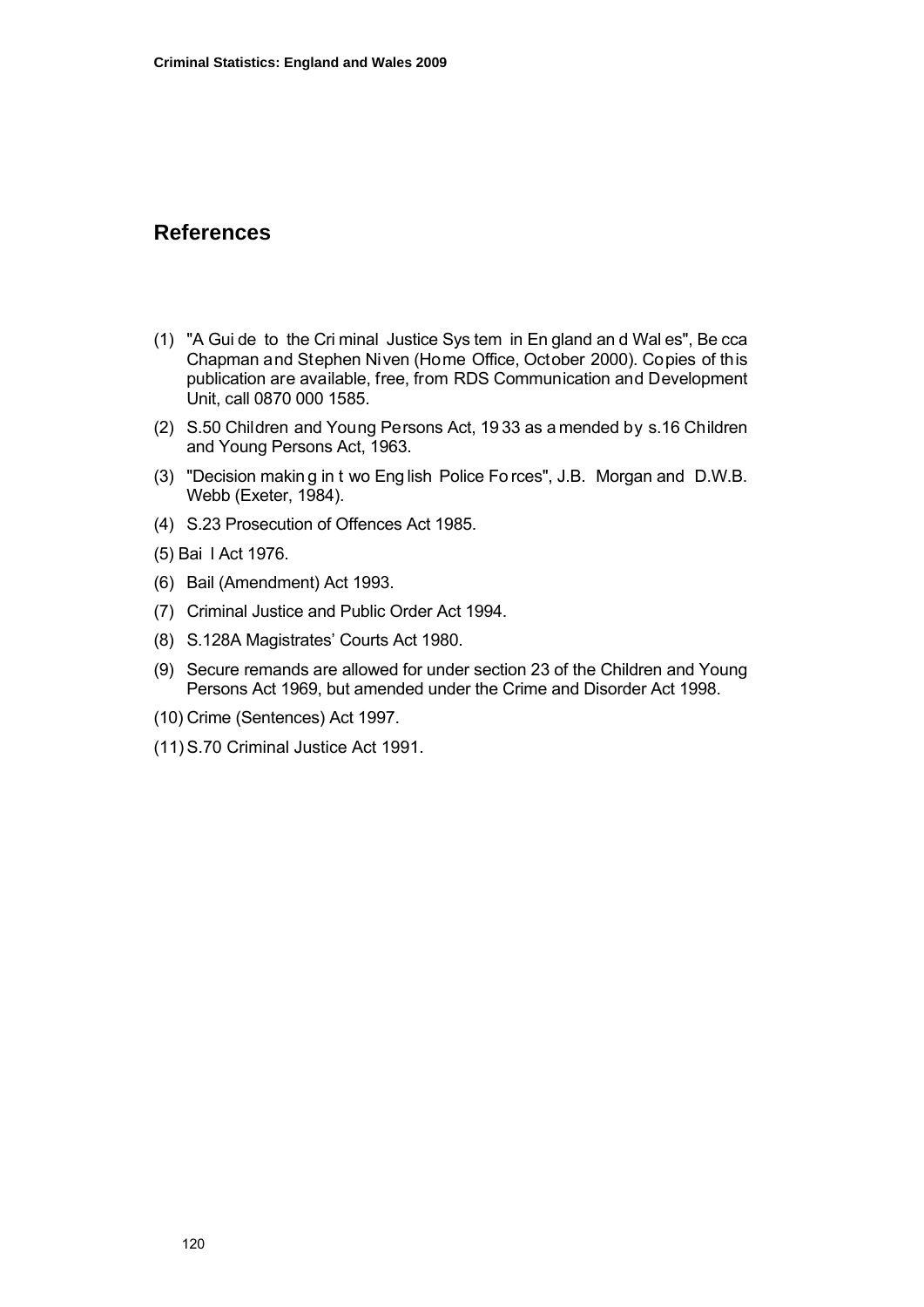## References

(1) "A Guide to the Criminal Justice System in England and Wales", Becca Chapman and Stephen Niven (Home Office, October 2000). Copies of this publication are available, free, from RDS Communication and Development Unit, call 0870 000 1585.

(2) S.50 Children and Young Persons Act, 1933 as amended by s.16 Children and Young Persons Act, 1963.

(3) "Decision making in two English Police Forces", J.B. Morgan and D.W.B. Webb (Exeter, 1984).

(4) S.23 Prosecution of Offences Act 1985.

(5) Bail Act 1976.

(6) Bail (Amendment) Act 1993.

(7) Criminal Justice and Public Order Act 1994.

(8) S.128A Magistrates' Courts Act 1980.

(9) Secure remands are allowed for under section 23 of the Children and Young Persons Act 1969, but amended under the Crime and Disorder Act 1998.

(10) Crime (Sentences) Act 1997.

(11) S.70 Criminal Justice Act 1991.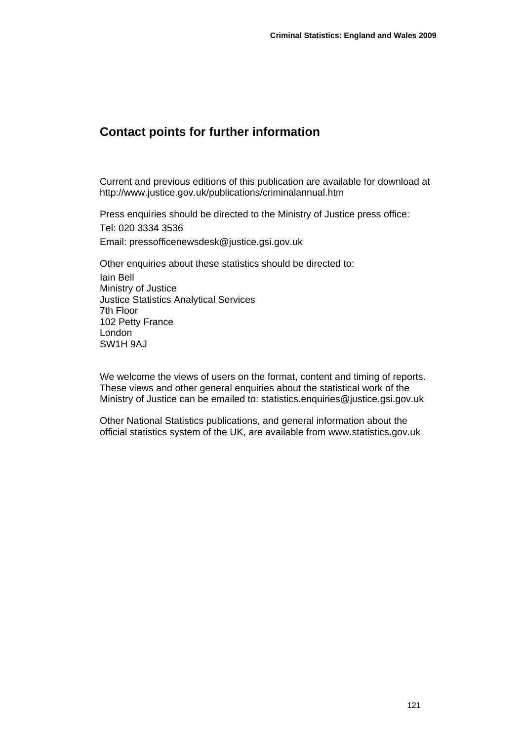## Contact points for further information

Current and previous editions of this publication are available for download at http://www.justice.gov.uk/publications/criminalannual.htm

Press enquiries should be directed to the Ministry of Justice press office:

Tel: 020 3334 3536

Email: pressofficenewsdesk@justice.gsi.gov.uk

Other enquiries about these statistics should be directed to:

Iain Bell
Ministry of Justice
Justice Statistics Analytical Services
7th Floor
102 Petty France
London
SW1H 9AJ

We welcome the views of users on the format, content and timing of reports. These views and other general enquiries about the statistical work of the Ministry of Justice can be emailed to: statistics.enquiries@justice.gsi.gov.uk

Other National Statistics publications, and general information about the official statistics system of the UK, are available from www.statistics.gov.uk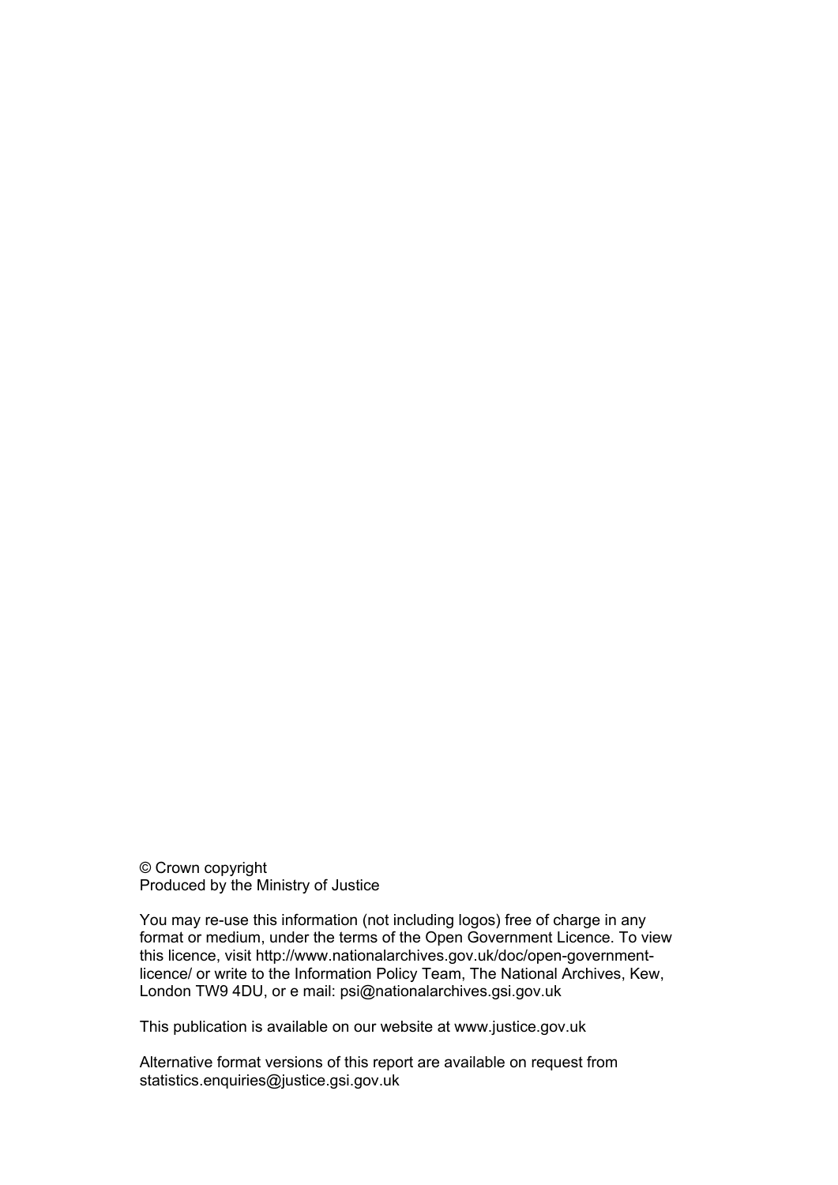© Crown copyright
Produced by the Ministry of Justice

You may re-use this information (not including logos) free of charge in any format or medium, under the terms of the Open Government Licence. To view this licence, visit http://www.nationalarchives.gov.uk/doc/open-government-licence/ or write to the Information Policy Team, The National Archives, Kew, London TW9 4DU, or e mail: psi@nationalarchives.gsi.gov.uk

This publication is available on our website at www.justice.gov.uk

Alternative format versions of this report are available on request from statistics.enquiries@justice.gsi.gov.uk